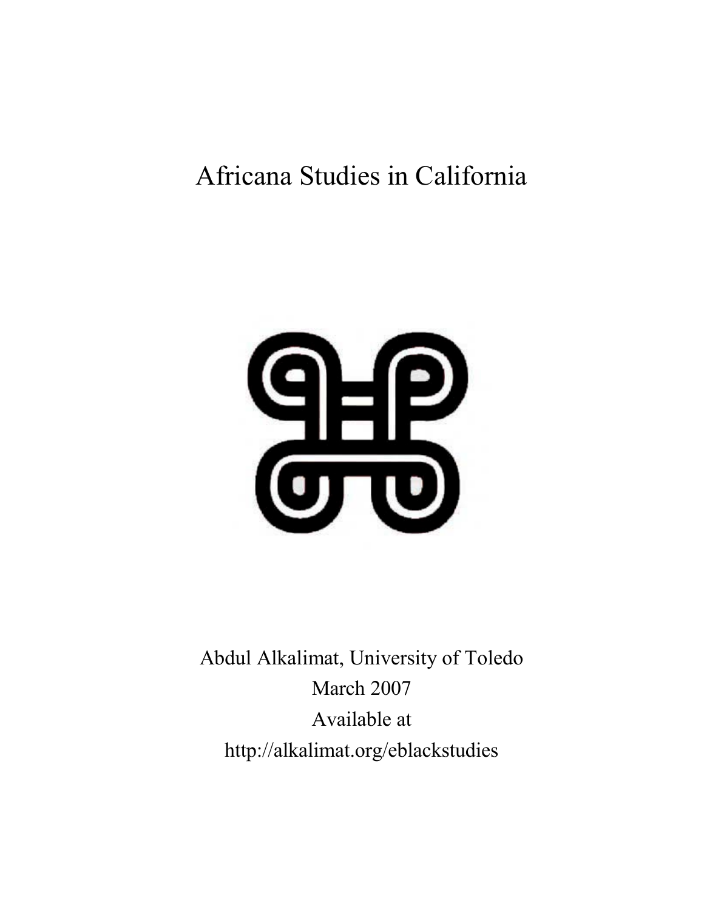# Africana Studies in California

Abdul Alkalimat, University of Toledo

March 2007

Available at

http://alkalimat.org/eblackstudies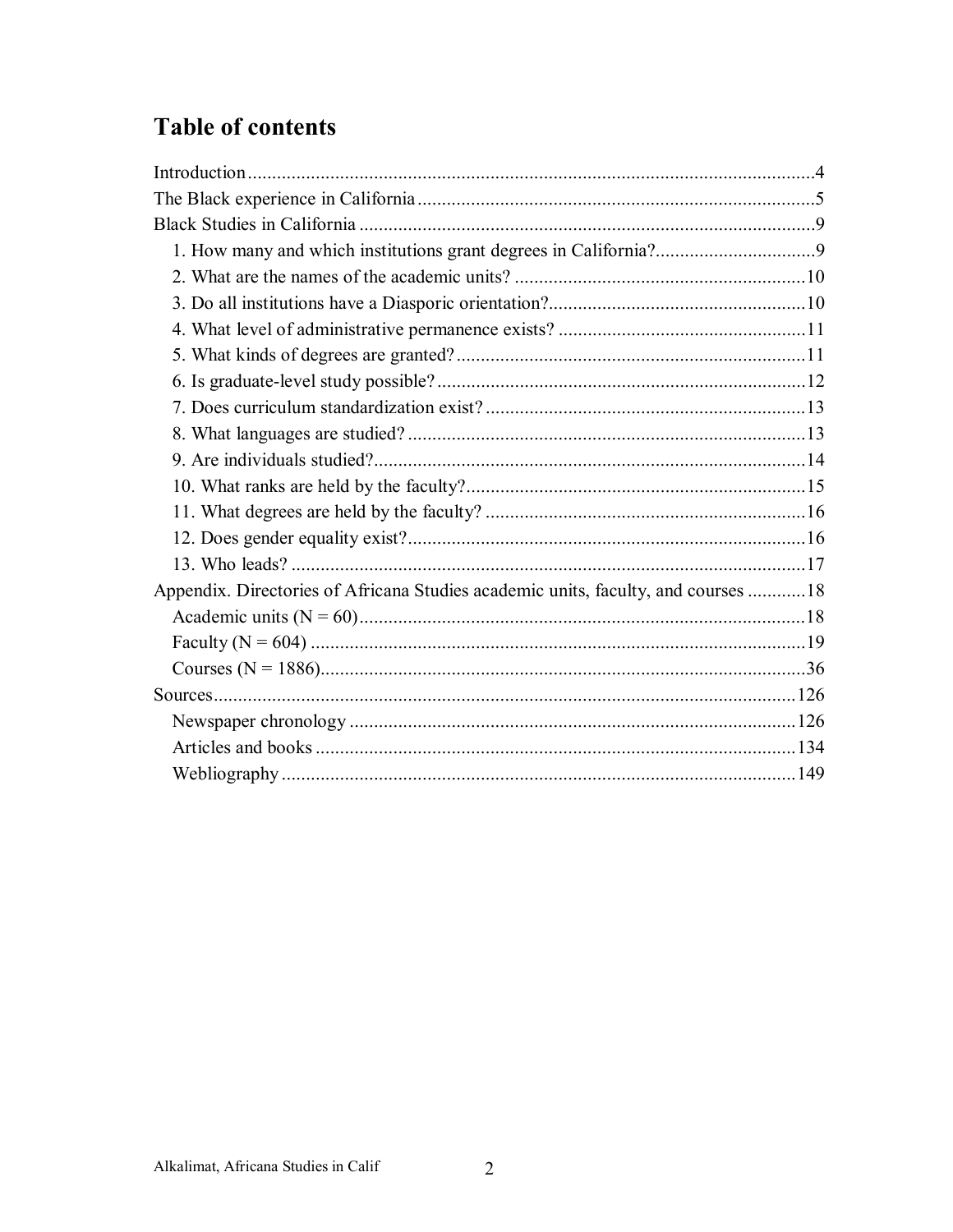# Table of contents

Introduction....4
The Black experience in California....5
Black Studies in California....9
  1. How many and which institutions grant degrees in California?....9
  2. What are the names of the academic units?....10
  3. Do all institutions have a Diasporic orientation?....10
  4. What level of administrative permanence exists?....11
  5. What kinds of degrees are granted?....11
  6. Is graduate-level study possible?....12
  7. Does curriculum standardization exist?....13
  8. What languages are studied?....13
  9. Are individuals studied?....14
  10. What ranks are held by the faculty?....15
  11. What degrees are held by the faculty?....16
  12. Does gender equality exist?....16
  13. Who leads?....17
Appendix. Directories of Africana Studies academic units, faculty, and courses....18
  Academic units (N = 60)....18
  Faculty (N = 604)....19
  Courses (N = 1886)....36
Sources....126
  Newspaper chronology....126
  Articles and books....134
  Webliography....149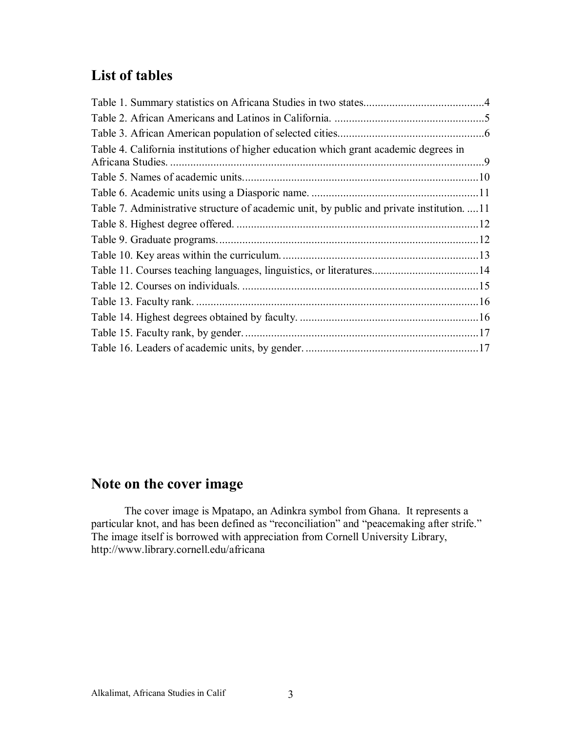## List of tables

Table 1. Summary statistics on Africana Studies in two states..........................................4
Table 2. African Americans and Latinos in California. ....................................................5
Table 3. African American population of selected cities..................................................6
Table 4. California institutions of higher education which grant academic degrees in Africana Studies. ............................................................................................................9
Table 5. Names of academic units..................................................................................10
Table 6. Academic units using a Diasporic name. ..........................................................11
Table 7. Administrative structure of academic unit, by public and private institution. ....11
Table 8. Highest degree offered. ....................................................................................12
Table 9. Graduate programs...........................................................................................12
Table 10. Key areas within the curriculum. ....................................................................13
Table 11. Courses teaching languages, linguistics, or literatures.....................................14
Table 12. Courses on individuals. ..................................................................................15
Table 13. Faculty rank. ..................................................................................................16
Table 14. Highest degrees obtained by faculty. ..............................................................16
Table 15. Faculty rank, by gender. .................................................................................17
Table 16. Leaders of academic units, by gender. ............................................................17

## Note on the cover image

The cover image is Mpatapo, an Adinkra symbol from Ghana. It represents a particular knot, and has been defined as "reconciliation" and "peacemaking after strife." The image itself is borrowed with appreciation from Cornell University Library, http://www.library.cornell.edu/africana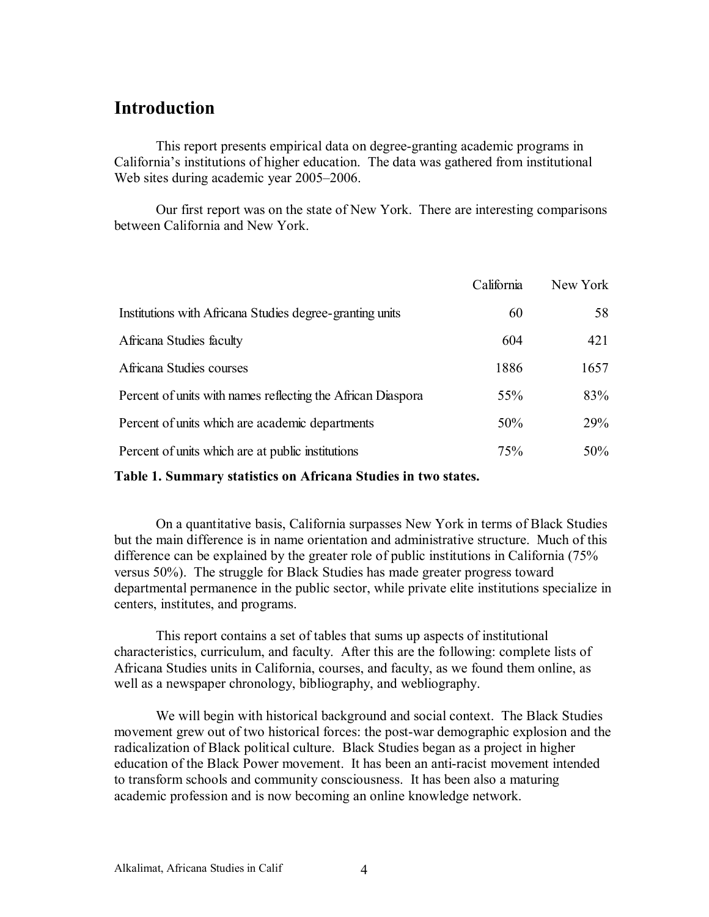## Introduction

This report presents empirical data on degree-granting academic programs in California's institutions of higher education. The data was gathered from institutional Web sites during academic year 2005–2006.

Our first report was on the state of New York. There are interesting comparisons between California and New York.

| | California | New York |
|---|---|---|
| Institutions with Africana Studies degree-granting units | 60 | 58 |
| Africana Studies faculty | 604 | 421 |
| Africana Studies courses | 1886 | 1657 |
| Percent of units with names reflecting the African Diaspora | 55% | 83% |
| Percent of units which are academic departments | 50% | 29% |
| Percent of units which are at public institutions | 75% | 50% |

**Table 1. Summary statistics on Africana Studies in two states.**

On a quantitative basis, California surpasses New York in terms of Black Studies but the main difference is in name orientation and administrative structure. Much of this difference can be explained by the greater role of public institutions in California (75% versus 50%). The struggle for Black Studies has made greater progress toward departmental permanence in the public sector, while private elite institutions specialize in centers, institutes, and programs.

This report contains a set of tables that sums up aspects of institutional characteristics, curriculum, and faculty. After this are the following: complete lists of Africana Studies units in California, courses, and faculty, as we found them online, as well as a newspaper chronology, bibliography, and webliography.

We will begin with historical background and social context. The Black Studies movement grew out of two historical forces: the post-war demographic explosion and the radicalization of Black political culture. Black Studies began as a project in higher education of the Black Power movement. It has been an anti-racist movement intended to transform schools and community consciousness. It has been also a maturing academic profession and is now becoming an online knowledge network.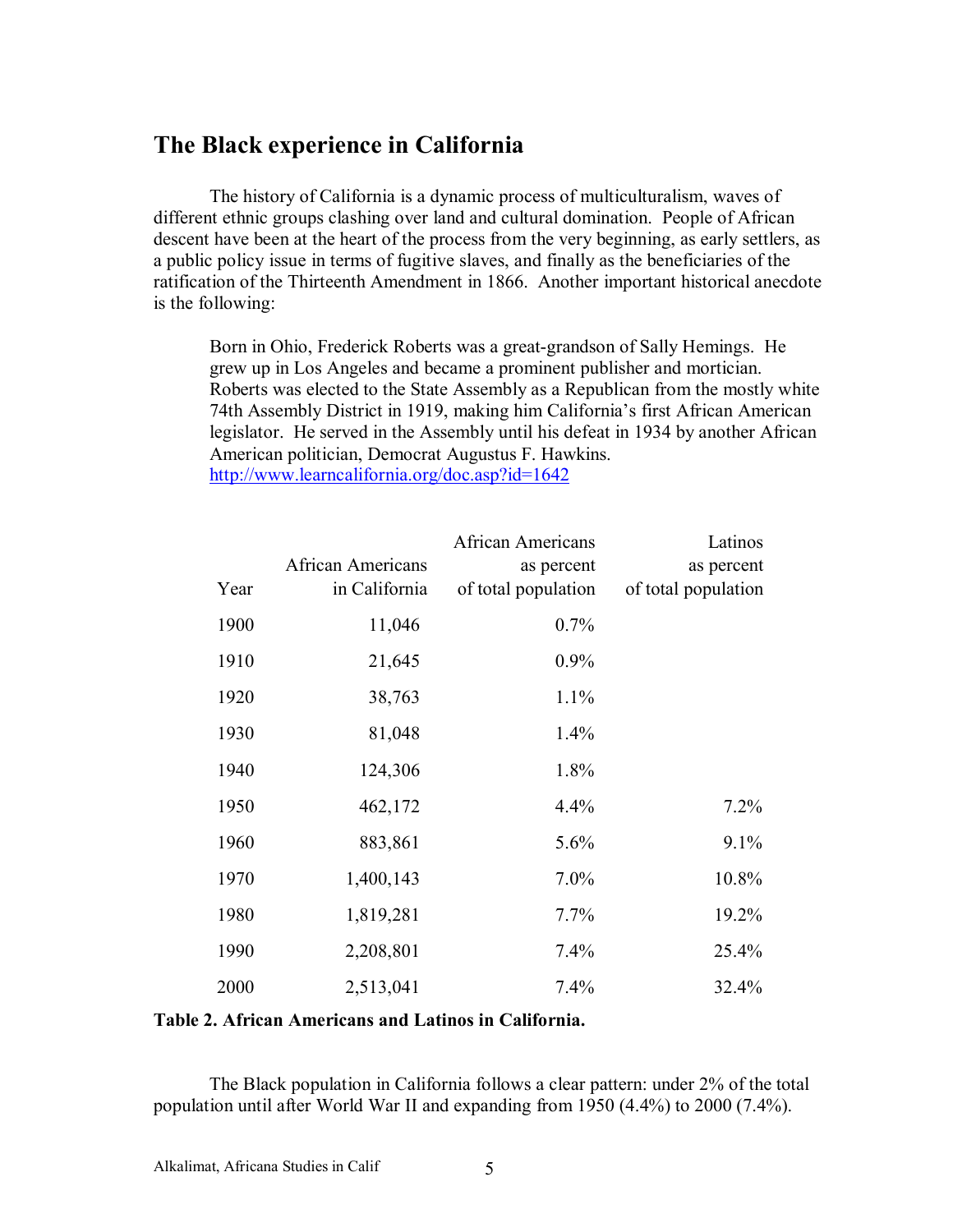## The Black experience in California

The history of California is a dynamic process of multiculturalism, waves of different ethnic groups clashing over land and cultural domination. People of African descent have been at the heart of the process from the very beginning, as early settlers, as a public policy issue in terms of fugitive slaves, and finally as the beneficiaries of the ratification of the Thirteenth Amendment in 1866. Another important historical anecdote is the following:

> Born in Ohio, Frederick Roberts was a great-grandson of Sally Hemings. He grew up in Los Angeles and became a prominent publisher and mortician. Roberts was elected to the State Assembly as a Republican from the mostly white 74th Assembly District in 1919, making him California's first African American legislator. He served in the Assembly until his defeat in 1934 by another African American politician, Democrat Augustus F. Hawkins.
> http://www.learncalifornia.org/doc.asp?id=1642

| Year | African Americans in California | African Americans as percent of total population | Latinos as percent of total population |
|---|---|---|---|
| 1900 | 11,046 | 0.7% | |
| 1910 | 21,645 | 0.9% | |
| 1920 | 38,763 | 1.1% | |
| 1930 | 81,048 | 1.4% | |
| 1940 | 124,306 | 1.8% | |
| 1950 | 462,172 | 4.4% | 7.2% |
| 1960 | 883,861 | 5.6% | 9.1% |
| 1970 | 1,400,143 | 7.0% | 10.8% |
| 1980 | 1,819,281 | 7.7% | 19.2% |
| 1990 | 2,208,801 | 7.4% | 25.4% |
| 2000 | 2,513,041 | 7.4% | 32.4% |

**Table 2. African Americans and Latinos in California.**

The Black population in California follows a clear pattern: under 2% of the total population until after World War II and expanding from 1950 (4.4%) to 2000 (7.4%).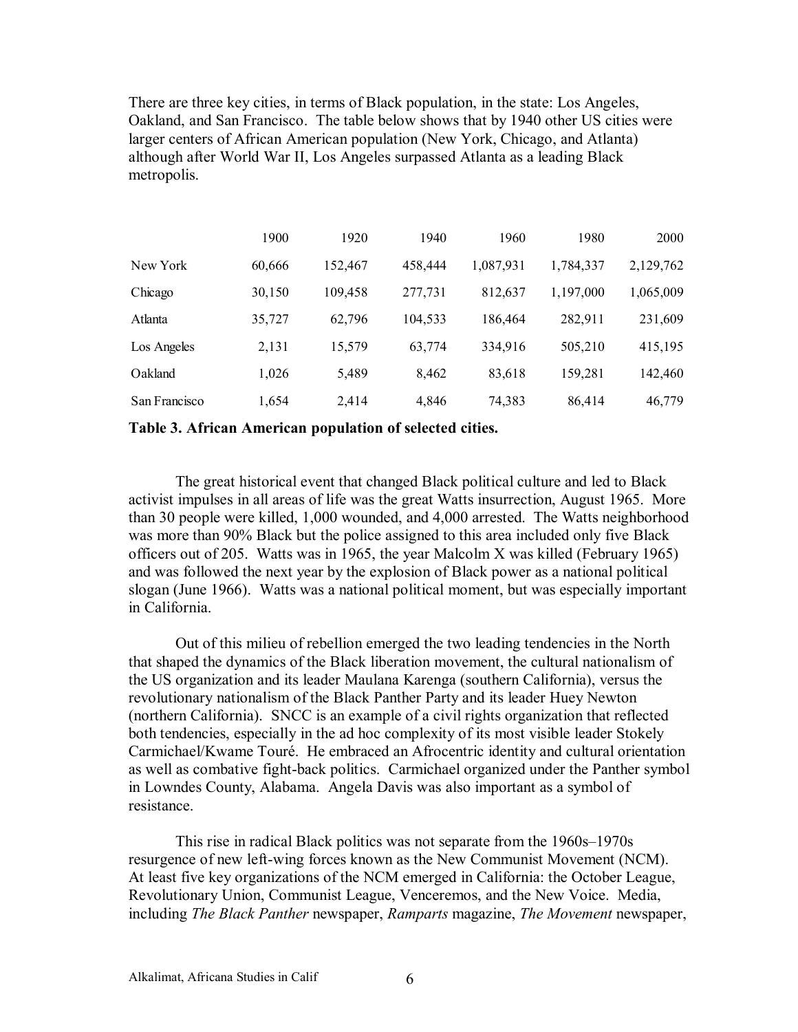There are three key cities, in terms of Black population, in the state: Los Angeles, Oakland, and San Francisco. The table below shows that by 1940 other US cities were larger centers of African American population (New York, Chicago, and Atlanta) although after World War II, Los Angeles surpassed Atlanta as a leading Black metropolis.

| | 1900 | 1920 | 1940 | 1960 | 1980 | 2000 |
|---|---|---|---|---|---|---|
| New York | 60,666 | 152,467 | 458,444 | 1,087,931 | 1,784,337 | 2,129,762 |
| Chicago | 30,150 | 109,458 | 277,731 | 812,637 | 1,197,000 | 1,065,009 |
| Atlanta | 35,727 | 62,796 | 104,533 | 186,464 | 282,911 | 231,609 |
| Los Angeles | 2,131 | 15,579 | 63,774 | 334,916 | 505,210 | 415,195 |
| Oakland | 1,026 | 5,489 | 8,462 | 83,618 | 159,281 | 142,460 |
| San Francisco | 1,654 | 2,414 | 4,846 | 74,383 | 86,414 | 46,779 |

**Table 3. African American population of selected cities.**

The great historical event that changed Black political culture and led to Black activist impulses in all areas of life was the great Watts insurrection, August 1965. More than 30 people were killed, 1,000 wounded, and 4,000 arrested. The Watts neighborhood was more than 90% Black but the police assigned to this area included only five Black officers out of 205. Watts was in 1965, the year Malcolm X was killed (February 1965) and was followed the next year by the explosion of Black power as a national political slogan (June 1966). Watts was a national political moment, but was especially important in California.

Out of this milieu of rebellion emerged the two leading tendencies in the North that shaped the dynamics of the Black liberation movement, the cultural nationalism of the US organization and its leader Maulana Karenga (southern California), versus the revolutionary nationalism of the Black Panther Party and its leader Huey Newton (northern California). SNCC is an example of a civil rights organization that reflected both tendencies, especially in the ad hoc complexity of its most visible leader Stokely Carmichael/Kwame Touré. He embraced an Afrocentric identity and cultural orientation as well as combative fight-back politics. Carmichael organized under the Panther symbol in Lowndes County, Alabama. Angela Davis was also important as a symbol of resistance.

This rise in radical Black politics was not separate from the 1960s–1970s resurgence of new left-wing forces known as the New Communist Movement (NCM). At least five key organizations of the NCM emerged in California: the October League, Revolutionary Union, Communist League, Venceremos, and the New Voice. Media, including *The Black Panther* newspaper, *Ramparts* magazine, *The Movement* newspaper,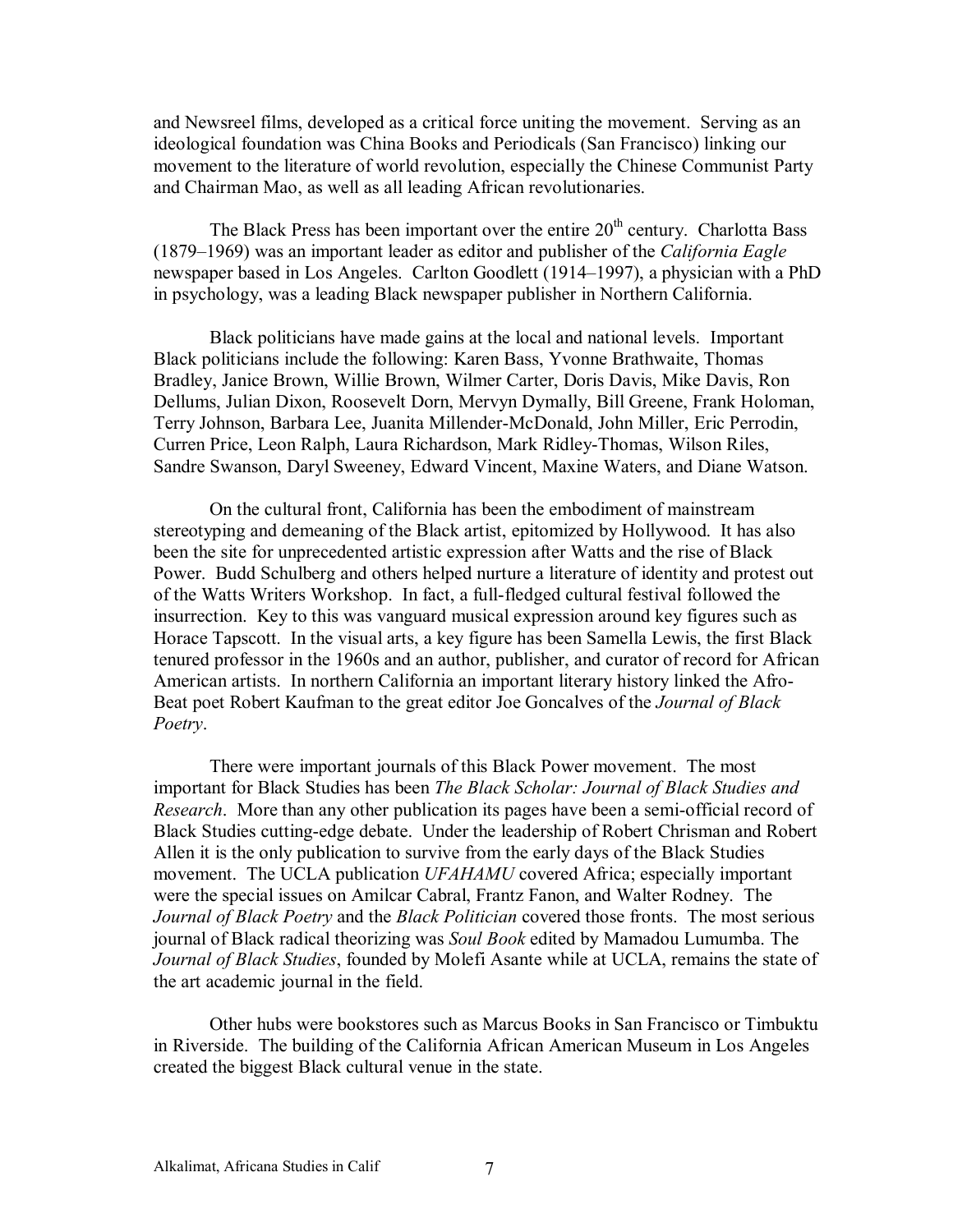and Newsreel films, developed as a critical force uniting the movement. Serving as an ideological foundation was China Books and Periodicals (San Francisco) linking our movement to the literature of world revolution, especially the Chinese Communist Party and Chairman Mao, as well as all leading African revolutionaries.

The Black Press has been important over the entire 20th century. Charlotta Bass (1879–1969) was an important leader as editor and publisher of the *California Eagle* newspaper based in Los Angeles. Carlton Goodlett (1914–1997), a physician with a PhD in psychology, was a leading Black newspaper publisher in Northern California.

Black politicians have made gains at the local and national levels. Important Black politicians include the following: Karen Bass, Yvonne Brathwaite, Thomas Bradley, Janice Brown, Willie Brown, Wilmer Carter, Doris Davis, Mike Davis, Ron Dellums, Julian Dixon, Roosevelt Dorn, Mervyn Dymally, Bill Greene, Frank Holoman, Terry Johnson, Barbara Lee, Juanita Millender-McDonald, John Miller, Eric Perrodin, Curren Price, Leon Ralph, Laura Richardson, Mark Ridley-Thomas, Wilson Riles, Sandre Swanson, Daryl Sweeney, Edward Vincent, Maxine Waters, and Diane Watson.

On the cultural front, California has been the embodiment of mainstream stereotyping and demeaning of the Black artist, epitomized by Hollywood. It has also been the site for unprecedented artistic expression after Watts and the rise of Black Power. Budd Schulberg and others helped nurture a literature of identity and protest out of the Watts Writers Workshop. In fact, a full-fledged cultural festival followed the insurrection. Key to this was vanguard musical expression around key figures such as Horace Tapscott. In the visual arts, a key figure has been Samella Lewis, the first Black tenured professor in the 1960s and an author, publisher, and curator of record for African American artists. In northern California an important literary history linked the Afro-Beat poet Robert Kaufman to the great editor Joe Goncalves of the *Journal of Black Poetry*.

There were important journals of this Black Power movement. The most important for Black Studies has been *The Black Scholar: Journal of Black Studies and Research*. More than any other publication its pages have been a semi-official record of Black Studies cutting-edge debate. Under the leadership of Robert Chrisman and Robert Allen it is the only publication to survive from the early days of the Black Studies movement. The UCLA publication *UFAHAMU* covered Africa; especially important were the special issues on Amilcar Cabral, Frantz Fanon, and Walter Rodney. The *Journal of Black Poetry* and the *Black Politician* covered those fronts. The most serious journal of Black radical theorizing was *Soul Book* edited by Mamadou Lumumba. The *Journal of Black Studies*, founded by Molefi Asante while at UCLA, remains the state of the art academic journal in the field.

Other hubs were bookstores such as Marcus Books in San Francisco or Timbuktu in Riverside. The building of the California African American Museum in Los Angeles created the biggest Black cultural venue in the state.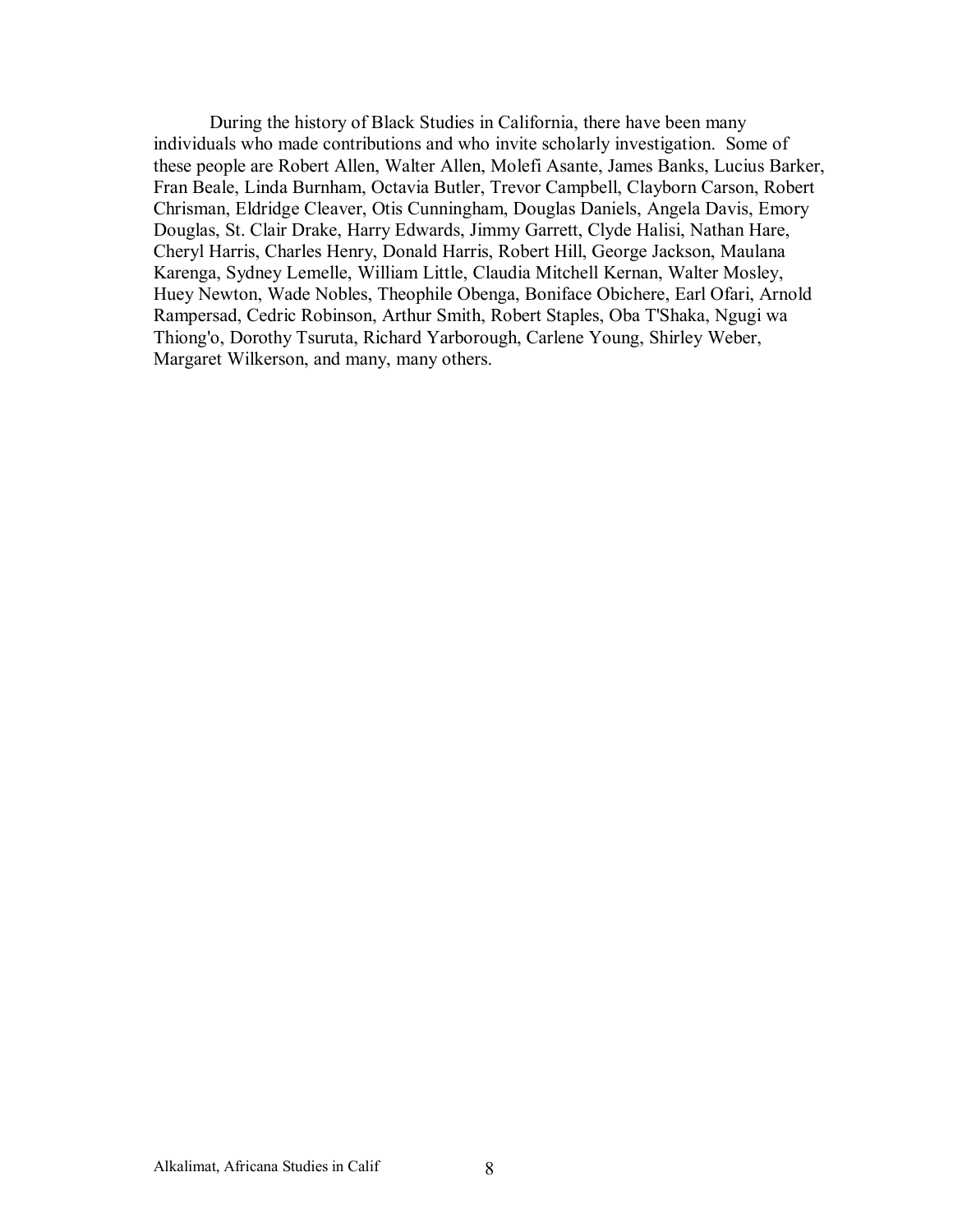During the history of Black Studies in California, there have been many individuals who made contributions and who invite scholarly investigation. Some of these people are Robert Allen, Walter Allen, Molefi Asante, James Banks, Lucius Barker, Fran Beale, Linda Burnham, Octavia Butler, Trevor Campbell, Clayborn Carson, Robert Chrisman, Eldridge Cleaver, Otis Cunningham, Douglas Daniels, Angela Davis, Emory Douglas, St. Clair Drake, Harry Edwards, Jimmy Garrett, Clyde Halisi, Nathan Hare, Cheryl Harris, Charles Henry, Donald Harris, Robert Hill, George Jackson, Maulana Karenga, Sydney Lemelle, William Little, Claudia Mitchell Kernan, Walter Mosley, Huey Newton, Wade Nobles, Theophile Obenga, Boniface Obichere, Earl Ofari, Arnold Rampersad, Cedric Robinson, Arthur Smith, Robert Staples, Oba T'Shaka, Ngugi wa Thiong'o, Dorothy Tsuruta, Richard Yarborough, Carlene Young, Shirley Weber, Margaret Wilkerson, and many, many others.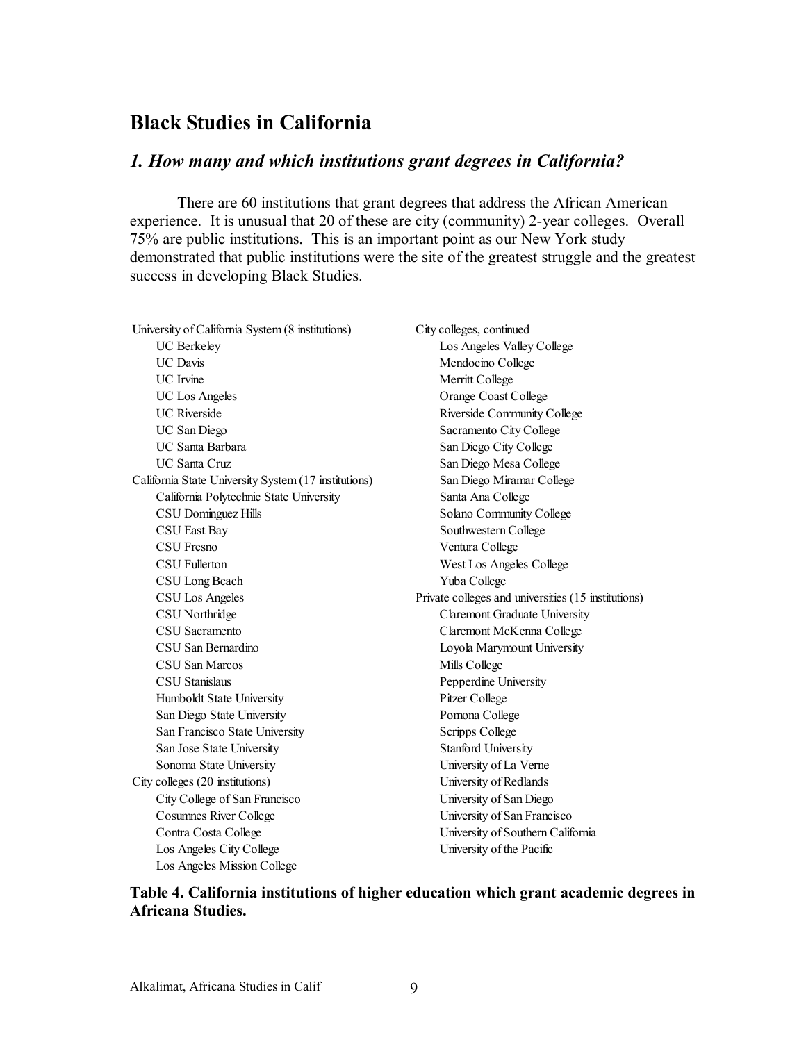## Black Studies in California

### *1. How many and which institutions grant degrees in California?*

There are 60 institutions that grant degrees that address the African American experience. It is unusual that 20 of these are city (community) 2-year colleges. Overall 75% are public institutions. This is an important point as our New York study demonstrated that public institutions were the site of the greatest struggle and the greatest success in developing Black Studies.

University of California System (8 institutions)
- UC Berkeley
- UC Davis
- UC Irvine
- UC Los Angeles
- UC Riverside
- UC San Diego
- UC Santa Barbara
- UC Santa Cruz

California State University System (17 institutions)
- California Polytechnic State University
- CSU Dominguez Hills
- CSU East Bay
- CSU Fresno
- CSU Fullerton
- CSU Long Beach
- CSU Los Angeles
- CSU Northridge
- CSU Sacramento
- CSU San Bernardino
- CSU San Marcos
- CSU Stanislaus
- Humboldt State University
- San Diego State University
- San Francisco State University
- San Jose State University
- Sonoma State University

City colleges (20 institutions)
- City College of San Francisco
- Cosumnes River College
- Contra Costa College
- Los Angeles City College
- Los Angeles Mission College

City colleges, continued
- Los Angeles Valley College
- Mendocino College
- Merritt College
- Orange Coast College
- Riverside Community College
- Sacramento City College
- San Diego City College
- San Diego Mesa College
- San Diego Miramar College
- Santa Ana College
- Solano Community College
- Southwestern College
- Ventura College
- West Los Angeles College
- Yuba College

Private colleges and universities (15 institutions)
- Claremont Graduate University
- Claremont McKenna College
- Loyola Marymount University
- Mills College
- Pepperdine University
- Pitzer College
- Pomona College
- Scripps College
- Stanford University
- University of La Verne
- University of Redlands
- University of San Diego
- University of San Francisco
- University of Southern California
- University of the Pacific

**Table 4. California institutions of higher education which grant academic degrees in Africana Studies.**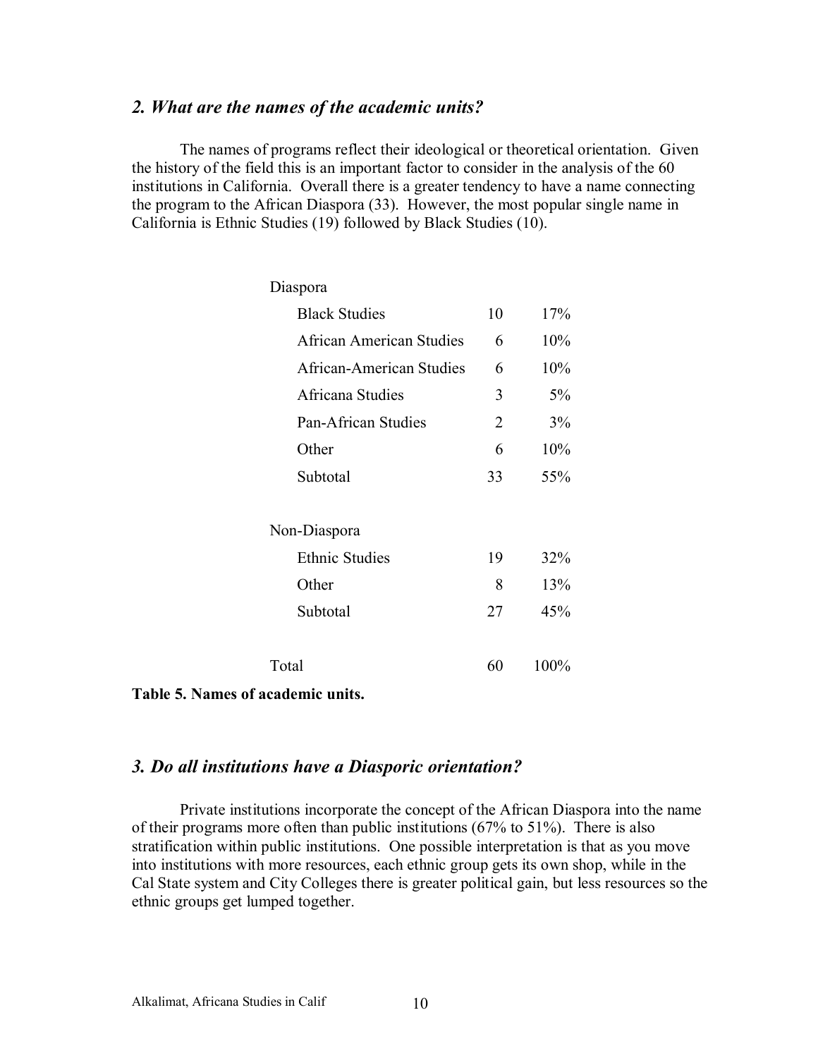## *2. What are the names of the academic units?*

The names of programs reflect their ideological or theoretical orientation. Given the history of the field this is an important factor to consider in the analysis of the 60 institutions in California. Overall there is a greater tendency to have a name connecting the program to the African Diaspora (33). However, the most popular single name in California is Ethnic Studies (19) followed by Black Studies (10).

| | | |
|---|---|---|
| Diaspora | | |
| Black Studies | 10 | 17% |
| African American Studies | 6 | 10% |
| African-American Studies | 6 | 10% |
| Africana Studies | 3 | 5% |
| Pan-African Studies | 2 | 3% |
| Other | 6 | 10% |
| Subtotal | 33 | 55% |
| Non-Diaspora | | |
| Ethnic Studies | 19 | 32% |
| Other | 8 | 13% |
| Subtotal | 27 | 45% |
| Total | 60 | 100% |

**Table 5. Names of academic units.**

## *3. Do all institutions have a Diasporic orientation?*

Private institutions incorporate the concept of the African Diaspora into the name of their programs more often than public institutions (67% to 51%). There is also stratification within public institutions. One possible interpretation is that as you move into institutions with more resources, each ethnic group gets its own shop, while in the Cal State system and City Colleges there is greater political gain, but less resources so the ethnic groups get lumped together.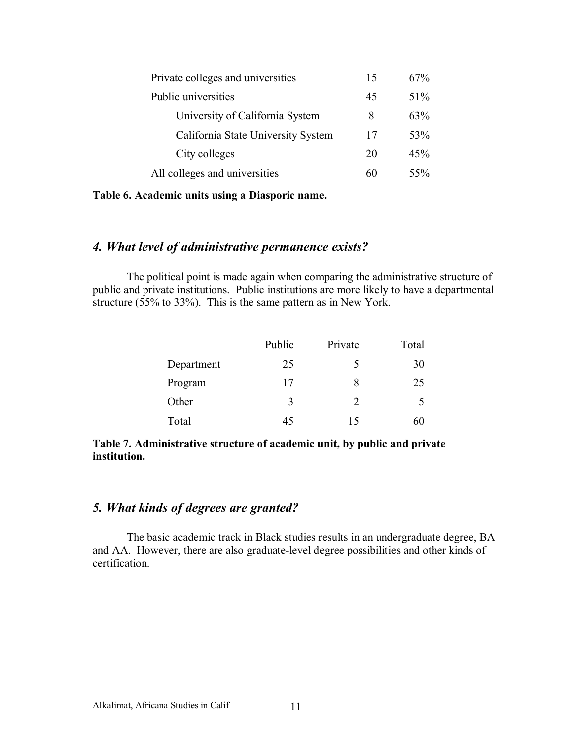| | | |
|---|---|---|
| Private colleges and universities | 15 | 67% |
| Public universities | 45 | 51% |
| University of California System | 8 | 63% |
| California State University System | 17 | 53% |
| City colleges | 20 | 45% |
| All colleges and universities | 60 | 55% |

**Table 6. Academic units using a Diasporic name.**

## *4. What level of administrative permanence exists?*

The political point is made again when comparing the administrative structure of public and private institutions. Public institutions are more likely to have a departmental structure (55% to 33%). This is the same pattern as in New York.

| | Public | Private | Total |
|---|---|---|---|
| Department | 25 | 5 | 30 |
| Program | 17 | 8 | 25 |
| Other | 3 | 2 | 5 |
| Total | 45 | 15 | 60 |

**Table 7. Administrative structure of academic unit, by public and private institution.**

## *5. What kinds of degrees are granted?*

The basic academic track in Black studies results in an undergraduate degree, BA and AA. However, there are also graduate-level degree possibilities and other kinds of certification.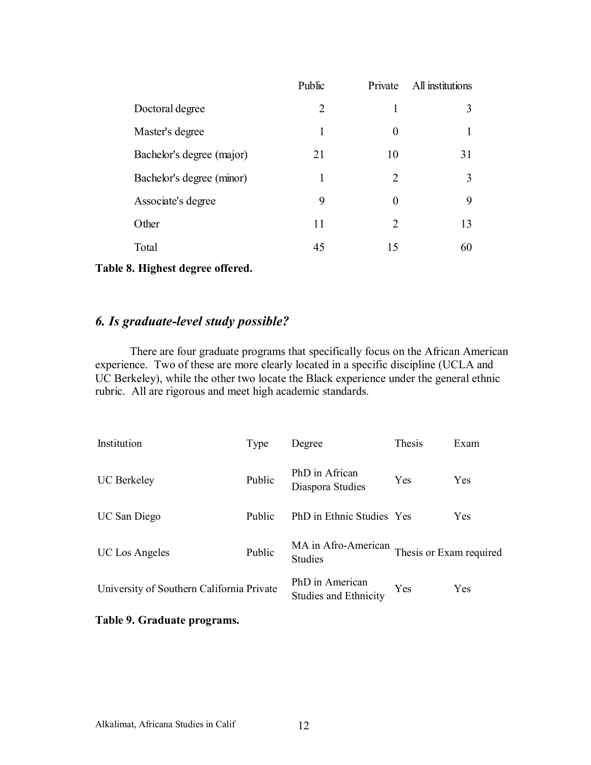| | Public | Private | All institutions |
|---|---|---|---|
| Doctoral degree | 2 | 1 | 3 |
| Master's degree | 1 | 0 | 1 |
| Bachelor's degree (major) | 21 | 10 | 31 |
| Bachelor's degree (minor) | 1 | 2 | 3 |
| Associate's degree | 9 | 0 | 9 |
| Other | 11 | 2 | 13 |
| Total | 45 | 15 | 60 |

**Table 8. Highest degree offered.**

## *6. Is graduate-level study possible?*

There are four graduate programs that specifically focus on the African American experience. Two of these are more clearly located in a specific discipline (UCLA and UC Berkeley), while the other two locate the Black experience under the general ethnic rubric. All are rigorous and meet high academic standards.

| Institution | Type | Degree | Thesis | Exam |
|---|---|---|---|---|
| UC Berkeley | Public | PhD in African Diaspora Studies | Yes | Yes |
| UC San Diego | Public | PhD in Ethnic Studies | Yes | Yes |
| UC Los Angeles | Public | MA in Afro-American Studies | Thesis or Exam required | |
| University of Southern California | Private | PhD in American Studies and Ethnicity | Yes | Yes |

**Table 9. Graduate programs.**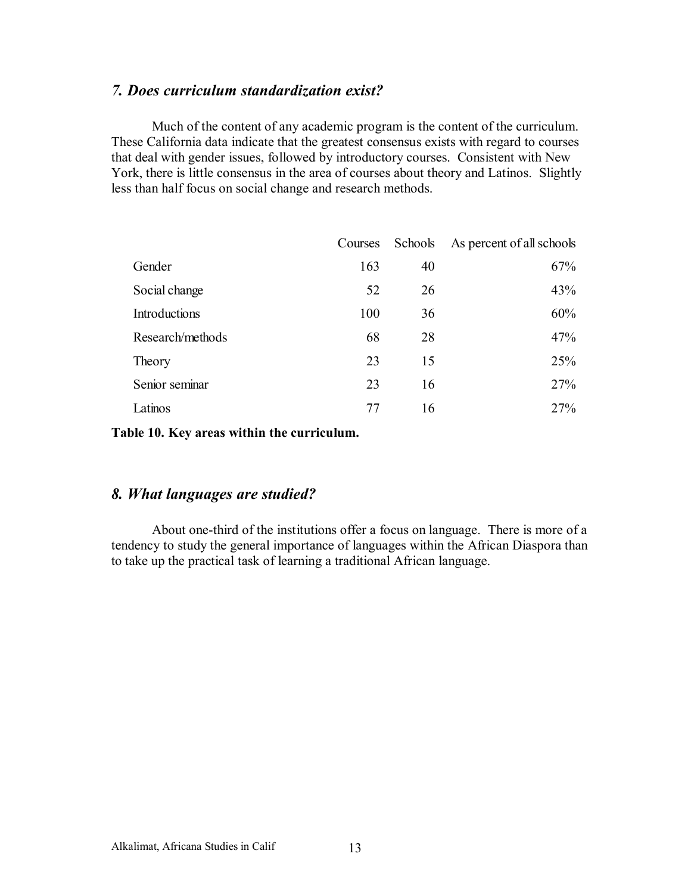### *7. Does curriculum standardization exist?*

Much of the content of any academic program is the content of the curriculum. These California data indicate that the greatest consensus exists with regard to courses that deal with gender issues, followed by introductory courses. Consistent with New York, there is little consensus in the area of courses about theory and Latinos. Slightly less than half focus on social change and research methods.

| | Courses | Schools | As percent of all schools |
|---|---|---|---|
| Gender | 163 | 40 | 67% |
| Social change | 52 | 26 | 43% |
| Introductions | 100 | 36 | 60% |
| Research/methods | 68 | 28 | 47% |
| Theory | 23 | 15 | 25% |
| Senior seminar | 23 | 16 | 27% |
| Latinos | 77 | 16 | 27% |

**Table 10. Key areas within the curriculum.**

### *8. What languages are studied?*

About one-third of the institutions offer a focus on language. There is more of a tendency to study the general importance of languages within the African Diaspora than to take up the practical task of learning a traditional African language.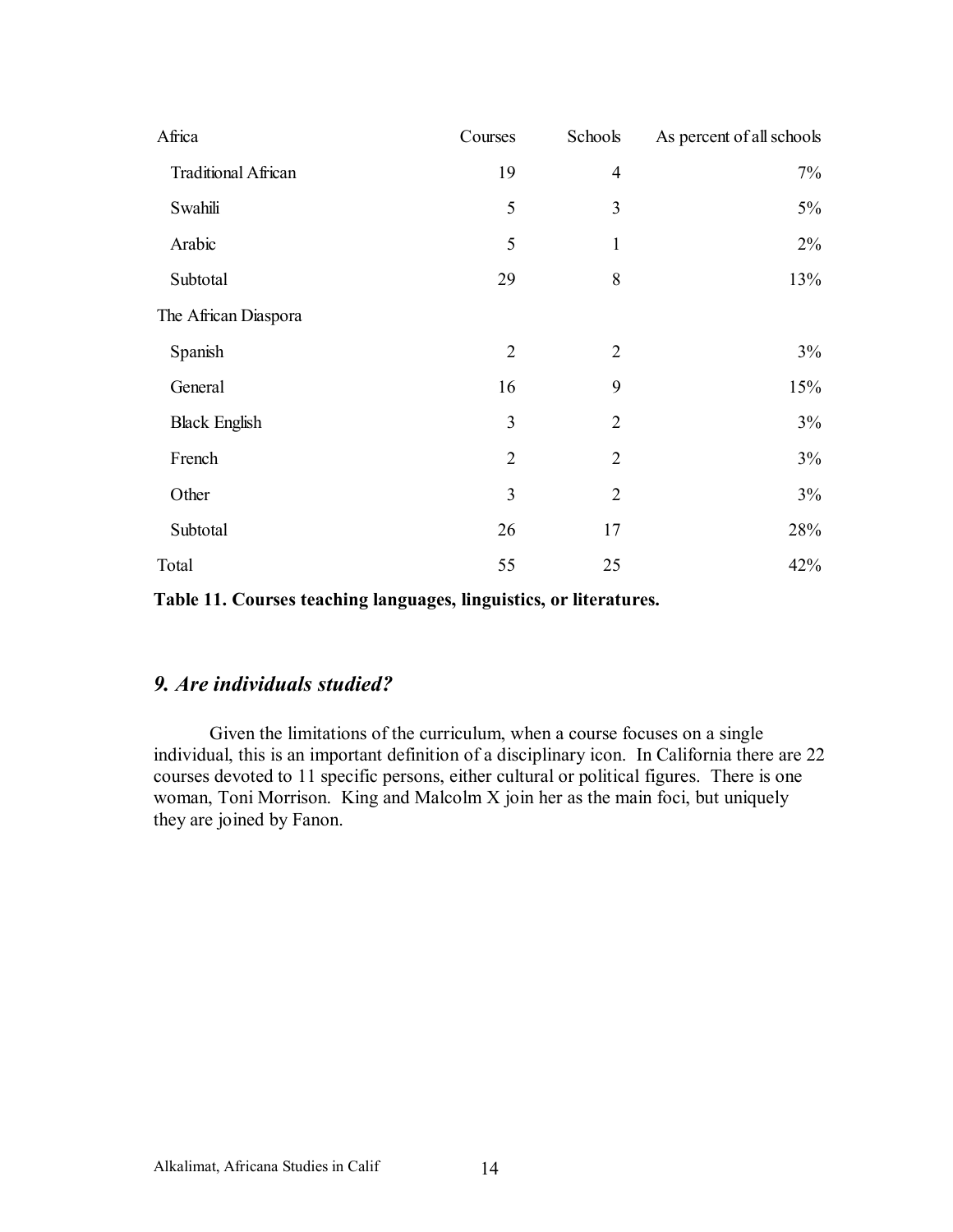| Africa | Courses | Schools | As percent of all schools |
|---|---|---|---|
| Traditional African | 19 | 4 | 7% |
| Swahili | 5 | 3 | 5% |
| Arabic | 5 | 1 | 2% |
| Subtotal | 29 | 8 | 13% |
| The African Diaspora | | | |
| Spanish | 2 | 2 | 3% |
| General | 16 | 9 | 15% |
| Black English | 3 | 2 | 3% |
| French | 2 | 2 | 3% |
| Other | 3 | 2 | 3% |
| Subtotal | 26 | 17 | 28% |
| Total | 55 | 25 | 42% |

**Table 11. Courses teaching languages, linguistics, or literatures.**

## *9. Are individuals studied?*

Given the limitations of the curriculum, when a course focuses on a single individual, this is an important definition of a disciplinary icon. In California there are 22 courses devoted to 11 specific persons, either cultural or political figures. There is one woman, Toni Morrison. King and Malcolm X join her as the main foci, but uniquely they are joined by Fanon.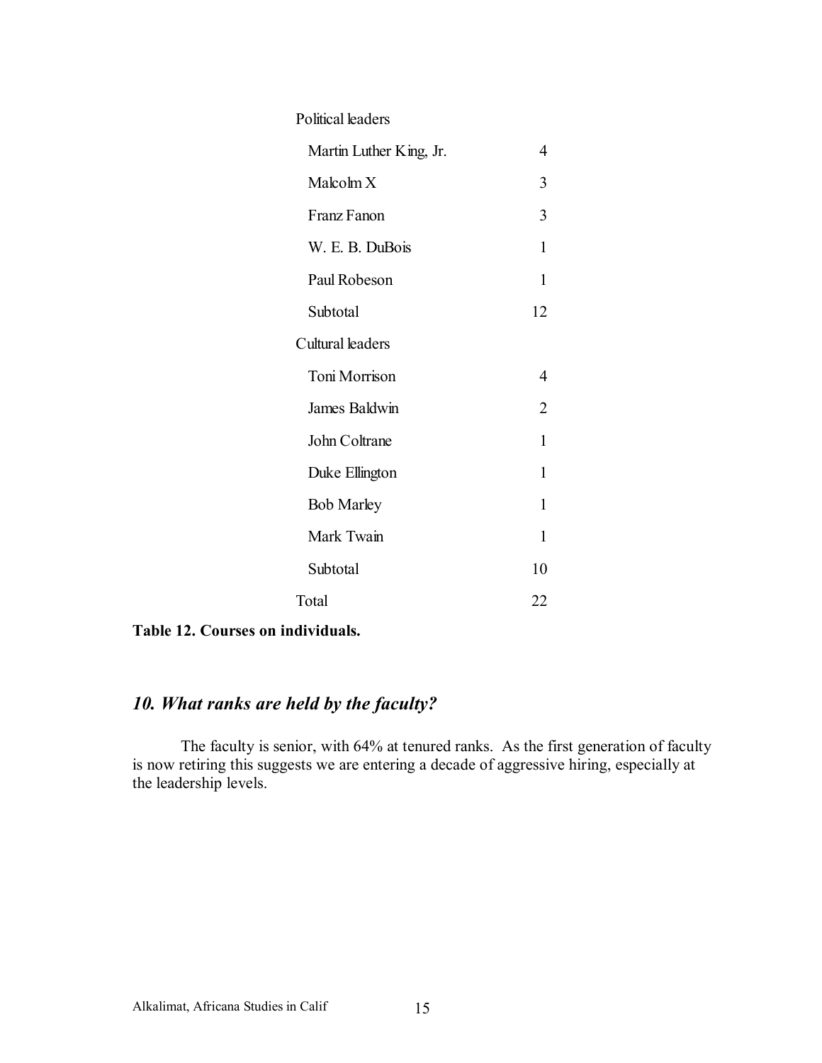| | |
|---|---|
| Political leaders | |
| Martin Luther King, Jr. | 4 |
| Malcolm X | 3 |
| Franz Fanon | 3 |
| W. E. B. DuBois | 1 |
| Paul Robeson | 1 |
| Subtotal | 12 |
| Cultural leaders | |
| Toni Morrison | 4 |
| James Baldwin | 2 |
| John Coltrane | 1 |
| Duke Ellington | 1 |
| Bob Marley | 1 |
| Mark Twain | 1 |
| Subtotal | 10 |
| Total | 22 |

**Table 12. Courses on individuals.**

## *10. What ranks are held by the faculty?*

The faculty is senior, with 64% at tenured ranks. As the first generation of faculty is now retiring this suggests we are entering a decade of aggressive hiring, especially at the leadership levels.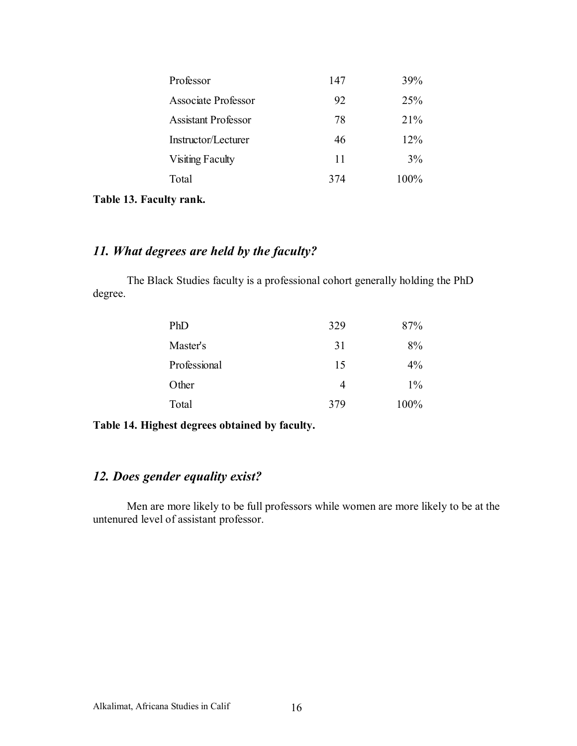| | | |
|---|---|---|
| Professor | 147 | 39% |
| Associate Professor | 92 | 25% |
| Assistant Professor | 78 | 21% |
| Instructor/Lecturer | 46 | 12% |
| Visiting Faculty | 11 | 3% |
| Total | 374 | 100% |

**Table 13. Faculty rank.**

## *11. What degrees are held by the faculty?*

The Black Studies faculty is a professional cohort generally holding the PhD degree.

| | | |
|---|---|---|
| PhD | 329 | 87% |
| Master's | 31 | 8% |
| Professional | 15 | 4% |
| Other | 4 | 1% |
| Total | 379 | 100% |

**Table 14. Highest degrees obtained by faculty.**

## *12. Does gender equality exist?*

Men are more likely to be full professors while women are more likely to be at the untenured level of assistant professor.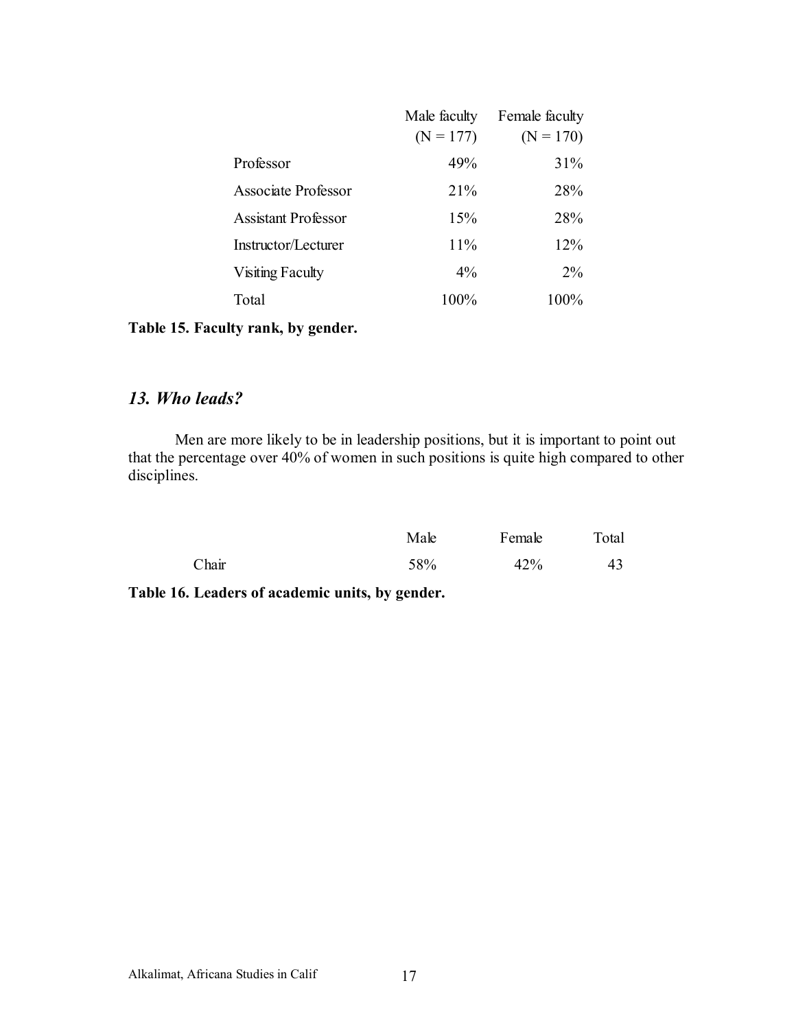| | Male faculty (N = 177) | Female faculty (N = 170) |
|---|---|---|
| Professor | 49% | 31% |
| Associate Professor | 21% | 28% |
| Assistant Professor | 15% | 28% |
| Instructor/Lecturer | 11% | 12% |
| Visiting Faculty | 4% | 2% |
| Total | 100% | 100% |

**Table 15. Faculty rank, by gender.**

## *13. Who leads?*

Men are more likely to be in leadership positions, but it is important to point out that the percentage over 40% of women in such positions is quite high compared to other disciplines.

| | Male | Female | Total |
|---|---|---|---|
| Chair | 58% | 42% | 43 |

**Table 16. Leaders of academic units, by gender.**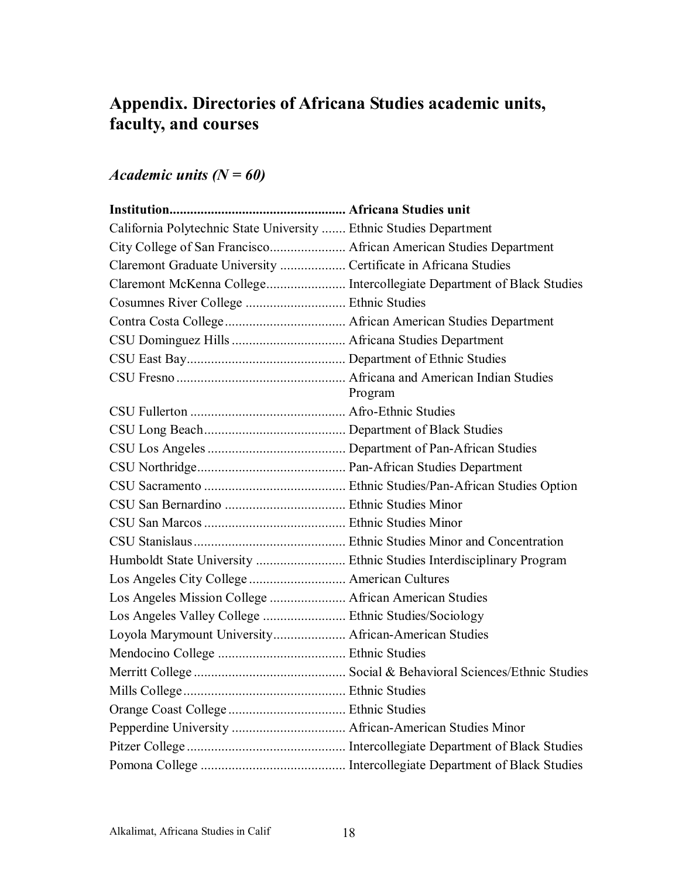## Appendix. Directories of Africana Studies academic units, faculty, and courses

### *Academic units (N = 60)*

| Institution | Africana Studies unit |
| --- | --- |
| California Polytechnic State University | Ethnic Studies Department |
| City College of San Francisco | African American Studies Department |
| Claremont Graduate University | Certificate in Africana Studies |
| Claremont McKenna College | Intercollegiate Department of Black Studies |
| Cosumnes River College | Ethnic Studies |
| Contra Costa College | African American Studies Department |
| CSU Dominguez Hills | Africana Studies Department |
| CSU East Bay | Department of Ethnic Studies |
| CSU Fresno | Africana and American Indian Studies Program |
| CSU Fullerton | Afro-Ethnic Studies |
| CSU Long Beach | Department of Black Studies |
| CSU Los Angeles | Department of Pan-African Studies |
| CSU Northridge | Pan-African Studies Department |
| CSU Sacramento | Ethnic Studies/Pan-African Studies Option |
| CSU San Bernardino | Ethnic Studies Minor |
| CSU San Marcos | Ethnic Studies Minor |
| CSU Stanislaus | Ethnic Studies Minor and Concentration |
| Humboldt State University | Ethnic Studies Interdisciplinary Program |
| Los Angeles City College | American Cultures |
| Los Angeles Mission College | African American Studies |
| Los Angeles Valley College | Ethnic Studies/Sociology |
| Loyola Marymount University | African-American Studies |
| Mendocino College | Ethnic Studies |
| Merritt College | Social & Behavioral Sciences/Ethnic Studies |
| Mills College | Ethnic Studies |
| Orange Coast College | Ethnic Studies |
| Pepperdine University | African-American Studies Minor |
| Pitzer College | Intercollegiate Department of Black Studies |
| Pomona College | Intercollegiate Department of Black Studies |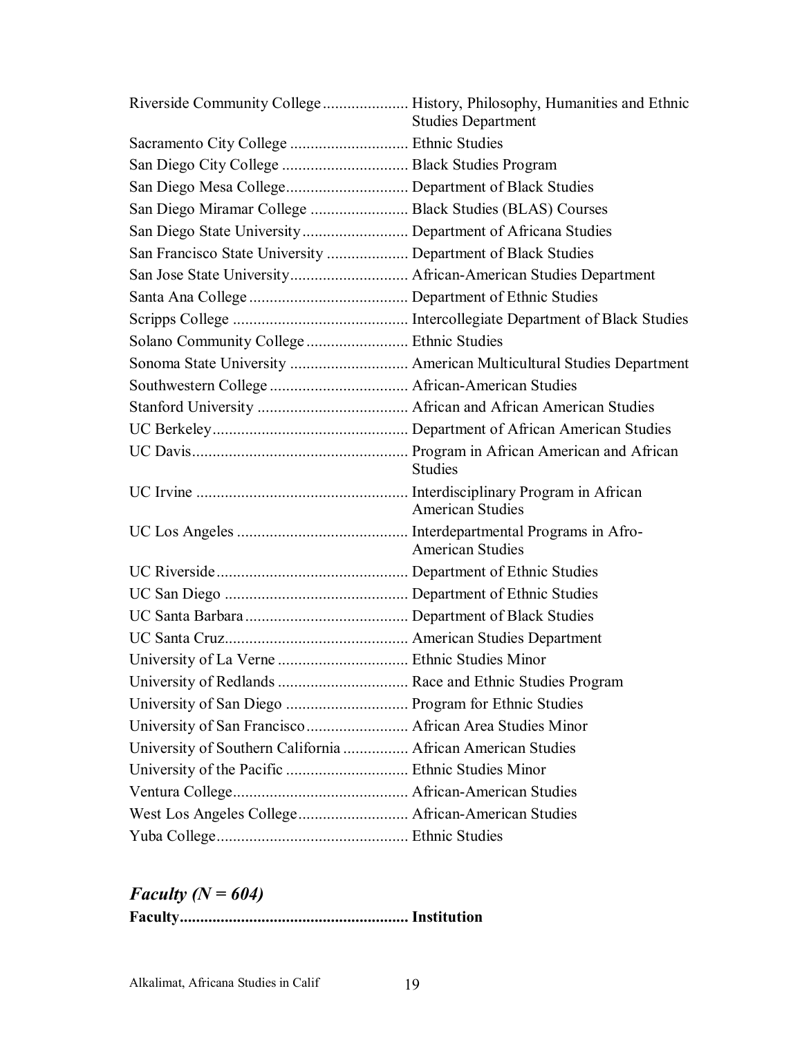| | |
|---|---|
| Riverside Community College | History, Philosophy, Humanities and Ethnic Studies Department |
| Sacramento City College | Ethnic Studies |
| San Diego City College | Black Studies Program |
| San Diego Mesa College | Department of Black Studies |
| San Diego Miramar College | Black Studies (BLAS) Courses |
| San Diego State University | Department of Africana Studies |
| San Francisco State University | Department of Black Studies |
| San Jose State University | African-American Studies Department |
| Santa Ana College | Department of Ethnic Studies |
| Scripps College | Intercollegiate Department of Black Studies |
| Solano Community College | Ethnic Studies |
| Sonoma State University | American Multicultural Studies Department |
| Southwestern College | African-American Studies |
| Stanford University | African and African American Studies |
| UC Berkeley | Department of African American Studies |
| UC Davis | Program in African American and African Studies |
| UC Irvine | Interdisciplinary Program in African American Studies |
| UC Los Angeles | Interdepartmental Programs in Afro-American Studies |
| UC Riverside | Department of Ethnic Studies |
| UC San Diego | Department of Ethnic Studies |
| UC Santa Barbara | Department of Black Studies |
| UC Santa Cruz | American Studies Department |
| University of La Verne | Ethnic Studies Minor |
| University of Redlands | Race and Ethnic Studies Program |
| University of San Diego | Program for Ethnic Studies |
| University of San Francisco | African Area Studies Minor |
| University of Southern California | African American Studies |
| University of the Pacific | Ethnic Studies Minor |
| Ventura College | African-American Studies |
| West Los Angeles College | African-American Studies |
| Yuba College | Ethnic Studies |

## *Faculty (N = 604)*

| **Faculty** | **Institution** |
|---|---|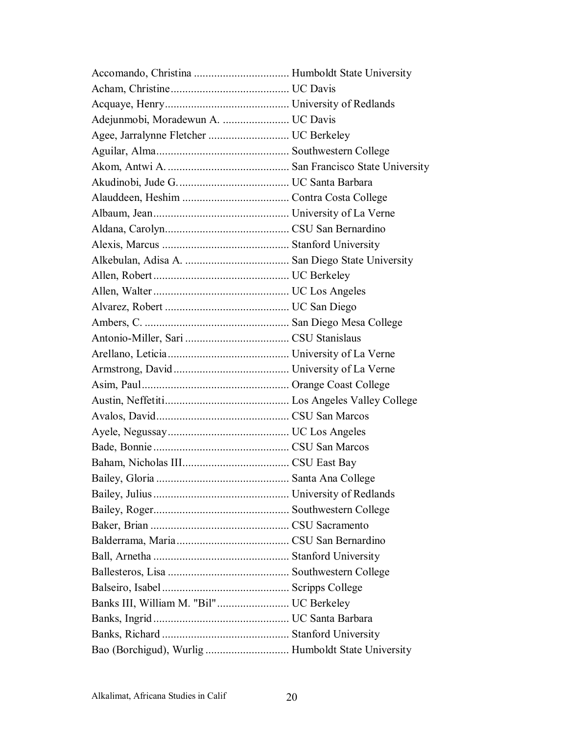Accomando, Christina ................................ Humboldt State University
Acham, Christine......................................... UC Davis
Acquaye, Henry.......................................... University of Redlands
Adejunmobi, Moradewun A. ....................... UC Davis
Agee, Jarralynne Fletcher ........................... UC Berkeley
Aguilar, Alma............................................. Southwestern College
Akom, Antwi A. ......................................... San Francisco State University
Akudinobi, Jude G...................................... UC Santa Barbara
Alauddeen, Heshim .................................... Contra Costa College
Albaum, Jean.............................................. University of La Verne
Aldana, Carolyn.......................................... CSU San Bernardino
Alexis, Marcus ........................................... Stanford University
Alkebulan, Adisa A. ................................... San Diego State University
Allen, Robert.............................................. UC Berkeley
Allen, Walter.............................................. UC Los Angeles
Alvarez, Robert .......................................... UC San Diego
Ambers, C. ................................................. San Diego Mesa College
Antonio-Miller, Sari ................................... CSU Stanislaus
Arellano, Leticia......................................... University of La Verne
Armstrong, David....................................... University of La Verne
Asim, Paul.................................................. Orange Coast College
Austin, Neffetiti.......................................... Los Angeles Valley College
Avalos, David............................................. CSU San Marcos
Ayele, Negussay......................................... UC Los Angeles
Bade, Bonnie.............................................. CSU San Marcos
Baham, Nicholas III.................................... CSU East Bay
Bailey, Gloria ............................................. Santa Ana College
Bailey, Julius.............................................. University of Redlands
Bailey, Roger.............................................. Southwestern College
Baker, Brian ............................................... CSU Sacramento
Balderrama, Maria...................................... CSU San Bernardino
Ball, Arnetha .............................................. Stanford University
Ballesteros, Lisa ......................................... Southwestern College
Balseiro, Isabel........................................... Scripps College
Banks III, William M. "Bil"........................ UC Berkeley
Banks, Ingrid.............................................. UC Santa Barbara
Banks, Richard ........................................... Stanford University
Bao (Borchigud), Wurlig ............................ Humboldt State University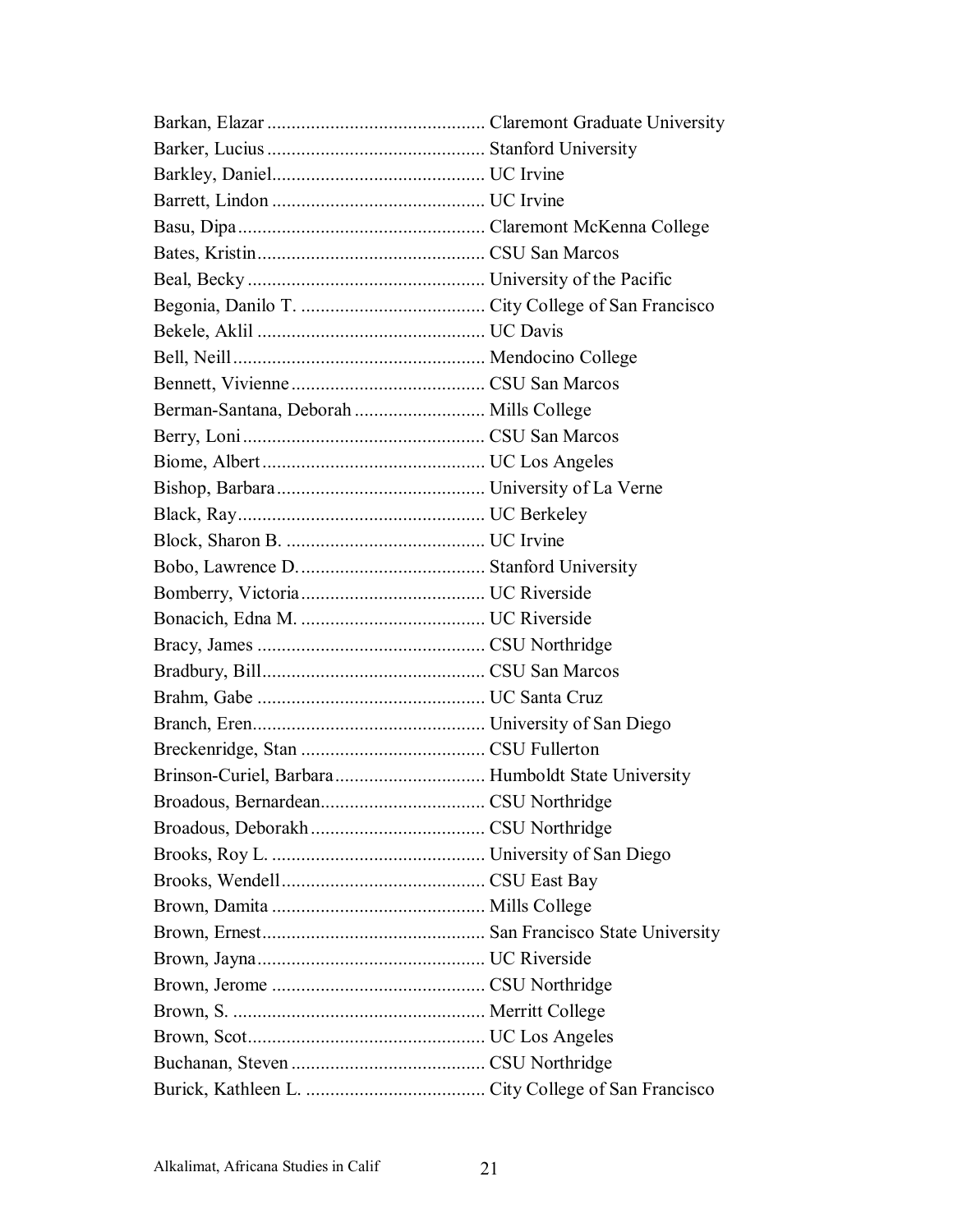Barkan, Elazar ............................................ Claremont Graduate University
Barker, Lucius ............................................ Stanford University
Barkley, Daniel........................................... UC Irvine
Barrett, Lindon ........................................... UC Irvine
Basu, Dipa.................................................. Claremont McKenna College
Bates, Kristin.............................................. CSU San Marcos
Beal, Becky ................................................ University of the Pacific
Begonia, Danilo T. ...................................... City College of San Francisco
Bekele, Aklil .............................................. UC Davis
Bell, Neill................................................... Mendocino College
Bennett, Vivienne........................................ CSU San Marcos
Berman-Santana, Deborah ........................... Mills College
Berry, Loni ................................................. CSU San Marcos
Biome, Albert ............................................. UC Los Angeles
Bishop, Barbara.......................................... University of La Verne
Black, Ray.................................................. UC Berkeley
Block, Sharon B. ........................................ UC Irvine
Bobo, Lawrence D....................................... Stanford University
Bomberry, Victoria...................................... UC Riverside
Bonacich, Edna M. ...................................... UC Riverside
Bracy, James .............................................. CSU Northridge
Bradbury, Bill............................................. CSU San Marcos
Brahm, Gabe .............................................. UC Santa Cruz
Branch, Eren............................................... University of San Diego
Breckenridge, Stan ...................................... CSU Fullerton
Brinson-Curiel, Barbara............................... Humboldt State University
Broadous, Bernardean.................................. CSU Northridge
Broadous, Deborakh .................................... CSU Northridge
Brooks, Roy L. ............................................ University of San Diego
Brooks, Wendell.......................................... CSU East Bay
Brown, Damita ............................................ Mills College
Brown, Ernest............................................. San Francisco State University
Brown, Jayna.............................................. UC Riverside
Brown, Jerome ............................................ CSU Northridge
Brown, S. .................................................... Merritt College
Brown, Scot................................................ UC Los Angeles
Buchanan, Steven ........................................ CSU Northridge
Burick, Kathleen L. ..................................... City College of San Francisco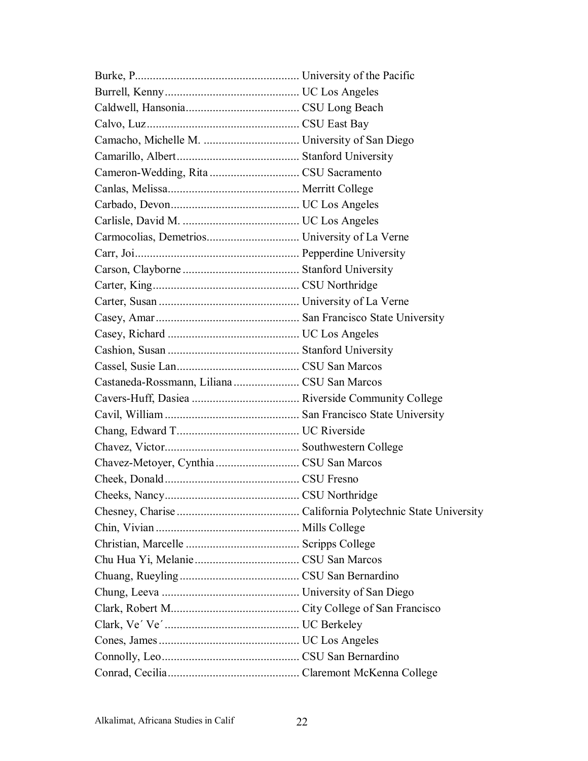Burke, P....................................................... University of the Pacific
Burrell, Kenny............................................. UC Los Angeles
Caldwell, Hansonia...................................... CSU Long Beach
Calvo, Luz................................................... CSU East Bay
Camacho, Michelle M. ................................ University of San Diego
Camarillo, Albert......................................... Stanford University
Cameron-Wedding, Rita .............................. CSU Sacramento
Canlas, Melissa............................................ Merritt College
Carbado, Devon........................................... UC Los Angeles
Carlisle, David M. ....................................... UC Los Angeles
Carmocolias, Demetrios............................... University of La Verne
Carr, Joi....................................................... Pepperdine University
Carson, Clayborne ....................................... Stanford University
Carter, King................................................. CSU Northridge
Carter, Susan ............................................... University of La Verne
Casey, Amar................................................ San Francisco State University
Casey, Richard ............................................ UC Los Angeles
Cashion, Susan ............................................ Stanford University
Cassel, Susie Lan......................................... CSU San Marcos
Castaneda-Rossmann, Liliana ...................... CSU San Marcos
Cavers-Huff, Dasiea .................................... Riverside Community College
Cavil, William ............................................. San Francisco State University
Chang, Edward T......................................... UC Riverside
Chavez, Victor............................................. Southwestern College
Chavez-Metoyer, Cynthia ............................ CSU San Marcos
Cheek, Donald............................................. CSU Fresno
Cheeks, Nancy............................................. CSU Northridge
Chesney, Charise ......................................... California Polytechnic State University
Chin, Vivian ................................................ Mills College
Christian, Marcelle ...................................... Scripps College
Chu Hua Yi, Melanie................................... CSU San Marcos
Chuang, Rueyling........................................ CSU San Bernardino
Chung, Leeva .............................................. University of San Diego
Clark, Robert M........................................... City College of San Francisco
Clark, Ve´ Ve´ ............................................. UC Berkeley
Cones, James ............................................... UC Los Angeles
Connolly, Leo.............................................. CSU San Bernardino
Conrad, Cecilia............................................ Claremont McKenna College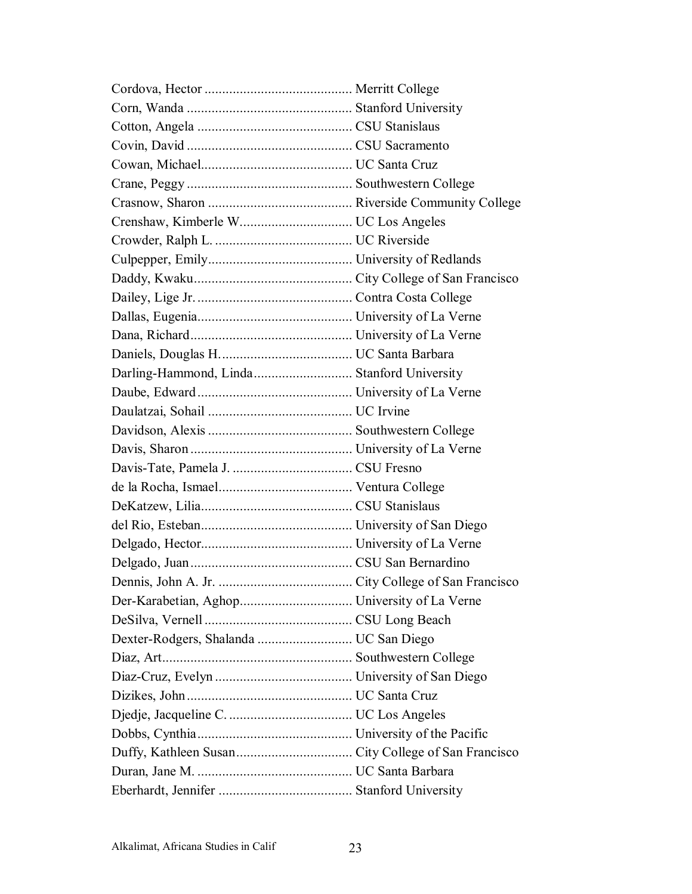Cordova, Hector .......................................... Merritt College
Corn, Wanda ............................................... Stanford University
Cotton, Angela ............................................ CSU Stanislaus
Covin, David ............................................... CSU Sacramento
Cowan, Michael........................................... UC Santa Cruz
Crane, Peggy ............................................... Southwestern College
Crasnow, Sharon ......................................... Riverside Community College
Crenshaw, Kimberle W................................ UC Los Angeles
Crowder, Ralph L. ....................................... UC Riverside
Culpepper, Emily......................................... University of Redlands
Daddy, Kwaku............................................. City College of San Francisco
Dailey, Lige Jr. ............................................ Contra Costa College
Dallas, Eugenia............................................ University of La Verne
Dana, Richard.............................................. University of La Verne
Daniels, Douglas H...................................... UC Santa Barbara
Darling-Hammond, Linda............................ Stanford University
Daube, Edward............................................ University of La Verne
Daulatzai, Sohail ......................................... UC Irvine
Davidson, Alexis ......................................... Southwestern College
Davis, Sharon .............................................. University of La Verne
Davis-Tate, Pamela J. .................................. CSU Fresno
de la Rocha, Ismael...................................... Ventura College
DeKatzew, Lilia........................................... CSU Stanislaus
del Rio, Esteban........................................... University of San Diego
Delgado, Hector........................................... University of La Verne
Delgado, Juan .............................................. CSU San Bernardino
Dennis, John A. Jr. ...................................... City College of San Francisco
Der-Karabetian, Aghop................................ University of La Verne
DeSilva, Vernell .......................................... CSU Long Beach
Dexter-Rodgers, Shalanda ........................... UC San Diego
Diaz, Art...................................................... Southwestern College
Diaz-Cruz, Evelyn ....................................... University of San Diego
Dizikes, John ............................................... UC Santa Cruz
Djedje, Jacqueline C. ................................... UC Los Angeles
Dobbs, Cynthia............................................ University of the Pacific
Duffy, Kathleen Susan................................. City College of San Francisco
Duran, Jane M. ............................................ UC Santa Barbara
Eberhardt, Jennifer ...................................... Stanford University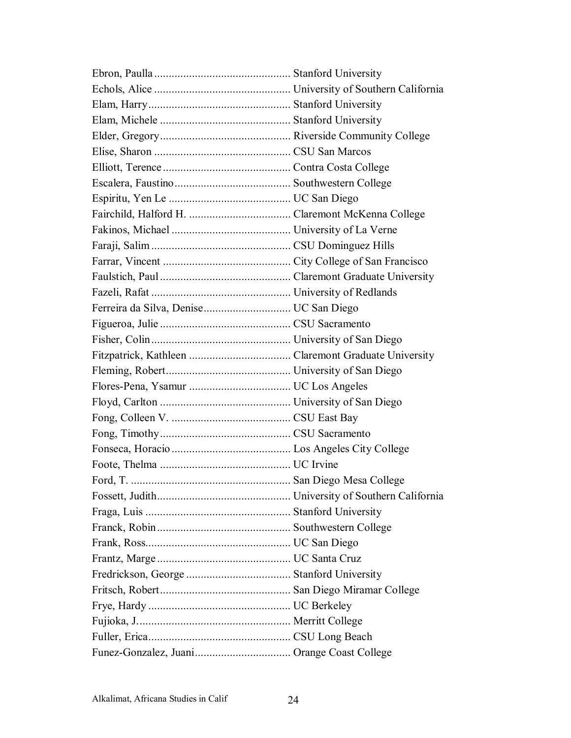Ebron, Paulla ............................................... Stanford University
Echols, Alice ............................................... University of Southern California
Elam, Harry................................................. Stanford University
Elam, Michele ............................................. Stanford University
Elder, Gregory............................................. Riverside Community College
Elise, Sharon ............................................... CSU San Marcos
Elliott, Terence ............................................ Contra Costa College
Escalera, Faustino........................................ Southwestern College
Espiritu, Yen Le .......................................... UC San Diego
Fairchild, Halford H. ................................... Claremont McKenna College
Fakinos, Michael ......................................... University of La Verne
Faraji, Salim ................................................ CSU Dominguez Hills
Farrar, Vincent ............................................ City College of San Francisco
Faulstich, Paul ............................................. Claremont Graduate University
Fazeli, Rafat ................................................ University of Redlands
Ferreira da Silva, Denise.............................. UC San Diego
Figueroa, Julie ............................................. CSU Sacramento
Fisher, Colin................................................ University of San Diego
Fitzpatrick, Kathleen ................................... Claremont Graduate University
Fleming, Robert........................................... University of San Diego
Flores-Pena, Ysamur ................................... UC Los Angeles
Floyd, Carlton ............................................. University of San Diego
Fong, Colleen V. ......................................... CSU East Bay
Fong, Timothy............................................. CSU Sacramento
Fonseca, Horacio ......................................... Los Angeles City College
Foote, Thelma ............................................. UC Irvine
Ford, T. ....................................................... San Diego Mesa College
Fossett, Judith.............................................. University of Southern California
Fraga, Luis .................................................. Stanford University
Franck, Robin.............................................. Southwestern College
Frank, Ross.................................................. UC San Diego
Frantz, Marge .............................................. UC Santa Cruz
Fredrickson, George .................................... Stanford University
Fritsch, Robert............................................. San Diego Miramar College
Frye, Hardy ................................................. UC Berkeley
Fujioka, J..................................................... Merritt College
Fuller, Erica................................................. CSU Long Beach
Funez-Gonzalez, Juani................................. Orange Coast College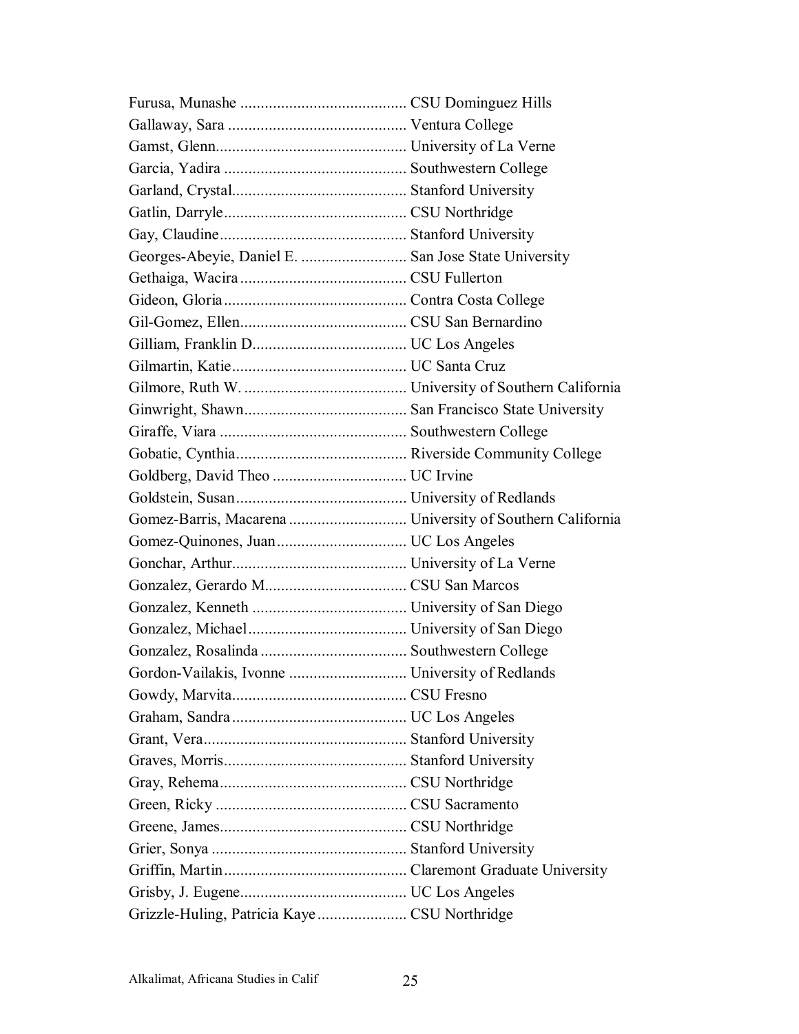Furusa, Munashe ......................................... CSU Dominguez Hills
Gallaway, Sara ............................................ Ventura College
Gamst, Glenn.............................................. University of La Verne
Garcia, Yadira ............................................ Southwestern College
Garland, Crystal.......................................... Stanford University
Gatlin, Darryle............................................ CSU Northridge
Gay, Claudine............................................. Stanford University
Georges-Abeyie, Daniel E. .......................... San Jose State University
Gethaiga, Wacira ......................................... CSU Fullerton
Gideon, Gloria ............................................ Contra Costa College
Gil-Gomez, Ellen......................................... CSU San Bernardino
Gilliam, Franklin D...................................... UC Los Angeles
Gilmartin, Katie........................................... UC Santa Cruz
Gilmore, Ruth W. ........................................ University of Southern California
Ginwright, Shawn........................................ San Francisco State University
Giraffe, Viara ............................................. Southwestern College
Gobatie, Cynthia.......................................... Riverside Community College
Goldberg, David Theo ................................. UC Irvine
Goldstein, Susan.......................................... University of Redlands
Gomez-Barris, Macarena ............................. University of Southern California
Gomez-Quinones, Juan ................................ UC Los Angeles
Gonchar, Arthur........................................... University of La Verne
Gonzalez, Gerardo M................................... CSU San Marcos
Gonzalez, Kenneth ...................................... University of San Diego
Gonzalez, Michael ....................................... University of San Diego
Gonzalez, Rosalinda .................................... Southwestern College
Gordon-Vailakis, Ivonne ............................. University of Redlands
Gowdy, Marvita........................................... CSU Fresno
Graham, Sandra ........................................... UC Los Angeles
Grant, Vera.................................................. Stanford University
Graves, Morris............................................. Stanford University
Gray, Rehema.............................................. CSU Northridge
Green, Ricky ............................................... CSU Sacramento
Greene, James............................................. CSU Northridge
Grier, Sonya ................................................ Stanford University
Griffin, Martin............................................. Claremont Graduate University
Grisby, J. Eugene......................................... UC Los Angeles
Grizzle-Huling, Patricia Kaye ...................... CSU Northridge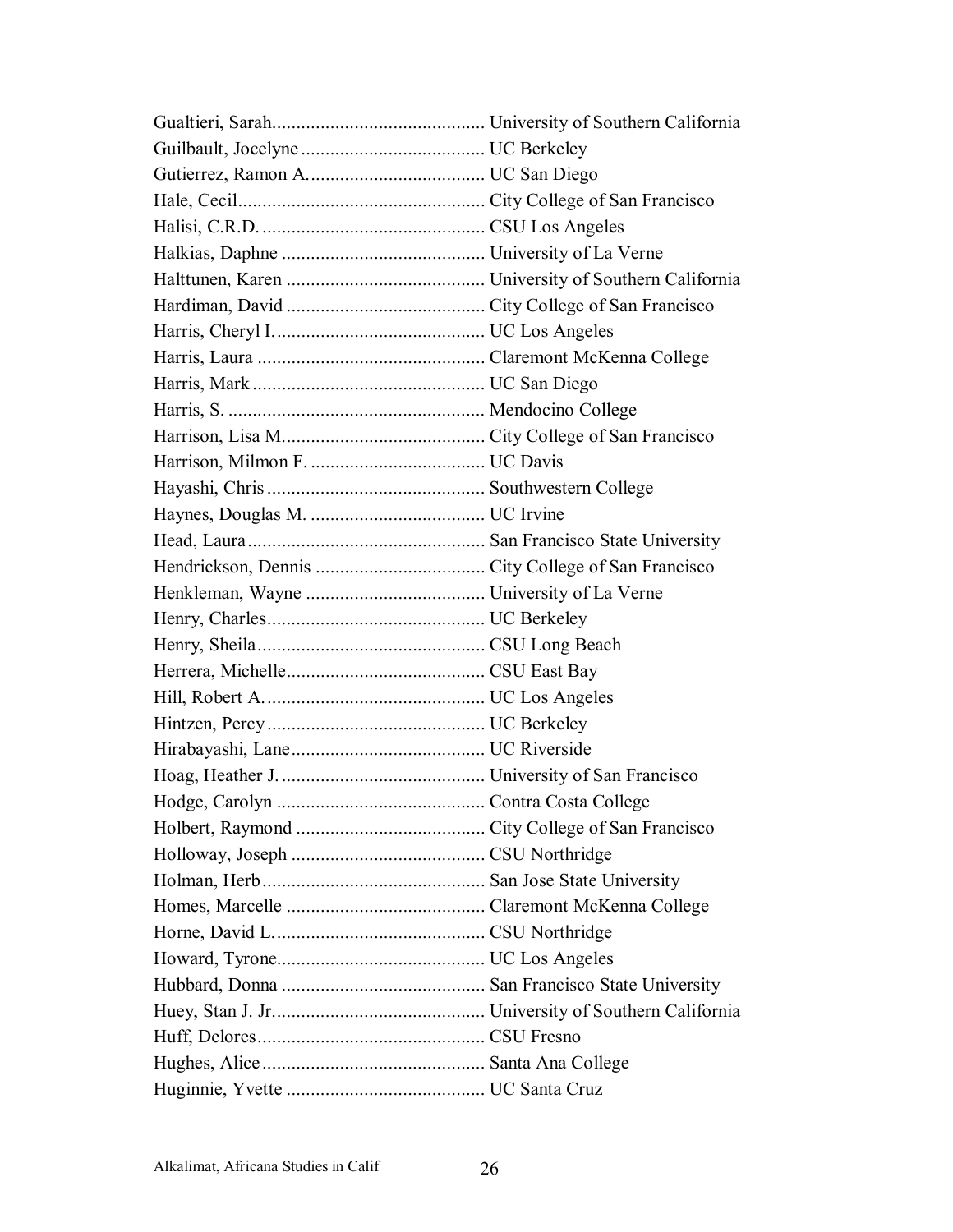Gualtieri, Sarah............................................ University of Southern California
Guilbault, Jocelyne ...................................... UC Berkeley
Gutierrez, Ramon A..................................... UC San Diego
Hale, Cecil................................................... City College of San Francisco
Halisi, C.R.D. .............................................. CSU Los Angeles
Halkias, Daphne .......................................... University of La Verne
Halttunen, Karen ......................................... University of Southern California
Hardiman, David ......................................... City College of San Francisco
Harris, Cheryl I............................................ UC Los Angeles
Harris, Laura ............................................... Claremont McKenna College
Harris, Mark ................................................ UC San Diego
Harris, S. ..................................................... Mendocino College
Harrison, Lisa M........................................... City College of San Francisco
Harrison, Milmon F. .................................... UC Davis
Hayashi, Chris ............................................. Southwestern College
Haynes, Douglas M. .................................... UC Irvine
Head, Laura ................................................. San Francisco State University
Hendrickson, Dennis ................................... City College of San Francisco
Henkleman, Wayne ..................................... University of La Verne
Henry, Charles............................................. UC Berkeley
Henry, Sheila ............................................... CSU Long Beach
Herrera, Michelle......................................... CSU East Bay
Hill, Robert A............................................... UC Los Angeles
Hintzen, Percy ............................................. UC Berkeley
Hirabayashi, Lane........................................ UC Riverside
Hoag, Heather J. .......................................... University of San Francisco
Hodge, Carolyn ........................................... Contra Costa College
Holbert, Raymond ....................................... City College of San Francisco
Holloway, Joseph ........................................ CSU Northridge
Holman, Herb .............................................. San Jose State University
Homes, Marcelle ......................................... Claremont McKenna College
Horne, David L............................................ CSU Northridge
Howard, Tyrone........................................... UC Los Angeles
Hubbard, Donna .......................................... San Francisco State University
Huey, Stan J. Jr............................................ University of Southern California
Huff, Delores ............................................... CSU Fresno
Hughes, Alice .............................................. Santa Ana College
Huginnie, Yvette ......................................... UC Santa Cruz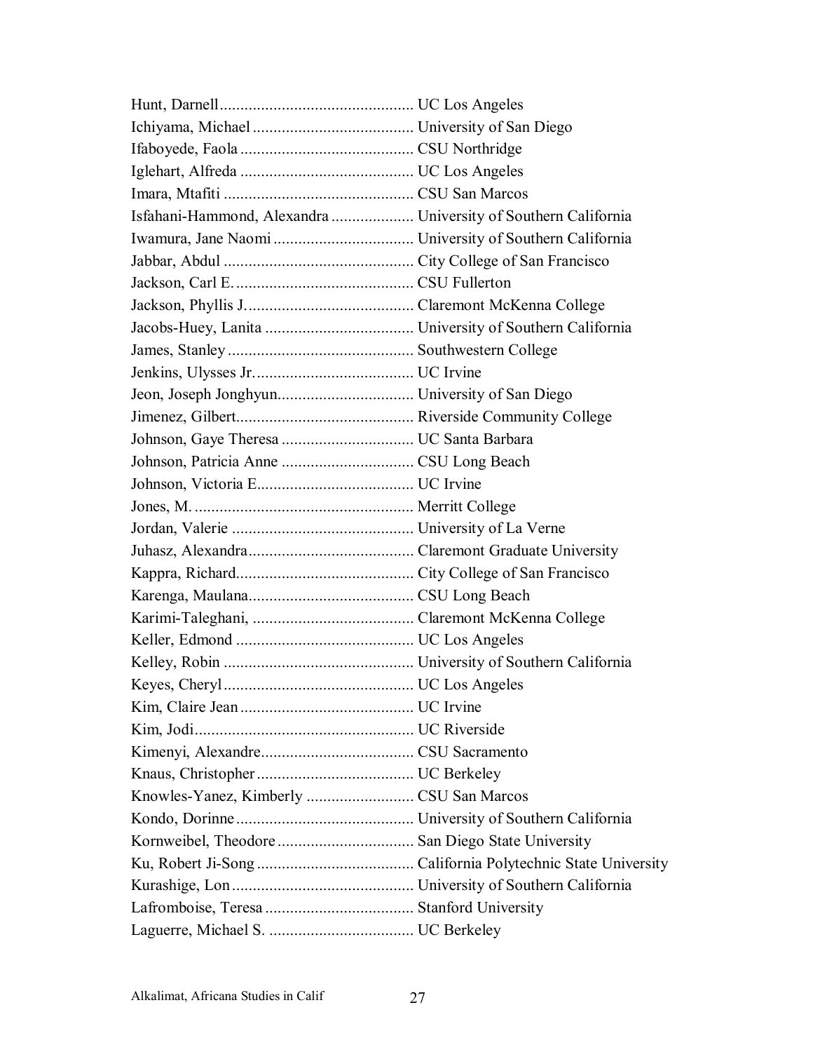Hunt, Darnell.............................................. UC Los Angeles
Ichiyama, Michael ....................................... University of San Diego
Ifaboyede, Faola .......................................... CSU Northridge
Iglehart, Alfreda .......................................... UC Los Angeles
Imara, Mtafiti .............................................. CSU San Marcos
Isfahani-Hammond, Alexandra .................... University of Southern California
Iwamura, Jane Naomi .................................. University of Southern California
Jabbar, Abdul .............................................. City College of San Francisco
Jackson, Carl E. ........................................... CSU Fullerton
Jackson, Phyllis J. ........................................ Claremont McKenna College
Jacobs-Huey, Lanita .................................... University of Southern California
James, Stanley ............................................. Southwestern College
Jenkins, Ulysses Jr. ...................................... UC Irvine
Jeon, Joseph Jonghyun................................. University of San Diego
Jimenez, Gilbert........................................... Riverside Community College
Johnson, Gaye Theresa ................................ UC Santa Barbara
Johnson, Patricia Anne ................................ CSU Long Beach
Johnson, Victoria E...................................... UC Irvine
Jones, M. ..................................................... Merritt College
Jordan, Valerie ............................................ University of La Verne
Juhasz, Alexandra........................................ Claremont Graduate University
Kappra, Richard........................................... City College of San Francisco
Karenga, Maulana........................................ CSU Long Beach
Karimi-Taleghani, ....................................... Claremont McKenna College
Keller, Edmond ........................................... UC Los Angeles
Kelley, Robin .............................................. University of Southern California
Keyes, Cheryl .............................................. UC Los Angeles
Kim, Claire Jean .......................................... UC Irvine
Kim, Jodi..................................................... UC Riverside
Kimenyi, Alexandre..................................... CSU Sacramento
Knaus, Christopher ...................................... UC Berkeley
Knowles-Yanez, Kimberly .......................... CSU San Marcos
Kondo, Dorinne ........................................... University of Southern California
Kornweibel, Theodore ................................. San Diego State University
Ku, Robert Ji-Song ...................................... California Polytechnic State University
Kurashige, Lon ............................................ University of Southern California
Lafromboise, Teresa .................................... Stanford University
Laguerre, Michael S. ................................... UC Berkeley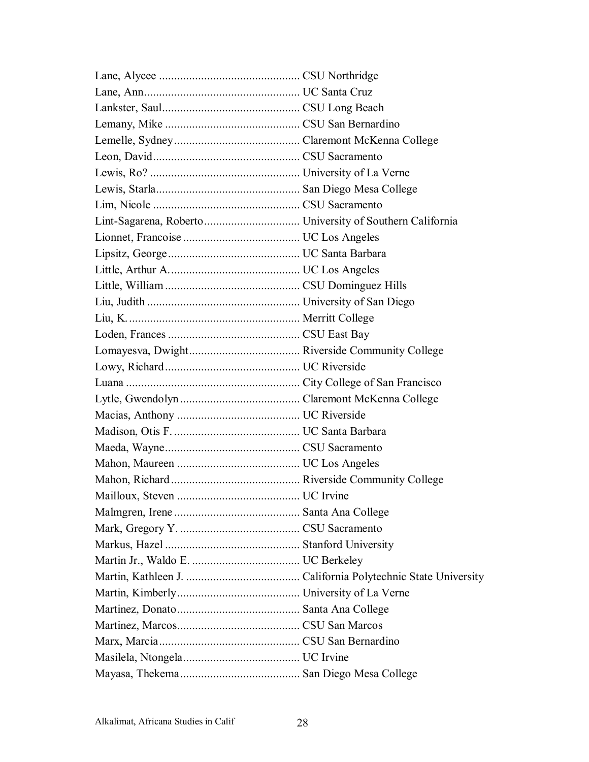| | |
|---|---|
| Lane, Alycee | CSU Northridge |
| Lane, Ann | UC Santa Cruz |
| Lankster, Saul | CSU Long Beach |
| Lemany, Mike | CSU San Bernardino |
| Lemelle, Sydney | Claremont McKenna College |
| Leon, David | CSU Sacramento |
| Lewis, Ro? | University of La Verne |
| Lewis, Starla | San Diego Mesa College |
| Lim, Nicole | CSU Sacramento |
| Lint-Sagarena, Roberto | University of Southern California |
| Lionnet, Francoise | UC Los Angeles |
| Lipsitz, George | UC Santa Barbara |
| Little, Arthur A. | UC Los Angeles |
| Little, William | CSU Dominguez Hills |
| Liu, Judith | University of San Diego |
| Liu, K. | Merritt College |
| Loden, Frances | CSU East Bay |
| Lomayesva, Dwight | Riverside Community College |
| Lowy, Richard | UC Riverside |
| Luana | City College of San Francisco |
| Lytle, Gwendolyn | Claremont McKenna College |
| Macias, Anthony | UC Riverside |
| Madison, Otis F. | UC Santa Barbara |
| Maeda, Wayne | CSU Sacramento |
| Mahon, Maureen | UC Los Angeles |
| Mahon, Richard | Riverside Community College |
| Mailloux, Steven | UC Irvine |
| Malmgren, Irene | Santa Ana College |
| Mark, Gregory Y. | CSU Sacramento |
| Markus, Hazel | Stanford University |
| Martin Jr., Waldo E. | UC Berkeley |
| Martin, Kathleen J. | California Polytechnic State University |
| Martin, Kimberly | University of La Verne |
| Martinez, Donato | Santa Ana College |
| Martinez, Marcos | CSU San Marcos |
| Marx, Marcia | CSU San Bernardino |
| Masilela, Ntongela | UC Irvine |
| Mayasa, Thekema | San Diego Mesa College |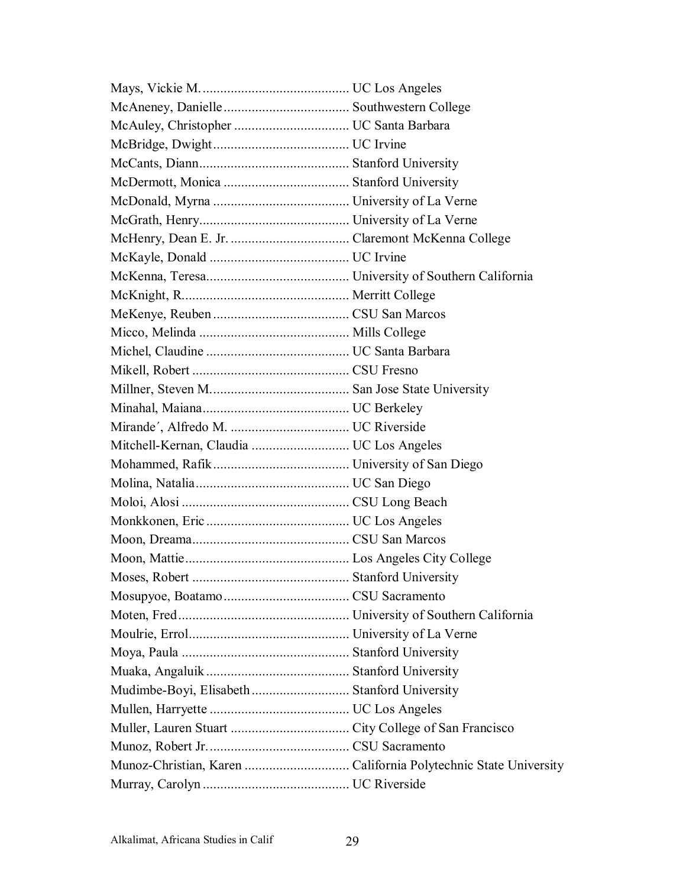Mays, Vickie M. .......................................... UC Los Angeles
McAneney, Danielle .................................... Southwestern College
McAuley, Christopher ................................. UC Santa Barbara
McBridge, Dwight ....................................... UC Irvine
McCants, Diann........................................... Stanford University
McDermott, Monica .................................... Stanford University
McDonald, Myrna ....................................... University of La Verne
McGrath, Henry........................................... University of La Verne
McHenry, Dean E. Jr. .................................. Claremont McKenna College
McKayle, Donald ........................................ UC Irvine
McKenna, Teresa......................................... University of Southern California
McKnight, R................................................ Merritt College
MeKenye, Reuben ....................................... CSU San Marcos
Micco, Melinda ........................................... Mills College
Michel, Claudine ......................................... UC Santa Barbara
Mikell, Robert ............................................. CSU Fresno
Millner, Steven M........................................ San Jose State University
Minahal, Maiana.......................................... UC Berkeley
Mirande´, Alfredo M. .................................. UC Riverside
Mitchell-Kernan, Claudia ............................ UC Los Angeles
Mohammed, Rafik ....................................... University of San Diego
Molina, Natalia............................................ UC San Diego
Moloi, Alosi ................................................ CSU Long Beach
Monkkonen, Eric ......................................... UC Los Angeles
Moon, Dreama............................................. CSU San Marcos
Moon, Mattie............................................... Los Angeles City College
Moses, Robert ............................................. Stanford University
Mosupyoe, Boatamo .................................... CSU Sacramento
Moten, Fred................................................. University of Southern California
Moulrie, Errol.............................................. University of La Verne
Moya, Paula ................................................ Stanford University
Muaka, Angaluik ......................................... Stanford University
Mudimbe-Boyi, Elisabeth ............................ Stanford University
Mullen, Harryette ........................................ UC Los Angeles
Muller, Lauren Stuart .................................. City College of San Francisco
Munoz, Robert Jr......................................... CSU Sacramento
Munoz-Christian, Karen .............................. California Polytechnic State University
Murray, Carolyn .......................................... UC Riverside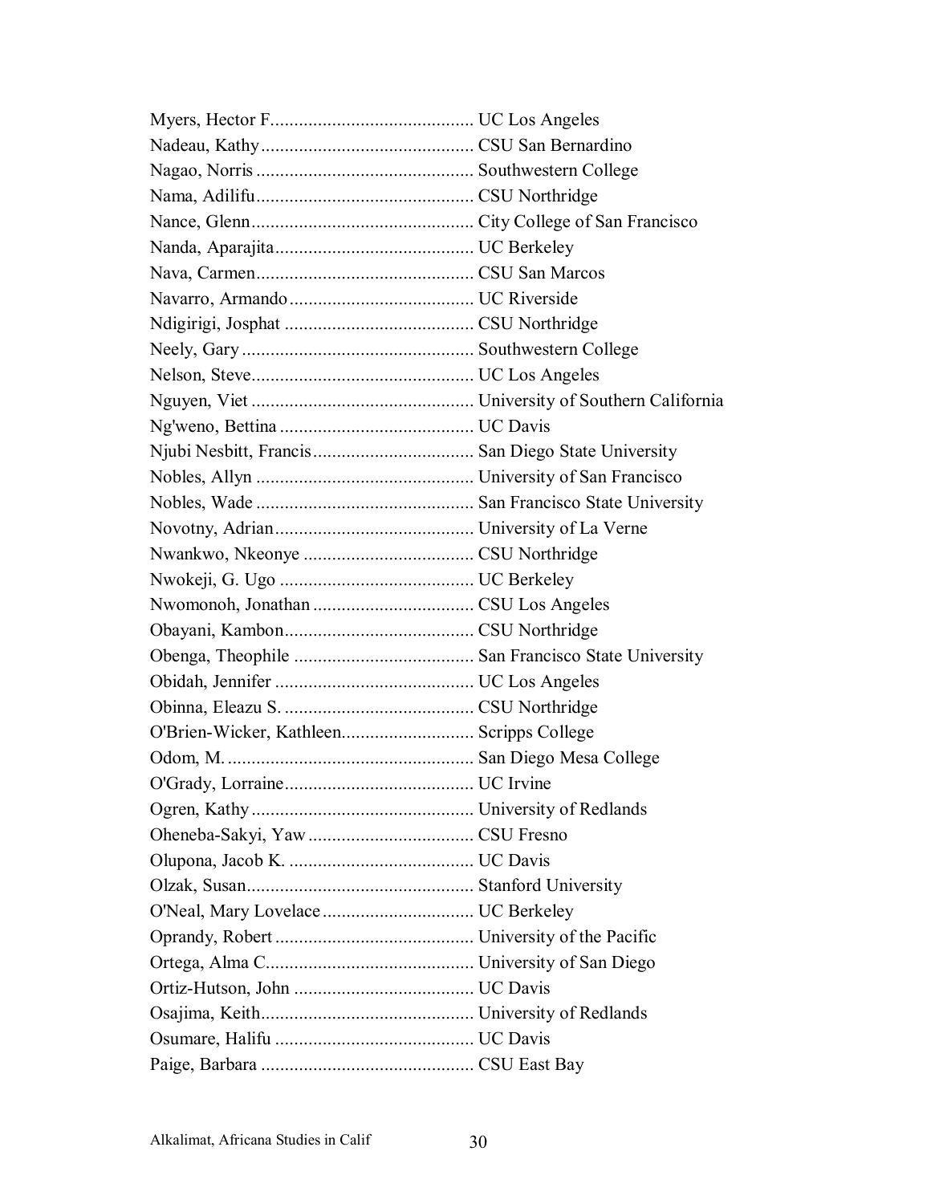| | |
|---|---|
| Myers, Hector F. | UC Los Angeles |
| Nadeau, Kathy | CSU San Bernardino |
| Nagao, Norris | Southwestern College |
| Nama, Adilifu | CSU Northridge |
| Nance, Glenn | City College of San Francisco |
| Nanda, Aparajita | UC Berkeley |
| Nava, Carmen | CSU San Marcos |
| Navarro, Armando | UC Riverside |
| Ndigirigi, Josphat | CSU Northridge |
| Neely, Gary | Southwestern College |
| Nelson, Steve | UC Los Angeles |
| Nguyen, Viet | University of Southern California |
| Ng'weno, Bettina | UC Davis |
| Njubi Nesbitt, Francis | San Diego State University |
| Nobles, Allyn | University of San Francisco |
| Nobles, Wade | San Francisco State University |
| Novotny, Adrian | University of La Verne |
| Nwankwo, Nkeonye | CSU Northridge |
| Nwokeji, G. Ugo | UC Berkeley |
| Nwomonoh, Jonathan | CSU Los Angeles |
| Obayani, Kambon | CSU Northridge |
| Obenga, Theophile | San Francisco State University |
| Obidah, Jennifer | UC Los Angeles |
| Obinna, Eleazu S. | CSU Northridge |
| O'Brien-Wicker, Kathleen | Scripps College |
| Odom, M. | San Diego Mesa College |
| O'Grady, Lorraine | UC Irvine |
| Ogren, Kathy | University of Redlands |
| Oheneba-Sakyi, Yaw | CSU Fresno |
| Olupona, Jacob K. | UC Davis |
| Olzak, Susan | Stanford University |
| O'Neal, Mary Lovelace | UC Berkeley |
| Oprandy, Robert | University of the Pacific |
| Ortega, Alma C. | University of San Diego |
| Ortiz-Hutson, John | UC Davis |
| Osajima, Keith | University of Redlands |
| Osumare, Halifu | UC Davis |
| Paige, Barbara | CSU East Bay |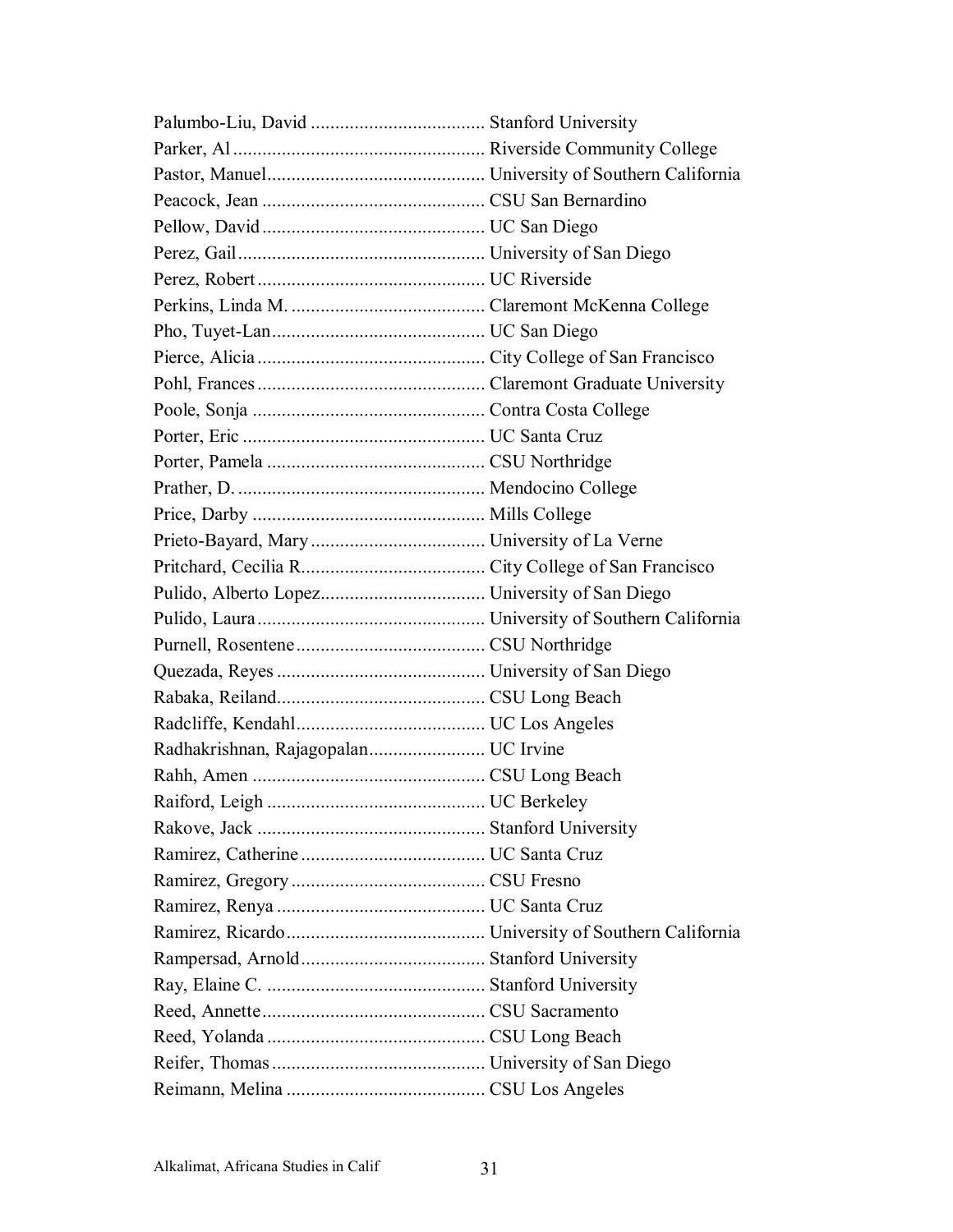Palumbo-Liu, David .................................... Stanford University
Parker, Al .................................................... Riverside Community College
Pastor, Manuel............................................. University of Southern California
Peacock, Jean .............................................. CSU San Bernardino
Pellow, David .............................................. UC San Diego
Perez, Gail ................................................... University of San Diego
Perez, Robert ............................................... UC Riverside
Perkins, Linda M. ........................................ Claremont McKenna College
Pho, Tuyet-Lan............................................ UC San Diego
Pierce, Alicia ............................................... City College of San Francisco
Pohl, Frances ............................................... Claremont Graduate University
Poole, Sonja ................................................ Contra Costa College
Porter, Eric .................................................. UC Santa Cruz
Porter, Pamela ............................................. CSU Northridge
Prather, D. ................................................... Mendocino College
Price, Darby ................................................ Mills College
Prieto-Bayard, Mary .................................... University of La Verne
Pritchard, Cecilia R...................................... City College of San Francisco
Pulido, Alberto Lopez.................................. University of San Diego
Pulido, Laura ............................................... University of Southern California
Purnell, Rosentene ....................................... CSU Northridge
Quezada, Reyes ........................................... University of San Diego
Rabaka, Reiland........................................... CSU Long Beach
Radcliffe, Kendahl....................................... UC Los Angeles
Radhakrishnan, Rajagopalan........................ UC Irvine
Rahh, Amen ................................................ CSU Long Beach
Raiford, Leigh ............................................. UC Berkeley
Rakove, Jack ............................................... Stanford University
Ramirez, Catherine ...................................... UC Santa Cruz
Ramirez, Gregory ........................................ CSU Fresno
Ramirez, Renya ........................................... UC Santa Cruz
Ramirez, Ricardo......................................... University of Southern California
Rampersad, Arnold...................................... Stanford University
Ray, Elaine C. ............................................. Stanford University
Reed, Annette .............................................. CSU Sacramento
Reed, Yolanda ............................................. CSU Long Beach
Reifer, Thomas ............................................ University of San Diego
Reimann, Melina ......................................... CSU Los Angeles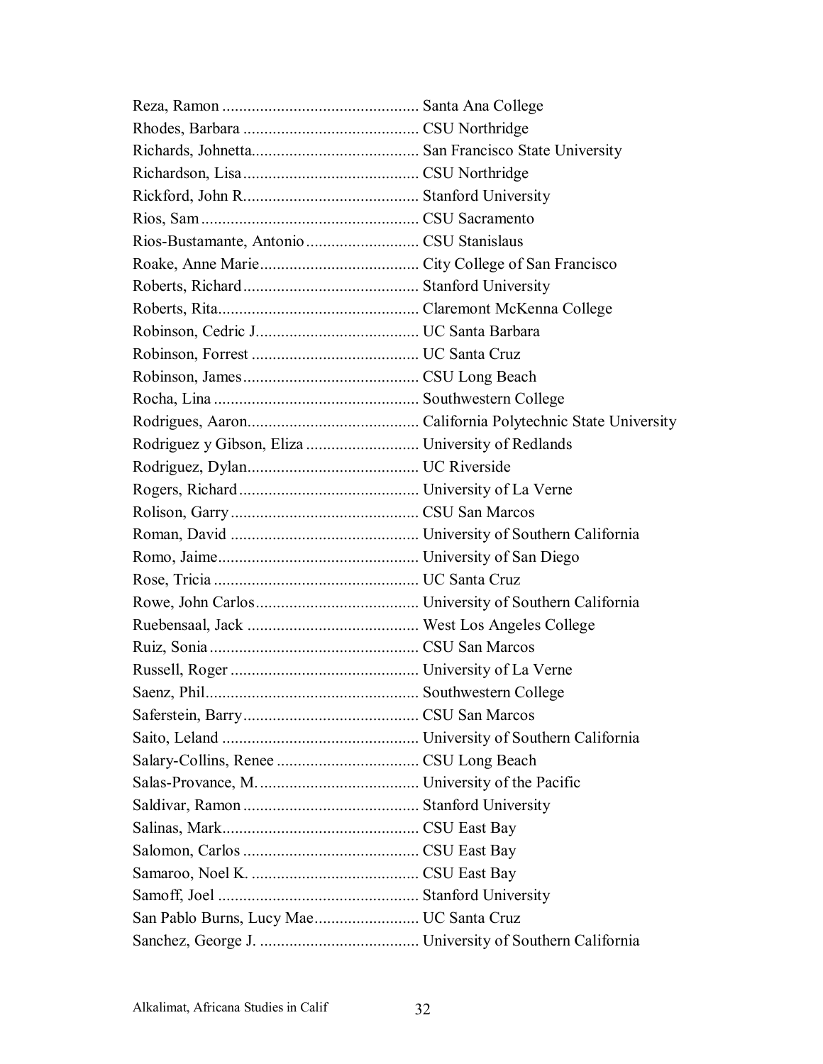Reza, Ramon ............................................... Santa Ana College
Rhodes, Barbara .......................................... CSU Northridge
Richards, Johnetta........................................ San Francisco State University
Richardson, Lisa.......................................... CSU Northridge
Rickford, John R.......................................... Stanford University
Rios, Sam.................................................... CSU Sacramento
Rios-Bustamante, Antonio........................... CSU Stanislaus
Roake, Anne Marie...................................... City College of San Francisco
Roberts, Richard.......................................... Stanford University
Roberts, Rita................................................ Claremont McKenna College
Robinson, Cedric J....................................... UC Santa Barbara
Robinson, Forrest ........................................ UC Santa Cruz
Robinson, James.......................................... CSU Long Beach
Rocha, Lina ................................................. Southwestern College
Rodrigues, Aaron......................................... California Polytechnic State University
Rodriguez y Gibson, Eliza ........................... University of Redlands
Rodriguez, Dylan......................................... UC Riverside
Rogers, Richard........................................... University of La Verne
Rolison, Garry............................................. CSU San Marcos
Roman, David ............................................. University of Southern California
Romo, Jaime................................................ University of San Diego
Rose, Tricia ................................................. UC Santa Cruz
Rowe, John Carlos....................................... University of Southern California
Ruebensaal, Jack ......................................... West Los Angeles College
Ruiz, Sonia.................................................. CSU San Marcos
Russell, Roger ............................................. University of La Verne
Saenz, Phil................................................... Southwestern College
Saferstein, Barry.......................................... CSU San Marcos
Saito, Leland ............................................... University of Southern California
Salary-Collins, Renee .................................. CSU Long Beach
Salas-Provance, M....................................... University of the Pacific
Saldivar, Ramon.......................................... Stanford University
Salinas, Mark............................................... CSU East Bay
Salomon, Carlos .......................................... CSU East Bay
Samaroo, Noel K. ........................................ CSU East Bay
Samoff, Joel ................................................ Stanford University
San Pablo Burns, Lucy Mae......................... UC Santa Cruz
Sanchez, George J. ...................................... University of Southern California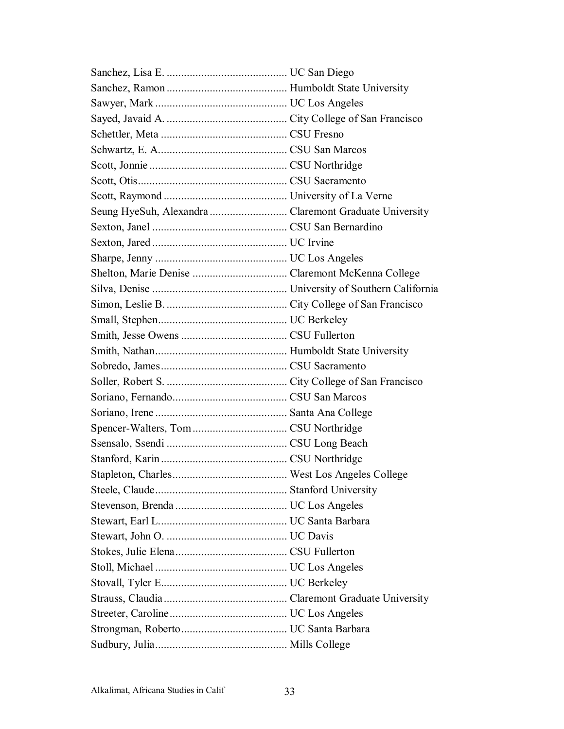Sanchez, Lisa E. .......................................... UC San Diego
Sanchez, Ramon .......................................... Humboldt State University
Sawyer, Mark ............................................. UC Los Angeles
Sayed, Javaid A. .......................................... City College of San Francisco
Schettler, Meta ............................................ CSU Fresno
Schwartz, E. A............................................. CSU San Marcos
Scott, Jonnie ................................................ CSU Northridge
Scott, Otis.................................................... CSU Sacramento
Scott, Raymond ........................................... University of La Verne
Seung HyeSuh, Alexandra ........................... Claremont Graduate University
Sexton, Janel ............................................... CSU San Bernardino
Sexton, Jared ............................................... UC Irvine
Sharpe, Jenny .............................................. UC Los Angeles
Shelton, Marie Denise ................................. Claremont McKenna College
Silva, Denise ............................................... University of Southern California
Simon, Leslie B. .......................................... City College of San Francisco
Small, Stephen............................................. UC Berkeley
Smith, Jesse Owens ..................................... CSU Fullerton
Smith, Nathan.............................................. Humboldt State University
Sobredo, James............................................ CSU Sacramento
Soller, Robert S. .......................................... City College of San Francisco
Soriano, Fernando........................................ CSU San Marcos
Soriano, Irene .............................................. Santa Ana College
Spencer-Walters, Tom ................................. CSU Northridge
Ssensalo, Ssendi .......................................... CSU Long Beach
Stanford, Karin ............................................ CSU Northridge
Stapleton, Charles........................................ West Los Angeles College
Steele, Claude.............................................. Stanford University
Stevenson, Brenda ....................................... UC Los Angeles
Stewart, Earl L............................................. UC Santa Barbara
Stewart, John O. .......................................... UC Davis
Stokes, Julie Elena....................................... CSU Fullerton
Stoll, Michael .............................................. UC Los Angeles
Stovall, Tyler E............................................ UC Berkeley
Strauss, Claudia ........................................... Claremont Graduate University
Streeter, Caroline......................................... UC Los Angeles
Strongman, Roberto..................................... UC Santa Barbara
Sudbury, Julia.............................................. Mills College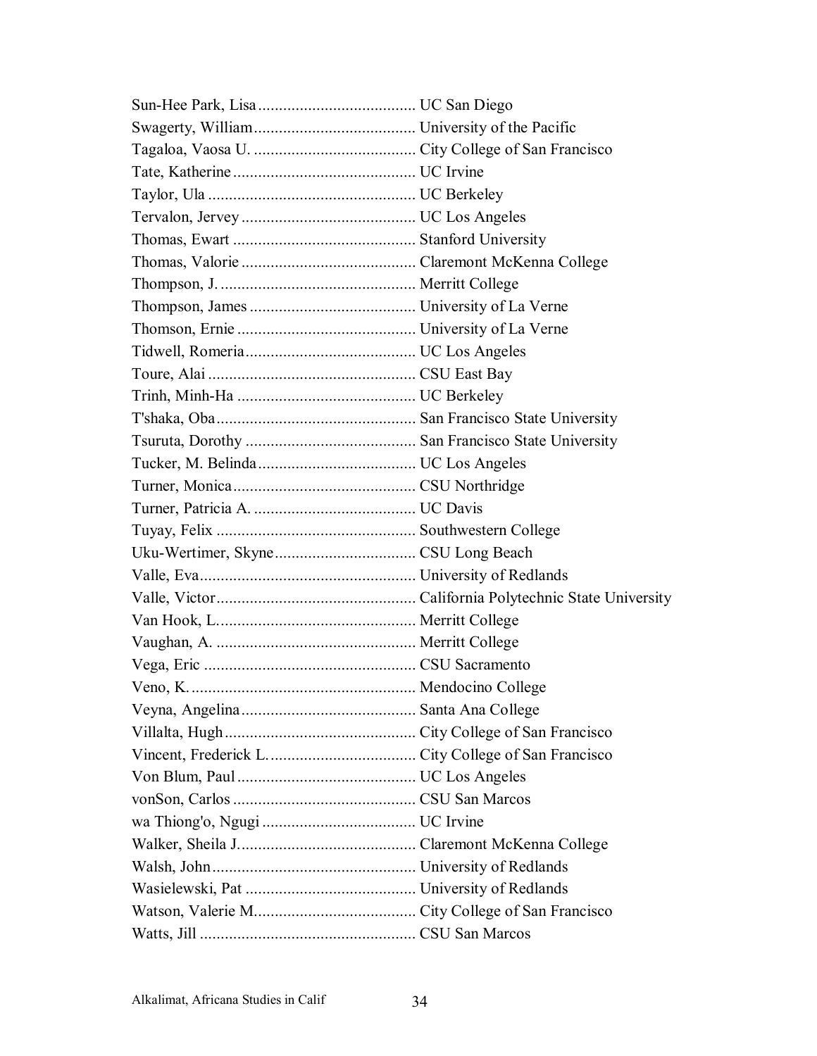Sun-Hee Park, Lisa ...................................... UC San Diego
Swagerty, William....................................... University of the Pacific
Tagaloa, Vaosa U. ....................................... City College of San Francisco
Tate, Katherine ............................................ UC Irvine
Taylor, Ula .................................................. UC Berkeley
Tervalon, Jervey .......................................... UC Los Angeles
Thomas, Ewart ............................................ Stanford University
Thomas, Valorie .......................................... Claremont McKenna College
Thompson, J. ............................................... Merritt College
Thompson, James ........................................ University of La Verne
Thomson, Ernie ........................................... University of La Verne
Tidwell, Romeria......................................... UC Los Angeles
Toure, Alai .................................................. CSU East Bay
Trinh, Minh-Ha ........................................... UC Berkeley
T'shaka, Oba................................................ San Francisco State University
Tsuruta, Dorothy ......................................... San Francisco State University
Tucker, M. Belinda...................................... UC Los Angeles
Turner, Monica............................................ CSU Northridge
Turner, Patricia A. ....................................... UC Davis
Tuyay, Felix ................................................ Southwestern College
Uku-Wertimer, Skyne.................................. CSU Long Beach
Valle, Eva.................................................... University of Redlands
Valle, Victor................................................ California Polytechnic State University
Van Hook, L................................................ Merritt College
Vaughan, A. ................................................ Merritt College
Vega, Eric ................................................... CSU Sacramento
Veno, K. ...................................................... Mendocino College
Veyna, Angelina.......................................... Santa Ana College
Villalta, Hugh.............................................. City College of San Francisco
Vincent, Frederick L.................................... City College of San Francisco
Von Blum, Paul ........................................... UC Los Angeles
vonSon, Carlos ............................................ CSU San Marcos
wa Thiong'o, Ngugi ..................................... UC Irvine
Walker, Sheila J........................................... Claremont McKenna College
Walsh, John................................................. University of Redlands
Wasielewski, Pat ......................................... University of Redlands
Watson, Valerie M....................................... City College of San Francisco
Watts, Jill .................................................... CSU San Marcos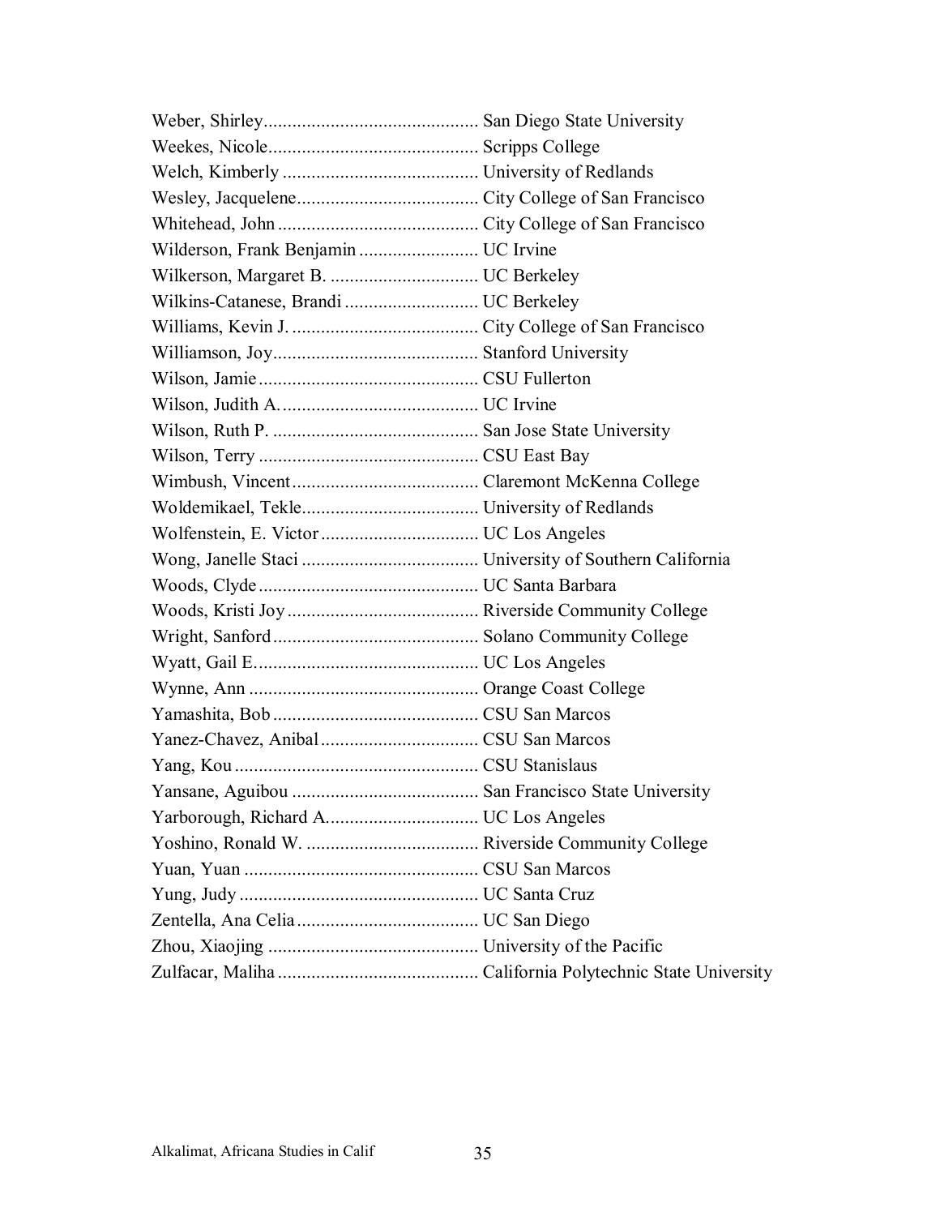| | |
|---|---|
| Weber, Shirley | San Diego State University |
| Weekes, Nicole | Scripps College |
| Welch, Kimberly | University of Redlands |
| Wesley, Jacquelene | City College of San Francisco |
| Whitehead, John | City College of San Francisco |
| Wilderson, Frank Benjamin | UC Irvine |
| Wilkerson, Margaret B. | UC Berkeley |
| Wilkins-Catanese, Brandi | UC Berkeley |
| Williams, Kevin J. | City College of San Francisco |
| Williamson, Joy | Stanford University |
| Wilson, Jamie | CSU Fullerton |
| Wilson, Judith A. | UC Irvine |
| Wilson, Ruth P. | San Jose State University |
| Wilson, Terry | CSU East Bay |
| Wimbush, Vincent | Claremont McKenna College |
| Woldemikael, Tekle | University of Redlands |
| Wolfenstein, E. Victor | UC Los Angeles |
| Wong, Janelle Staci | University of Southern California |
| Woods, Clyde | UC Santa Barbara |
| Woods, Kristi Joy | Riverside Community College |
| Wright, Sanford | Solano Community College |
| Wyatt, Gail E. | UC Los Angeles |
| Wynne, Ann | Orange Coast College |
| Yamashita, Bob | CSU San Marcos |
| Yanez-Chavez, Anibal | CSU San Marcos |
| Yang, Kou | CSU Stanislaus |
| Yansane, Aguibou | San Francisco State University |
| Yarborough, Richard A. | UC Los Angeles |
| Yoshino, Ronald W. | Riverside Community College |
| Yuan, Yuan | CSU San Marcos |
| Yung, Judy | UC Santa Cruz |
| Zentella, Ana Celia | UC San Diego |
| Zhou, Xiaojing | University of the Pacific |
| Zulfacar, Maliha | California Polytechnic State University |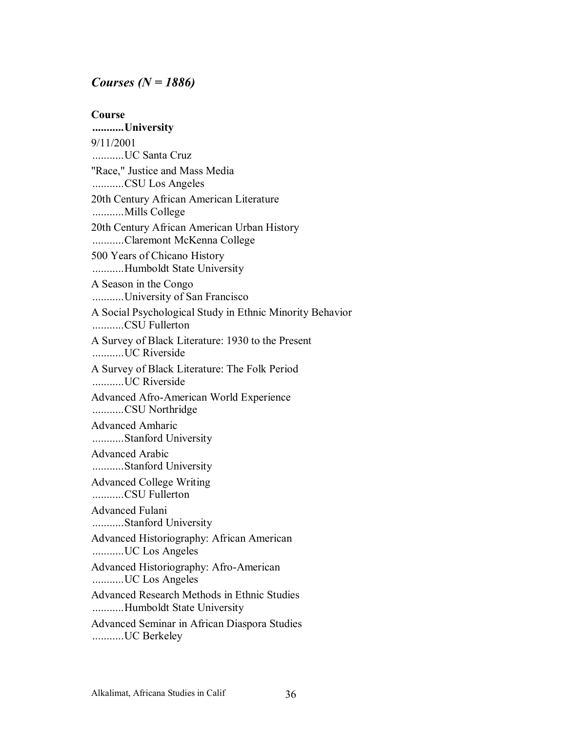### *Courses (N = 1886)*

**Course**
**...........University**

9/11/2001
...........UC Santa Cruz

"Race," Justice and Mass Media
...........CSU Los Angeles

20th Century African American Literature
...........Mills College

20th Century African American Urban History
...........Claremont McKenna College

500 Years of Chicano History
...........Humboldt State University

A Season in the Congo
...........University of San Francisco

A Social Psychological Study in Ethnic Minority Behavior
...........CSU Fullerton

A Survey of Black Literature: 1930 to the Present
...........UC Riverside

A Survey of Black Literature: The Folk Period
...........UC Riverside

Advanced Afro-American World Experience
...........CSU Northridge

Advanced Amharic
...........Stanford University

Advanced Arabic
...........Stanford University

Advanced College Writing
...........CSU Fullerton

Advanced Fulani
...........Stanford University

Advanced Historiography: African American
...........UC Los Angeles

Advanced Historiography: Afro-American
...........UC Los Angeles

Advanced Research Methods in Ethnic Studies
...........Humboldt State University

Advanced Seminar in African Diaspora Studies
...........UC Berkeley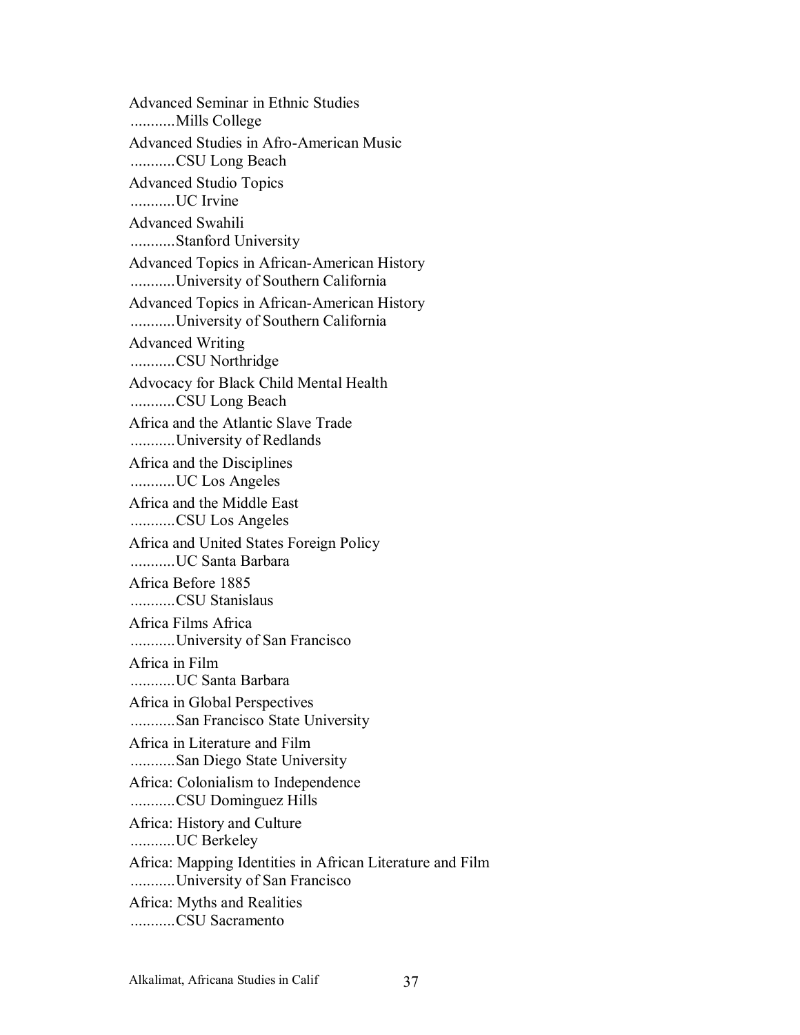Advanced Seminar in Ethnic Studies
...........Mills College

Advanced Studies in Afro-American Music
...........CSU Long Beach

Advanced Studio Topics
...........UC Irvine

Advanced Swahili
...........Stanford University

Advanced Topics in African-American History
...........University of Southern California

Advanced Topics in African-American History
...........University of Southern California

Advanced Writing
...........CSU Northridge

Advocacy for Black Child Mental Health
...........CSU Long Beach

Africa and the Atlantic Slave Trade
...........University of Redlands

Africa and the Disciplines
...........UC Los Angeles

Africa and the Middle East
...........CSU Los Angeles

Africa and United States Foreign Policy
...........UC Santa Barbara

Africa Before 1885
...........CSU Stanislaus

Africa Films Africa
...........University of San Francisco

Africa in Film
...........UC Santa Barbara

Africa in Global Perspectives
...........San Francisco State University

Africa in Literature and Film
...........San Diego State University

Africa: Colonialism to Independence
...........CSU Dominguez Hills

Africa: History and Culture
...........UC Berkeley

Africa: Mapping Identities in African Literature and Film
...........University of San Francisco

Africa: Myths and Realities
...........CSU Sacramento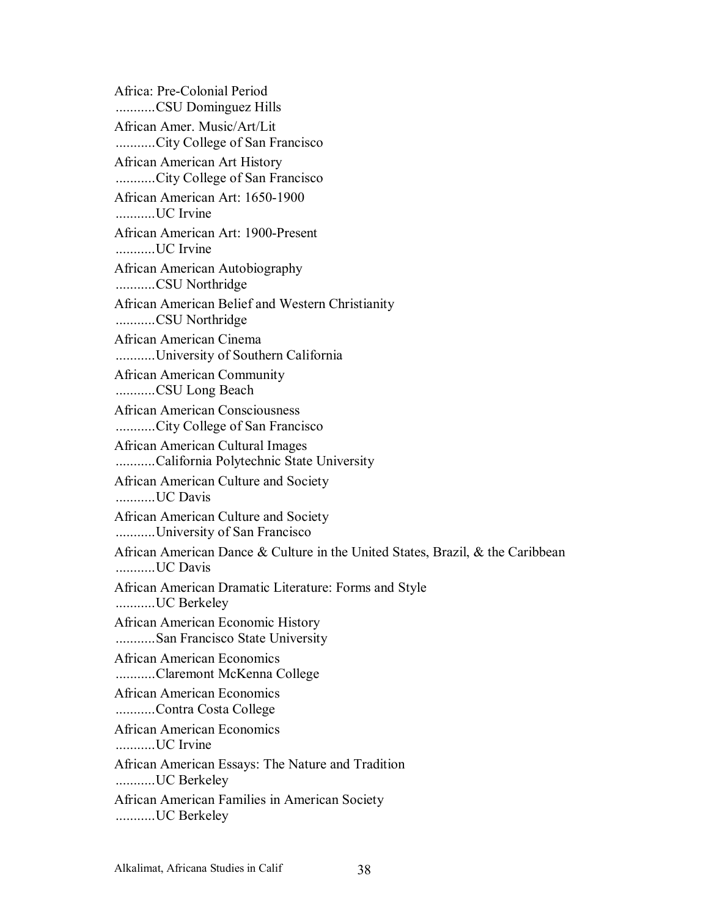Africa: Pre-Colonial Period
...........CSU Dominguez Hills

African Amer. Music/Art/Lit
...........City College of San Francisco

African American Art History
...........City College of San Francisco

African American Art: 1650-1900
...........UC Irvine

African American Art: 1900-Present
...........UC Irvine

African American Autobiography
...........CSU Northridge

African American Belief and Western Christianity
...........CSU Northridge

African American Cinema
...........University of Southern California

African American Community
...........CSU Long Beach

African American Consciousness
...........City College of San Francisco

African American Cultural Images
...........California Polytechnic State University

African American Culture and Society
...........UC Davis

African American Culture and Society
...........University of San Francisco

African American Dance & Culture in the United States, Brazil, & the Caribbean
...........UC Davis

African American Dramatic Literature: Forms and Style
...........UC Berkeley

African American Economic History
...........San Francisco State University

African American Economics
...........Claremont McKenna College

African American Economics
...........Contra Costa College

African American Economics
...........UC Irvine

African American Essays: The Nature and Tradition
...........UC Berkeley

African American Families in American Society
...........UC Berkeley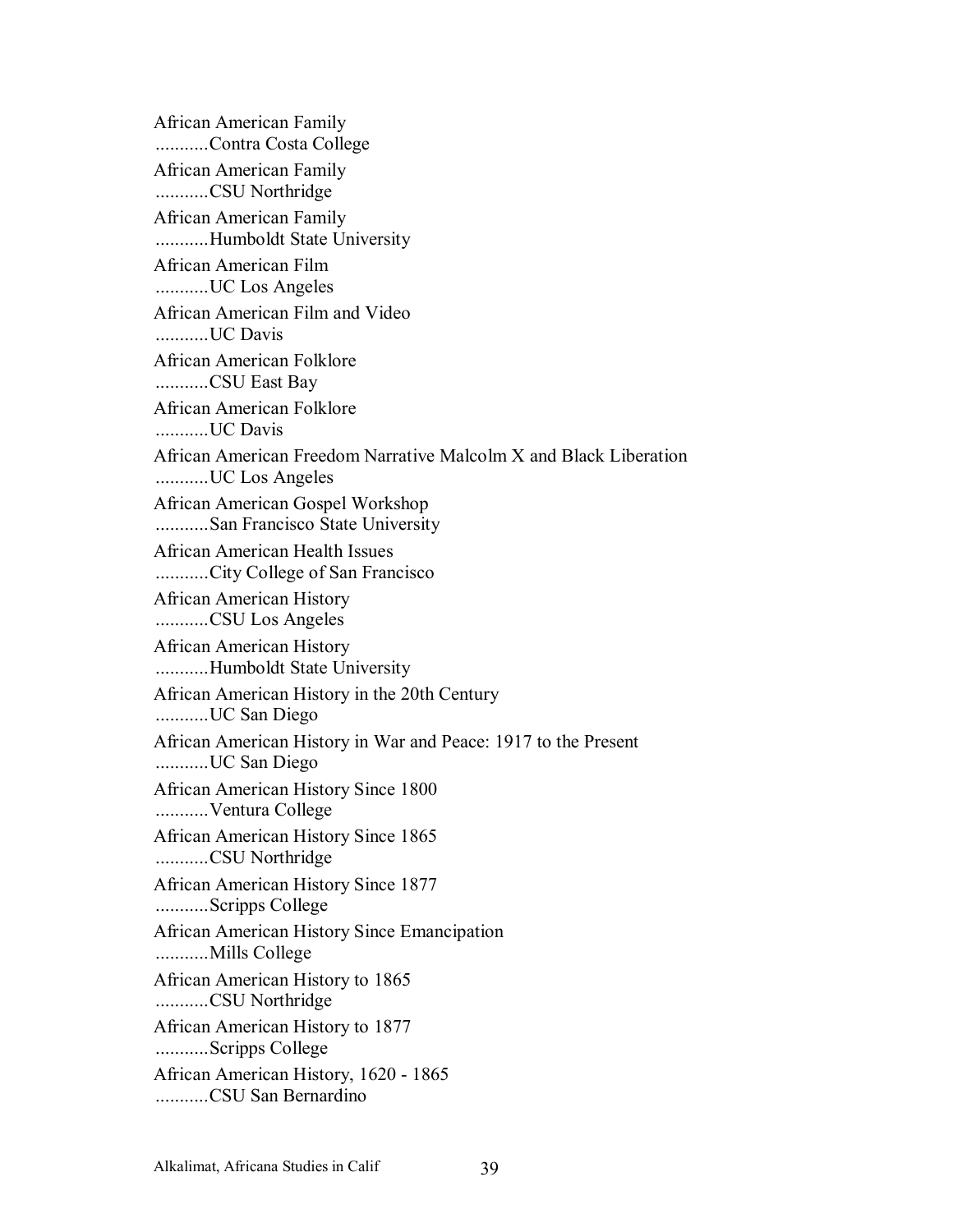African American Family
...........Contra Costa College

African American Family
...........CSU Northridge

African American Family
...........Humboldt State University

African American Film
...........UC Los Angeles

African American Film and Video
...........UC Davis

African American Folklore
...........CSU East Bay

African American Folklore
...........UC Davis

African American Freedom Narrative Malcolm X and Black Liberation
...........UC Los Angeles

African American Gospel Workshop
...........San Francisco State University

African American Health Issues
...........City College of San Francisco

African American History
...........CSU Los Angeles

African American History
...........Humboldt State University

African American History in the 20th Century
...........UC San Diego

African American History in War and Peace: 1917 to the Present
...........UC San Diego

African American History Since 1800
...........Ventura College

African American History Since 1865
...........CSU Northridge

African American History Since 1877
...........Scripps College

African American History Since Emancipation
...........Mills College

African American History to 1865
...........CSU Northridge

African American History to 1877
...........Scripps College

African American History, 1620 - 1865
...........CSU San Bernardino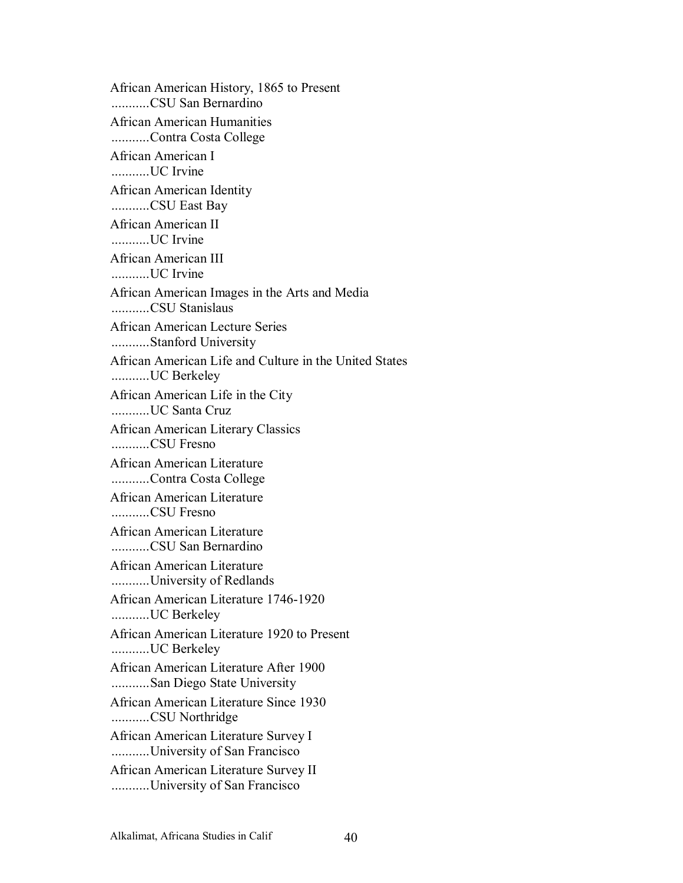African American History, 1865 to Present
...........CSU San Bernardino

African American Humanities
...........Contra Costa College

African American I
...........UC Irvine

African American Identity
...........CSU East Bay

African American II
...........UC Irvine

African American III
...........UC Irvine

African American Images in the Arts and Media
...........CSU Stanislaus

African American Lecture Series
...........Stanford University

African American Life and Culture in the United States
...........UC Berkeley

African American Life in the City
...........UC Santa Cruz

African American Literary Classics
...........CSU Fresno

African American Literature
...........Contra Costa College

African American Literature
...........CSU Fresno

African American Literature
...........CSU San Bernardino

African American Literature
...........University of Redlands

African American Literature 1746-1920
...........UC Berkeley

African American Literature 1920 to Present
...........UC Berkeley

African American Literature After 1900
...........San Diego State University

African American Literature Since 1930
...........CSU Northridge

African American Literature Survey I
...........University of San Francisco

African American Literature Survey II
...........University of San Francisco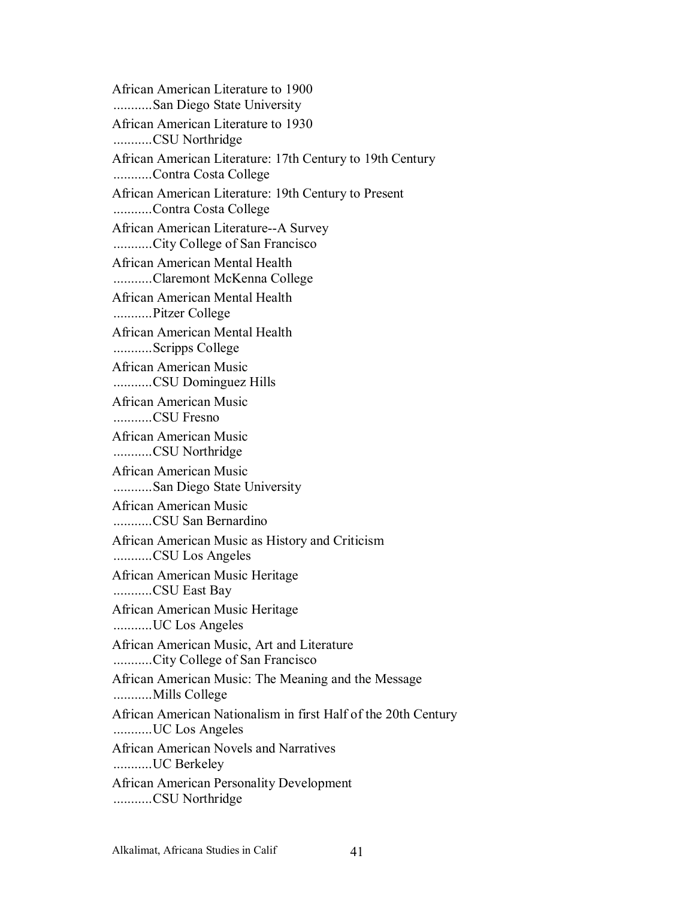African American Literature to 1900  
...........San Diego State University

African American Literature to 1930  
...........CSU Northridge

African American Literature: 17th Century to 19th Century  
...........Contra Costa College

African American Literature: 19th Century to Present  
...........Contra Costa College

African American Literature--A Survey  
...........City College of San Francisco

African American Mental Health  
...........Claremont McKenna College

African American Mental Health  
...........Pitzer College

African American Mental Health  
...........Scripps College

African American Music  
...........CSU Dominguez Hills

African American Music  
...........CSU Fresno

African American Music  
...........CSU Northridge

African American Music  
...........San Diego State University

African American Music  
...........CSU San Bernardino

African American Music as History and Criticism  
...........CSU Los Angeles

African American Music Heritage  
...........CSU East Bay

African American Music Heritage  
...........UC Los Angeles

African American Music, Art and Literature  
...........City College of San Francisco

African American Music: The Meaning and the Message  
...........Mills College

African American Nationalism in first Half of the 20th Century  
...........UC Los Angeles

African American Novels and Narratives  
...........UC Berkeley

African American Personality Development  
...........CSU Northridge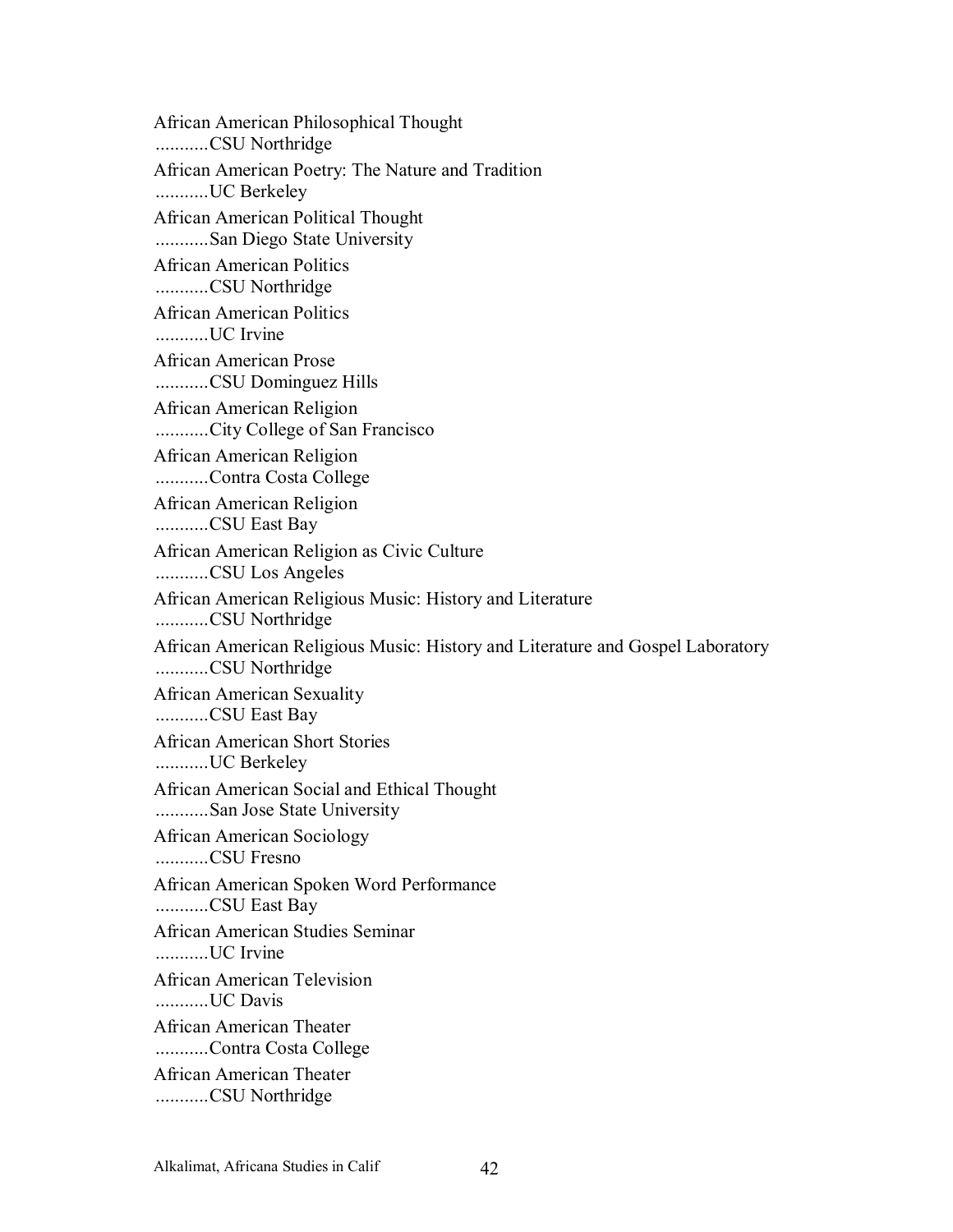African American Philosophical Thought
...........CSU Northridge

African American Poetry: The Nature and Tradition
...........UC Berkeley

African American Political Thought
...........San Diego State University

African American Politics
...........CSU Northridge

African American Politics
...........UC Irvine

African American Prose
...........CSU Dominguez Hills

African American Religion
...........City College of San Francisco

African American Religion
...........Contra Costa College

African American Religion
...........CSU East Bay

African American Religion as Civic Culture
...........CSU Los Angeles

African American Religious Music: History and Literature
...........CSU Northridge

African American Religious Music: History and Literature and Gospel Laboratory
...........CSU Northridge

African American Sexuality
...........CSU East Bay

African American Short Stories
...........UC Berkeley

African American Social and Ethical Thought
...........San Jose State University

African American Sociology
...........CSU Fresno

African American Spoken Word Performance
...........CSU East Bay

African American Studies Seminar
...........UC Irvine

African American Television
...........UC Davis

African American Theater
...........Contra Costa College

African American Theater
...........CSU Northridge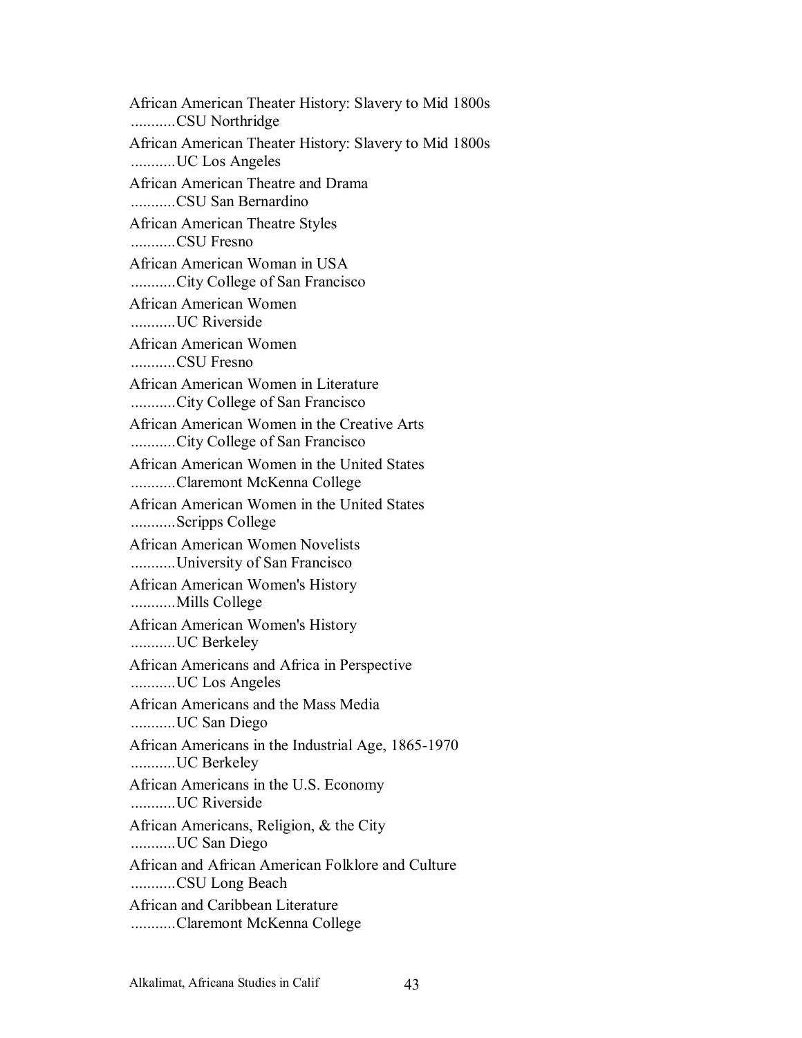African American Theater History: Slavery to Mid 1800s
...........CSU Northridge

African American Theater History: Slavery to Mid 1800s
...........UC Los Angeles

African American Theatre and Drama
...........CSU San Bernardino

African American Theatre Styles
...........CSU Fresno

African American Woman in USA
...........City College of San Francisco

African American Women
...........UC Riverside

African American Women
...........CSU Fresno

African American Women in Literature
...........City College of San Francisco

African American Women in the Creative Arts
...........City College of San Francisco

African American Women in the United States
...........Claremont McKenna College

African American Women in the United States
...........Scripps College

African American Women Novelists
...........University of San Francisco

African American Women's History
...........Mills College

African American Women's History
...........UC Berkeley

African Americans and Africa in Perspective
...........UC Los Angeles

African Americans and the Mass Media
...........UC San Diego

African Americans in the Industrial Age, 1865-1970
...........UC Berkeley

African Americans in the U.S. Economy
...........UC Riverside

African Americans, Religion, & the City
...........UC San Diego

African and African American Folklore and Culture
...........CSU Long Beach

African and Caribbean Literature
...........Claremont McKenna College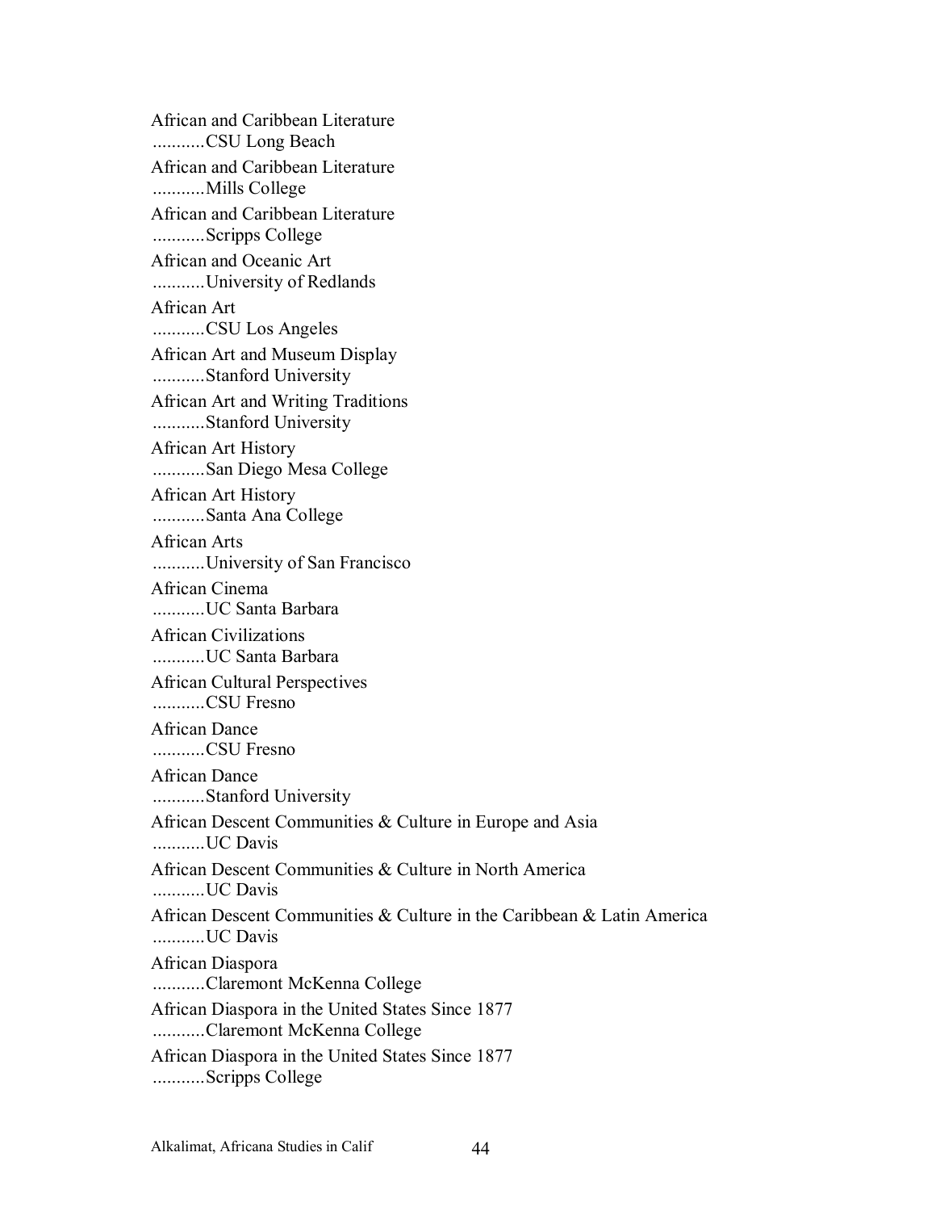African and Caribbean Literature
...........CSU Long Beach

African and Caribbean Literature
...........Mills College

African and Caribbean Literature
...........Scripps College

African and Oceanic Art
...........University of Redlands

African Art
...........CSU Los Angeles

African Art and Museum Display
...........Stanford University

African Art and Writing Traditions
...........Stanford University

African Art History
...........San Diego Mesa College

African Art History
...........Santa Ana College

African Arts
...........University of San Francisco

African Cinema
...........UC Santa Barbara

African Civilizations
...........UC Santa Barbara

African Cultural Perspectives
...........CSU Fresno

African Dance
...........CSU Fresno

African Dance
...........Stanford University

African Descent Communities & Culture in Europe and Asia
...........UC Davis

African Descent Communities & Culture in North America
...........UC Davis

African Descent Communities & Culture in the Caribbean & Latin America
...........UC Davis

African Diaspora
...........Claremont McKenna College

African Diaspora in the United States Since 1877
...........Claremont McKenna College

African Diaspora in the United States Since 1877
...........Scripps College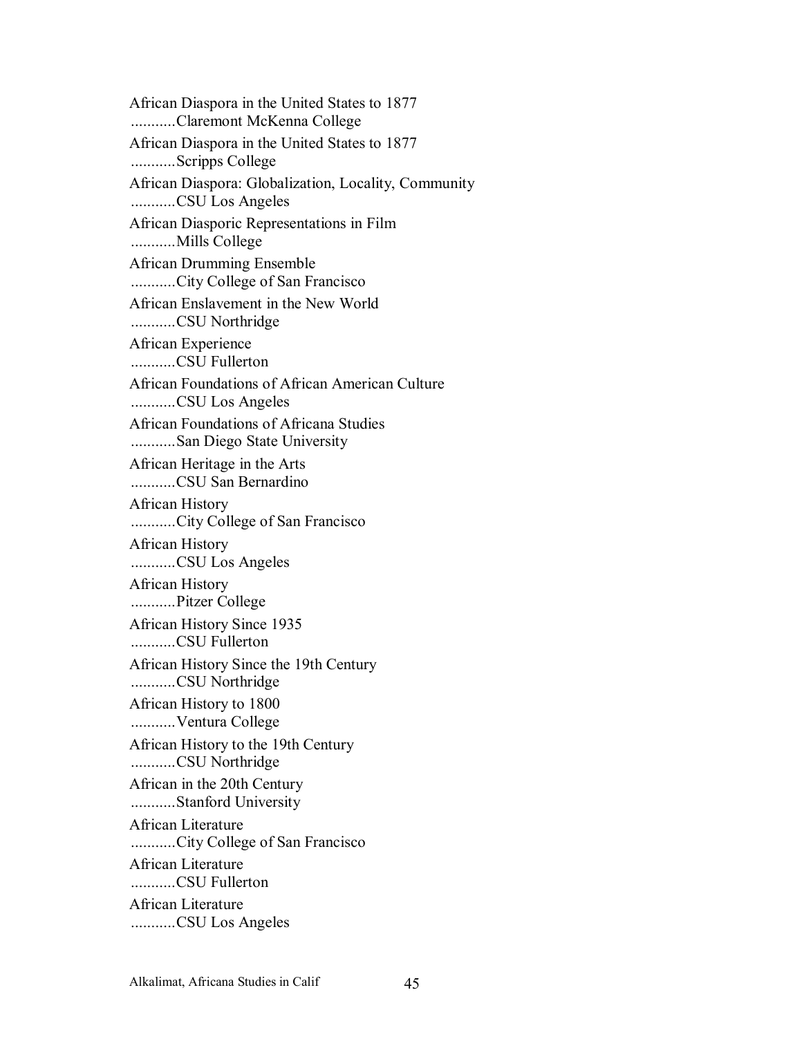African Diaspora in the United States to 1877
...........Claremont McKenna College

African Diaspora in the United States to 1877
...........Scripps College

African Diaspora: Globalization, Locality, Community
...........CSU Los Angeles

African Diasporic Representations in Film
...........Mills College

African Drumming Ensemble
...........City College of San Francisco

African Enslavement in the New World
...........CSU Northridge

African Experience
...........CSU Fullerton

African Foundations of African American Culture
...........CSU Los Angeles

African Foundations of Africana Studies
...........San Diego State University

African Heritage in the Arts
...........CSU San Bernardino

African History
...........City College of San Francisco

African History
...........CSU Los Angeles

African History
...........Pitzer College

African History Since 1935
...........CSU Fullerton

African History Since the 19th Century
...........CSU Northridge

African History to 1800
...........Ventura College

African History to the 19th Century
...........CSU Northridge

African in the 20th Century
...........Stanford University

African Literature
...........City College of San Francisco

African Literature
...........CSU Fullerton

African Literature
...........CSU Los Angeles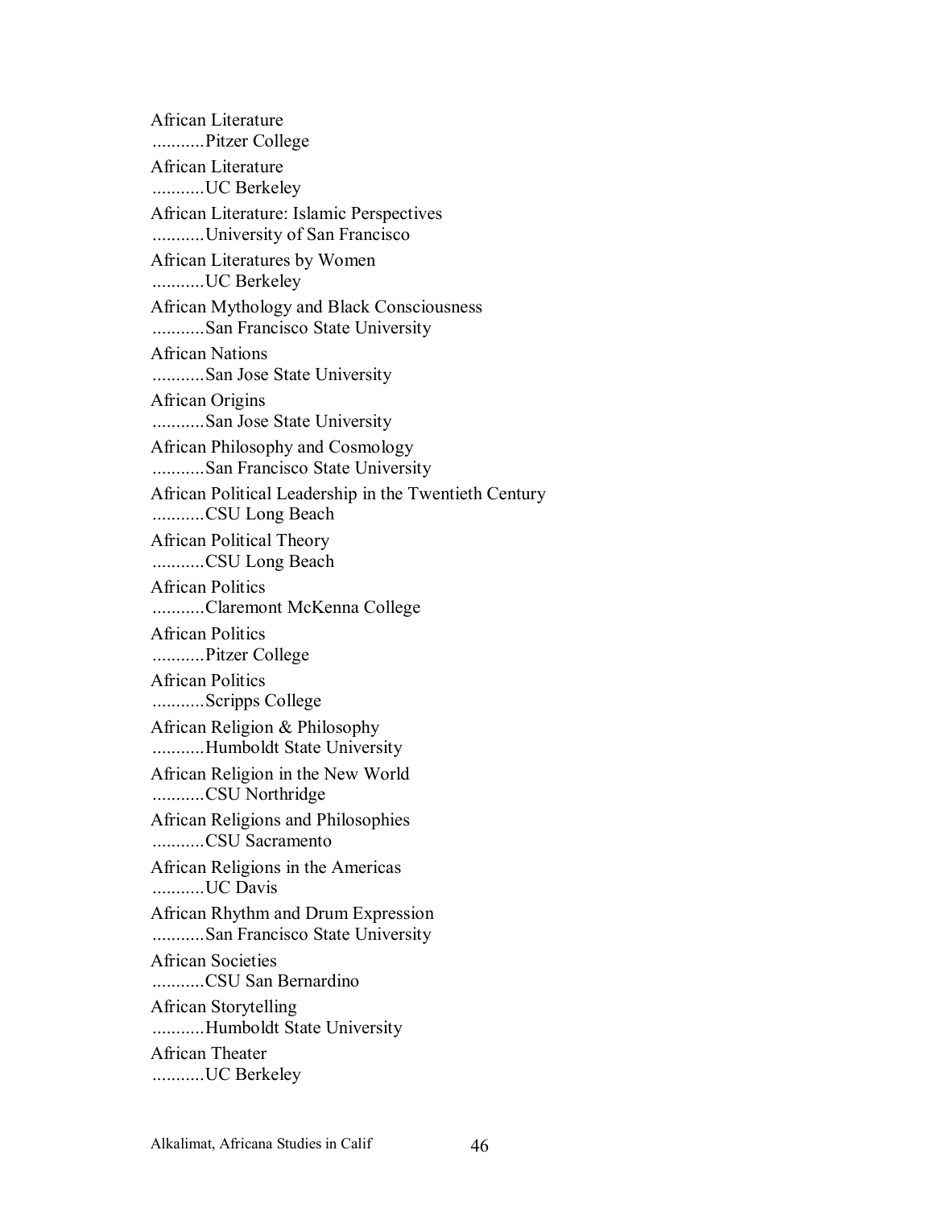African Literature
...........Pitzer College

African Literature
...........UC Berkeley

African Literature: Islamic Perspectives
...........University of San Francisco

African Literatures by Women
...........UC Berkeley

African Mythology and Black Consciousness
...........San Francisco State University

African Nations
...........San Jose State University

African Origins
...........San Jose State University

African Philosophy and Cosmology
...........San Francisco State University

African Political Leadership in the Twentieth Century
...........CSU Long Beach

African Political Theory
...........CSU Long Beach

African Politics
...........Claremont McKenna College

African Politics
...........Pitzer College

African Politics
...........Scripps College

African Religion & Philosophy
...........Humboldt State University

African Religion in the New World
...........CSU Northridge

African Religions and Philosophies
...........CSU Sacramento

African Religions in the Americas
...........UC Davis

African Rhythm and Drum Expression
...........San Francisco State University

African Societies
...........CSU San Bernardino

African Storytelling
...........Humboldt State University

African Theater
...........UC Berkeley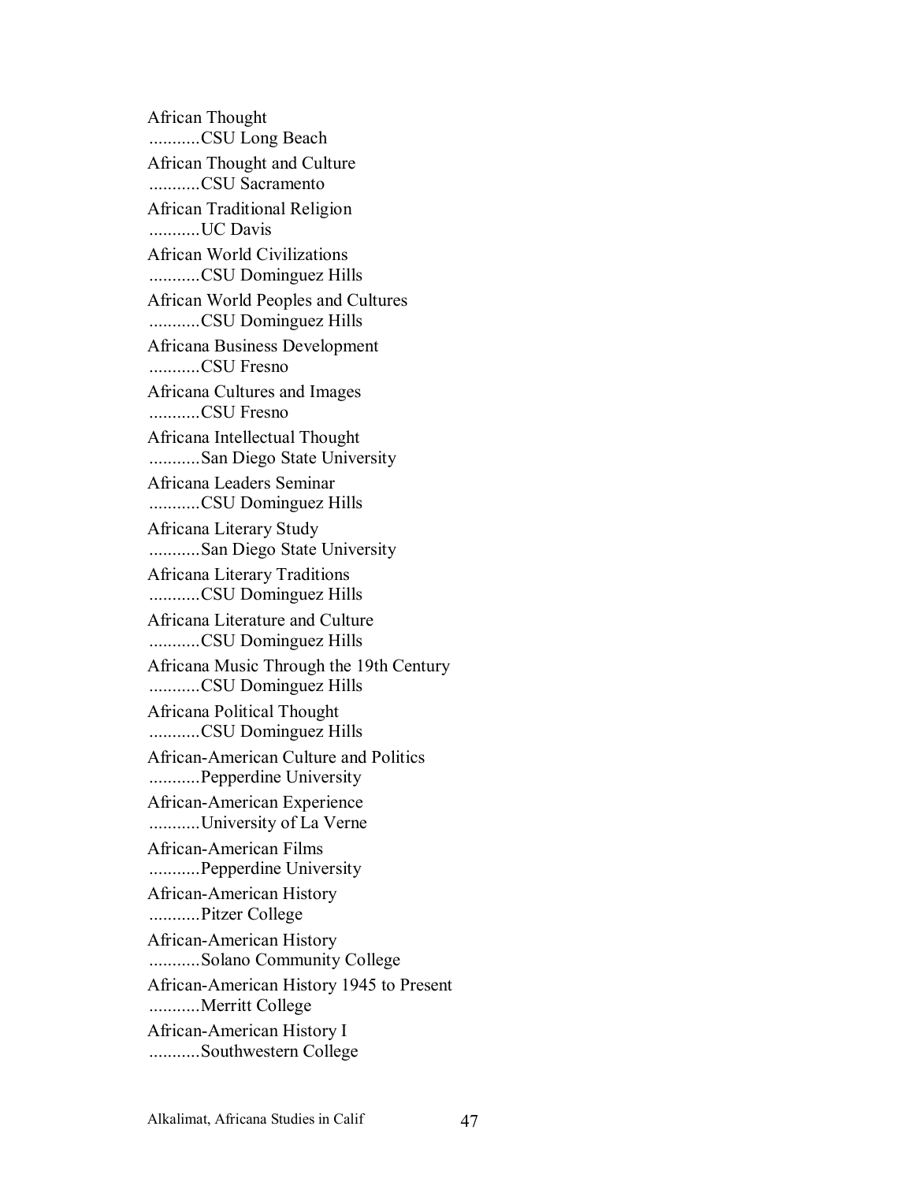African Thought
...........CSU Long Beach

African Thought and Culture
...........CSU Sacramento

African Traditional Religion
...........UC Davis

African World Civilizations
...........CSU Dominguez Hills

African World Peoples and Cultures
...........CSU Dominguez Hills

Africana Business Development
...........CSU Fresno

Africana Cultures and Images
...........CSU Fresno

Africana Intellectual Thought
...........San Diego State University

Africana Leaders Seminar
...........CSU Dominguez Hills

Africana Literary Study
...........San Diego State University

Africana Literary Traditions
...........CSU Dominguez Hills

Africana Literature and Culture
...........CSU Dominguez Hills

Africana Music Through the 19th Century
...........CSU Dominguez Hills

Africana Political Thought
...........CSU Dominguez Hills

African-American Culture and Politics
...........Pepperdine University

African-American Experience
...........University of La Verne

African-American Films
...........Pepperdine University

African-American History
...........Pitzer College

African-American History
...........Solano Community College

African-American History 1945 to Present
...........Merritt College

African-American History I
...........Southwestern College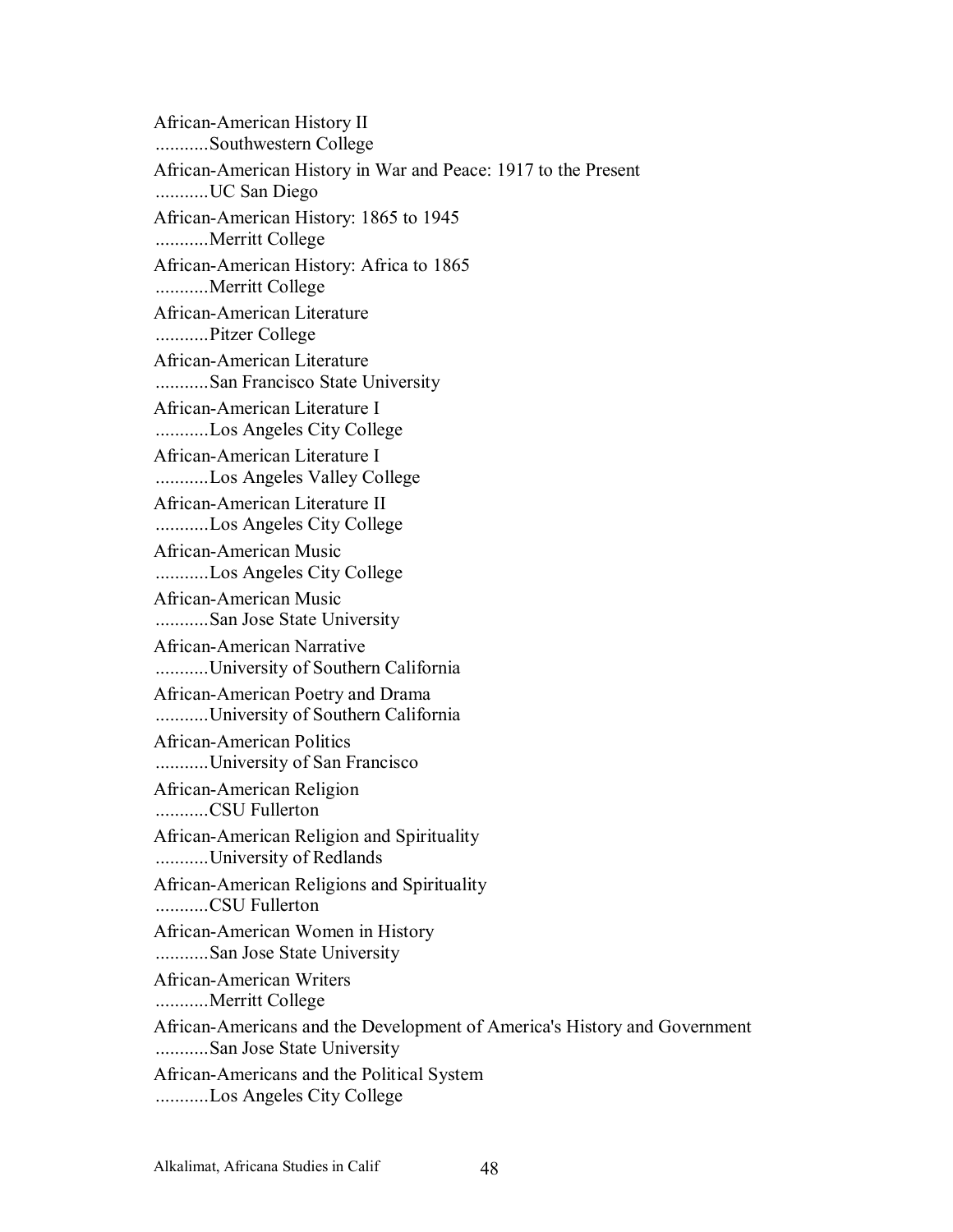African-American History II
...........Southwestern College

African-American History in War and Peace: 1917 to the Present
...........UC San Diego

African-American History: 1865 to 1945
...........Merritt College

African-American History: Africa to 1865
...........Merritt College

African-American Literature
...........Pitzer College

African-American Literature
...........San Francisco State University

African-American Literature I
...........Los Angeles City College

African-American Literature I
...........Los Angeles Valley College

African-American Literature II
...........Los Angeles City College

African-American Music
...........Los Angeles City College

African-American Music
...........San Jose State University

African-American Narrative
...........University of Southern California

African-American Poetry and Drama
...........University of Southern California

African-American Politics
...........University of San Francisco

African-American Religion
...........CSU Fullerton

African-American Religion and Spirituality
...........University of Redlands

African-American Religions and Spirituality
...........CSU Fullerton

African-American Women in History
...........San Jose State University

African-American Writers
...........Merritt College

African-Americans and the Development of America's History and Government
...........San Jose State University

African-Americans and the Political System
...........Los Angeles City College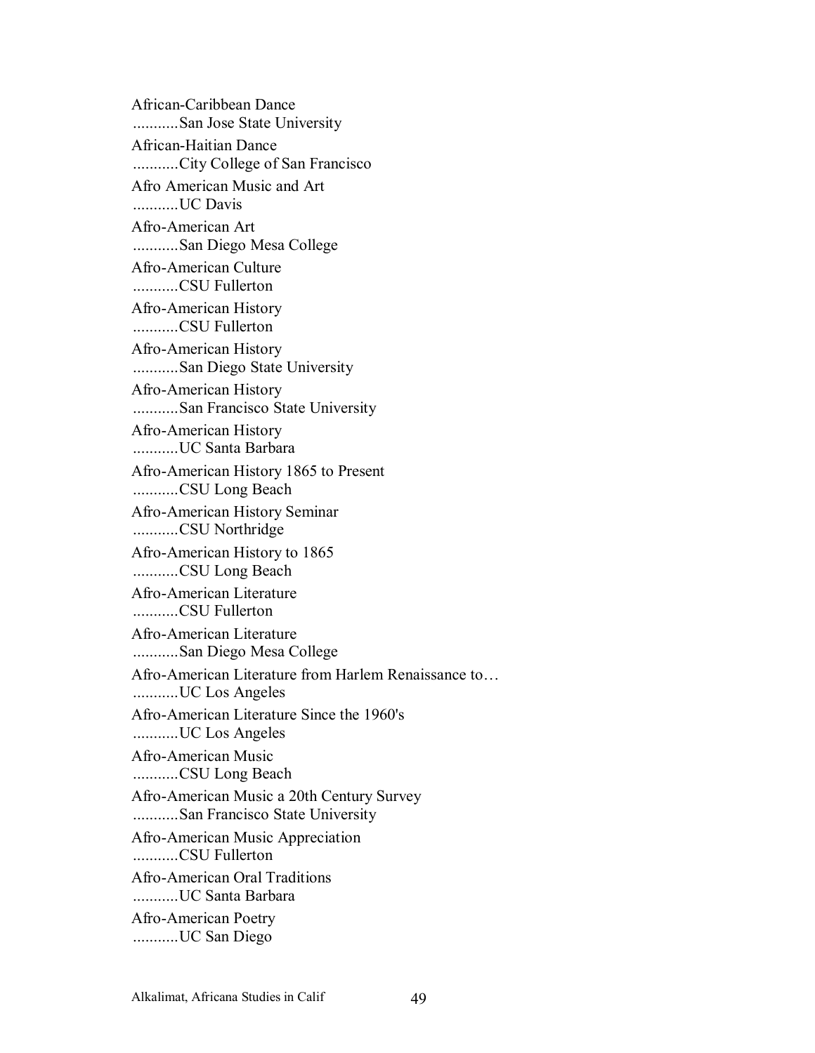African-Caribbean Dance
...........San Jose State University

African-Haitian Dance
...........City College of San Francisco

Afro American Music and Art
...........UC Davis

Afro-American Art
...........San Diego Mesa College

Afro-American Culture
...........CSU Fullerton

Afro-American History
...........CSU Fullerton

Afro-American History
...........San Diego State University

Afro-American History
...........San Francisco State University

Afro-American History
...........UC Santa Barbara

Afro-American History 1865 to Present
...........CSU Long Beach

Afro-American History Seminar
...........CSU Northridge

Afro-American History to 1865
...........CSU Long Beach

Afro-American Literature
...........CSU Fullerton

Afro-American Literature
...........San Diego Mesa College

Afro-American Literature from Harlem Renaissance to…
...........UC Los Angeles

Afro-American Literature Since the 1960's
...........UC Los Angeles

Afro-American Music
...........CSU Long Beach

Afro-American Music a 20th Century Survey
...........San Francisco State University

Afro-American Music Appreciation
...........CSU Fullerton

Afro-American Oral Traditions
...........UC Santa Barbara

Afro-American Poetry
...........UC San Diego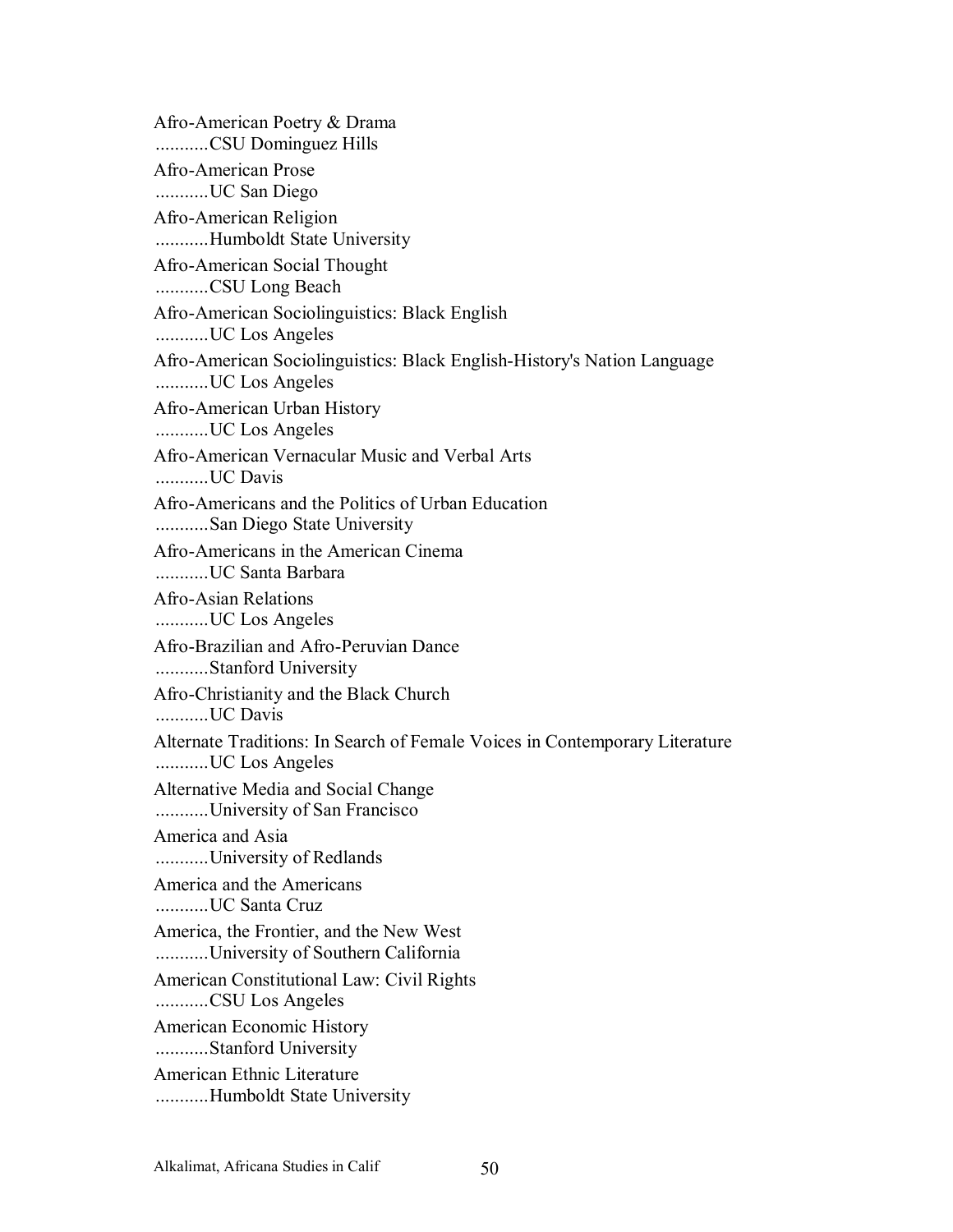Afro-American Poetry & Drama
...........CSU Dominguez Hills

Afro-American Prose
...........UC San Diego

Afro-American Religion
...........Humboldt State University

Afro-American Social Thought
...........CSU Long Beach

Afro-American Sociolinguistics: Black English
...........UC Los Angeles

Afro-American Sociolinguistics: Black English-History's Nation Language
...........UC Los Angeles

Afro-American Urban History
...........UC Los Angeles

Afro-American Vernacular Music and Verbal Arts
...........UC Davis

Afro-Americans and the Politics of Urban Education
...........San Diego State University

Afro-Americans in the American Cinema
...........UC Santa Barbara

Afro-Asian Relations
...........UC Los Angeles

Afro-Brazilian and Afro-Peruvian Dance
...........Stanford University

Afro-Christianity and the Black Church
...........UC Davis

Alternate Traditions: In Search of Female Voices in Contemporary Literature
...........UC Los Angeles

Alternative Media and Social Change
...........University of San Francisco

America and Asia
...........University of Redlands

America and the Americans
...........UC Santa Cruz

America, the Frontier, and the New West
...........University of Southern California

American Constitutional Law: Civil Rights
...........CSU Los Angeles

American Economic History
...........Stanford University

American Ethnic Literature
...........Humboldt State University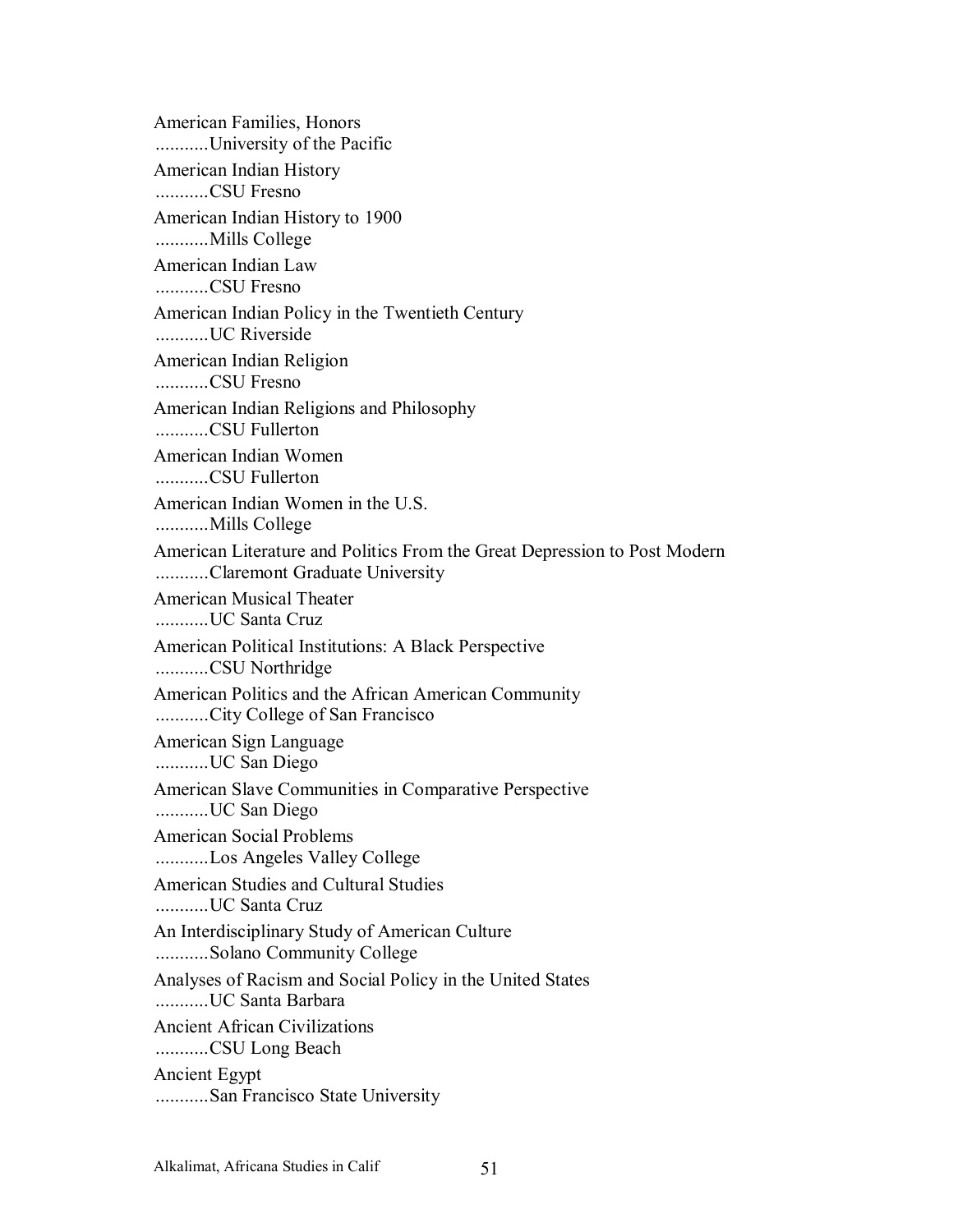American Families, Honors
...........University of the Pacific

American Indian History
...........CSU Fresno

American Indian History to 1900
...........Mills College

American Indian Law
...........CSU Fresno

American Indian Policy in the Twentieth Century
...........UC Riverside

American Indian Religion
...........CSU Fresno

American Indian Religions and Philosophy
...........CSU Fullerton

American Indian Women
...........CSU Fullerton

American Indian Women in the U.S.
...........Mills College

American Literature and Politics From the Great Depression to Post Modern
...........Claremont Graduate University

American Musical Theater
...........UC Santa Cruz

American Political Institutions: A Black Perspective
...........CSU Northridge

American Politics and the African American Community
...........City College of San Francisco

American Sign Language
...........UC San Diego

American Slave Communities in Comparative Perspective
...........UC San Diego

American Social Problems
...........Los Angeles Valley College

American Studies and Cultural Studies
...........UC Santa Cruz

An Interdisciplinary Study of American Culture
...........Solano Community College

Analyses of Racism and Social Policy in the United States
...........UC Santa Barbara

Ancient African Civilizations
...........CSU Long Beach

Ancient Egypt
...........San Francisco State University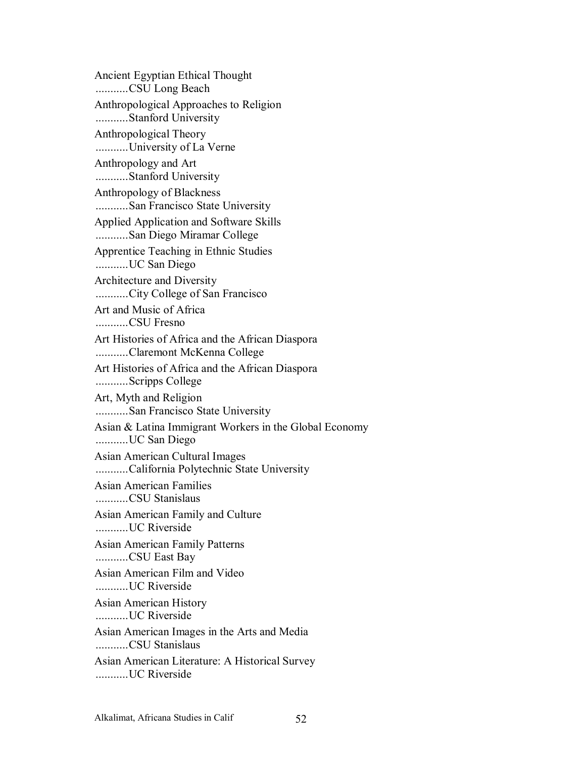Ancient Egyptian Ethical Thought
...........CSU Long Beach

Anthropological Approaches to Religion
...........Stanford University

Anthropological Theory
...........University of La Verne

Anthropology and Art
...........Stanford University

Anthropology of Blackness
...........San Francisco State University

Applied Application and Software Skills
...........San Diego Miramar College

Apprentice Teaching in Ethnic Studies
...........UC San Diego

Architecture and Diversity
...........City College of San Francisco

Art and Music of Africa
...........CSU Fresno

Art Histories of Africa and the African Diaspora
...........Claremont McKenna College

Art Histories of Africa and the African Diaspora
...........Scripps College

Art, Myth and Religion
...........San Francisco State University

Asian & Latina Immigrant Workers in the Global Economy
...........UC San Diego

Asian American Cultural Images
...........California Polytechnic State University

Asian American Families
...........CSU Stanislaus

Asian American Family and Culture
...........UC Riverside

Asian American Family Patterns
...........CSU East Bay

Asian American Film and Video
...........UC Riverside

Asian American History
...........UC Riverside

Asian American Images in the Arts and Media
...........CSU Stanislaus

Asian American Literature: A Historical Survey
...........UC Riverside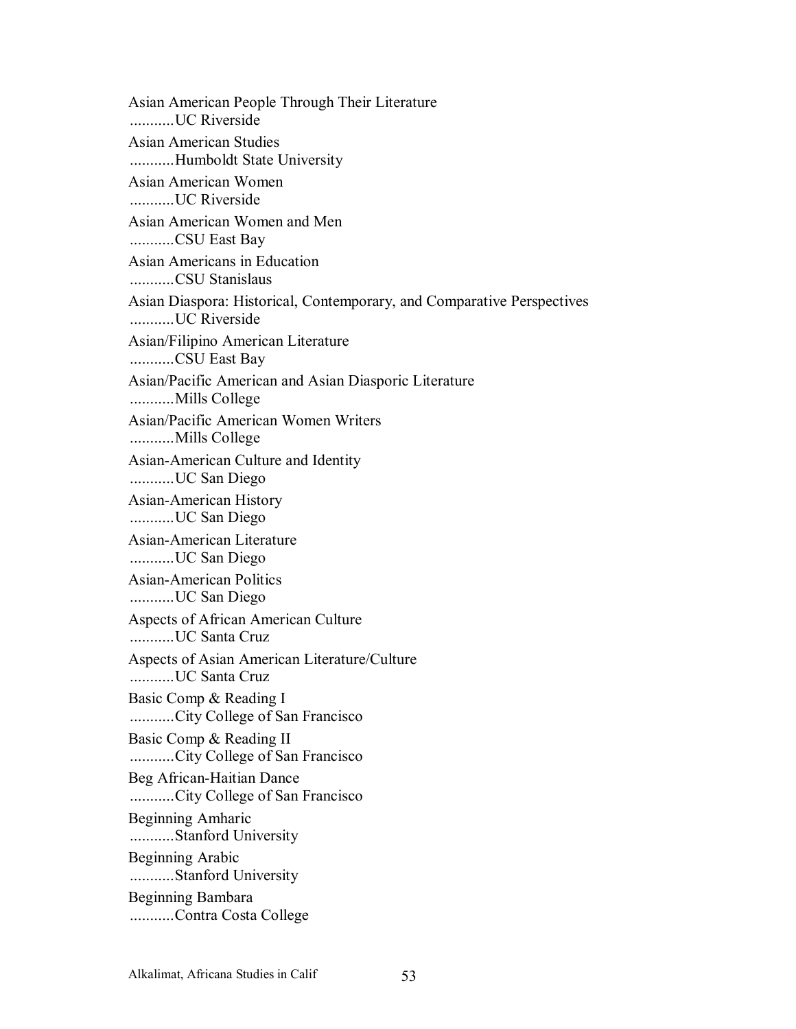Asian American People Through Their Literature
...........UC Riverside

Asian American Studies
...........Humboldt State University

Asian American Women
...........UC Riverside

Asian American Women and Men
...........CSU East Bay

Asian Americans in Education
...........CSU Stanislaus

Asian Diaspora: Historical, Contemporary, and Comparative Perspectives
...........UC Riverside

Asian/Filipino American Literature
...........CSU East Bay

Asian/Pacific American and Asian Diasporic Literature
...........Mills College

Asian/Pacific American Women Writers
...........Mills College

Asian-American Culture and Identity
...........UC San Diego

Asian-American History
...........UC San Diego

Asian-American Literature
...........UC San Diego

Asian-American Politics
...........UC San Diego

Aspects of African American Culture
...........UC Santa Cruz

Aspects of Asian American Literature/Culture
...........UC Santa Cruz

Basic Comp & Reading I
...........City College of San Francisco

Basic Comp & Reading II
...........City College of San Francisco

Beg African-Haitian Dance
...........City College of San Francisco

Beginning Amharic
...........Stanford University

Beginning Arabic
...........Stanford University

Beginning Bambara
...........Contra Costa College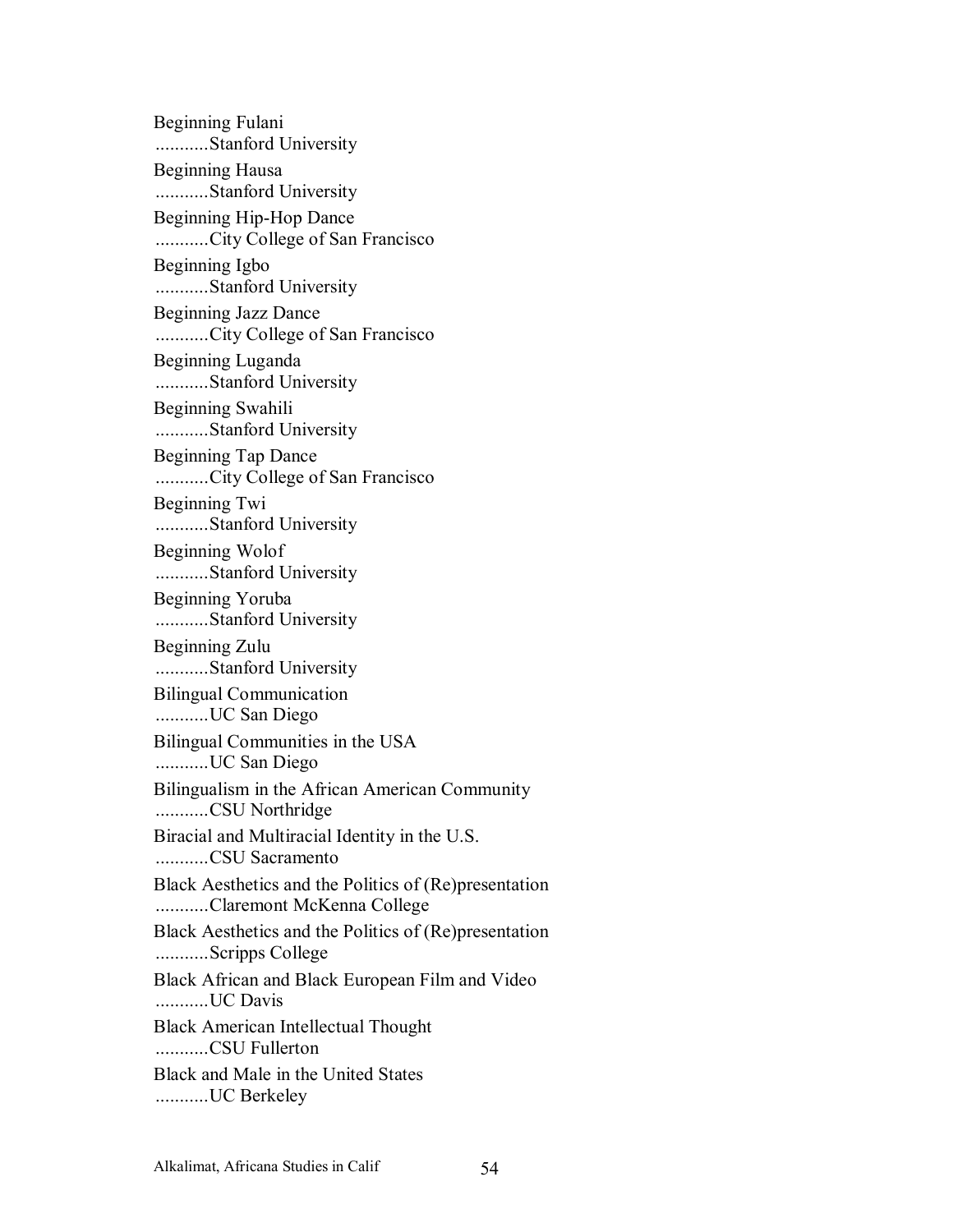Beginning Fulani
...........Stanford University

Beginning Hausa
...........Stanford University

Beginning Hip-Hop Dance
...........City College of San Francisco

Beginning Igbo
...........Stanford University

Beginning Jazz Dance
...........City College of San Francisco

Beginning Luganda
...........Stanford University

Beginning Swahili
...........Stanford University

Beginning Tap Dance
...........City College of San Francisco

Beginning Twi
...........Stanford University

Beginning Wolof
...........Stanford University

Beginning Yoruba
...........Stanford University

Beginning Zulu
...........Stanford University

Bilingual Communication
...........UC San Diego

Bilingual Communities in the USA
...........UC San Diego

Bilingualism in the African American Community
...........CSU Northridge

Biracial and Multiracial Identity in the U.S.
...........CSU Sacramento

Black Aesthetics and the Politics of (Re)presentation
...........Claremont McKenna College

Black Aesthetics and the Politics of (Re)presentation
...........Scripps College

Black African and Black European Film and Video
...........UC Davis

Black American Intellectual Thought
...........CSU Fullerton

Black and Male in the United States
...........UC Berkeley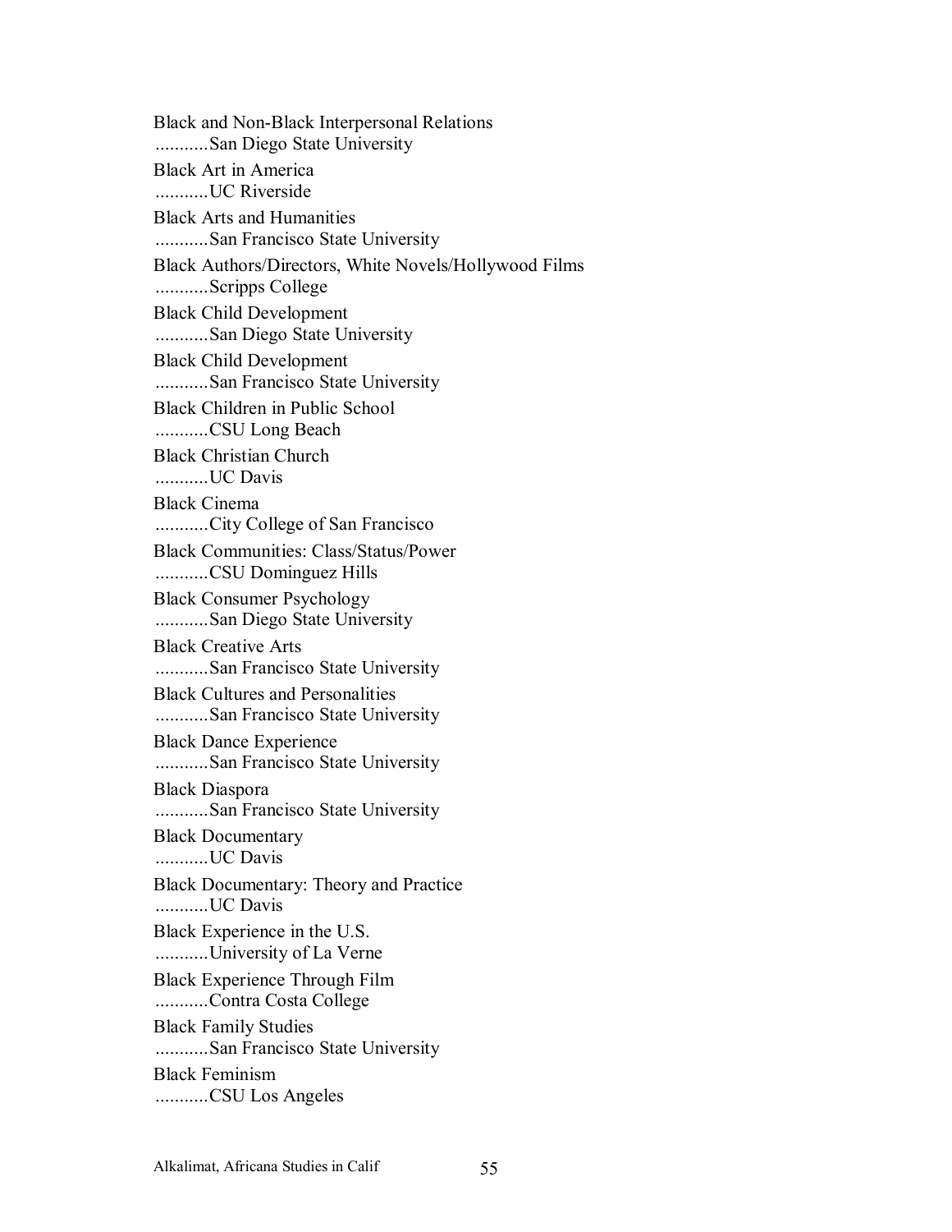Black and Non-Black Interpersonal Relations
...........San Diego State University

Black Art in America
...........UC Riverside

Black Arts and Humanities
...........San Francisco State University

Black Authors/Directors, White Novels/Hollywood Films
...........Scripps College

Black Child Development
...........San Diego State University

Black Child Development
...........San Francisco State University

Black Children in Public School
...........CSU Long Beach

Black Christian Church
...........UC Davis

Black Cinema
...........City College of San Francisco

Black Communities: Class/Status/Power
...........CSU Dominguez Hills

Black Consumer Psychology
...........San Diego State University

Black Creative Arts
...........San Francisco State University

Black Cultures and Personalities
...........San Francisco State University

Black Dance Experience
...........San Francisco State University

Black Diaspora
...........San Francisco State University

Black Documentary
...........UC Davis

Black Documentary: Theory and Practice
...........UC Davis

Black Experience in the U.S.
...........University of La Verne

Black Experience Through Film
...........Contra Costa College

Black Family Studies
...........San Francisco State University

Black Feminism
...........CSU Los Angeles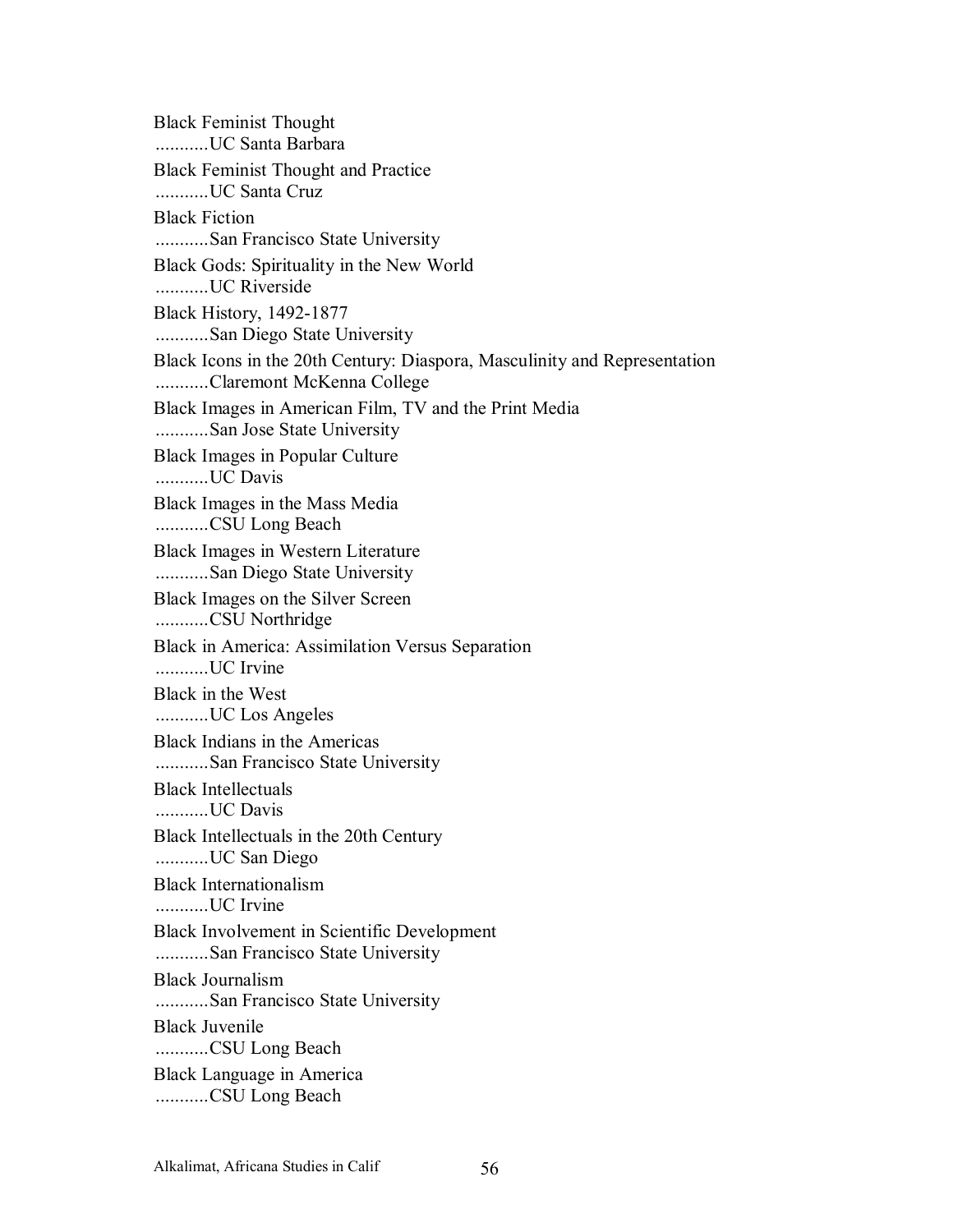Black Feminist Thought
...........UC Santa Barbara

Black Feminist Thought and Practice
...........UC Santa Cruz

Black Fiction
...........San Francisco State University

Black Gods: Spirituality in the New World
...........UC Riverside

Black History, 1492-1877
...........San Diego State University

Black Icons in the 20th Century: Diaspora, Masculinity and Representation
...........Claremont McKenna College

Black Images in American Film, TV and the Print Media
...........San Jose State University

Black Images in Popular Culture
...........UC Davis

Black Images in the Mass Media
...........CSU Long Beach

Black Images in Western Literature
...........San Diego State University

Black Images on the Silver Screen
...........CSU Northridge

Black in America: Assimilation Versus Separation
...........UC Irvine

Black in the West
...........UC Los Angeles

Black Indians in the Americas
...........San Francisco State University

Black Intellectuals
...........UC Davis

Black Intellectuals in the 20th Century
...........UC San Diego

Black Internationalism
...........UC Irvine

Black Involvement in Scientific Development
...........San Francisco State University

Black Journalism
...........San Francisco State University

Black Juvenile
...........CSU Long Beach

Black Language in America
...........CSU Long Beach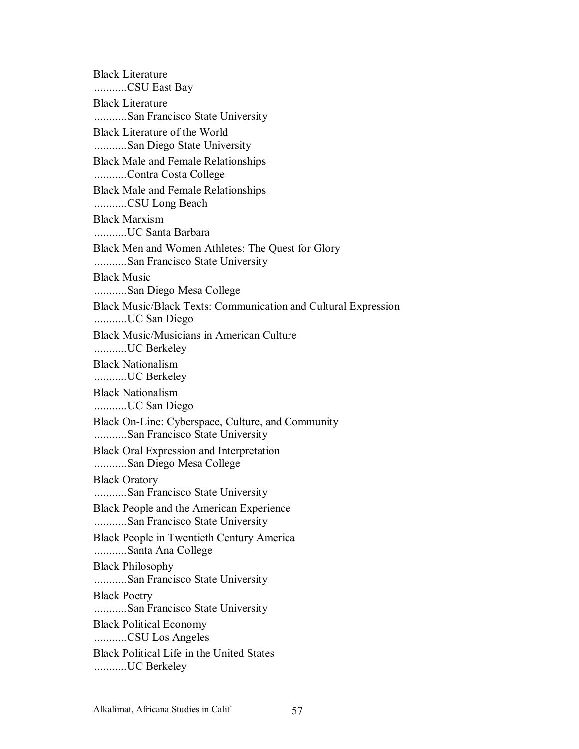Black Literature
...........CSU East Bay

Black Literature
...........San Francisco State University

Black Literature of the World
...........San Diego State University

Black Male and Female Relationships
...........Contra Costa College

Black Male and Female Relationships
...........CSU Long Beach

Black Marxism
...........UC Santa Barbara

Black Men and Women Athletes: The Quest for Glory
...........San Francisco State University

Black Music
...........San Diego Mesa College

Black Music/Black Texts: Communication and Cultural Expression
...........UC San Diego

Black Music/Musicians in American Culture
...........UC Berkeley

Black Nationalism
...........UC Berkeley

Black Nationalism
...........UC San Diego

Black On-Line: Cyberspace, Culture, and Community
...........San Francisco State University

Black Oral Expression and Interpretation
...........San Diego Mesa College

Black Oratory
...........San Francisco State University

Black People and the American Experience
...........San Francisco State University

Black People in Twentieth Century America
...........Santa Ana College

Black Philosophy
...........San Francisco State University

Black Poetry
...........San Francisco State University

Black Political Economy
...........CSU Los Angeles

Black Political Life in the United States
...........UC Berkeley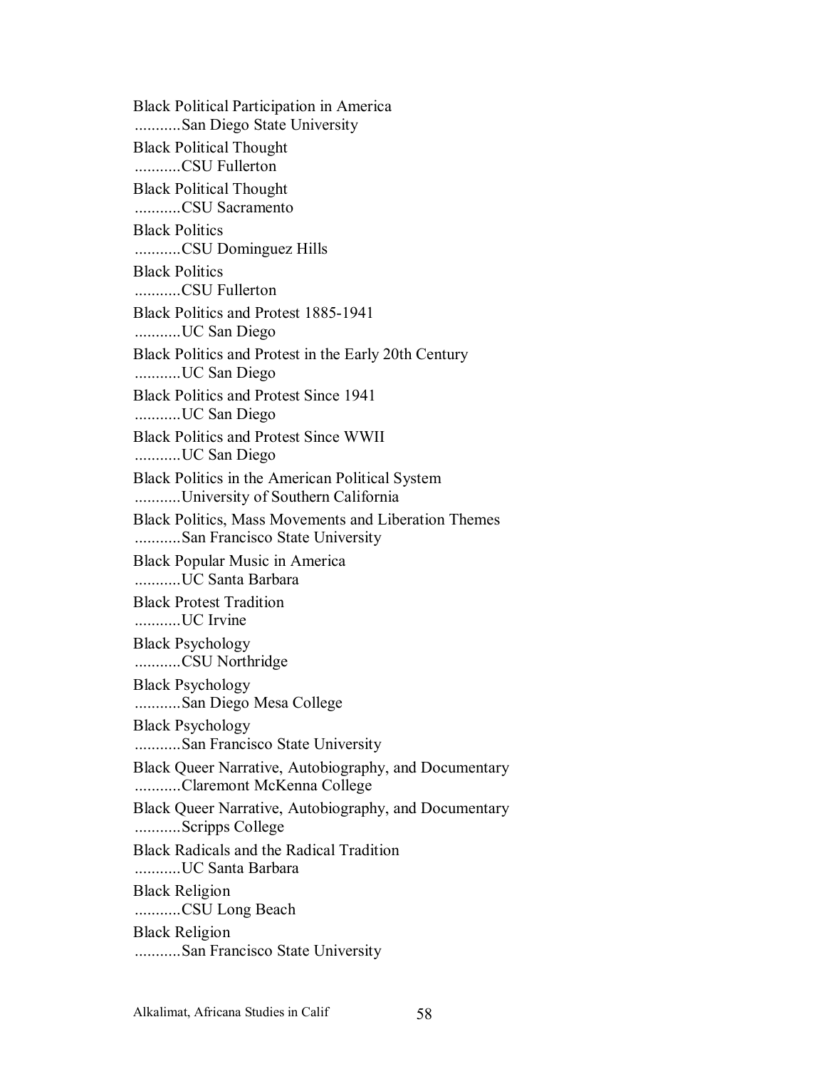Black Political Participation in America
...........San Diego State University

Black Political Thought
...........CSU Fullerton

Black Political Thought
...........CSU Sacramento

Black Politics
...........CSU Dominguez Hills

Black Politics
...........CSU Fullerton

Black Politics and Protest 1885-1941
...........UC San Diego

Black Politics and Protest in the Early 20th Century
...........UC San Diego

Black Politics and Protest Since 1941
...........UC San Diego

Black Politics and Protest Since WWII
...........UC San Diego

Black Politics in the American Political System
...........University of Southern California

Black Politics, Mass Movements and Liberation Themes
...........San Francisco State University

Black Popular Music in America
...........UC Santa Barbara

Black Protest Tradition
...........UC Irvine

Black Psychology
...........CSU Northridge

Black Psychology
...........San Diego Mesa College

Black Psychology
...........San Francisco State University

Black Queer Narrative, Autobiography, and Documentary
...........Claremont McKenna College

Black Queer Narrative, Autobiography, and Documentary
...........Scripps College

Black Radicals and the Radical Tradition
...........UC Santa Barbara

Black Religion
...........CSU Long Beach

Black Religion
...........San Francisco State University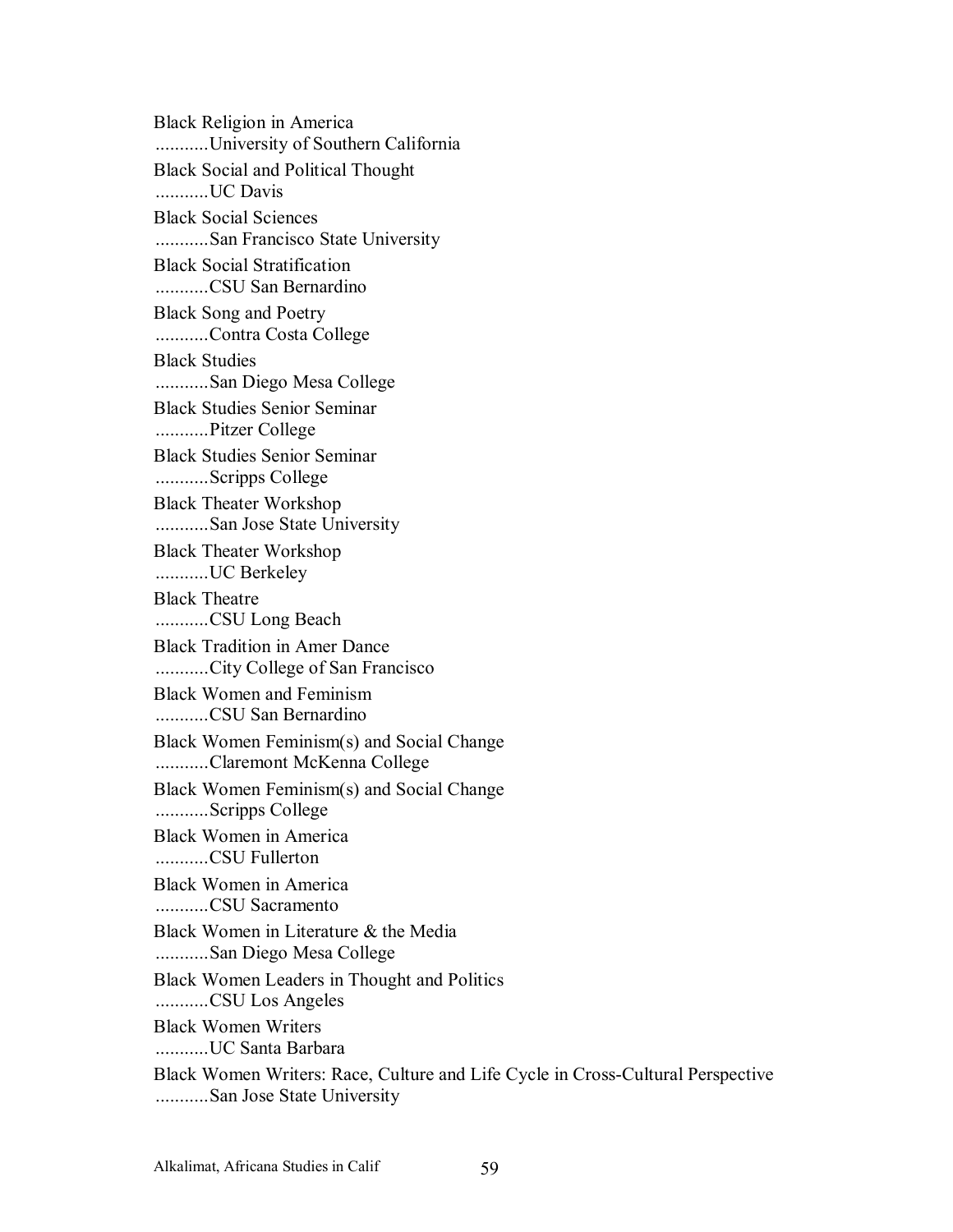Black Religion in America
...........University of Southern California

Black Social and Political Thought
...........UC Davis

Black Social Sciences
...........San Francisco State University

Black Social Stratification
...........CSU San Bernardino

Black Song and Poetry
...........Contra Costa College

Black Studies
...........San Diego Mesa College

Black Studies Senior Seminar
...........Pitzer College

Black Studies Senior Seminar
...........Scripps College

Black Theater Workshop
...........San Jose State University

Black Theater Workshop
...........UC Berkeley

Black Theatre
...........CSU Long Beach

Black Tradition in Amer Dance
...........City College of San Francisco

Black Women and Feminism
...........CSU San Bernardino

Black Women Feminism(s) and Social Change
...........Claremont McKenna College

Black Women Feminism(s) and Social Change
...........Scripps College

Black Women in America
...........CSU Fullerton

Black Women in America
...........CSU Sacramento

Black Women in Literature & the Media
...........San Diego Mesa College

Black Women Leaders in Thought and Politics
...........CSU Los Angeles

Black Women Writers
...........UC Santa Barbara

Black Women Writers: Race, Culture and Life Cycle in Cross-Cultural Perspective
...........San Jose State University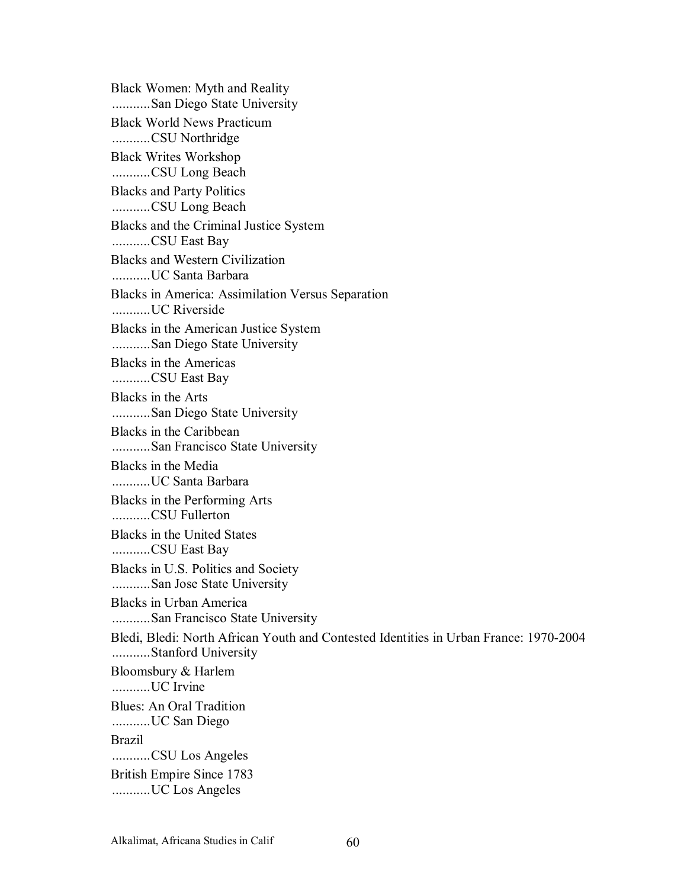Black Women: Myth and Reality
...........San Diego State University

Black World News Practicum
...........CSU Northridge

Black Writes Workshop
...........CSU Long Beach

Blacks and Party Politics
...........CSU Long Beach

Blacks and the Criminal Justice System
...........CSU East Bay

Blacks and Western Civilization
...........UC Santa Barbara

Blacks in America: Assimilation Versus Separation
...........UC Riverside

Blacks in the American Justice System
...........San Diego State University

Blacks in the Americas
...........CSU East Bay

Blacks in the Arts
...........San Diego State University

Blacks in the Caribbean
...........San Francisco State University

Blacks in the Media
...........UC Santa Barbara

Blacks in the Performing Arts
...........CSU Fullerton

Blacks in the United States
...........CSU East Bay

Blacks in U.S. Politics and Society
...........San Jose State University

Blacks in Urban America
...........San Francisco State University

Bledi, Bledi: North African Youth and Contested Identities in Urban France: 1970-2004
...........Stanford University

Bloomsbury & Harlem
...........UC Irvine

Blues: An Oral Tradition
...........UC San Diego

Brazil
...........CSU Los Angeles

British Empire Since 1783
...........UC Los Angeles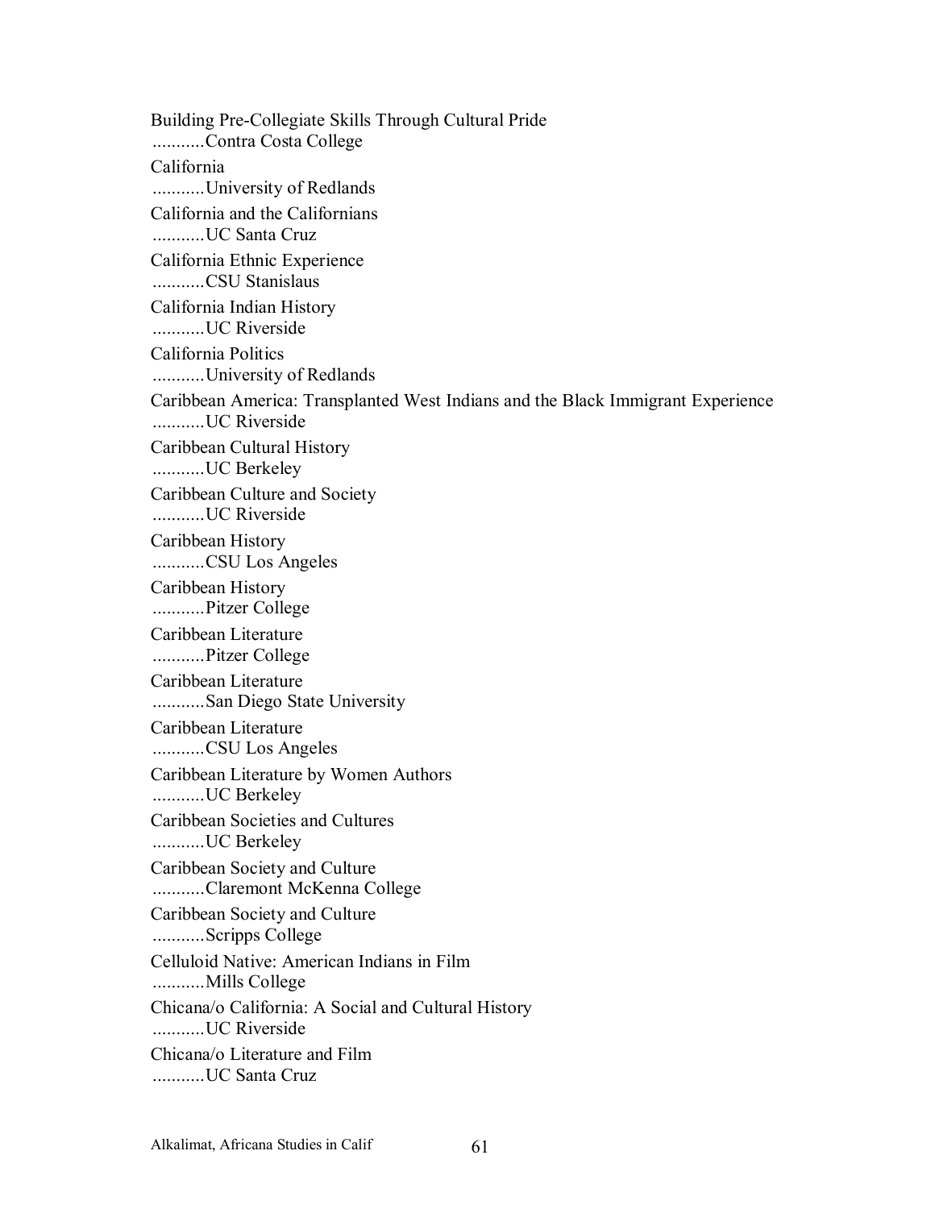Building Pre-Collegiate Skills Through Cultural Pride
...........Contra Costa College

California
...........University of Redlands

California and the Californians
...........UC Santa Cruz

California Ethnic Experience
...........CSU Stanislaus

California Indian History
...........UC Riverside

California Politics
...........University of Redlands

Caribbean America: Transplanted West Indians and the Black Immigrant Experience
...........UC Riverside

Caribbean Cultural History
...........UC Berkeley

Caribbean Culture and Society
...........UC Riverside

Caribbean History
...........CSU Los Angeles

Caribbean History
...........Pitzer College

Caribbean Literature
...........Pitzer College

Caribbean Literature
...........San Diego State University

Caribbean Literature
...........CSU Los Angeles

Caribbean Literature by Women Authors
...........UC Berkeley

Caribbean Societies and Cultures
...........UC Berkeley

Caribbean Society and Culture
...........Claremont McKenna College

Caribbean Society and Culture
...........Scripps College

Celluloid Native: American Indians in Film
...........Mills College

Chicana/o California: A Social and Cultural History
...........UC Riverside

Chicana/o Literature and Film
...........UC Santa Cruz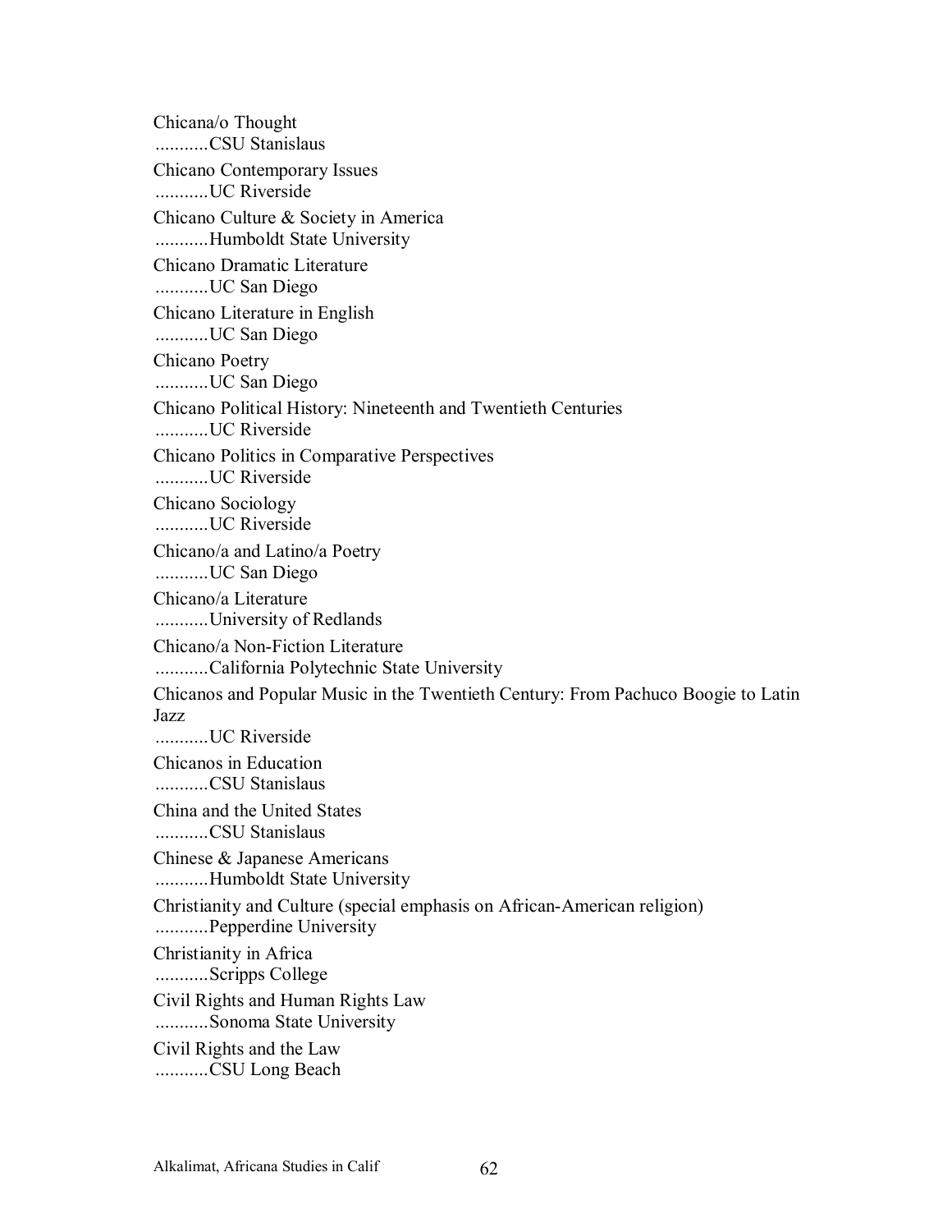Chicana/o Thought
...........CSU Stanislaus

Chicano Contemporary Issues
...........UC Riverside

Chicano Culture & Society in America
...........Humboldt State University

Chicano Dramatic Literature
...........UC San Diego

Chicano Literature in English
...........UC San Diego

Chicano Poetry
...........UC San Diego

Chicano Political History: Nineteenth and Twentieth Centuries
...........UC Riverside

Chicano Politics in Comparative Perspectives
...........UC Riverside

Chicano Sociology
...........UC Riverside

Chicano/a and Latino/a Poetry
...........UC San Diego

Chicano/a Literature
...........University of Redlands

Chicano/a Non-Fiction Literature
...........California Polytechnic State University

Chicanos and Popular Music in the Twentieth Century: From Pachuco Boogie to Latin Jazz
...........UC Riverside

Chicanos in Education
...........CSU Stanislaus

China and the United States
...........CSU Stanislaus

Chinese & Japanese Americans
...........Humboldt State University

Christianity and Culture (special emphasis on African-American religion)
...........Pepperdine University

Christianity in Africa
...........Scripps College

Civil Rights and Human Rights Law
...........Sonoma State University

Civil Rights and the Law
...........CSU Long Beach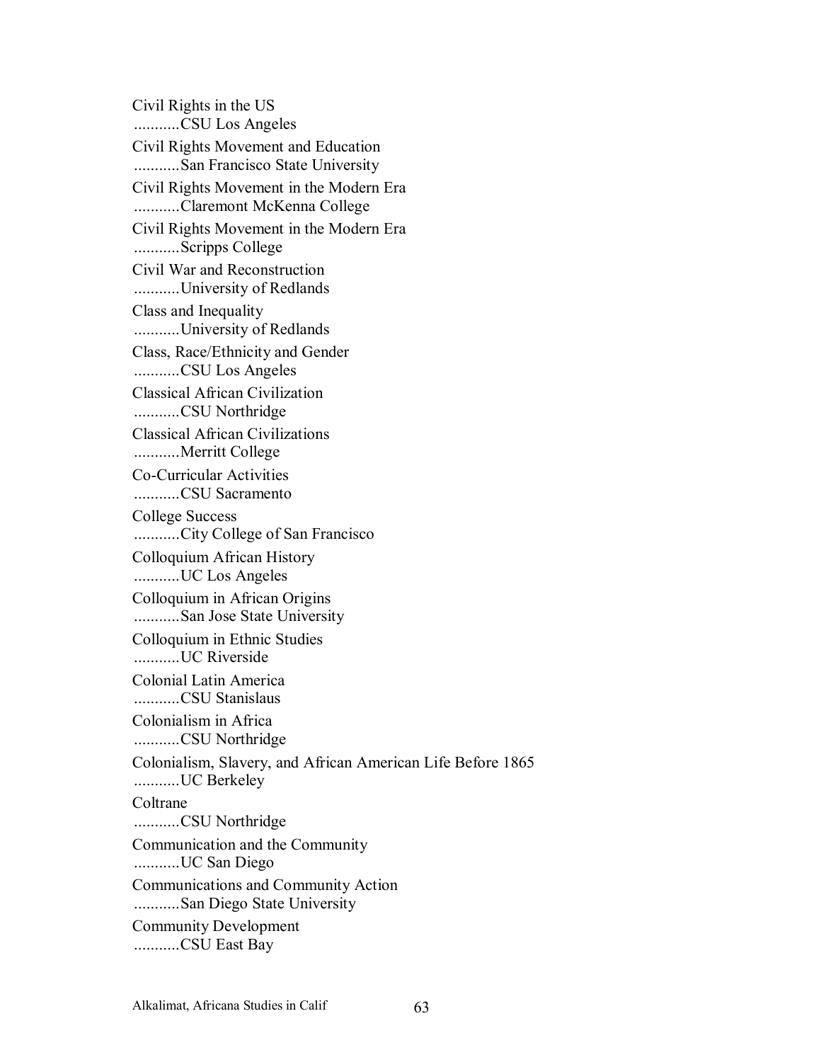Civil Rights in the US
...........CSU Los Angeles

Civil Rights Movement and Education
...........San Francisco State University

Civil Rights Movement in the Modern Era
...........Claremont McKenna College

Civil Rights Movement in the Modern Era
...........Scripps College

Civil War and Reconstruction
...........University of Redlands

Class and Inequality
...........University of Redlands

Class, Race/Ethnicity and Gender
...........CSU Los Angeles

Classical African Civilization
...........CSU Northridge

Classical African Civilizations
...........Merritt College

Co-Curricular Activities
...........CSU Sacramento

College Success
...........City College of San Francisco

Colloquium African History
...........UC Los Angeles

Colloquium in African Origins
...........San Jose State University

Colloquium in Ethnic Studies
...........UC Riverside

Colonial Latin America
...........CSU Stanislaus

Colonialism in Africa
...........CSU Northridge

Colonialism, Slavery, and African American Life Before 1865
...........UC Berkeley

Coltrane
...........CSU Northridge

Communication and the Community
...........UC San Diego

Communications and Community Action
...........San Diego State University

Community Development
...........CSU East Bay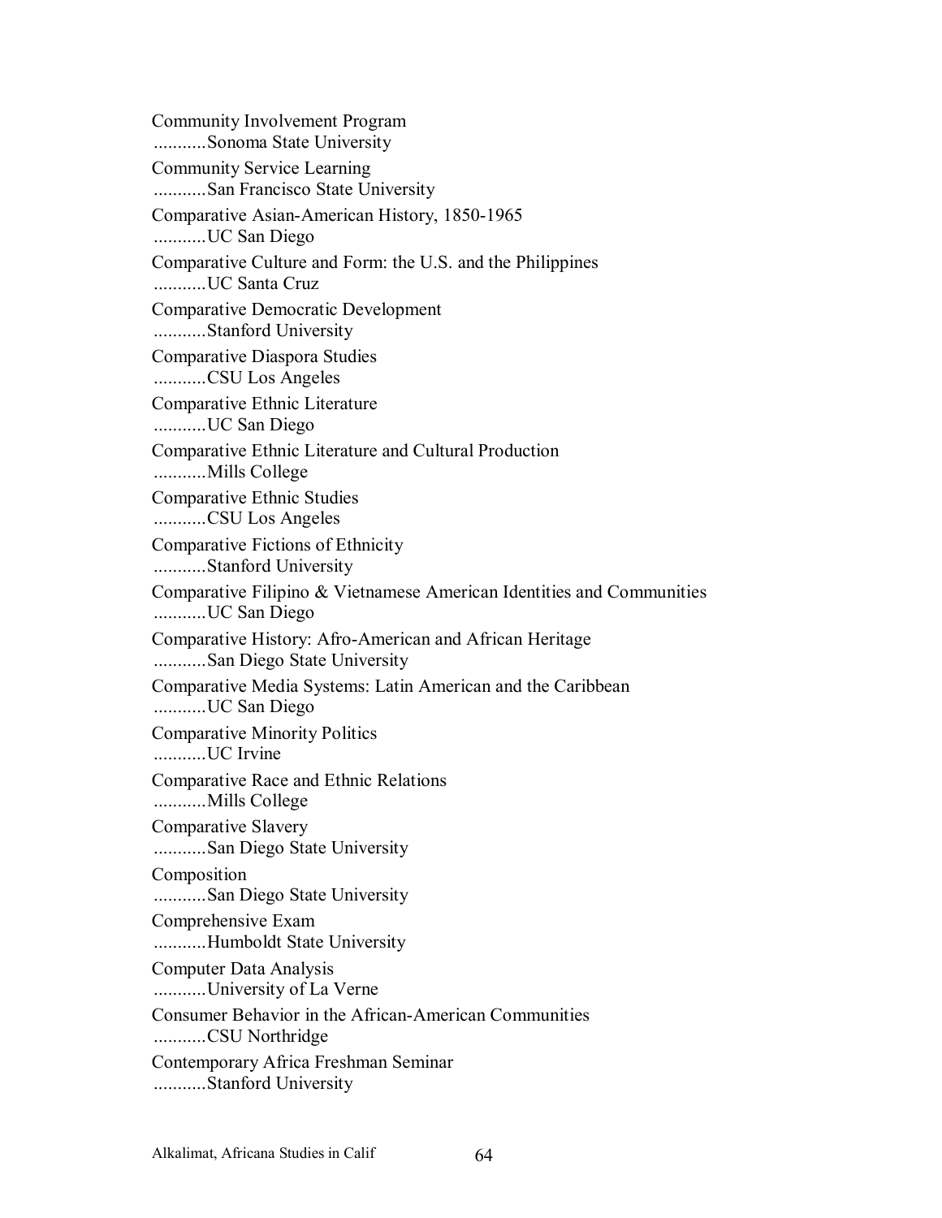Community Involvement Program
...........Sonoma State University

Community Service Learning
...........San Francisco State University

Comparative Asian-American History, 1850-1965
...........UC San Diego

Comparative Culture and Form: the U.S. and the Philippines
...........UC Santa Cruz

Comparative Democratic Development
...........Stanford University

Comparative Diaspora Studies
...........CSU Los Angeles

Comparative Ethnic Literature
...........UC San Diego

Comparative Ethnic Literature and Cultural Production
...........Mills College

Comparative Ethnic Studies
...........CSU Los Angeles

Comparative Fictions of Ethnicity
...........Stanford University

Comparative Filipino & Vietnamese American Identities and Communities
...........UC San Diego

Comparative History: Afro-American and African Heritage
...........San Diego State University

Comparative Media Systems: Latin American and the Caribbean
...........UC San Diego

Comparative Minority Politics
...........UC Irvine

Comparative Race and Ethnic Relations
...........Mills College

Comparative Slavery
...........San Diego State University

Composition
...........San Diego State University

Comprehensive Exam
...........Humboldt State University

Computer Data Analysis
...........University of La Verne

Consumer Behavior in the African-American Communities
...........CSU Northridge

Contemporary Africa Freshman Seminar
...........Stanford University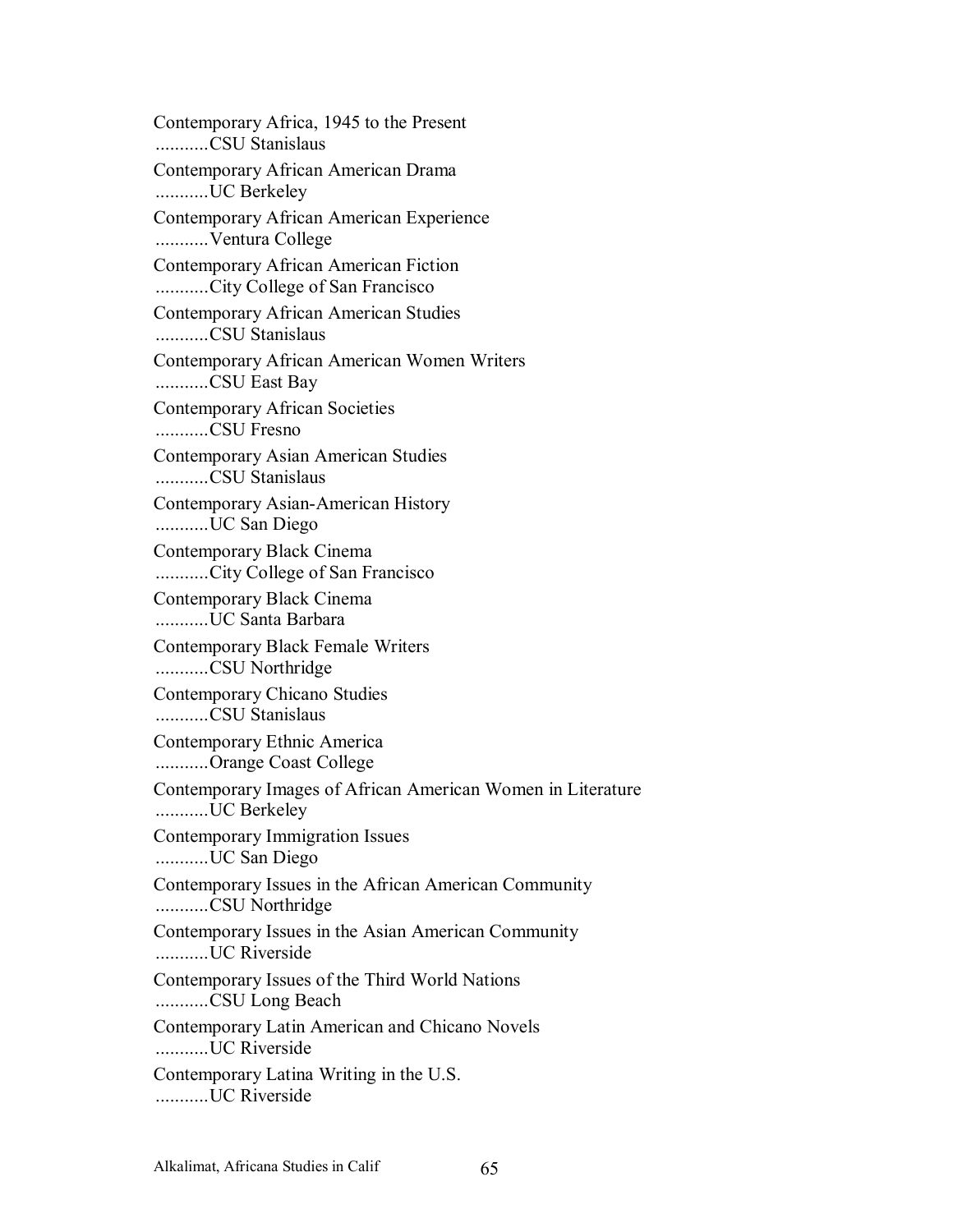Contemporary Africa, 1945 to the Present
...........CSU Stanislaus

Contemporary African American Drama
...........UC Berkeley

Contemporary African American Experience
...........Ventura College

Contemporary African American Fiction
...........City College of San Francisco

Contemporary African American Studies
...........CSU Stanislaus

Contemporary African American Women Writers
...........CSU East Bay

Contemporary African Societies
...........CSU Fresno

Contemporary Asian American Studies
...........CSU Stanislaus

Contemporary Asian-American History
...........UC San Diego

Contemporary Black Cinema
...........City College of San Francisco

Contemporary Black Cinema
...........UC Santa Barbara

Contemporary Black Female Writers
...........CSU Northridge

Contemporary Chicano Studies
...........CSU Stanislaus

Contemporary Ethnic America
...........Orange Coast College

Contemporary Images of African American Women in Literature
...........UC Berkeley

Contemporary Immigration Issues
...........UC San Diego

Contemporary Issues in the African American Community
...........CSU Northridge

Contemporary Issues in the Asian American Community
...........UC Riverside

Contemporary Issues of the Third World Nations
...........CSU Long Beach

Contemporary Latin American and Chicano Novels
...........UC Riverside

Contemporary Latina Writing in the U.S.
...........UC Riverside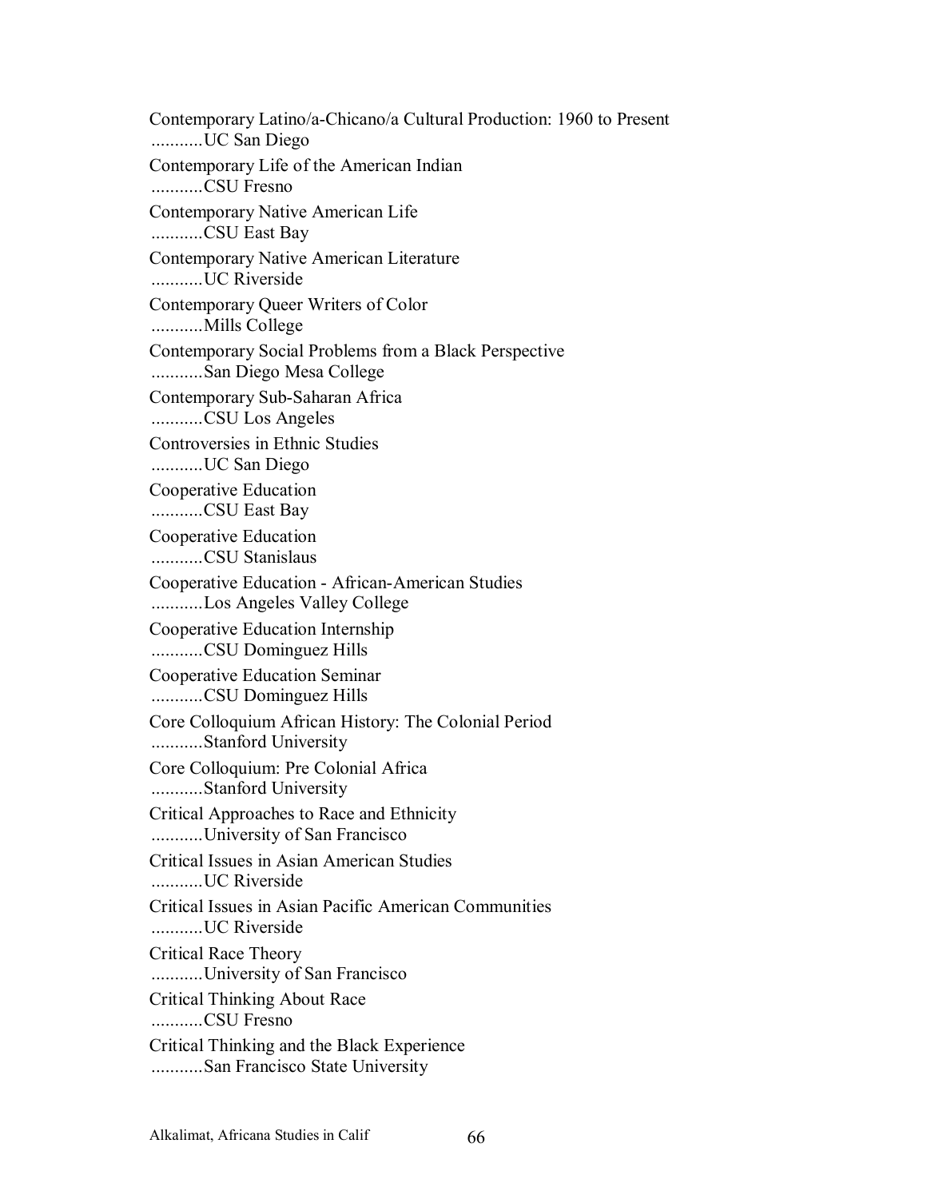Contemporary Latino/a-Chicano/a Cultural Production: 1960 to Present
...........UC San Diego

Contemporary Life of the American Indian
...........CSU Fresno

Contemporary Native American Life
...........CSU East Bay

Contemporary Native American Literature
...........UC Riverside

Contemporary Queer Writers of Color
...........Mills College

Contemporary Social Problems from a Black Perspective
...........San Diego Mesa College

Contemporary Sub-Saharan Africa
...........CSU Los Angeles

Controversies in Ethnic Studies
...........UC San Diego

Cooperative Education
...........CSU East Bay

Cooperative Education
...........CSU Stanislaus

Cooperative Education - African-American Studies
...........Los Angeles Valley College

Cooperative Education Internship
...........CSU Dominguez Hills

Cooperative Education Seminar
...........CSU Dominguez Hills

Core Colloquium African History: The Colonial Period
...........Stanford University

Core Colloquium: Pre Colonial Africa
...........Stanford University

Critical Approaches to Race and Ethnicity
...........University of San Francisco

Critical Issues in Asian American Studies
...........UC Riverside

Critical Issues in Asian Pacific American Communities
...........UC Riverside

Critical Race Theory
...........University of San Francisco

Critical Thinking About Race
...........CSU Fresno

Critical Thinking and the Black Experience
...........San Francisco State University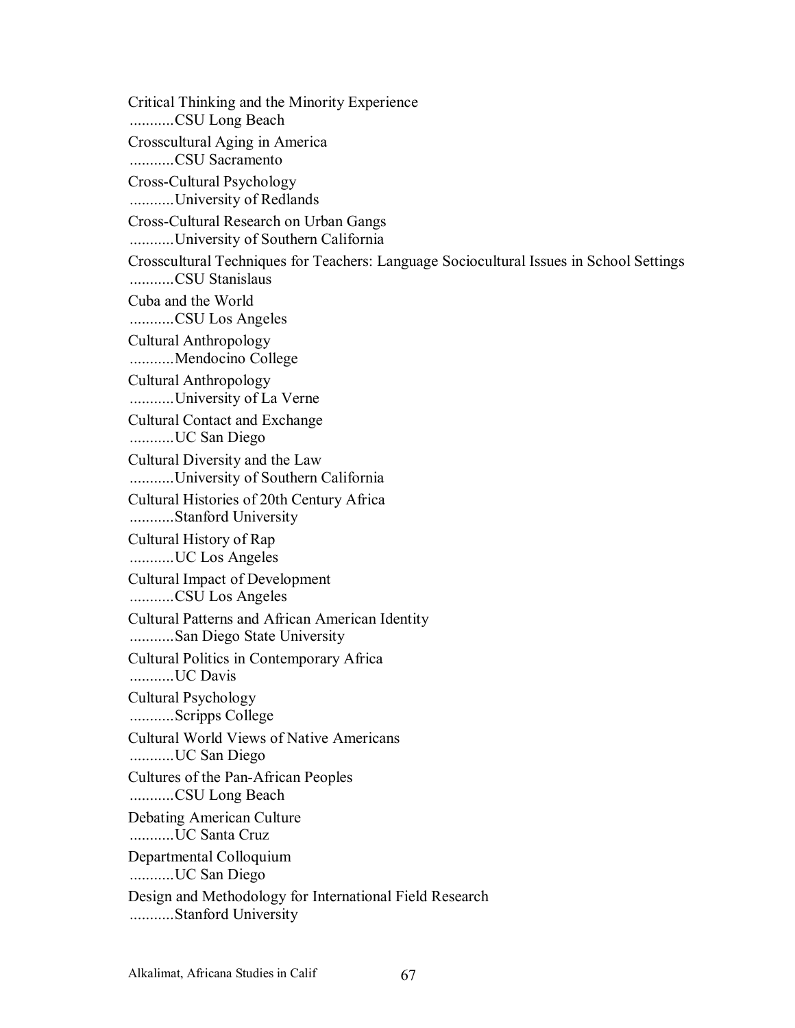Critical Thinking and the Minority Experience
...........CSU Long Beach

Crosscultural Aging in America
...........CSU Sacramento

Cross-Cultural Psychology
...........University of Redlands

Cross-Cultural Research on Urban Gangs
...........University of Southern California

Crosscultural Techniques for Teachers: Language Sociocultural Issues in School Settings
...........CSU Stanislaus

Cuba and the World
...........CSU Los Angeles

Cultural Anthropology
...........Mendocino College

Cultural Anthropology
...........University of La Verne

Cultural Contact and Exchange
...........UC San Diego

Cultural Diversity and the Law
...........University of Southern California

Cultural Histories of 20th Century Africa
...........Stanford University

Cultural History of Rap
...........UC Los Angeles

Cultural Impact of Development
...........CSU Los Angeles

Cultural Patterns and African American Identity
...........San Diego State University

Cultural Politics in Contemporary Africa
...........UC Davis

Cultural Psychology
...........Scripps College

Cultural World Views of Native Americans
...........UC San Diego

Cultures of the Pan-African Peoples
...........CSU Long Beach

Debating American Culture
...........UC Santa Cruz

Departmental Colloquium
...........UC San Diego

Design and Methodology for International Field Research
...........Stanford University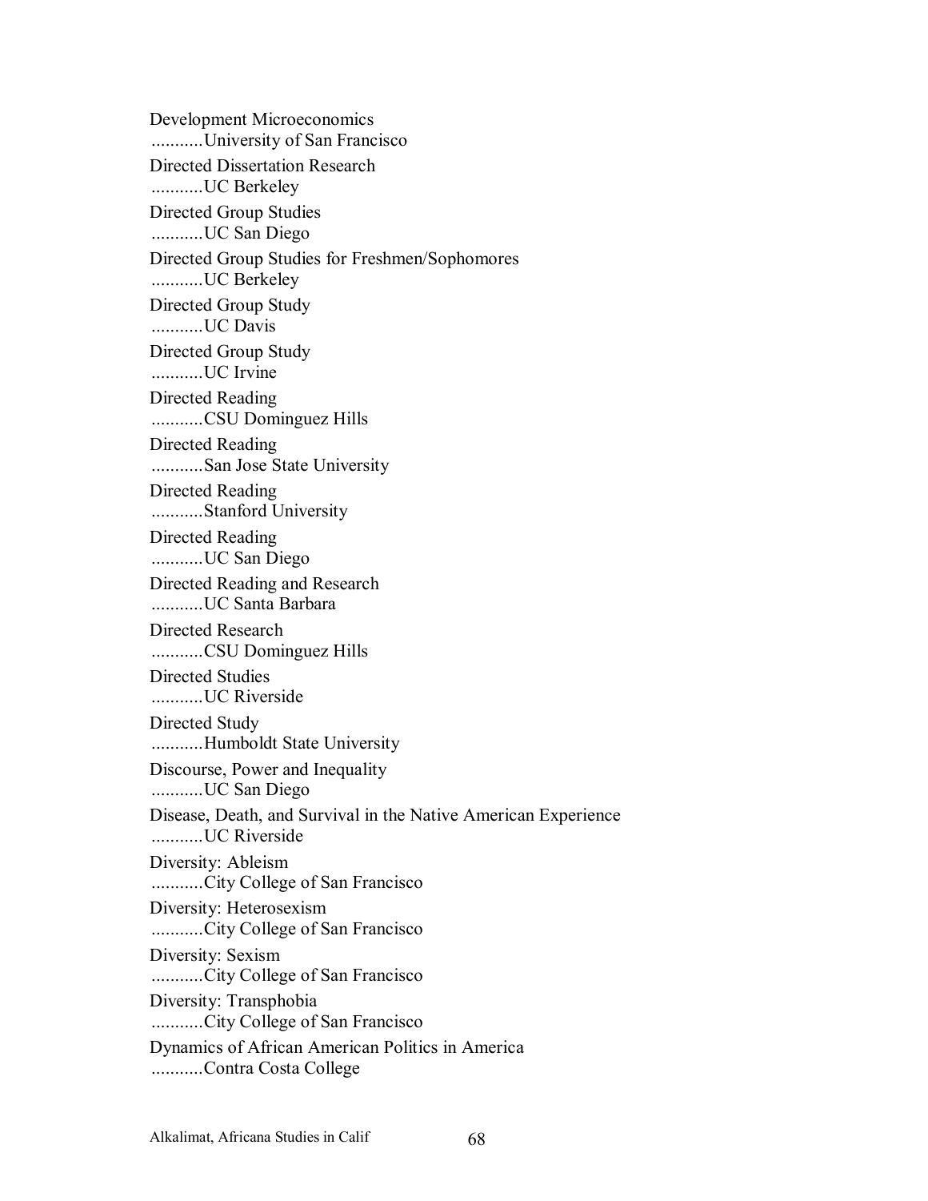Development Microeconomics
...........University of San Francisco

Directed Dissertation Research
...........UC Berkeley

Directed Group Studies
...........UC San Diego

Directed Group Studies for Freshmen/Sophomores
...........UC Berkeley

Directed Group Study
...........UC Davis

Directed Group Study
...........UC Irvine

Directed Reading
...........CSU Dominguez Hills

Directed Reading
...........San Jose State University

Directed Reading
...........Stanford University

Directed Reading
...........UC San Diego

Directed Reading and Research
...........UC Santa Barbara

Directed Research
...........CSU Dominguez Hills

Directed Studies
...........UC Riverside

Directed Study
...........Humboldt State University

Discourse, Power and Inequality
...........UC San Diego

Disease, Death, and Survival in the Native American Experience
...........UC Riverside

Diversity: Ableism
...........City College of San Francisco

Diversity: Heterosexism
...........City College of San Francisco

Diversity: Sexism
...........City College of San Francisco

Diversity: Transphobia
...........City College of San Francisco

Dynamics of African American Politics in America
...........Contra Costa College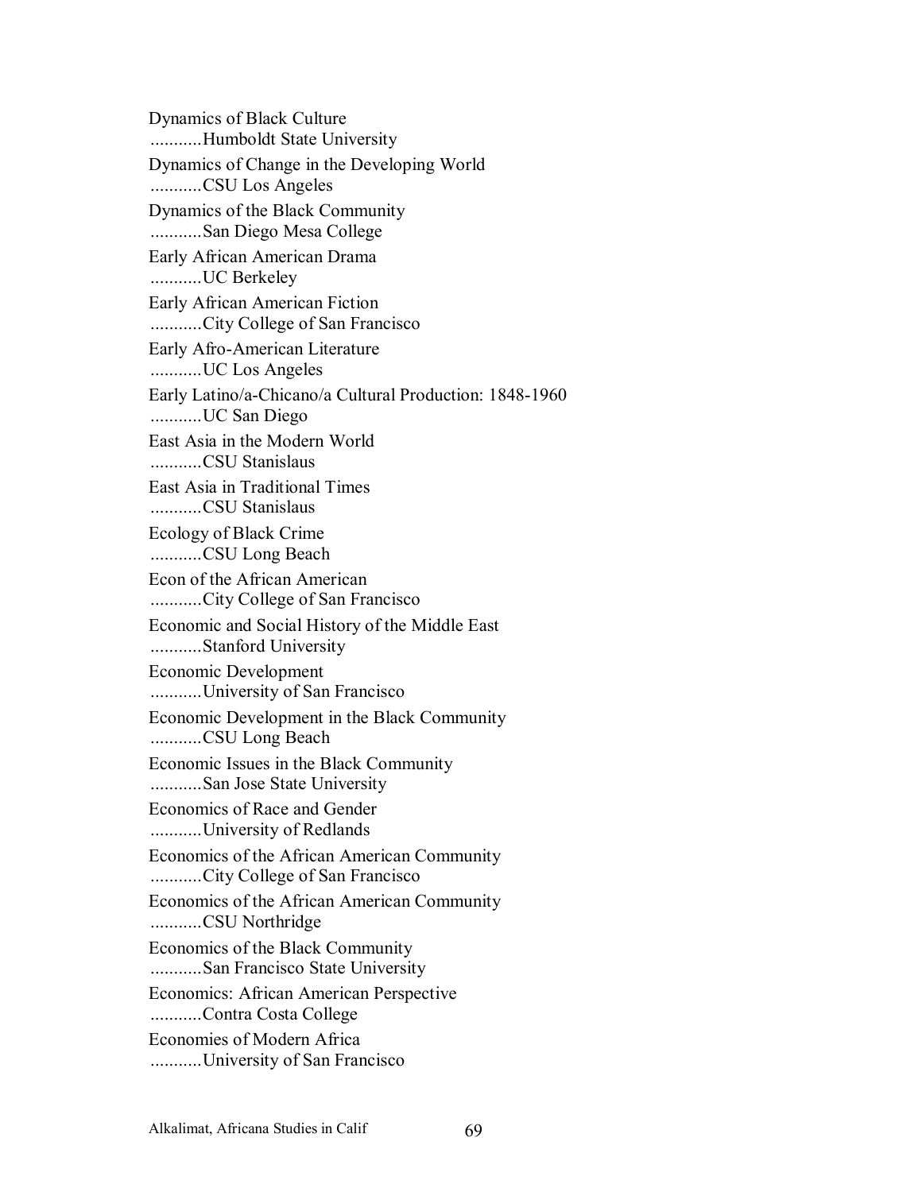Dynamics of Black Culture
...........Humboldt State University

Dynamics of Change in the Developing World
...........CSU Los Angeles

Dynamics of the Black Community
...........San Diego Mesa College

Early African American Drama
...........UC Berkeley

Early African American Fiction
...........City College of San Francisco

Early Afro-American Literature
...........UC Los Angeles

Early Latino/a-Chicano/a Cultural Production: 1848-1960
...........UC San Diego

East Asia in the Modern World
...........CSU Stanislaus

East Asia in Traditional Times
...........CSU Stanislaus

Ecology of Black Crime
...........CSU Long Beach

Econ of the African American
...........City College of San Francisco

Economic and Social History of the Middle East
...........Stanford University

Economic Development
...........University of San Francisco

Economic Development in the Black Community
...........CSU Long Beach

Economic Issues in the Black Community
...........San Jose State University

Economics of Race and Gender
...........University of Redlands

Economics of the African American Community
...........City College of San Francisco

Economics of the African American Community
...........CSU Northridge

Economics of the Black Community
...........San Francisco State University

Economics: African American Perspective
...........Contra Costa College

Economies of Modern Africa
...........University of San Francisco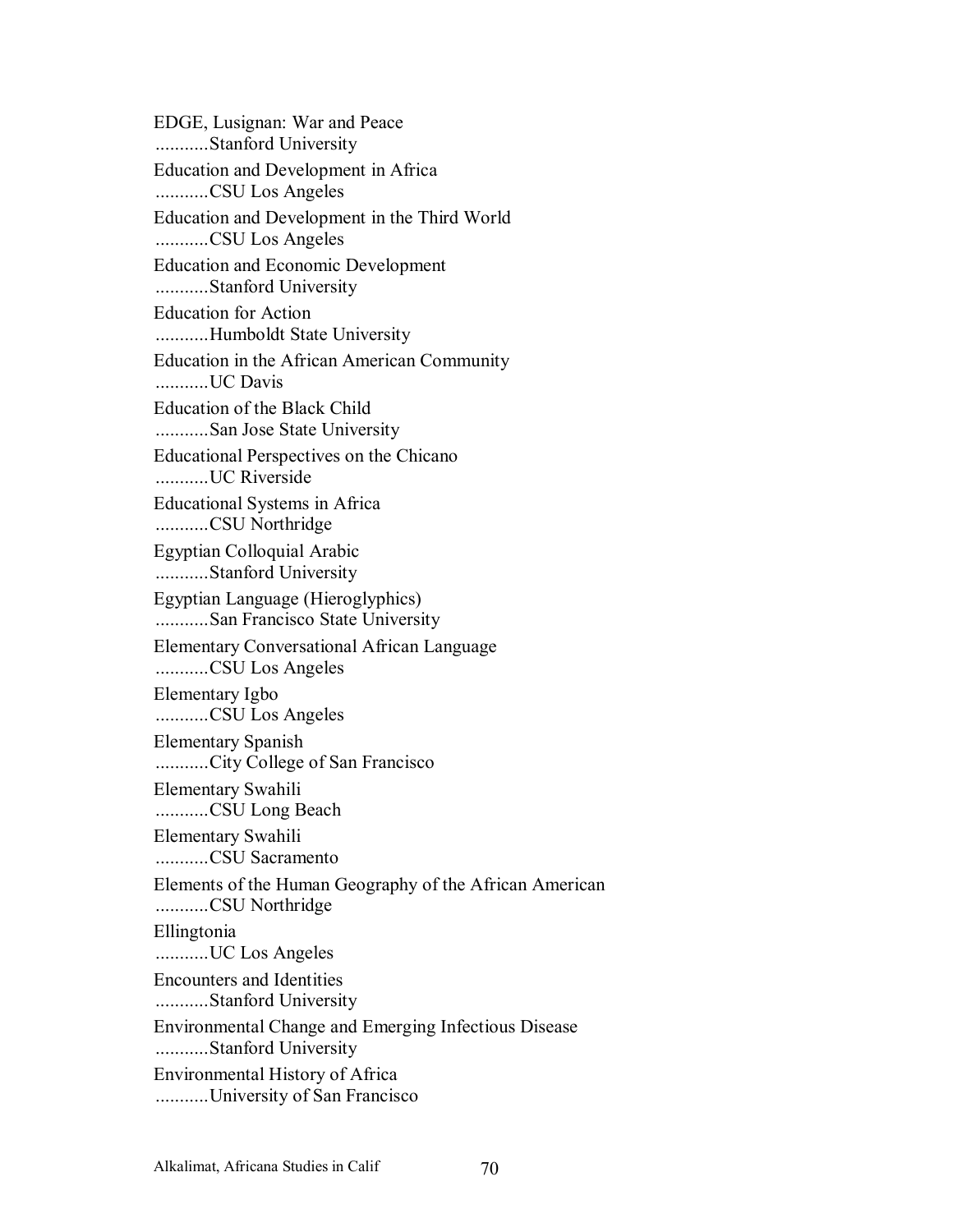EDGE, Lusignan: War and Peace
...........Stanford University

Education and Development in Africa
...........CSU Los Angeles

Education and Development in the Third World
...........CSU Los Angeles

Education and Economic Development
...........Stanford University

Education for Action
...........Humboldt State University

Education in the African American Community
...........UC Davis

Education of the Black Child
...........San Jose State University

Educational Perspectives on the Chicano
...........UC Riverside

Educational Systems in Africa
...........CSU Northridge

Egyptian Colloquial Arabic
...........Stanford University

Egyptian Language (Hieroglyphics)
...........San Francisco State University

Elementary Conversational African Language
...........CSU Los Angeles

Elementary Igbo
...........CSU Los Angeles

Elementary Spanish
...........City College of San Francisco

Elementary Swahili
...........CSU Long Beach

Elementary Swahili
...........CSU Sacramento

Elements of the Human Geography of the African American
...........CSU Northridge

Ellingtonia
...........UC Los Angeles

Encounters and Identities
...........Stanford University

Environmental Change and Emerging Infectious Disease
...........Stanford University

Environmental History of Africa
...........University of San Francisco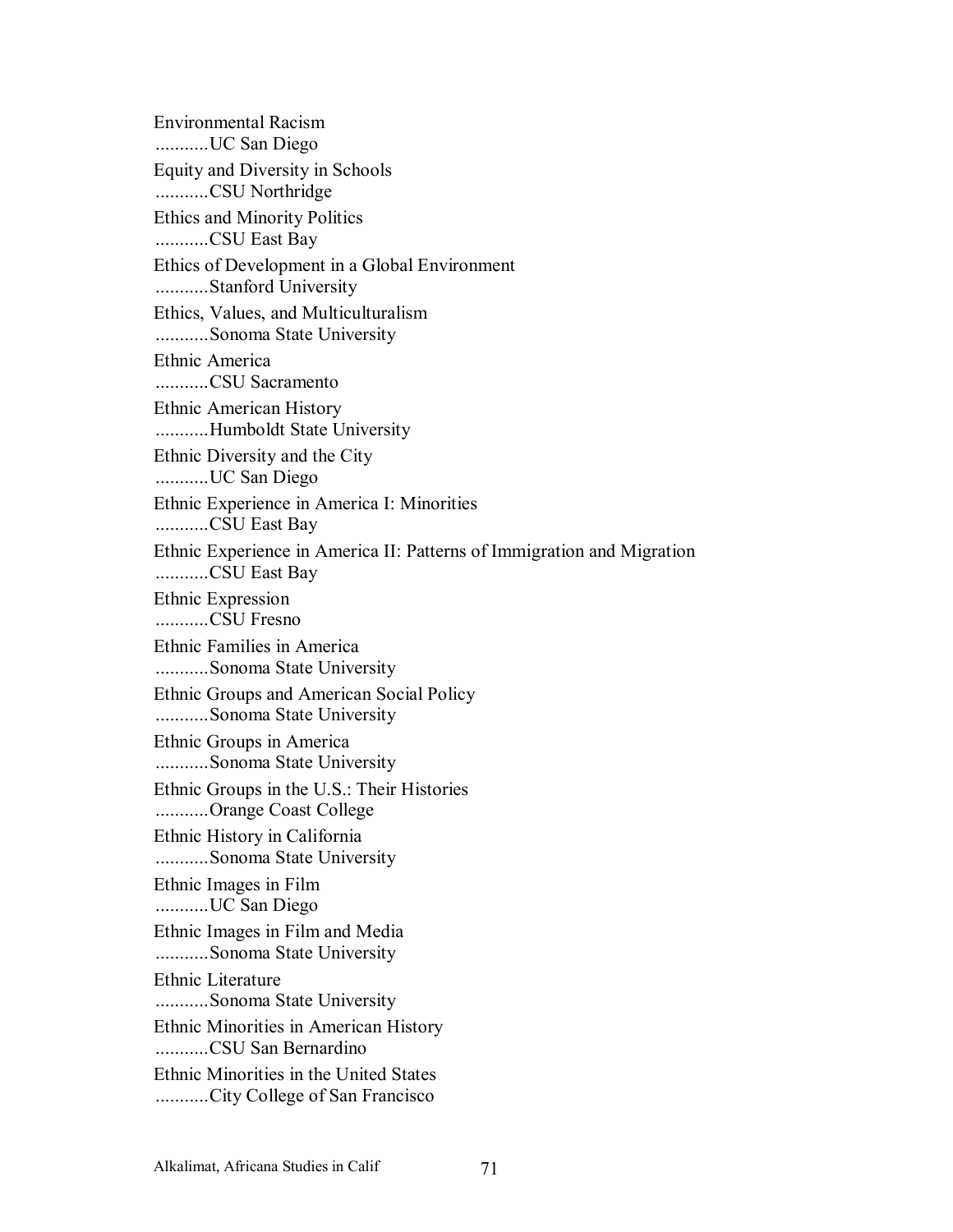Environmental Racism
...........UC San Diego

Equity and Diversity in Schools
...........CSU Northridge

Ethics and Minority Politics
...........CSU East Bay

Ethics of Development in a Global Environment
...........Stanford University

Ethics, Values, and Multiculturalism
...........Sonoma State University

Ethnic America
...........CSU Sacramento

Ethnic American History
...........Humboldt State University

Ethnic Diversity and the City
...........UC San Diego

Ethnic Experience in America I: Minorities
...........CSU East Bay

Ethnic Experience in America II: Patterns of Immigration and Migration
...........CSU East Bay

Ethnic Expression
...........CSU Fresno

Ethnic Families in America
...........Sonoma State University

Ethnic Groups and American Social Policy
...........Sonoma State University

Ethnic Groups in America
...........Sonoma State University

Ethnic Groups in the U.S.: Their Histories
...........Orange Coast College

Ethnic History in California
...........Sonoma State University

Ethnic Images in Film
...........UC San Diego

Ethnic Images in Film and Media
...........Sonoma State University

Ethnic Literature
...........Sonoma State University

Ethnic Minorities in American History
...........CSU San Bernardino

Ethnic Minorities in the United States
...........City College of San Francisco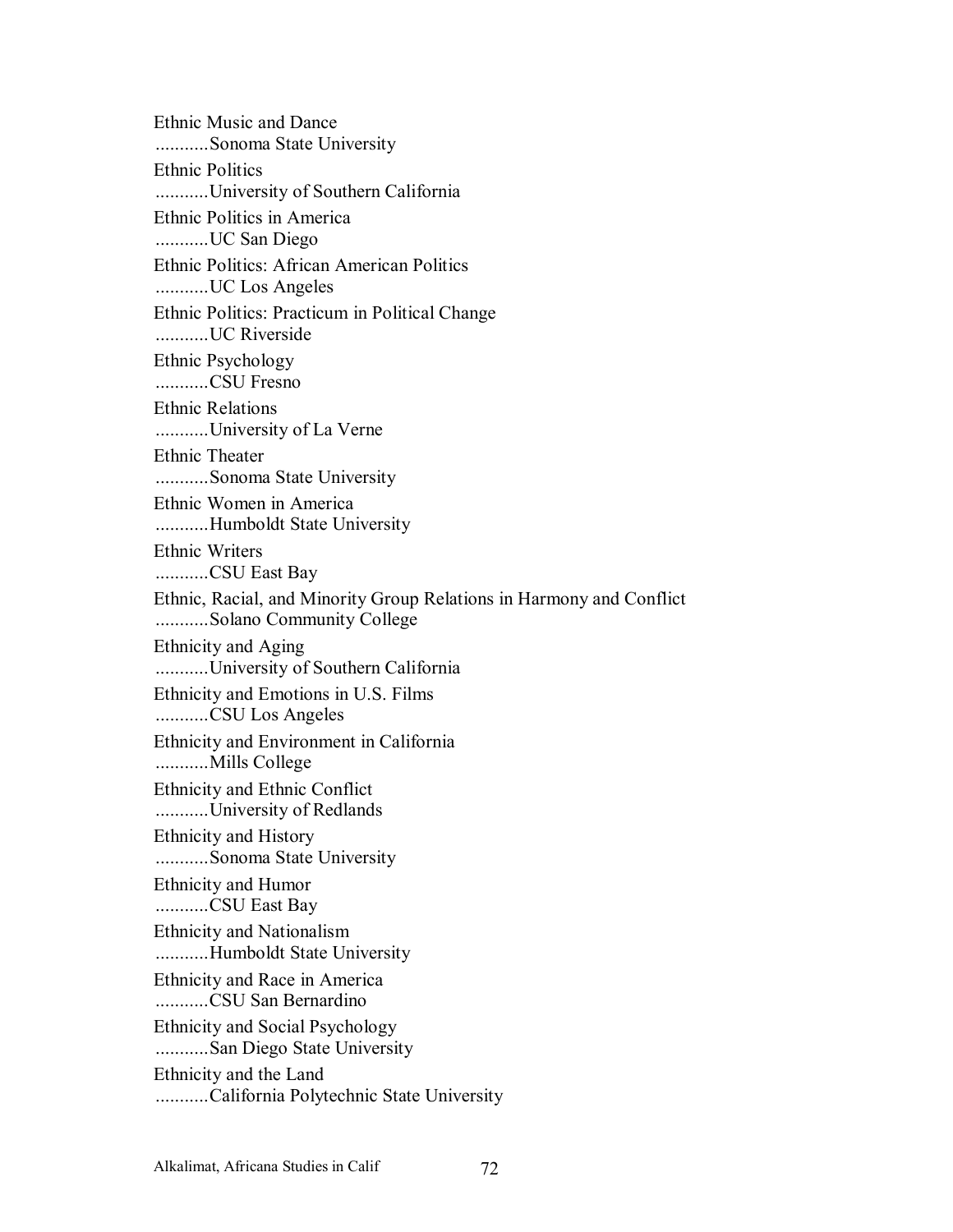Ethnic Music and Dance
...........Sonoma State University

Ethnic Politics
...........University of Southern California

Ethnic Politics in America
...........UC San Diego

Ethnic Politics: African American Politics
...........UC Los Angeles

Ethnic Politics: Practicum in Political Change
...........UC Riverside

Ethnic Psychology
...........CSU Fresno

Ethnic Relations
...........University of La Verne

Ethnic Theater
...........Sonoma State University

Ethnic Women in America
...........Humboldt State University

Ethnic Writers
...........CSU East Bay

Ethnic, Racial, and Minority Group Relations in Harmony and Conflict
...........Solano Community College

Ethnicity and Aging
...........University of Southern California

Ethnicity and Emotions in U.S. Films
...........CSU Los Angeles

Ethnicity and Environment in California
...........Mills College

Ethnicity and Ethnic Conflict
...........University of Redlands

Ethnicity and History
...........Sonoma State University

Ethnicity and Humor
...........CSU East Bay

Ethnicity and Nationalism
...........Humboldt State University

Ethnicity and Race in America
...........CSU San Bernardino

Ethnicity and Social Psychology
...........San Diego State University

Ethnicity and the Land
...........California Polytechnic State University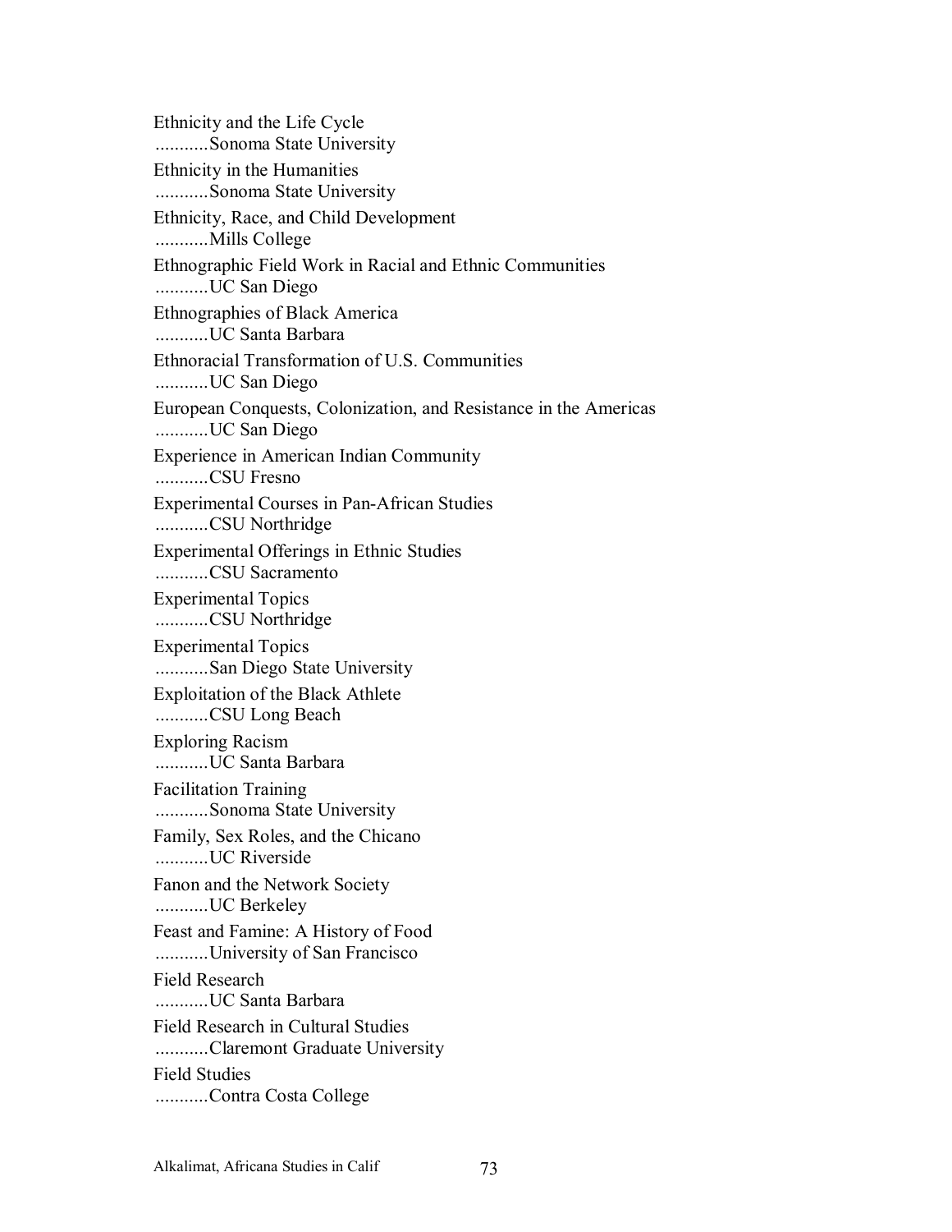Ethnicity and the Life Cycle
...........Sonoma State University

Ethnicity in the Humanities
...........Sonoma State University

Ethnicity, Race, and Child Development
...........Mills College

Ethnographic Field Work in Racial and Ethnic Communities
...........UC San Diego

Ethnographies of Black America
...........UC Santa Barbara

Ethnoracial Transformation of U.S. Communities
...........UC San Diego

European Conquests, Colonization, and Resistance in the Americas
...........UC San Diego

Experience in American Indian Community
...........CSU Fresno

Experimental Courses in Pan-African Studies
...........CSU Northridge

Experimental Offerings in Ethnic Studies
...........CSU Sacramento

Experimental Topics
...........CSU Northridge

Experimental Topics
...........San Diego State University

Exploitation of the Black Athlete
...........CSU Long Beach

Exploring Racism
...........UC Santa Barbara

Facilitation Training
...........Sonoma State University

Family, Sex Roles, and the Chicano
...........UC Riverside

Fanon and the Network Society
...........UC Berkeley

Feast and Famine: A History of Food
...........University of San Francisco

Field Research
...........UC Santa Barbara

Field Research in Cultural Studies
...........Claremont Graduate University

Field Studies
...........Contra Costa College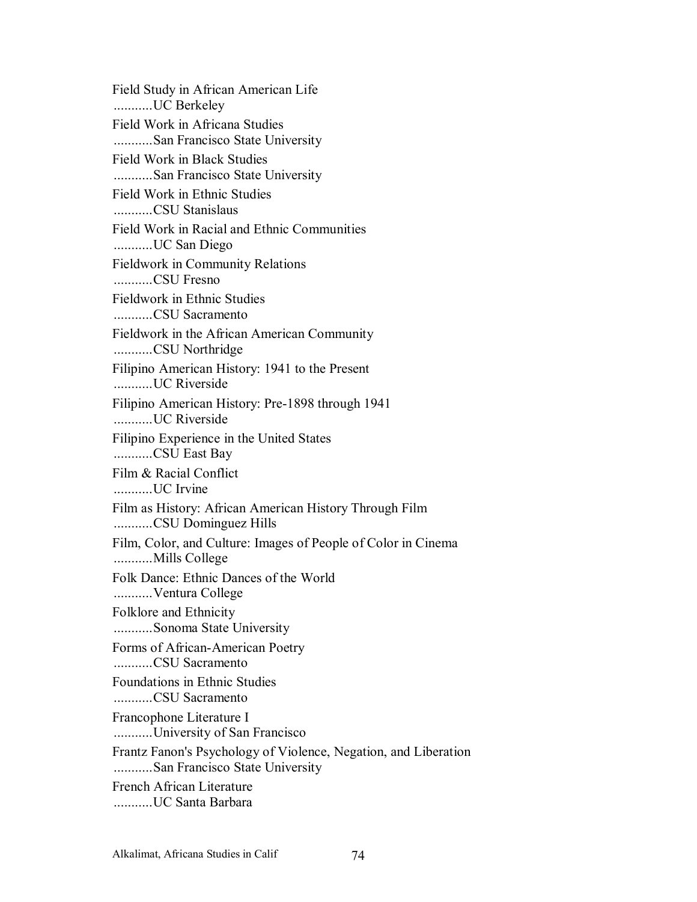Field Study in African American Life
...........UC Berkeley

Field Work in Africana Studies
...........San Francisco State University

Field Work in Black Studies
...........San Francisco State University

Field Work in Ethnic Studies
...........CSU Stanislaus

Field Work in Racial and Ethnic Communities
...........UC San Diego

Fieldwork in Community Relations
...........CSU Fresno

Fieldwork in Ethnic Studies
...........CSU Sacramento

Fieldwork in the African American Community
...........CSU Northridge

Filipino American History: 1941 to the Present
...........UC Riverside

Filipino American History: Pre-1898 through 1941
...........UC Riverside

Filipino Experience in the United States
...........CSU East Bay

Film & Racial Conflict
...........UC Irvine

Film as History: African American History Through Film
...........CSU Dominguez Hills

Film, Color, and Culture: Images of People of Color in Cinema
...........Mills College

Folk Dance: Ethnic Dances of the World
...........Ventura College

Folklore and Ethnicity
...........Sonoma State University

Forms of African-American Poetry
...........CSU Sacramento

Foundations in Ethnic Studies
...........CSU Sacramento

Francophone Literature I
...........University of San Francisco

Frantz Fanon's Psychology of Violence, Negation, and Liberation
...........San Francisco State University

French African Literature
...........UC Santa Barbara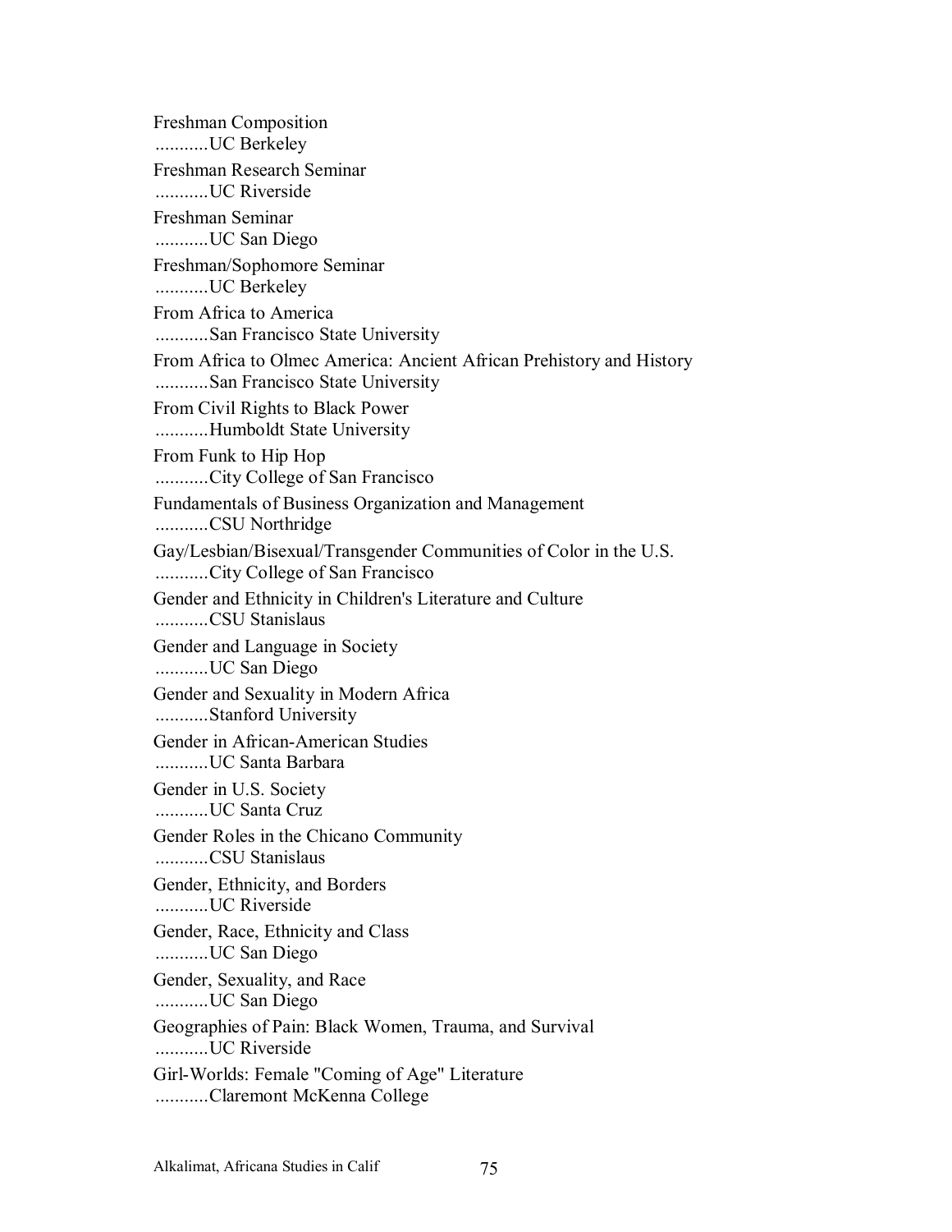Freshman Composition
...........UC Berkeley

Freshman Research Seminar
...........UC Riverside

Freshman Seminar
...........UC San Diego

Freshman/Sophomore Seminar
...........UC Berkeley

From Africa to America
...........San Francisco State University

From Africa to Olmec America: Ancient African Prehistory and History
...........San Francisco State University

From Civil Rights to Black Power
...........Humboldt State University

From Funk to Hip Hop
...........City College of San Francisco

Fundamentals of Business Organization and Management
...........CSU Northridge

Gay/Lesbian/Bisexual/Transgender Communities of Color in the U.S.
...........City College of San Francisco

Gender and Ethnicity in Children's Literature and Culture
...........CSU Stanislaus

Gender and Language in Society
...........UC San Diego

Gender and Sexuality in Modern Africa
...........Stanford University

Gender in African-American Studies
...........UC Santa Barbara

Gender in U.S. Society
...........UC Santa Cruz

Gender Roles in the Chicano Community
...........CSU Stanislaus

Gender, Ethnicity, and Borders
...........UC Riverside

Gender, Race, Ethnicity and Class
...........UC San Diego

Gender, Sexuality, and Race
...........UC San Diego

Geographies of Pain: Black Women, Trauma, and Survival
...........UC Riverside

Girl-Worlds: Female "Coming of Age" Literature
...........Claremont McKenna College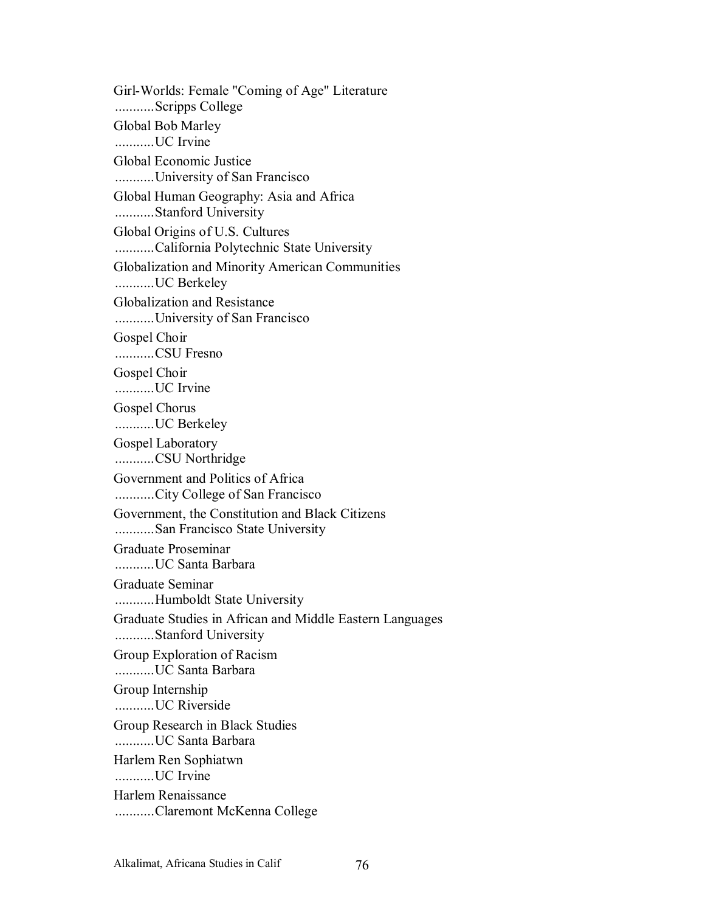Girl-Worlds: Female "Coming of Age" Literature
...........Scripps College

Global Bob Marley
...........UC Irvine

Global Economic Justice
...........University of San Francisco

Global Human Geography: Asia and Africa
...........Stanford University

Global Origins of U.S. Cultures
...........California Polytechnic State University

Globalization and Minority American Communities
...........UC Berkeley

Globalization and Resistance
...........University of San Francisco

Gospel Choir
...........CSU Fresno

Gospel Choir
...........UC Irvine

Gospel Chorus
...........UC Berkeley

Gospel Laboratory
...........CSU Northridge

Government and Politics of Africa
...........City College of San Francisco

Government, the Constitution and Black Citizens
...........San Francisco State University

Graduate Proseminar
...........UC Santa Barbara

Graduate Seminar
...........Humboldt State University

Graduate Studies in African and Middle Eastern Languages
...........Stanford University

Group Exploration of Racism
...........UC Santa Barbara

Group Internship
...........UC Riverside

Group Research in Black Studies
...........UC Santa Barbara

Harlem Ren Sophiatwn
...........UC Irvine

Harlem Renaissance
...........Claremont McKenna College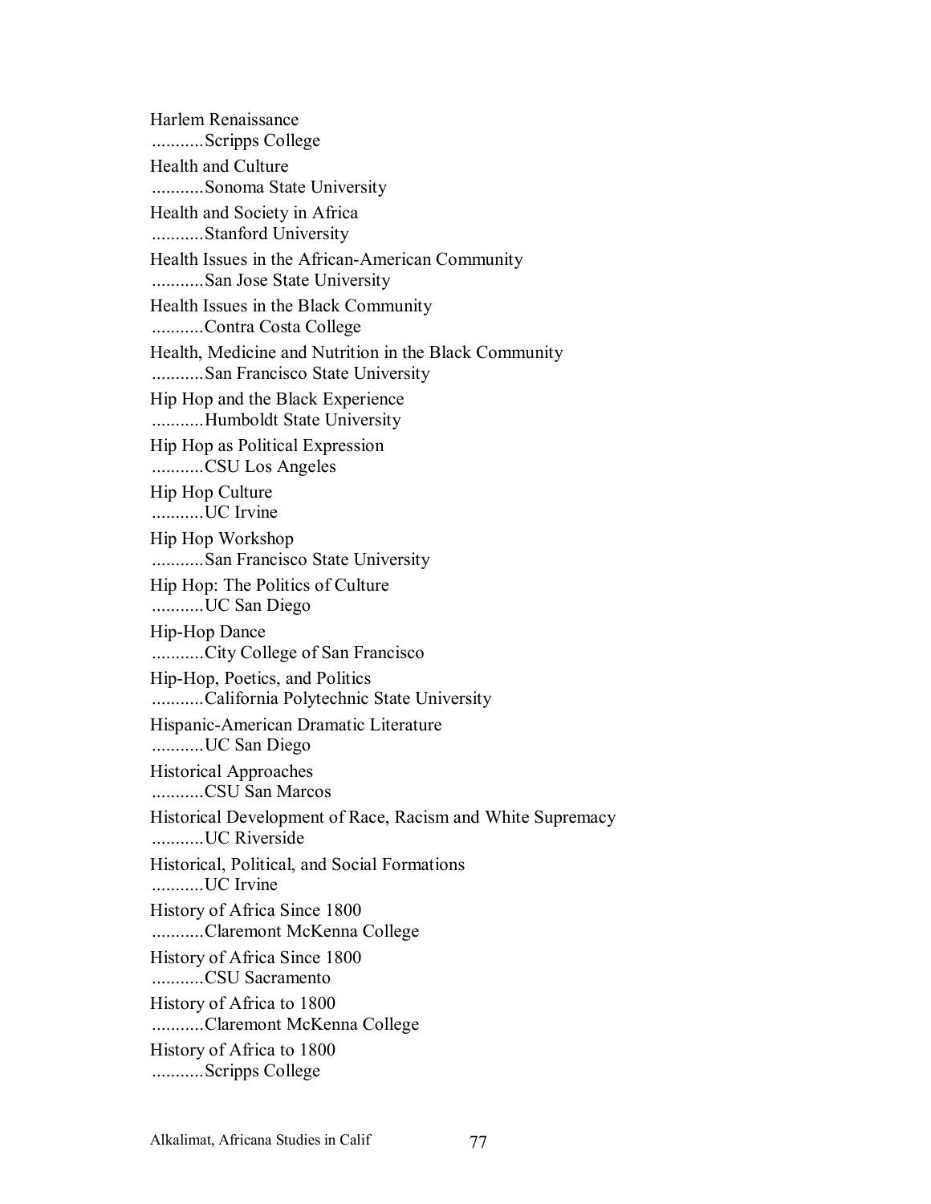Harlem Renaissance
...........Scripps College

Health and Culture
...........Sonoma State University

Health and Society in Africa
...........Stanford University

Health Issues in the African-American Community
...........San Jose State University

Health Issues in the Black Community
...........Contra Costa College

Health, Medicine and Nutrition in the Black Community
...........San Francisco State University

Hip Hop and the Black Experience
...........Humboldt State University

Hip Hop as Political Expression
...........CSU Los Angeles

Hip Hop Culture
...........UC Irvine

Hip Hop Workshop
...........San Francisco State University

Hip Hop: The Politics of Culture
...........UC San Diego

Hip-Hop Dance
...........City College of San Francisco

Hip-Hop, Poetics, and Politics
...........California Polytechnic State University

Hispanic-American Dramatic Literature
...........UC San Diego

Historical Approaches
...........CSU San Marcos

Historical Development of Race, Racism and White Supremacy
...........UC Riverside

Historical, Political, and Social Formations
...........UC Irvine

History of Africa Since 1800
...........Claremont McKenna College

History of Africa Since 1800
...........CSU Sacramento

History of Africa to 1800
...........Claremont McKenna College

History of Africa to 1800
...........Scripps College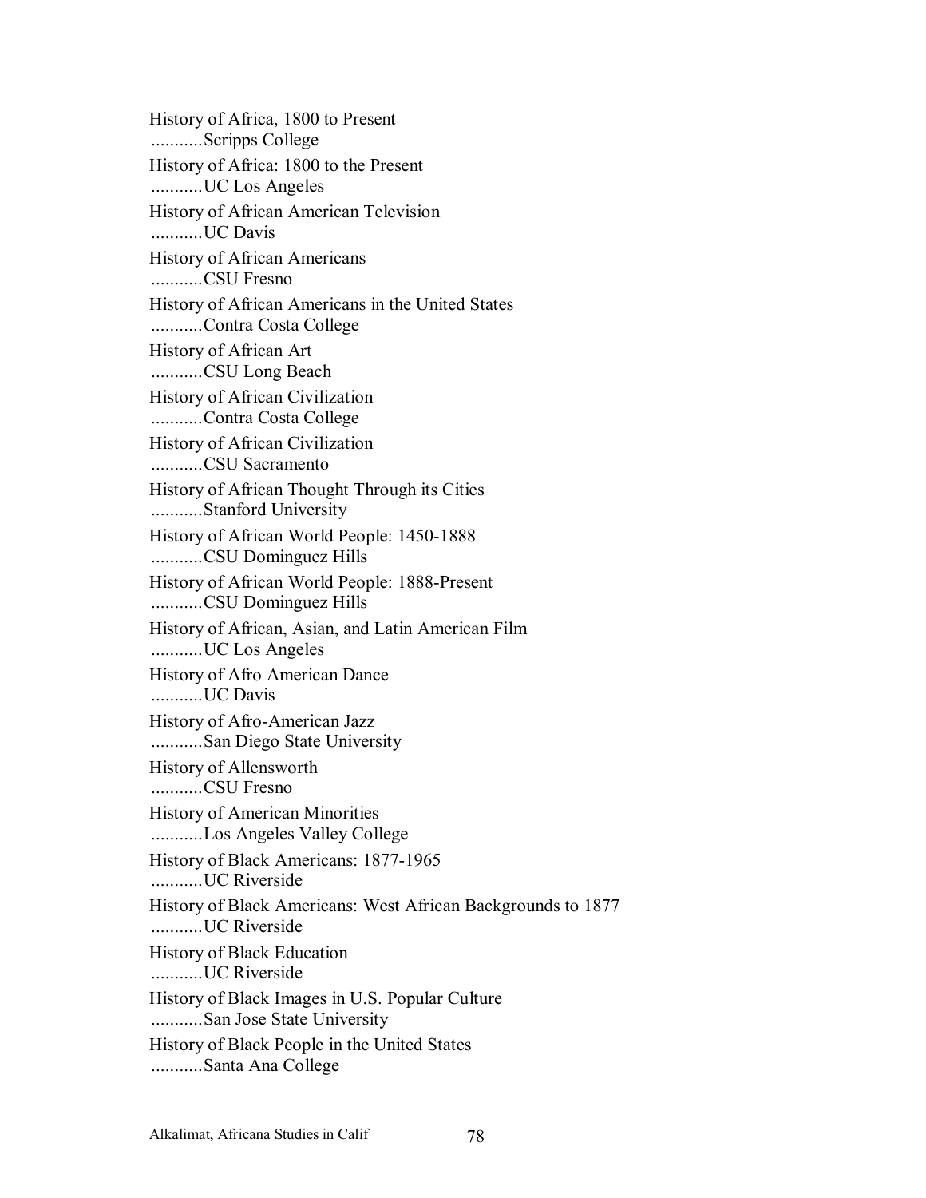History of Africa, 1800 to Present
...........Scripps College

History of Africa: 1800 to the Present
...........UC Los Angeles

History of African American Television
...........UC Davis

History of African Americans
...........CSU Fresno

History of African Americans in the United States
...........Contra Costa College

History of African Art
...........CSU Long Beach

History of African Civilization
...........Contra Costa College

History of African Civilization
...........CSU Sacramento

History of African Thought Through its Cities
...........Stanford University

History of African World People: 1450-1888
...........CSU Dominguez Hills

History of African World People: 1888-Present
...........CSU Dominguez Hills

History of African, Asian, and Latin American Film
...........UC Los Angeles

History of Afro American Dance
...........UC Davis

History of Afro-American Jazz
...........San Diego State University

History of Allensworth
...........CSU Fresno

History of American Minorities
...........Los Angeles Valley College

History of Black Americans: 1877-1965
...........UC Riverside

History of Black Americans: West African Backgrounds to 1877
...........UC Riverside

History of Black Education
...........UC Riverside

History of Black Images in U.S. Popular Culture
...........San Jose State University

History of Black People in the United States
...........Santa Ana College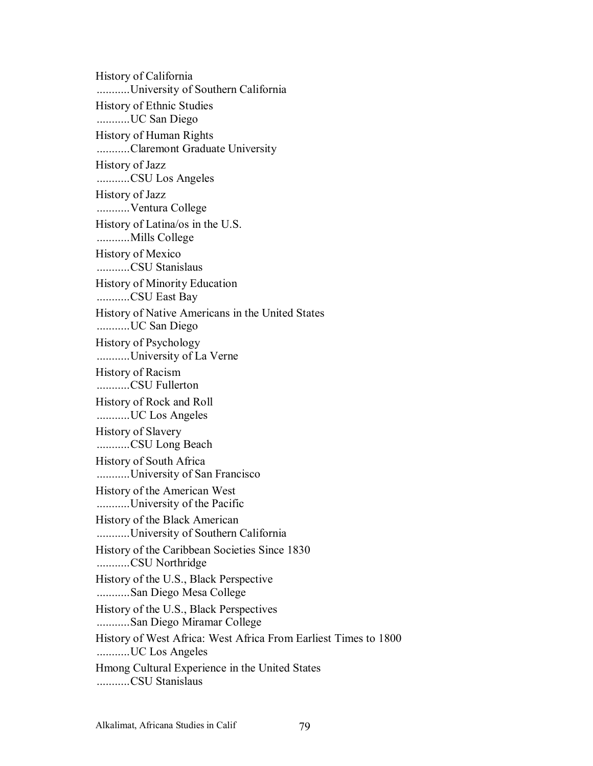History of California
...........University of Southern California

History of Ethnic Studies
...........UC San Diego

History of Human Rights
...........Claremont Graduate University

History of Jazz
...........CSU Los Angeles

History of Jazz
...........Ventura College

History of Latina/os in the U.S.
...........Mills College

History of Mexico
...........CSU Stanislaus

History of Minority Education
...........CSU East Bay

History of Native Americans in the United States
...........UC San Diego

History of Psychology
...........University of La Verne

History of Racism
...........CSU Fullerton

History of Rock and Roll
...........UC Los Angeles

History of Slavery
...........CSU Long Beach

History of South Africa
...........University of San Francisco

History of the American West
...........University of the Pacific

History of the Black American
...........University of Southern California

History of the Caribbean Societies Since 1830
...........CSU Northridge

History of the U.S., Black Perspective
...........San Diego Mesa College

History of the U.S., Black Perspectives
...........San Diego Miramar College

History of West Africa: West Africa From Earliest Times to 1800
...........UC Los Angeles

Hmong Cultural Experience in the United States
...........CSU Stanislaus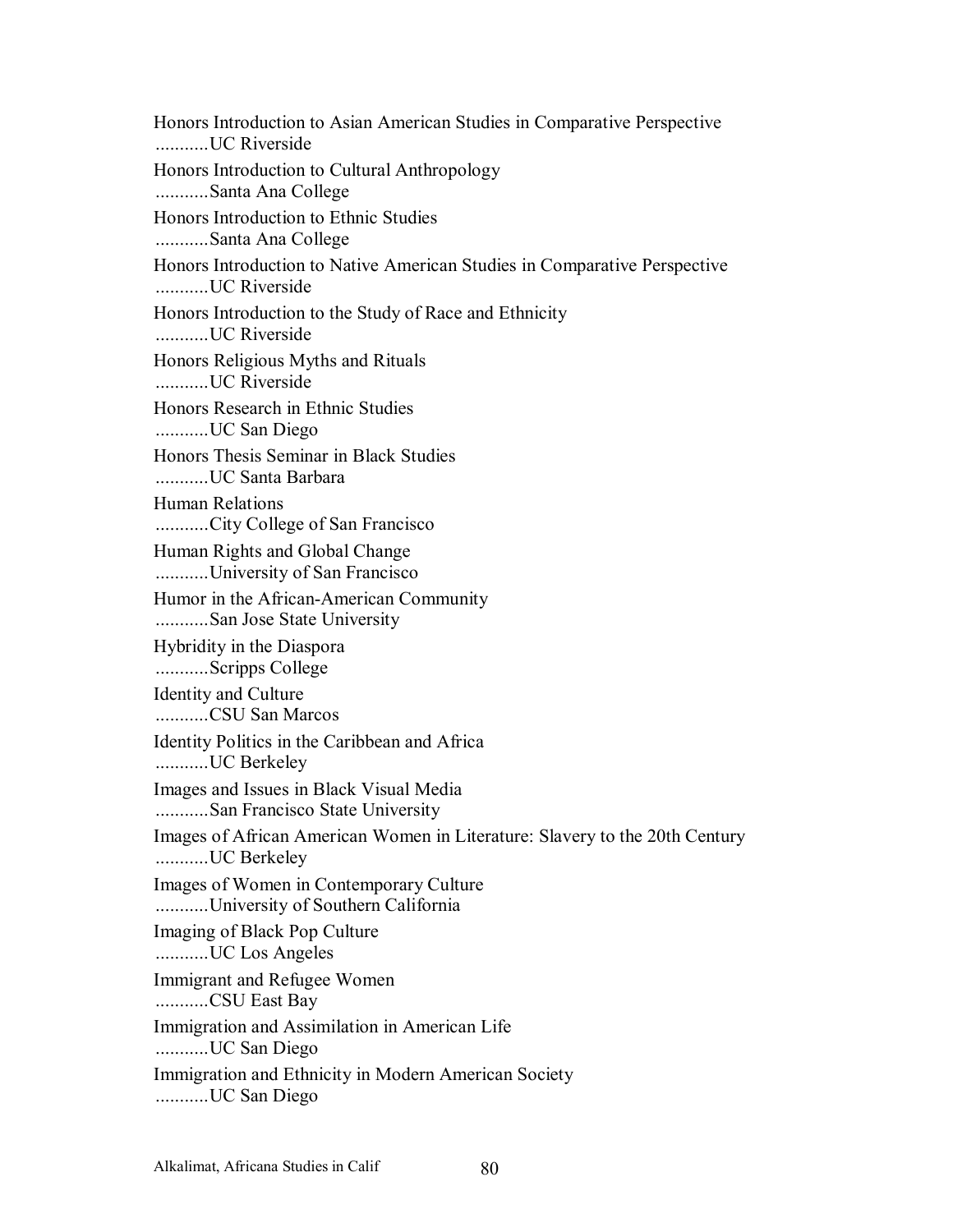Honors Introduction to Asian American Studies in Comparative Perspective
...........UC Riverside

Honors Introduction to Cultural Anthropology
...........Santa Ana College

Honors Introduction to Ethnic Studies
...........Santa Ana College

Honors Introduction to Native American Studies in Comparative Perspective
...........UC Riverside

Honors Introduction to the Study of Race and Ethnicity
...........UC Riverside

Honors Religious Myths and Rituals
...........UC Riverside

Honors Research in Ethnic Studies
...........UC San Diego

Honors Thesis Seminar in Black Studies
...........UC Santa Barbara

Human Relations
...........City College of San Francisco

Human Rights and Global Change
...........University of San Francisco

Humor in the African-American Community
...........San Jose State University

Hybridity in the Diaspora
...........Scripps College

Identity and Culture
...........CSU San Marcos

Identity Politics in the Caribbean and Africa
...........UC Berkeley

Images and Issues in Black Visual Media
...........San Francisco State University

Images of African American Women in Literature: Slavery to the 20th Century
...........UC Berkeley

Images of Women in Contemporary Culture
...........University of Southern California

Imaging of Black Pop Culture
...........UC Los Angeles

Immigrant and Refugee Women
...........CSU East Bay

Immigration and Assimilation in American Life
...........UC San Diego

Immigration and Ethnicity in Modern American Society
...........UC San Diego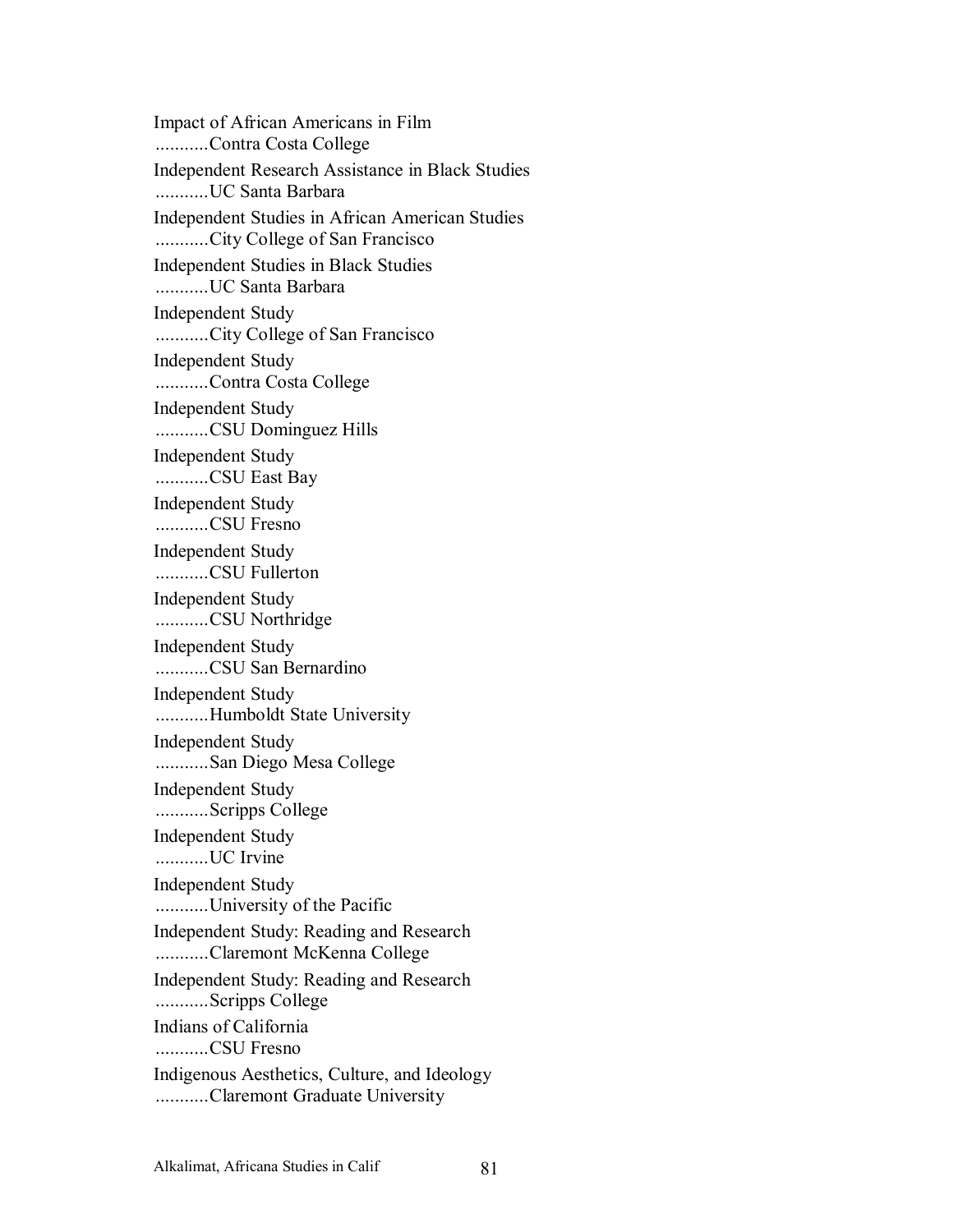Impact of African Americans in Film
...........Contra Costa College

Independent Research Assistance in Black Studies
...........UC Santa Barbara

Independent Studies in African American Studies
...........City College of San Francisco

Independent Studies in Black Studies
...........UC Santa Barbara

Independent Study
...........City College of San Francisco

Independent Study
...........Contra Costa College

Independent Study
...........CSU Dominguez Hills

Independent Study
...........CSU East Bay

Independent Study
...........CSU Fresno

Independent Study
...........CSU Fullerton

Independent Study
...........CSU Northridge

Independent Study
...........CSU San Bernardino

Independent Study
...........Humboldt State University

Independent Study
...........San Diego Mesa College

Independent Study
...........Scripps College

Independent Study
...........UC Irvine

Independent Study
...........University of the Pacific

Independent Study: Reading and Research
...........Claremont McKenna College

Independent Study: Reading and Research
...........Scripps College

Indians of California
...........CSU Fresno

Indigenous Aesthetics, Culture, and Ideology
...........Claremont Graduate University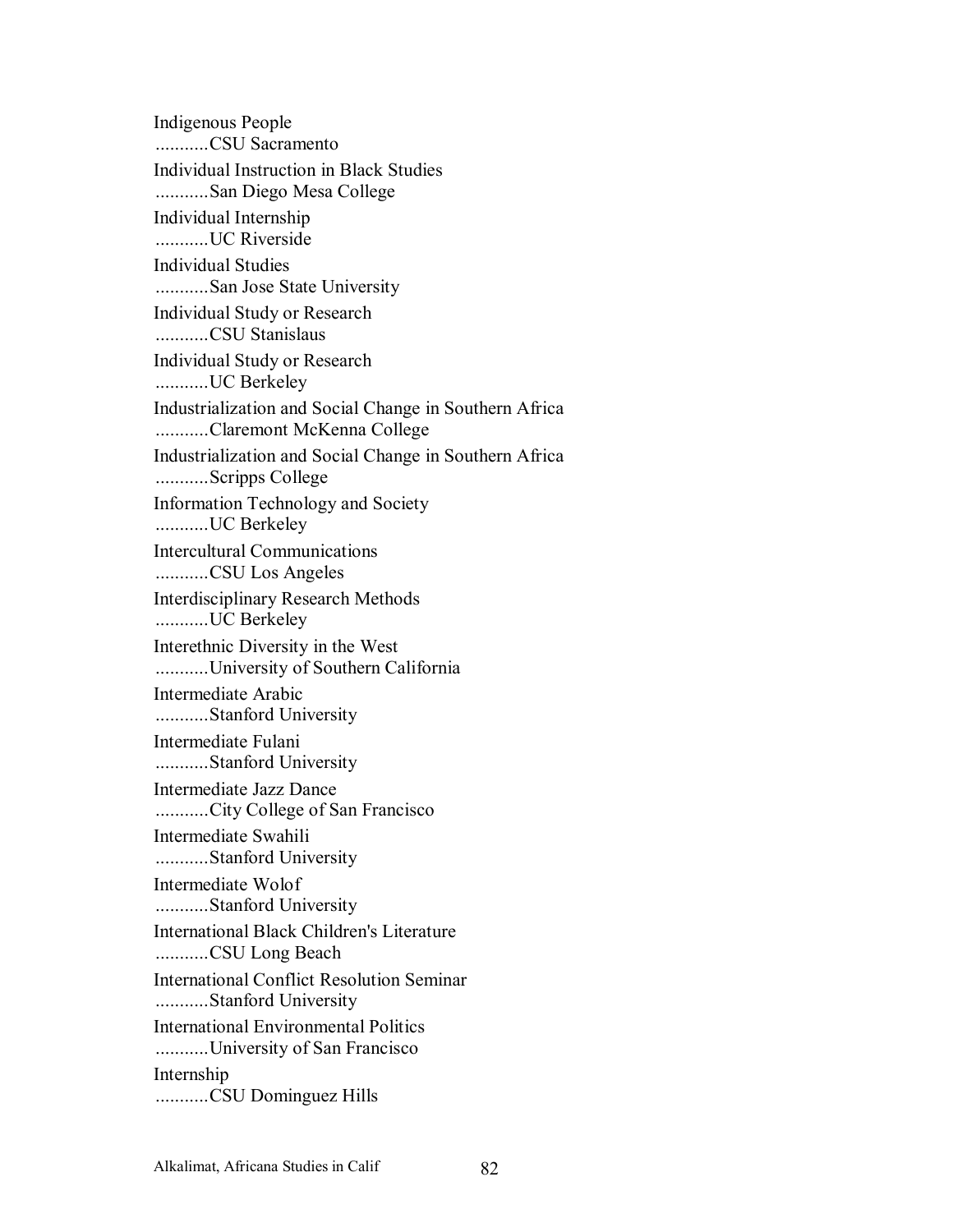Indigenous People
...........CSU Sacramento

Individual Instruction in Black Studies
...........San Diego Mesa College

Individual Internship
...........UC Riverside

Individual Studies
...........San Jose State University

Individual Study or Research
...........CSU Stanislaus

Individual Study or Research
...........UC Berkeley

Industrialization and Social Change in Southern Africa
...........Claremont McKenna College

Industrialization and Social Change in Southern Africa
...........Scripps College

Information Technology and Society
...........UC Berkeley

Intercultural Communications
...........CSU Los Angeles

Interdisciplinary Research Methods
...........UC Berkeley

Interethnic Diversity in the West
...........University of Southern California

Intermediate Arabic
...........Stanford University

Intermediate Fulani
...........Stanford University

Intermediate Jazz Dance
...........City College of San Francisco

Intermediate Swahili
...........Stanford University

Intermediate Wolof
...........Stanford University

International Black Children's Literature
...........CSU Long Beach

International Conflict Resolution Seminar
...........Stanford University

International Environmental Politics
...........University of San Francisco

Internship
...........CSU Dominguez Hills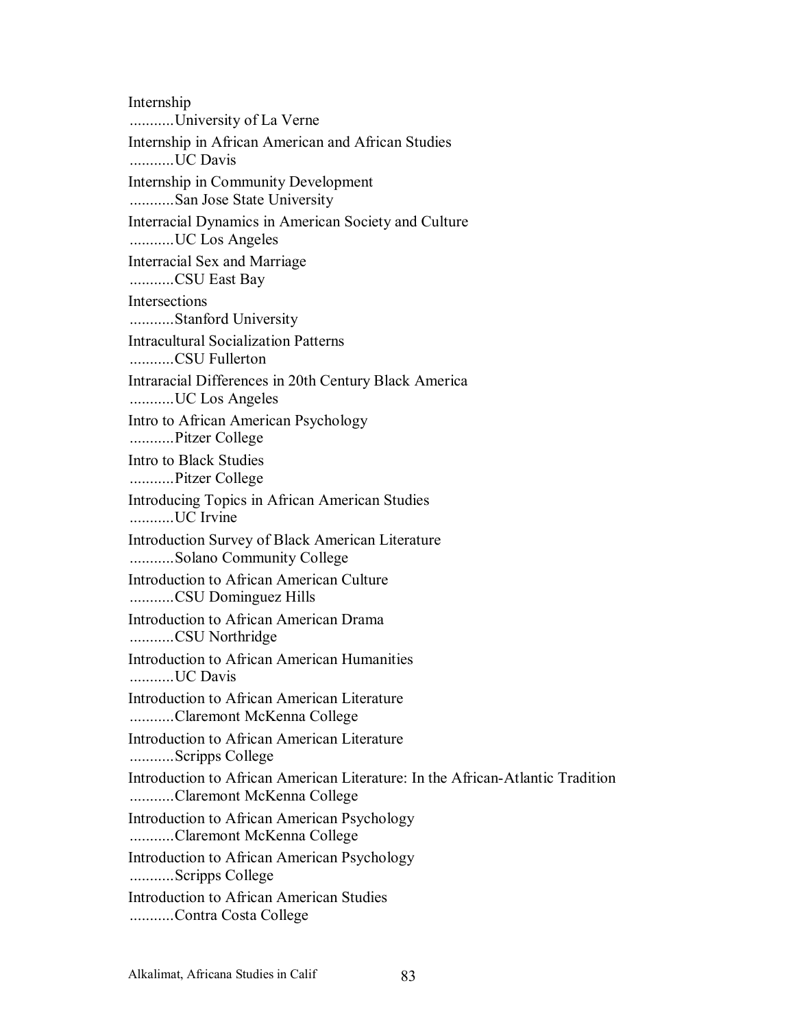Internship
...........University of La Verne

Internship in African American and African Studies
...........UC Davis

Internship in Community Development
...........San Jose State University

Interracial Dynamics in American Society and Culture
...........UC Los Angeles

Interracial Sex and Marriage
...........CSU East Bay

Intersections
...........Stanford University

Intracultural Socialization Patterns
...........CSU Fullerton

Intraracial Differences in 20th Century Black America
...........UC Los Angeles

Intro to African American Psychology
...........Pitzer College

Intro to Black Studies
...........Pitzer College

Introducing Topics in African American Studies
...........UC Irvine

Introduction Survey of Black American Literature
...........Solano Community College

Introduction to African American Culture
...........CSU Dominguez Hills

Introduction to African American Drama
...........CSU Northridge

Introduction to African American Humanities
...........UC Davis

Introduction to African American Literature
...........Claremont McKenna College

Introduction to African American Literature
...........Scripps College

Introduction to African American Literature: In the African-Atlantic Tradition
...........Claremont McKenna College

Introduction to African American Psychology
...........Claremont McKenna College

Introduction to African American Psychology
...........Scripps College

Introduction to African American Studies
...........Contra Costa College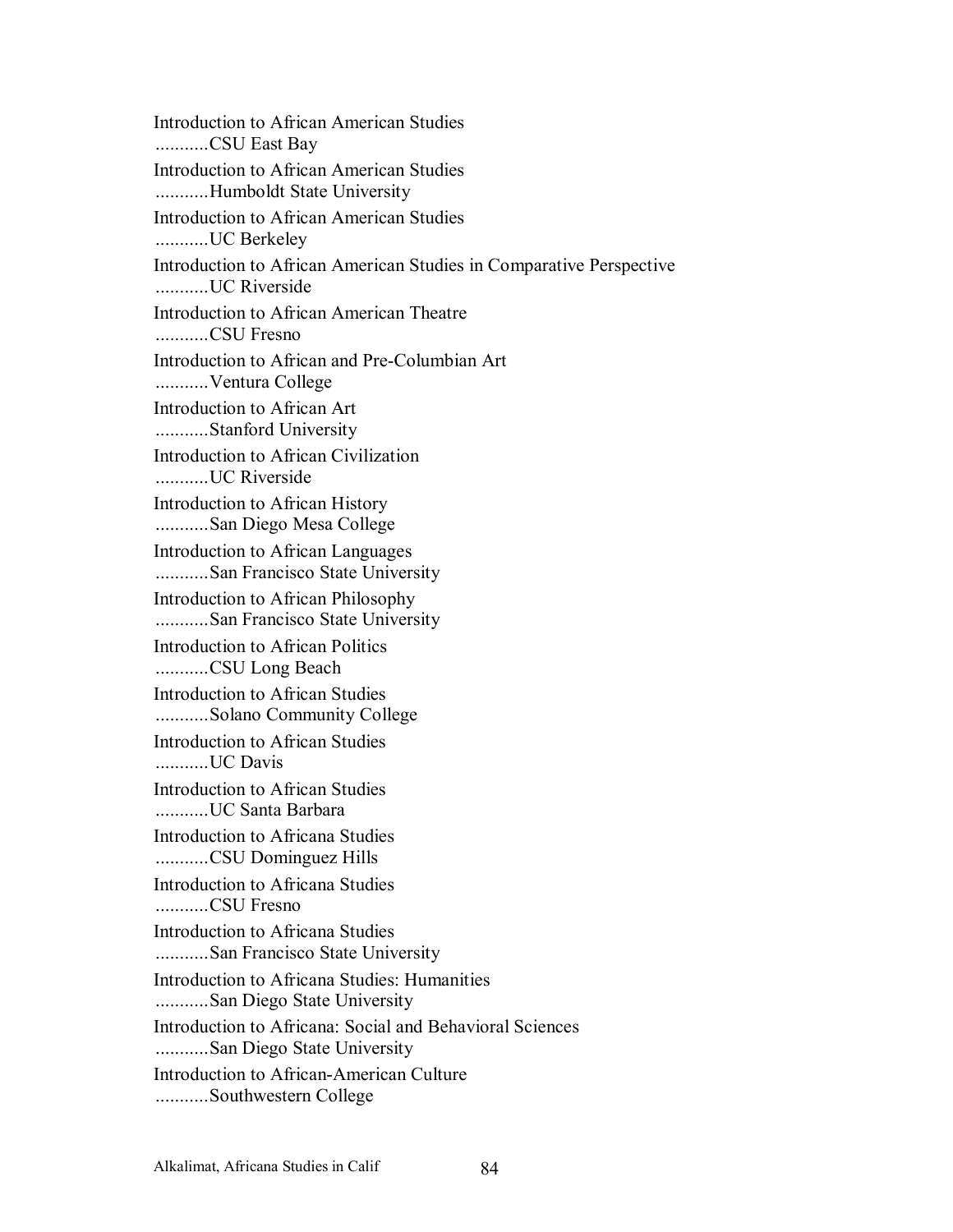Introduction to African American Studies
...........CSU East Bay

Introduction to African American Studies
...........Humboldt State University

Introduction to African American Studies
...........UC Berkeley

Introduction to African American Studies in Comparative Perspective
...........UC Riverside

Introduction to African American Theatre
...........CSU Fresno

Introduction to African and Pre-Columbian Art
...........Ventura College

Introduction to African Art
...........Stanford University

Introduction to African Civilization
...........UC Riverside

Introduction to African History
...........San Diego Mesa College

Introduction to African Languages
...........San Francisco State University

Introduction to African Philosophy
...........San Francisco State University

Introduction to African Politics
...........CSU Long Beach

Introduction to African Studies
...........Solano Community College

Introduction to African Studies
...........UC Davis

Introduction to African Studies
...........UC Santa Barbara

Introduction to Africana Studies
...........CSU Dominguez Hills

Introduction to Africana Studies
...........CSU Fresno

Introduction to Africana Studies
...........San Francisco State University

Introduction to Africana Studies: Humanities
...........San Diego State University

Introduction to Africana: Social and Behavioral Sciences
...........San Diego State University

Introduction to African-American Culture
...........Southwestern College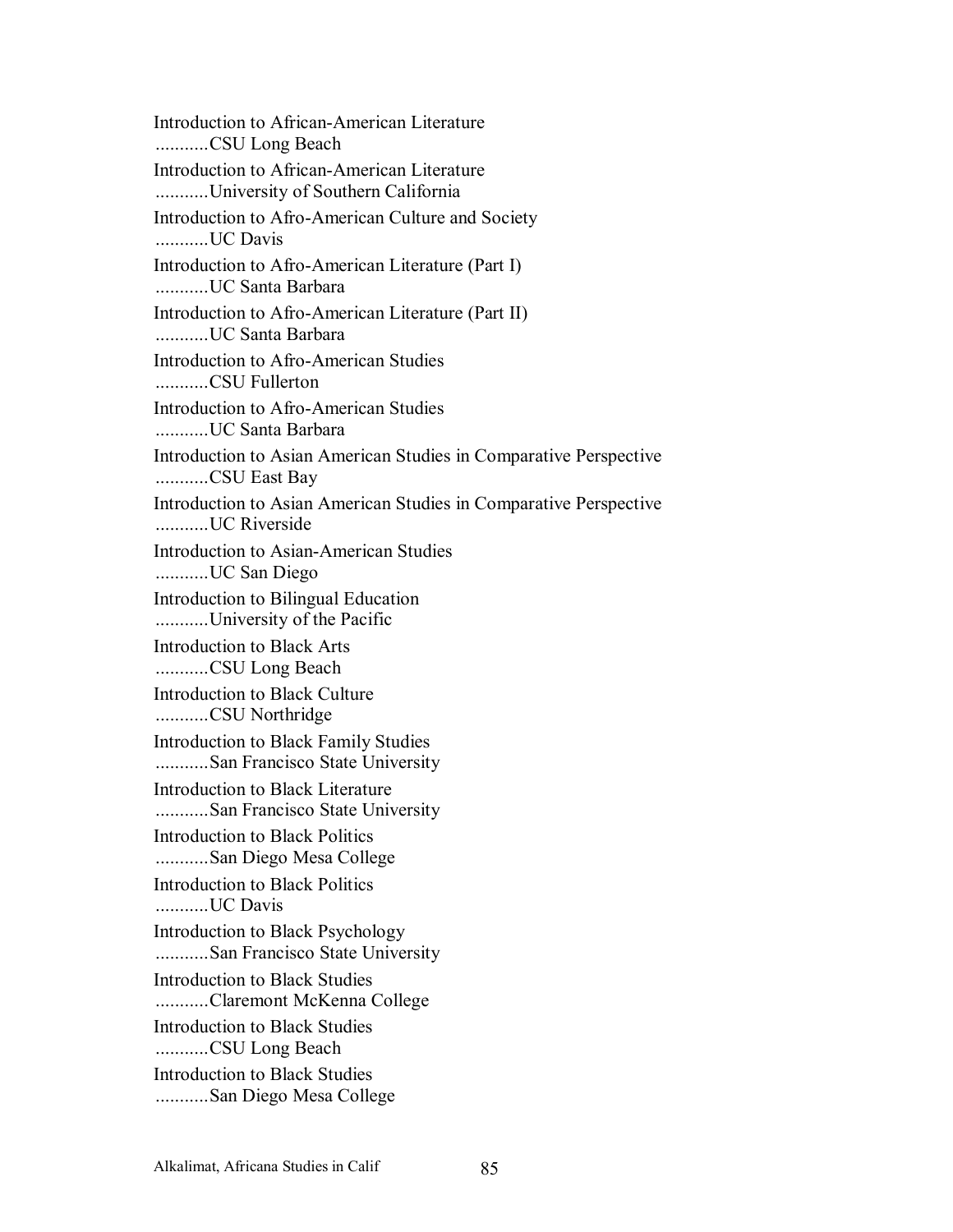Introduction to African-American Literature
...........CSU Long Beach

Introduction to African-American Literature
...........University of Southern California

Introduction to Afro-American Culture and Society
...........UC Davis

Introduction to Afro-American Literature (Part I)
...........UC Santa Barbara

Introduction to Afro-American Literature (Part II)
...........UC Santa Barbara

Introduction to Afro-American Studies
...........CSU Fullerton

Introduction to Afro-American Studies
...........UC Santa Barbara

Introduction to Asian American Studies in Comparative Perspective
...........CSU East Bay

Introduction to Asian American Studies in Comparative Perspective
...........UC Riverside

Introduction to Asian-American Studies
...........UC San Diego

Introduction to Bilingual Education
...........University of the Pacific

Introduction to Black Arts
...........CSU Long Beach

Introduction to Black Culture
...........CSU Northridge

Introduction to Black Family Studies
...........San Francisco State University

Introduction to Black Literature
...........San Francisco State University

Introduction to Black Politics
...........San Diego Mesa College

Introduction to Black Politics
...........UC Davis

Introduction to Black Psychology
...........San Francisco State University

Introduction to Black Studies
...........Claremont McKenna College

Introduction to Black Studies
...........CSU Long Beach

Introduction to Black Studies
...........San Diego Mesa College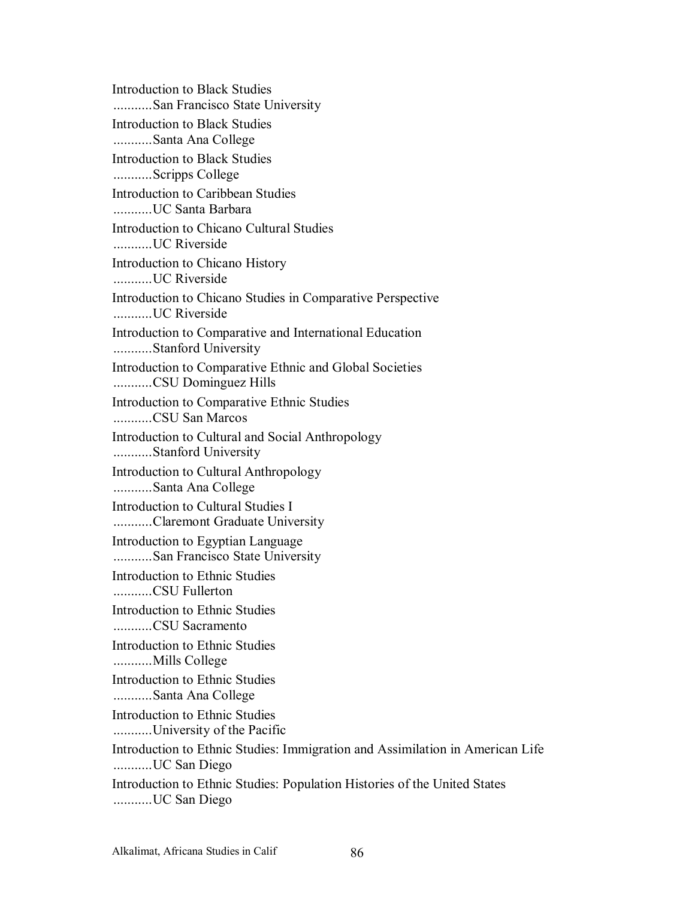Introduction to Black Studies
...........San Francisco State University

Introduction to Black Studies
...........Santa Ana College

Introduction to Black Studies
...........Scripps College

Introduction to Caribbean Studies
...........UC Santa Barbara

Introduction to Chicano Cultural Studies
...........UC Riverside

Introduction to Chicano History
...........UC Riverside

Introduction to Chicano Studies in Comparative Perspective
...........UC Riverside

Introduction to Comparative and International Education
...........Stanford University

Introduction to Comparative Ethnic and Global Societies
...........CSU Dominguez Hills

Introduction to Comparative Ethnic Studies
...........CSU San Marcos

Introduction to Cultural and Social Anthropology
...........Stanford University

Introduction to Cultural Anthropology
...........Santa Ana College

Introduction to Cultural Studies I
...........Claremont Graduate University

Introduction to Egyptian Language
...........San Francisco State University

Introduction to Ethnic Studies
...........CSU Fullerton

Introduction to Ethnic Studies
...........CSU Sacramento

Introduction to Ethnic Studies
...........Mills College

Introduction to Ethnic Studies
...........Santa Ana College

Introduction to Ethnic Studies
...........University of the Pacific

Introduction to Ethnic Studies: Immigration and Assimilation in American Life
...........UC San Diego

Introduction to Ethnic Studies: Population Histories of the United States
...........UC San Diego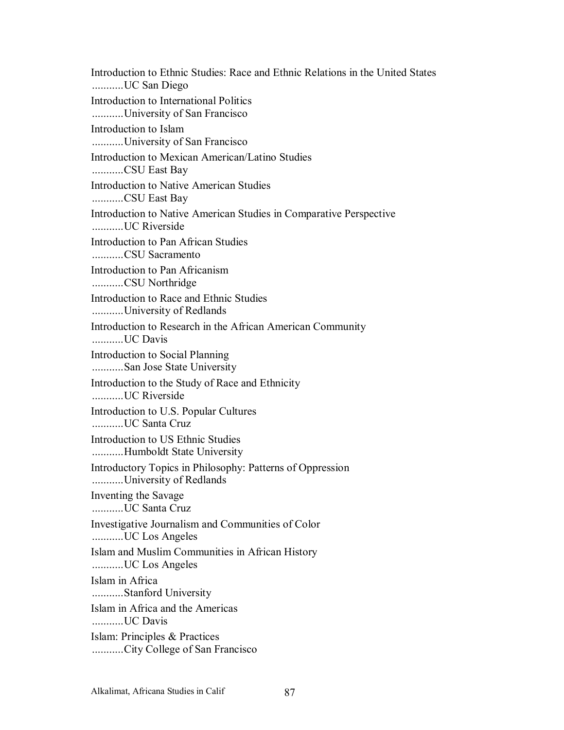Introduction to Ethnic Studies: Race and Ethnic Relations in the United States
...........UC San Diego

Introduction to International Politics
...........University of San Francisco

Introduction to Islam
...........University of San Francisco

Introduction to Mexican American/Latino Studies
...........CSU East Bay

Introduction to Native American Studies
...........CSU East Bay

Introduction to Native American Studies in Comparative Perspective
...........UC Riverside

Introduction to Pan African Studies
...........CSU Sacramento

Introduction to Pan Africanism
...........CSU Northridge

Introduction to Race and Ethnic Studies
...........University of Redlands

Introduction to Research in the African American Community
...........UC Davis

Introduction to Social Planning
...........San Jose State University

Introduction to the Study of Race and Ethnicity
...........UC Riverside

Introduction to U.S. Popular Cultures
...........UC Santa Cruz

Introduction to US Ethnic Studies
...........Humboldt State University

Introductory Topics in Philosophy: Patterns of Oppression
...........University of Redlands

Inventing the Savage
...........UC Santa Cruz

Investigative Journalism and Communities of Color
...........UC Los Angeles

Islam and Muslim Communities in African History
...........UC Los Angeles

Islam in Africa
...........Stanford University

Islam in Africa and the Americas
...........UC Davis

Islam: Principles & Practices
...........City College of San Francisco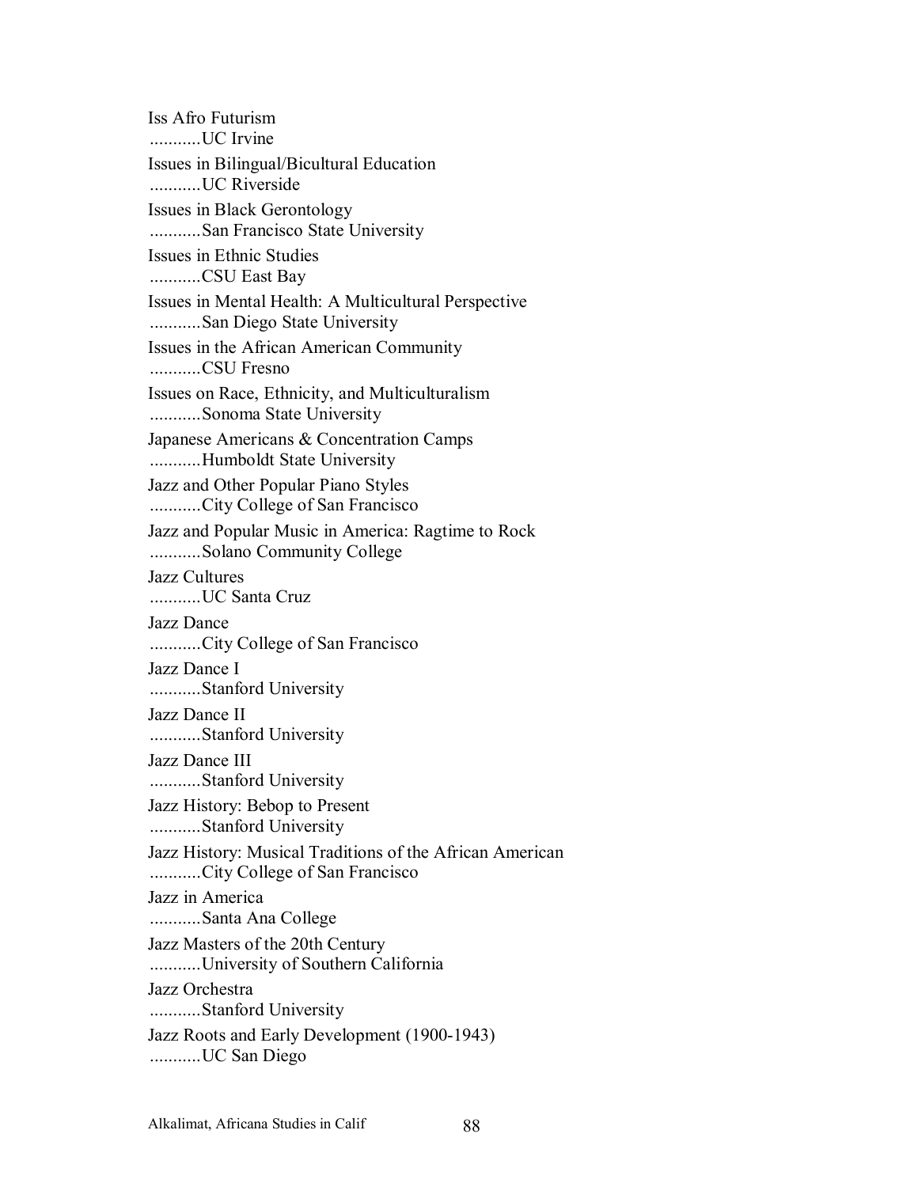Iss Afro Futurism
...........UC Irvine

Issues in Bilingual/Bicultural Education
...........UC Riverside

Issues in Black Gerontology
...........San Francisco State University

Issues in Ethnic Studies
...........CSU East Bay

Issues in Mental Health: A Multicultural Perspective
...........San Diego State University

Issues in the African American Community
...........CSU Fresno

Issues on Race, Ethnicity, and Multiculturalism
...........Sonoma State University

Japanese Americans & Concentration Camps
...........Humboldt State University

Jazz and Other Popular Piano Styles
...........City College of San Francisco

Jazz and Popular Music in America: Ragtime to Rock
...........Solano Community College

Jazz Cultures
...........UC Santa Cruz

Jazz Dance
...........City College of San Francisco

Jazz Dance I
...........Stanford University

Jazz Dance II
...........Stanford University

Jazz Dance III
...........Stanford University

Jazz History: Bebop to Present
...........Stanford University

Jazz History: Musical Traditions of the African American
...........City College of San Francisco

Jazz in America
...........Santa Ana College

Jazz Masters of the 20th Century
...........University of Southern California

Jazz Orchestra
...........Stanford University

Jazz Roots and Early Development (1900-1943)
...........UC San Diego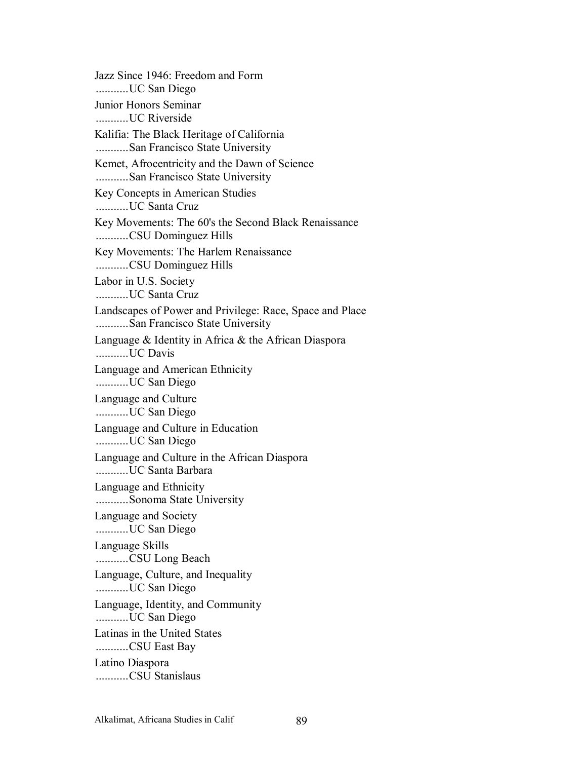Jazz Since 1946: Freedom and Form
...........UC San Diego

Junior Honors Seminar
...........UC Riverside

Kalifia: The Black Heritage of California
...........San Francisco State University

Kemet, Afrocentricity and the Dawn of Science
...........San Francisco State University

Key Concepts in American Studies
...........UC Santa Cruz

Key Movements: The 60's the Second Black Renaissance
...........CSU Dominguez Hills

Key Movements: The Harlem Renaissance
...........CSU Dominguez Hills

Labor in U.S. Society
...........UC Santa Cruz

Landscapes of Power and Privilege: Race, Space and Place
...........San Francisco State University

Language & Identity in Africa & the African Diaspora
...........UC Davis

Language and American Ethnicity
...........UC San Diego

Language and Culture
...........UC San Diego

Language and Culture in Education
...........UC San Diego

Language and Culture in the African Diaspora
...........UC Santa Barbara

Language and Ethnicity
...........Sonoma State University

Language and Society
...........UC San Diego

Language Skills
...........CSU Long Beach

Language, Culture, and Inequality
...........UC San Diego

Language, Identity, and Community
...........UC San Diego

Latinas in the United States
...........CSU East Bay

Latino Diaspora
...........CSU Stanislaus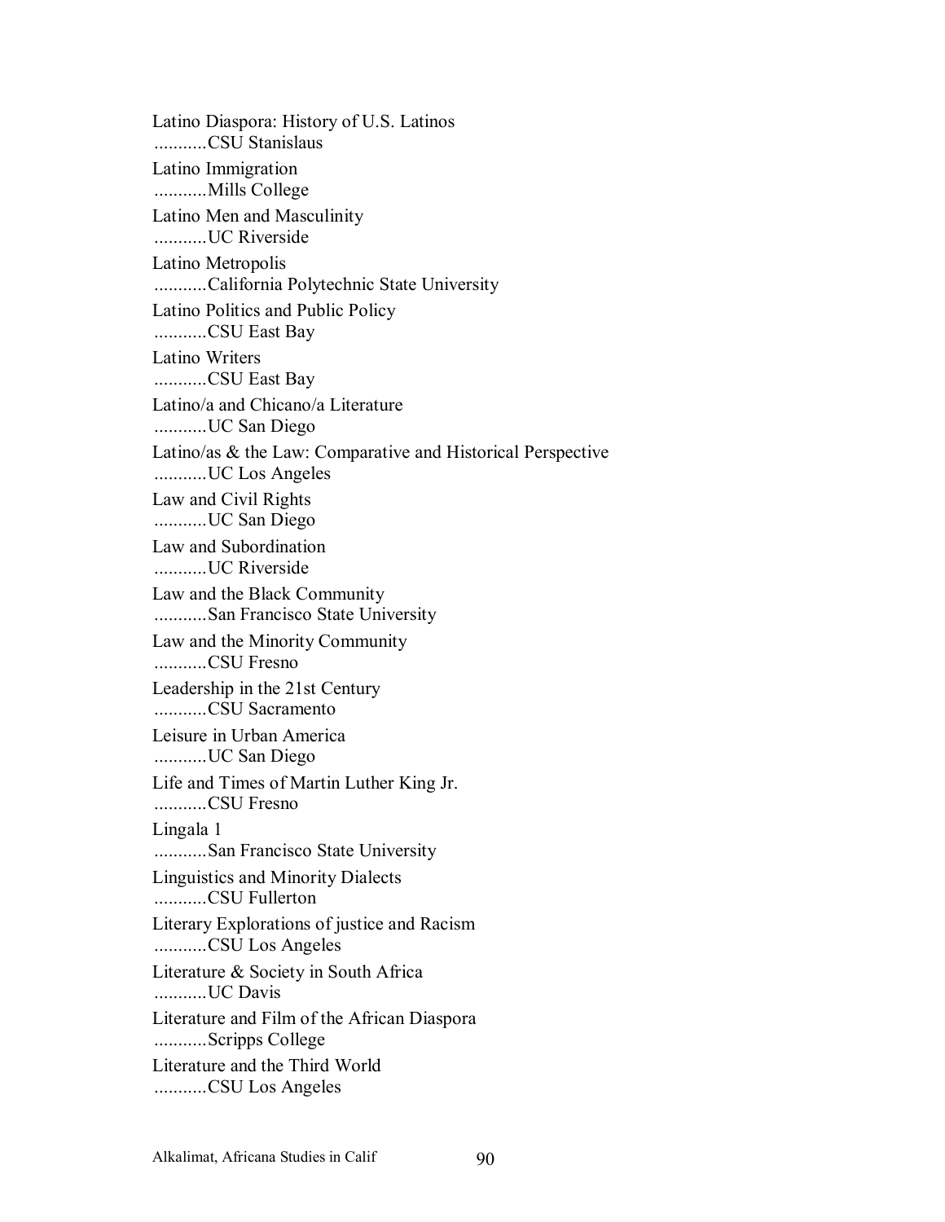Latino Diaspora: History of U.S. Latinos
...........CSU Stanislaus

Latino Immigration
...........Mills College

Latino Men and Masculinity
...........UC Riverside

Latino Metropolis
...........California Polytechnic State University

Latino Politics and Public Policy
...........CSU East Bay

Latino Writers
...........CSU East Bay

Latino/a and Chicano/a Literature
...........UC San Diego

Latino/as & the Law: Comparative and Historical Perspective
...........UC Los Angeles

Law and Civil Rights
...........UC San Diego

Law and Subordination
...........UC Riverside

Law and the Black Community
...........San Francisco State University

Law and the Minority Community
...........CSU Fresno

Leadership in the 21st Century
...........CSU Sacramento

Leisure in Urban America
...........UC San Diego

Life and Times of Martin Luther King Jr.
...........CSU Fresno

Lingala 1
...........San Francisco State University

Linguistics and Minority Dialects
...........CSU Fullerton

Literary Explorations of justice and Racism
...........CSU Los Angeles

Literature & Society in South Africa
...........UC Davis

Literature and Film of the African Diaspora
...........Scripps College

Literature and the Third World
...........CSU Los Angeles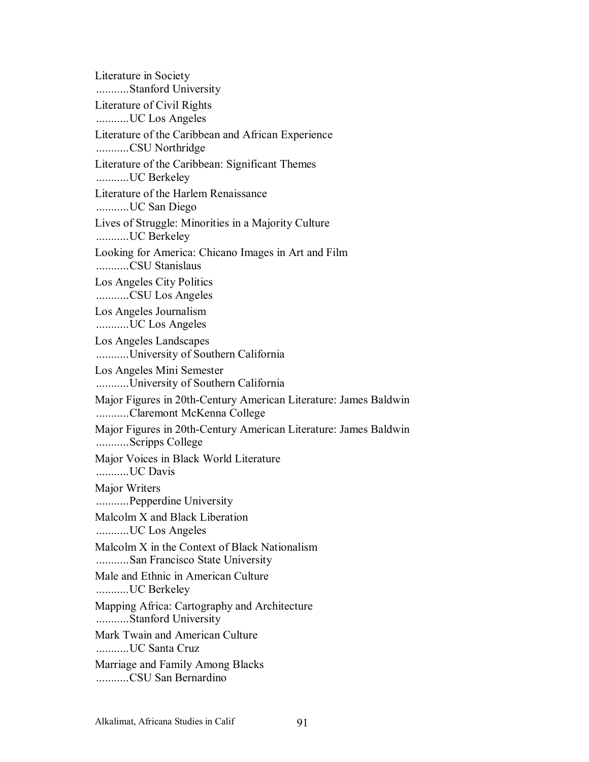Literature in Society
...........Stanford University

Literature of Civil Rights
...........UC Los Angeles

Literature of the Caribbean and African Experience
...........CSU Northridge

Literature of the Caribbean: Significant Themes
...........UC Berkeley

Literature of the Harlem Renaissance
...........UC San Diego

Lives of Struggle: Minorities in a Majority Culture
...........UC Berkeley

Looking for America: Chicano Images in Art and Film
...........CSU Stanislaus

Los Angeles City Politics
...........CSU Los Angeles

Los Angeles Journalism
...........UC Los Angeles

Los Angeles Landscapes
...........University of Southern California

Los Angeles Mini Semester
...........University of Southern California

Major Figures in 20th-Century American Literature: James Baldwin
...........Claremont McKenna College

Major Figures in 20th-Century American Literature: James Baldwin
...........Scripps College

Major Voices in Black World Literature
...........UC Davis

Major Writers
...........Pepperdine University

Malcolm X and Black Liberation
...........UC Los Angeles

Malcolm X in the Context of Black Nationalism
...........San Francisco State University

Male and Ethnic in American Culture
...........UC Berkeley

Mapping Africa: Cartography and Architecture
...........Stanford University

Mark Twain and American Culture
...........UC Santa Cruz

Marriage and Family Among Blacks
...........CSU San Bernardino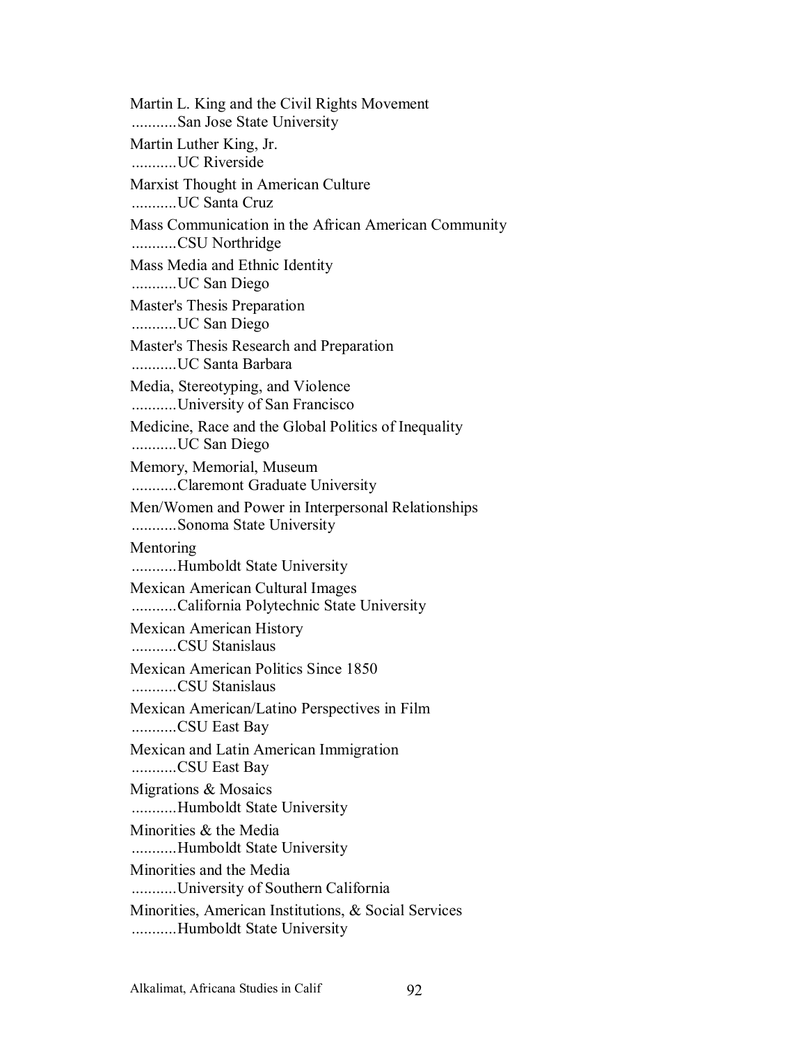Martin L. King and the Civil Rights Movement
...........San Jose State University

Martin Luther King, Jr.
...........UC Riverside

Marxist Thought in American Culture
...........UC Santa Cruz

Mass Communication in the African American Community
...........CSU Northridge

Mass Media and Ethnic Identity
...........UC San Diego

Master's Thesis Preparation
...........UC San Diego

Master's Thesis Research and Preparation
...........UC Santa Barbara

Media, Stereotyping, and Violence
...........University of San Francisco

Medicine, Race and the Global Politics of Inequality
...........UC San Diego

Memory, Memorial, Museum
...........Claremont Graduate University

Men/Women and Power in Interpersonal Relationships
...........Sonoma State University

Mentoring
...........Humboldt State University

Mexican American Cultural Images
...........California Polytechnic State University

Mexican American History
...........CSU Stanislaus

Mexican American Politics Since 1850
...........CSU Stanislaus

Mexican American/Latino Perspectives in Film
...........CSU East Bay

Mexican and Latin American Immigration
...........CSU East Bay

Migrations & Mosaics
...........Humboldt State University

Minorities & the Media
...........Humboldt State University

Minorities and the Media
...........University of Southern California

Minorities, American Institutions, & Social Services
...........Humboldt State University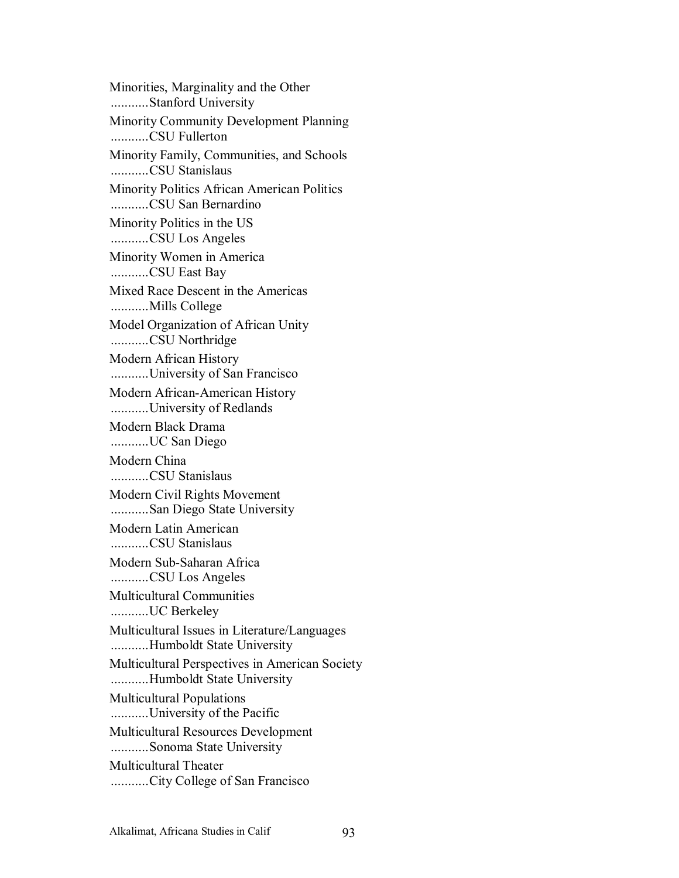Minorities, Marginality and the Other
...........Stanford University

Minority Community Development Planning
...........CSU Fullerton

Minority Family, Communities, and Schools
...........CSU Stanislaus

Minority Politics African American Politics
...........CSU San Bernardino

Minority Politics in the US
...........CSU Los Angeles

Minority Women in America
...........CSU East Bay

Mixed Race Descent in the Americas
...........Mills College

Model Organization of African Unity
...........CSU Northridge

Modern African History
...........University of San Francisco

Modern African-American History
...........University of Redlands

Modern Black Drama
...........UC San Diego

Modern China
...........CSU Stanislaus

Modern Civil Rights Movement
...........San Diego State University

Modern Latin American
...........CSU Stanislaus

Modern Sub-Saharan Africa
...........CSU Los Angeles

Multicultural Communities
...........UC Berkeley

Multicultural Issues in Literature/Languages
...........Humboldt State University

Multicultural Perspectives in American Society
...........Humboldt State University

Multicultural Populations
...........University of the Pacific

Multicultural Resources Development
...........Sonoma State University

Multicultural Theater
...........City College of San Francisco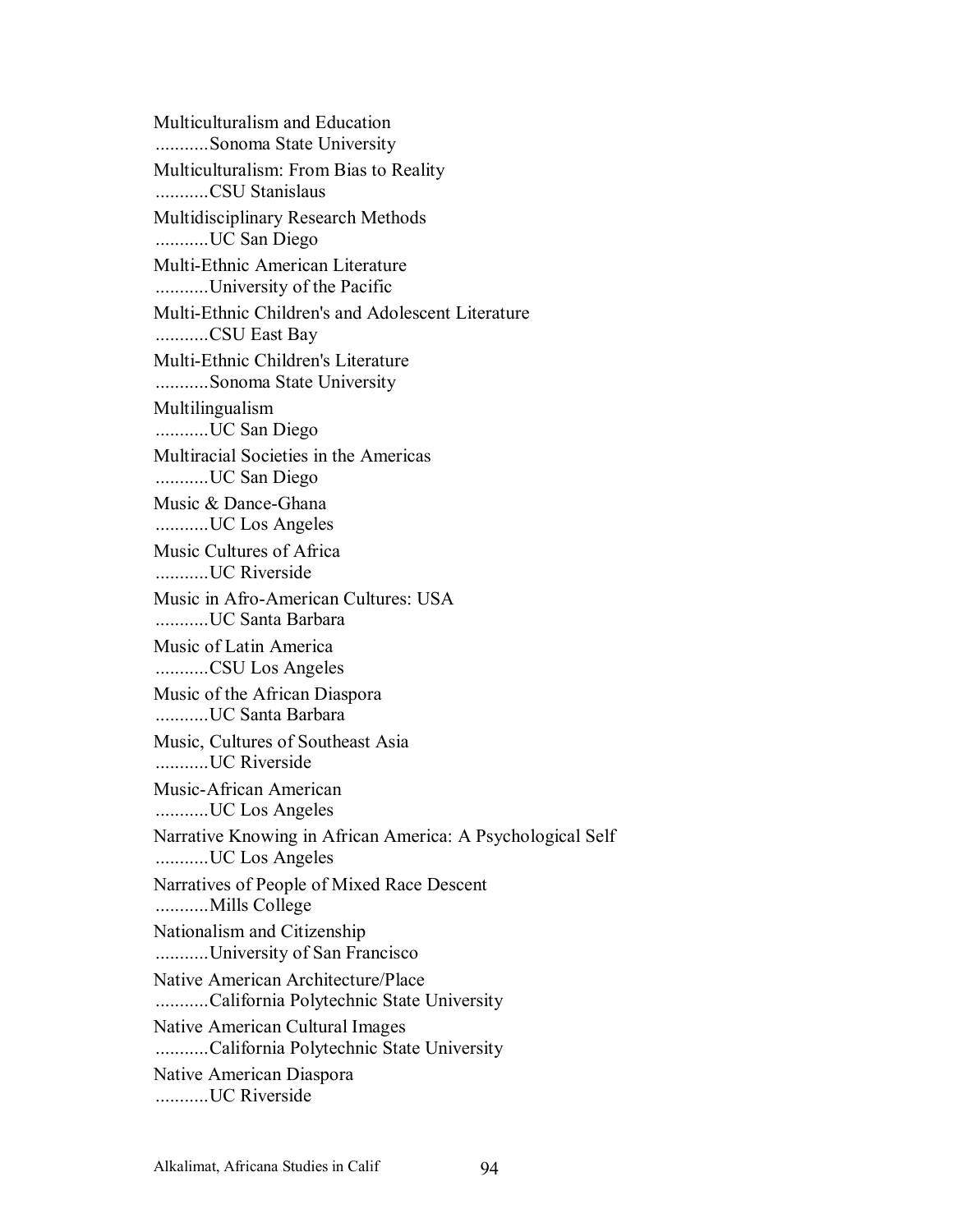Multiculturalism and Education
...........Sonoma State University

Multiculturalism: From Bias to Reality
...........CSU Stanislaus

Multidisciplinary Research Methods
...........UC San Diego

Multi-Ethnic American Literature
...........University of the Pacific

Multi-Ethnic Children's and Adolescent Literature
...........CSU East Bay

Multi-Ethnic Children's Literature
...........Sonoma State University

Multilingualism
...........UC San Diego

Multiracial Societies in the Americas
...........UC San Diego

Music & Dance-Ghana
...........UC Los Angeles

Music Cultures of Africa
...........UC Riverside

Music in Afro-American Cultures: USA
...........UC Santa Barbara

Music of Latin America
...........CSU Los Angeles

Music of the African Diaspora
...........UC Santa Barbara

Music, Cultures of Southeast Asia
...........UC Riverside

Music-African American
...........UC Los Angeles

Narrative Knowing in African America: A Psychological Self
...........UC Los Angeles

Narratives of People of Mixed Race Descent
...........Mills College

Nationalism and Citizenship
...........University of San Francisco

Native American Architecture/Place
...........California Polytechnic State University

Native American Cultural Images
...........California Polytechnic State University

Native American Diaspora
...........UC Riverside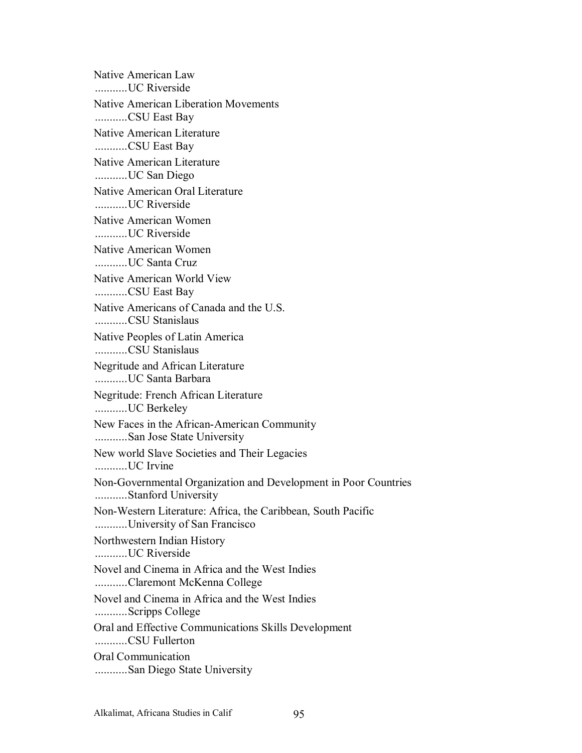Native American Law
...........UC Riverside

Native American Liberation Movements
...........CSU East Bay

Native American Literature
...........CSU East Bay

Native American Literature
...........UC San Diego

Native American Oral Literature
...........UC Riverside

Native American Women
...........UC Riverside

Native American Women
...........UC Santa Cruz

Native American World View
...........CSU East Bay

Native Americans of Canada and the U.S.
...........CSU Stanislaus

Native Peoples of Latin America
...........CSU Stanislaus

Negritude and African Literature
...........UC Santa Barbara

Negritude: French African Literature
...........UC Berkeley

New Faces in the African-American Community
...........San Jose State University

New world Slave Societies and Their Legacies
...........UC Irvine

Non-Governmental Organization and Development in Poor Countries
...........Stanford University

Non-Western Literature: Africa, the Caribbean, South Pacific
...........University of San Francisco

Northwestern Indian History
...........UC Riverside

Novel and Cinema in Africa and the West Indies
...........Claremont McKenna College

Novel and Cinema in Africa and the West Indies
...........Scripps College

Oral and Effective Communications Skills Development
...........CSU Fullerton

Oral Communication
...........San Diego State University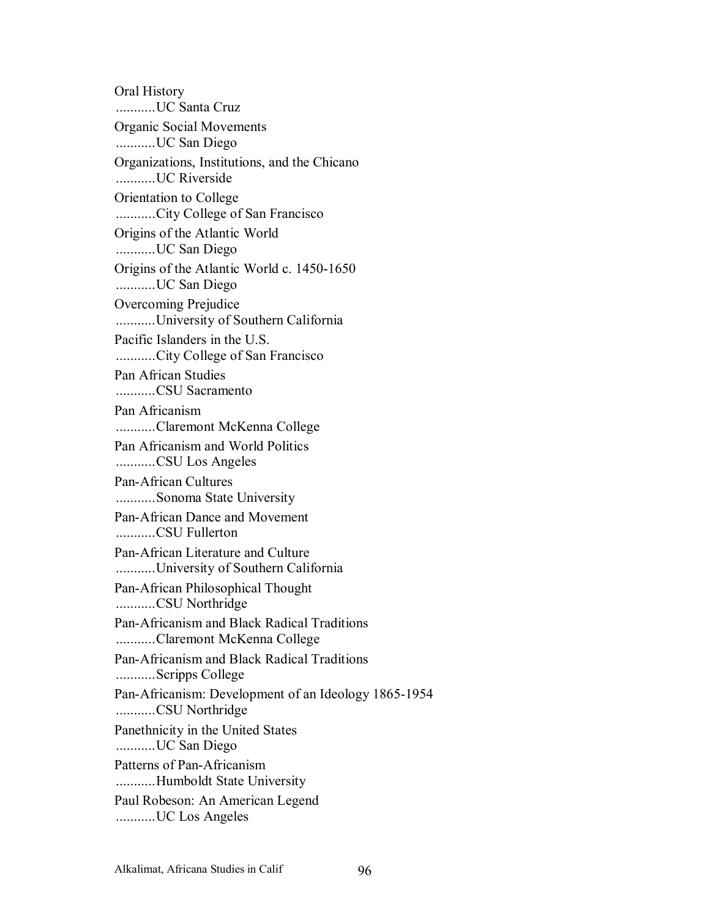Oral History
...........UC Santa Cruz

Organic Social Movements
...........UC San Diego

Organizations, Institutions, and the Chicano
...........UC Riverside

Orientation to College
...........City College of San Francisco

Origins of the Atlantic World
...........UC San Diego

Origins of the Atlantic World c. 1450-1650
...........UC San Diego

Overcoming Prejudice
...........University of Southern California

Pacific Islanders in the U.S.
...........City College of San Francisco

Pan African Studies
...........CSU Sacramento

Pan Africanism
...........Claremont McKenna College

Pan Africanism and World Politics
...........CSU Los Angeles

Pan-African Cultures
...........Sonoma State University

Pan-African Dance and Movement
...........CSU Fullerton

Pan-African Literature and Culture
...........University of Southern California

Pan-African Philosophical Thought
...........CSU Northridge

Pan-Africanism and Black Radical Traditions
...........Claremont McKenna College

Pan-Africanism and Black Radical Traditions
...........Scripps College

Pan-Africanism: Development of an Ideology 1865-1954
...........CSU Northridge

Panethnicity in the United States
...........UC San Diego

Patterns of Pan-Africanism
...........Humboldt State University

Paul Robeson: An American Legend
...........UC Los Angeles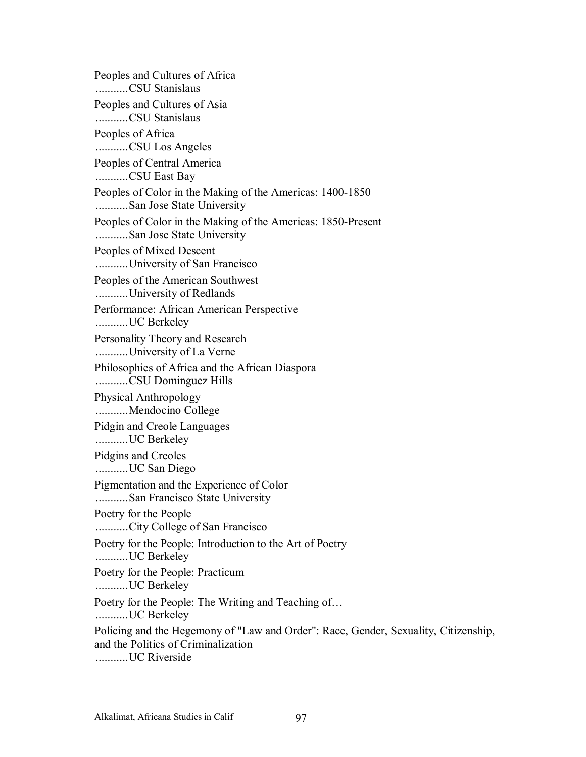Peoples and Cultures of Africa
...........CSU Stanislaus

Peoples and Cultures of Asia
...........CSU Stanislaus

Peoples of Africa
...........CSU Los Angeles

Peoples of Central America
...........CSU East Bay

Peoples of Color in the Making of the Americas: 1400-1850
...........San Jose State University

Peoples of Color in the Making of the Americas: 1850-Present
...........San Jose State University

Peoples of Mixed Descent
...........University of San Francisco

Peoples of the American Southwest
...........University of Redlands

Performance: African American Perspective
...........UC Berkeley

Personality Theory and Research
...........University of La Verne

Philosophies of Africa and the African Diaspora
...........CSU Dominguez Hills

Physical Anthropology
...........Mendocino College

Pidgin and Creole Languages
...........UC Berkeley

Pidgins and Creoles
...........UC San Diego

Pigmentation and the Experience of Color
...........San Francisco State University

Poetry for the People
...........City College of San Francisco

Poetry for the People: Introduction to the Art of Poetry
...........UC Berkeley

Poetry for the People: Practicum
...........UC Berkeley

Poetry for the People: The Writing and Teaching of…
...........UC Berkeley

Policing and the Hegemony of "Law and Order": Race, Gender, Sexuality, Citizenship, and the Politics of Criminalization
...........UC Riverside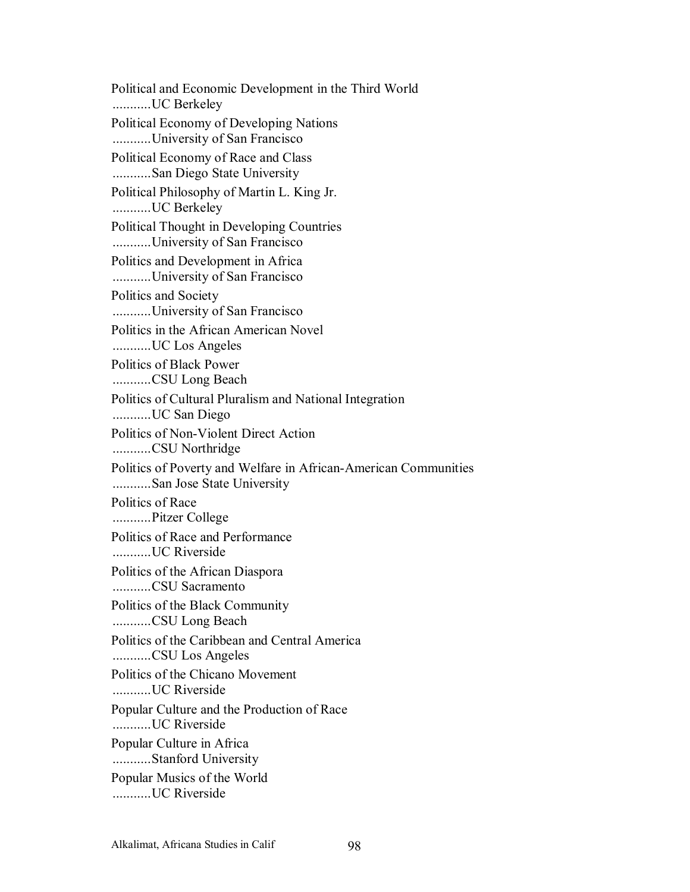Political and Economic Development in the Third World
...........UC Berkeley

Political Economy of Developing Nations
...........University of San Francisco

Political Economy of Race and Class
...........San Diego State University

Political Philosophy of Martin L. King Jr.
...........UC Berkeley

Political Thought in Developing Countries
...........University of San Francisco

Politics and Development in Africa
...........University of San Francisco

Politics and Society
...........University of San Francisco

Politics in the African American Novel
...........UC Los Angeles

Politics of Black Power
...........CSU Long Beach

Politics of Cultural Pluralism and National Integration
...........UC San Diego

Politics of Non-Violent Direct Action
...........CSU Northridge

Politics of Poverty and Welfare in African-American Communities
...........San Jose State University

Politics of Race
...........Pitzer College

Politics of Race and Performance
...........UC Riverside

Politics of the African Diaspora
...........CSU Sacramento

Politics of the Black Community
...........CSU Long Beach

Politics of the Caribbean and Central America
...........CSU Los Angeles

Politics of the Chicano Movement
...........UC Riverside

Popular Culture and the Production of Race
...........UC Riverside

Popular Culture in Africa
...........Stanford University

Popular Musics of the World
...........UC Riverside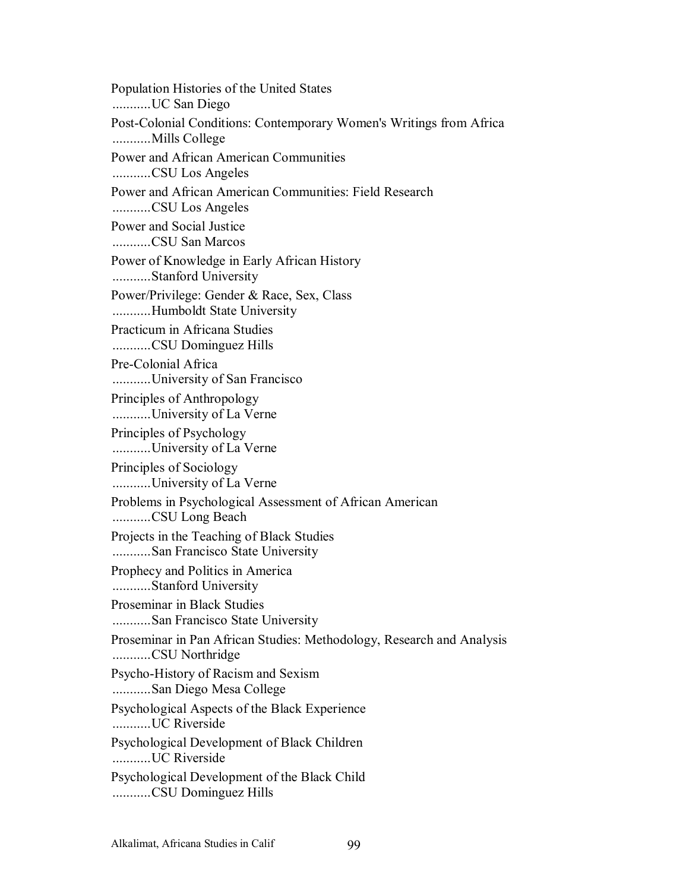Population Histories of the United States
...........UC San Diego

Post-Colonial Conditions: Contemporary Women's Writings from Africa
...........Mills College

Power and African American Communities
...........CSU Los Angeles

Power and African American Communities: Field Research
...........CSU Los Angeles

Power and Social Justice
...........CSU San Marcos

Power of Knowledge in Early African History
...........Stanford University

Power/Privilege: Gender & Race, Sex, Class
...........Humboldt State University

Practicum in Africana Studies
...........CSU Dominguez Hills

Pre-Colonial Africa
...........University of San Francisco

Principles of Anthropology
...........University of La Verne

Principles of Psychology
...........University of La Verne

Principles of Sociology
...........University of La Verne

Problems in Psychological Assessment of African American
...........CSU Long Beach

Projects in the Teaching of Black Studies
...........San Francisco State University

Prophecy and Politics in America
...........Stanford University

Proseminar in Black Studies
...........San Francisco State University

Proseminar in Pan African Studies: Methodology, Research and Analysis
...........CSU Northridge

Psycho-History of Racism and Sexism
...........San Diego Mesa College

Psychological Aspects of the Black Experience
...........UC Riverside

Psychological Development of Black Children
...........UC Riverside

Psychological Development of the Black Child
...........CSU Dominguez Hills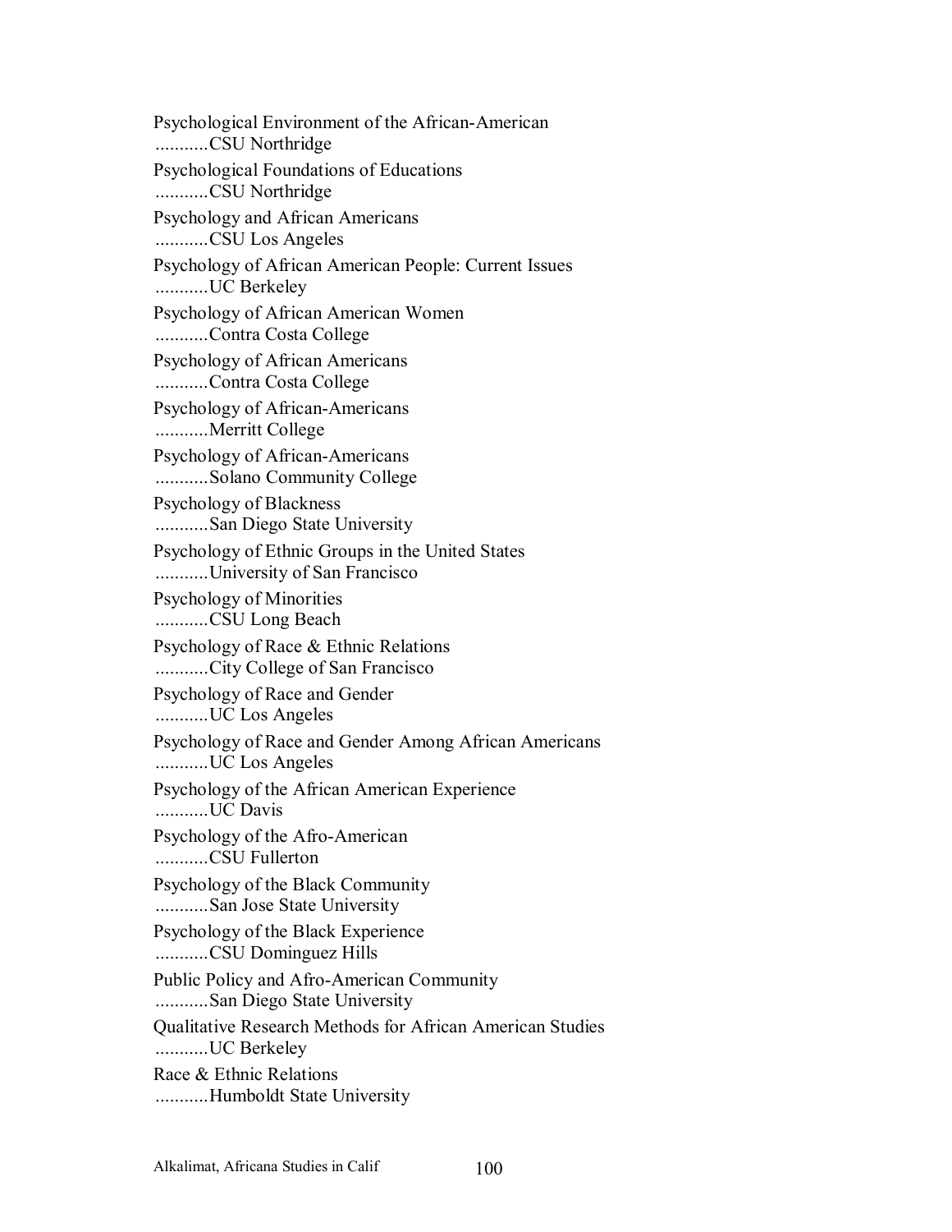Psychological Environment of the African-American
...........CSU Northridge

Psychological Foundations of Educations
...........CSU Northridge

Psychology and African Americans
...........CSU Los Angeles

Psychology of African American People: Current Issues
...........UC Berkeley

Psychology of African American Women
...........Contra Costa College

Psychology of African Americans
...........Contra Costa College

Psychology of African-Americans
...........Merritt College

Psychology of African-Americans
...........Solano Community College

Psychology of Blackness
...........San Diego State University

Psychology of Ethnic Groups in the United States
...........University of San Francisco

Psychology of Minorities
...........CSU Long Beach

Psychology of Race & Ethnic Relations
...........City College of San Francisco

Psychology of Race and Gender
...........UC Los Angeles

Psychology of Race and Gender Among African Americans
...........UC Los Angeles

Psychology of the African American Experience
...........UC Davis

Psychology of the Afro-American
...........CSU Fullerton

Psychology of the Black Community
...........San Jose State University

Psychology of the Black Experience
...........CSU Dominguez Hills

Public Policy and Afro-American Community
...........San Diego State University

Qualitative Research Methods for African American Studies
...........UC Berkeley

Race & Ethnic Relations
...........Humboldt State University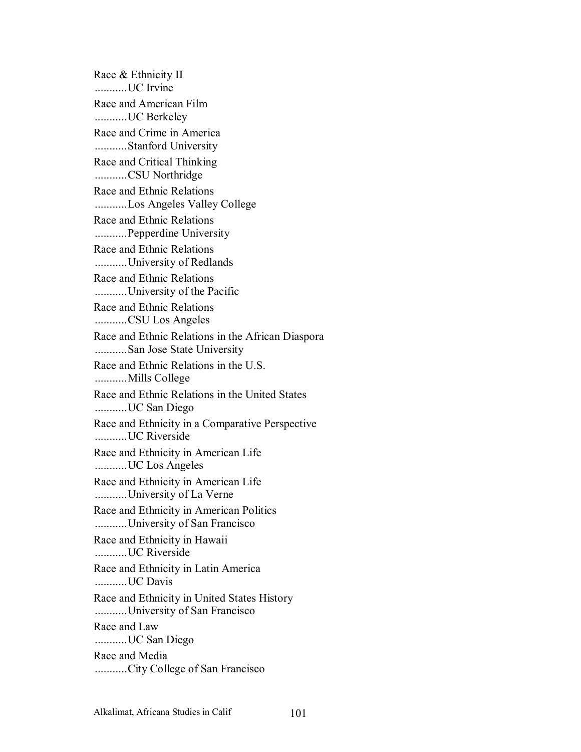Race & Ethnicity II
...........UC Irvine

Race and American Film
...........UC Berkeley

Race and Crime in America
...........Stanford University

Race and Critical Thinking
...........CSU Northridge

Race and Ethnic Relations
...........Los Angeles Valley College

Race and Ethnic Relations
...........Pepperdine University

Race and Ethnic Relations
...........University of Redlands

Race and Ethnic Relations
...........University of the Pacific

Race and Ethnic Relations
...........CSU Los Angeles

Race and Ethnic Relations in the African Diaspora
...........San Jose State University

Race and Ethnic Relations in the U.S.
...........Mills College

Race and Ethnic Relations in the United States
...........UC San Diego

Race and Ethnicity in a Comparative Perspective
...........UC Riverside

Race and Ethnicity in American Life
...........UC Los Angeles

Race and Ethnicity in American Life
...........University of La Verne

Race and Ethnicity in American Politics
...........University of San Francisco

Race and Ethnicity in Hawaii
...........UC Riverside

Race and Ethnicity in Latin America
...........UC Davis

Race and Ethnicity in United States History
...........University of San Francisco

Race and Law
...........UC San Diego

Race and Media
...........City College of San Francisco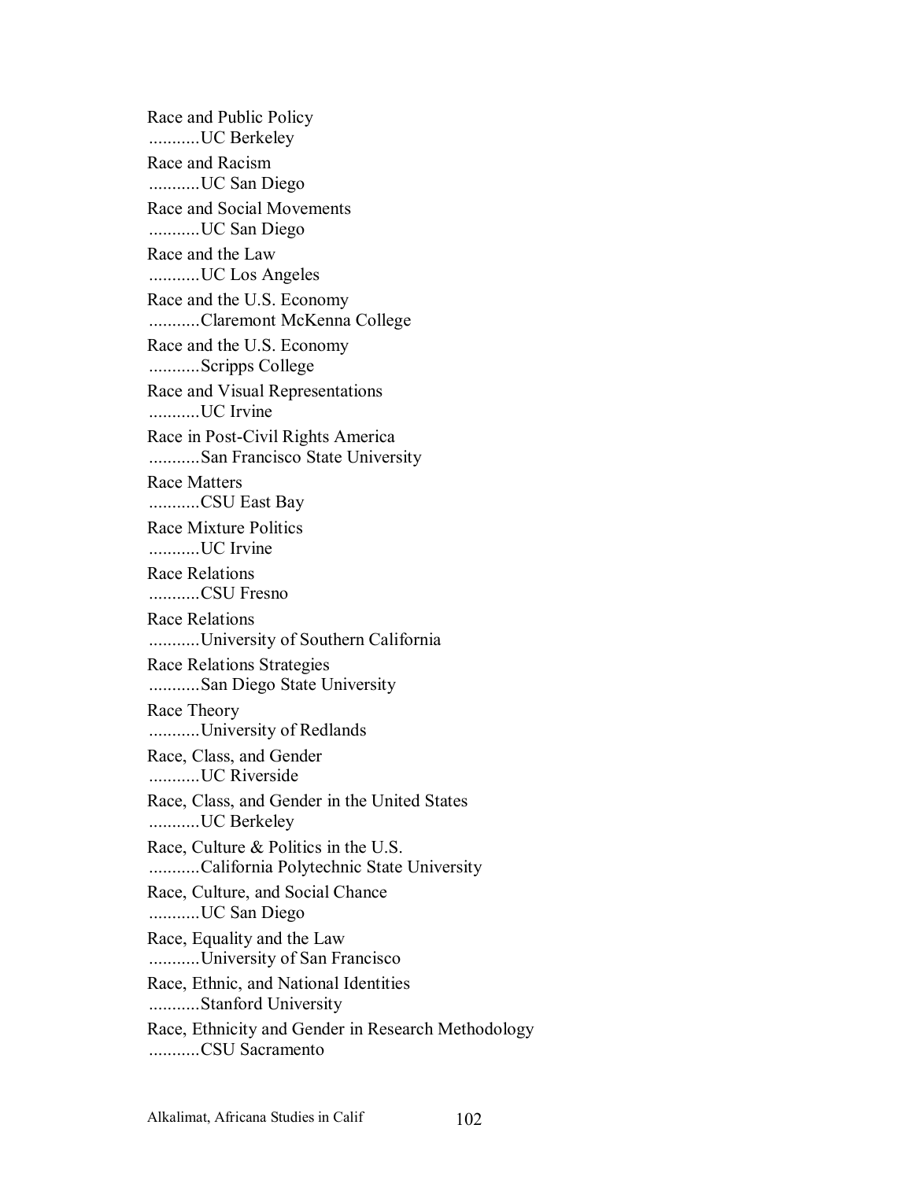Race and Public Policy
...........UC Berkeley

Race and Racism
...........UC San Diego

Race and Social Movements
...........UC San Diego

Race and the Law
...........UC Los Angeles

Race and the U.S. Economy
...........Claremont McKenna College

Race and the U.S. Economy
...........Scripps College

Race and Visual Representations
...........UC Irvine

Race in Post-Civil Rights America
...........San Francisco State University

Race Matters
...........CSU East Bay

Race Mixture Politics
...........UC Irvine

Race Relations
...........CSU Fresno

Race Relations
...........University of Southern California

Race Relations Strategies
...........San Diego State University

Race Theory
...........University of Redlands

Race, Class, and Gender
...........UC Riverside

Race, Class, and Gender in the United States
...........UC Berkeley

Race, Culture & Politics in the U.S.
...........California Polytechnic State University

Race, Culture, and Social Chance
...........UC San Diego

Race, Equality and the Law
...........University of San Francisco

Race, Ethnic, and National Identities
...........Stanford University

Race, Ethnicity and Gender in Research Methodology
...........CSU Sacramento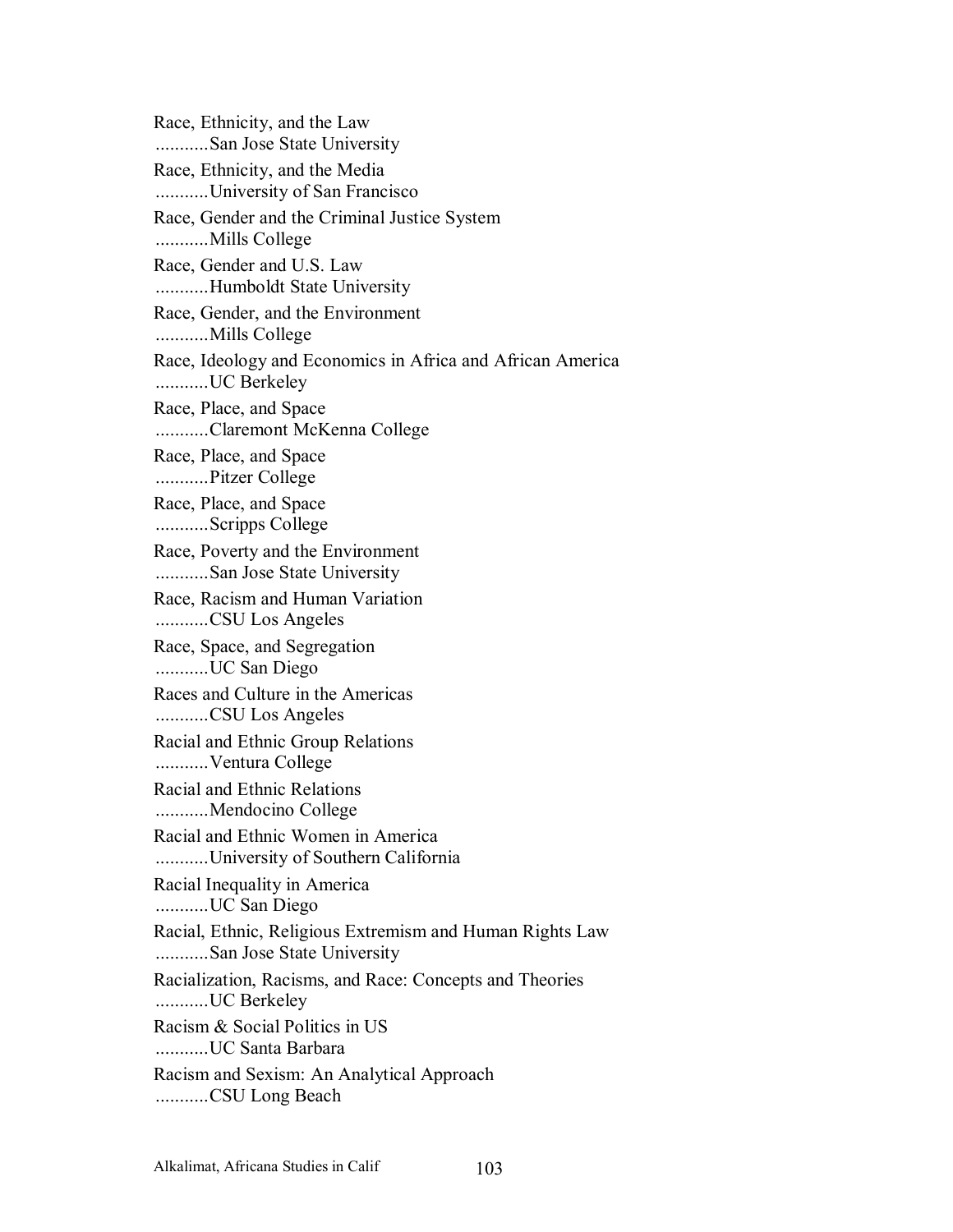Race, Ethnicity, and the Law
...........San Jose State University

Race, Ethnicity, and the Media
...........University of San Francisco

Race, Gender and the Criminal Justice System
...........Mills College

Race, Gender and U.S. Law
...........Humboldt State University

Race, Gender, and the Environment
...........Mills College

Race, Ideology and Economics in Africa and African America
...........UC Berkeley

Race, Place, and Space
...........Claremont McKenna College

Race, Place, and Space
...........Pitzer College

Race, Place, and Space
...........Scripps College

Race, Poverty and the Environment
...........San Jose State University

Race, Racism and Human Variation
...........CSU Los Angeles

Race, Space, and Segregation
...........UC San Diego

Races and Culture in the Americas
...........CSU Los Angeles

Racial and Ethnic Group Relations
...........Ventura College

Racial and Ethnic Relations
...........Mendocino College

Racial and Ethnic Women in America
...........University of Southern California

Racial Inequality in America
...........UC San Diego

Racial, Ethnic, Religious Extremism and Human Rights Law
...........San Jose State University

Racialization, Racisms, and Race: Concepts and Theories
...........UC Berkeley

Racism & Social Politics in US
...........UC Santa Barbara

Racism and Sexism: An Analytical Approach
...........CSU Long Beach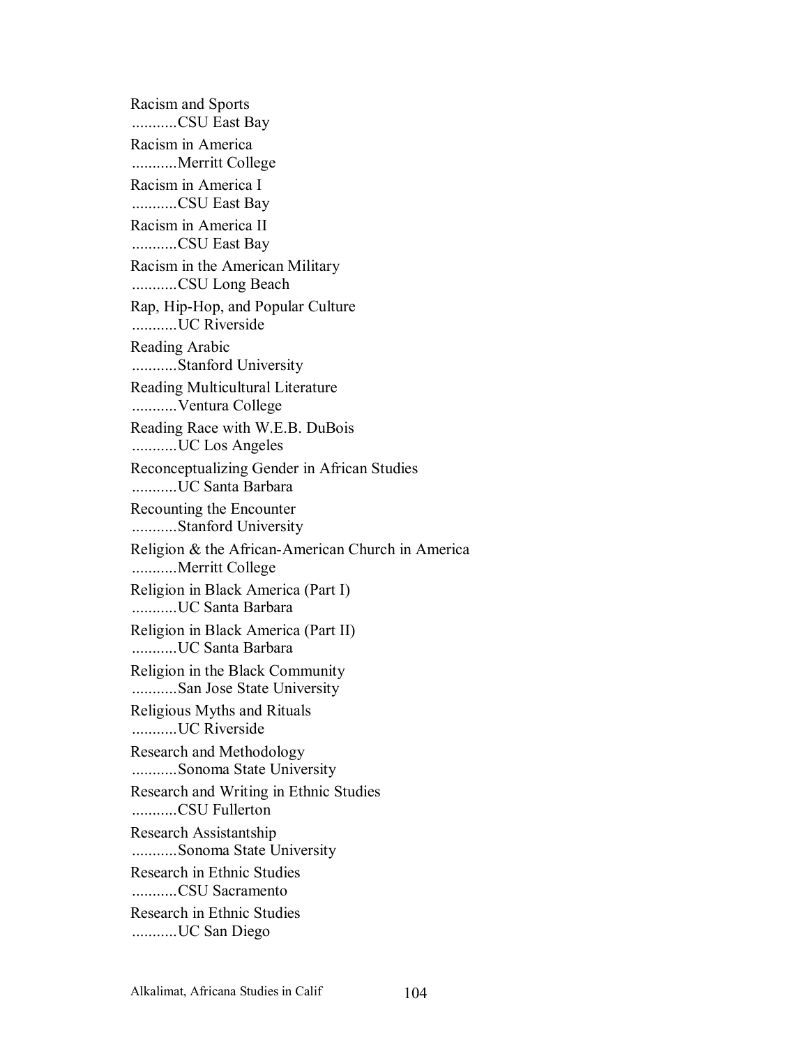Racism and Sports
...........CSU East Bay

Racism in America
...........Merritt College

Racism in America I
...........CSU East Bay

Racism in America II
...........CSU East Bay

Racism in the American Military
...........CSU Long Beach

Rap, Hip-Hop, and Popular Culture
...........UC Riverside

Reading Arabic
...........Stanford University

Reading Multicultural Literature
...........Ventura College

Reading Race with W.E.B. DuBois
...........UC Los Angeles

Reconceptualizing Gender in African Studies
...........UC Santa Barbara

Recounting the Encounter
...........Stanford University

Religion & the African-American Church in America
...........Merritt College

Religion in Black America (Part I)
...........UC Santa Barbara

Religion in Black America (Part II)
...........UC Santa Barbara

Religion in the Black Community
...........San Jose State University

Religious Myths and Rituals
...........UC Riverside

Research and Methodology
...........Sonoma State University

Research and Writing in Ethnic Studies
...........CSU Fullerton

Research Assistantship
...........Sonoma State University

Research in Ethnic Studies
...........CSU Sacramento

Research in Ethnic Studies
...........UC San Diego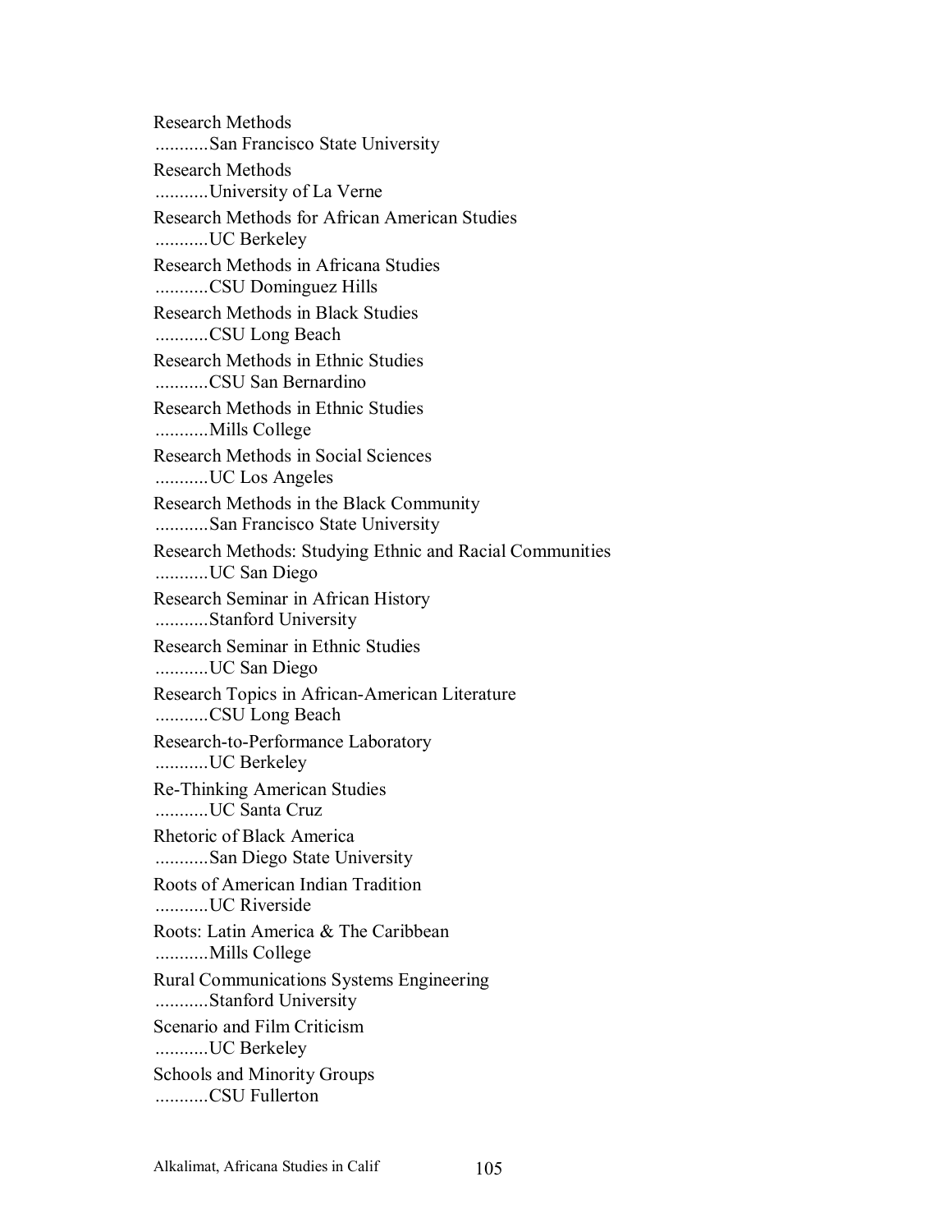Research Methods
...........San Francisco State University

Research Methods
...........University of La Verne

Research Methods for African American Studies
...........UC Berkeley

Research Methods in Africana Studies
...........CSU Dominguez Hills

Research Methods in Black Studies
...........CSU Long Beach

Research Methods in Ethnic Studies
...........CSU San Bernardino

Research Methods in Ethnic Studies
...........Mills College

Research Methods in Social Sciences
...........UC Los Angeles

Research Methods in the Black Community
...........San Francisco State University

Research Methods: Studying Ethnic and Racial Communities
...........UC San Diego

Research Seminar in African History
...........Stanford University

Research Seminar in Ethnic Studies
...........UC San Diego

Research Topics in African-American Literature
...........CSU Long Beach

Research-to-Performance Laboratory
...........UC Berkeley

Re-Thinking American Studies
...........UC Santa Cruz

Rhetoric of Black America
...........San Diego State University

Roots of American Indian Tradition
...........UC Riverside

Roots: Latin America & The Caribbean
...........Mills College

Rural Communications Systems Engineering
...........Stanford University

Scenario and Film Criticism
...........UC Berkeley

Schools and Minority Groups
...........CSU Fullerton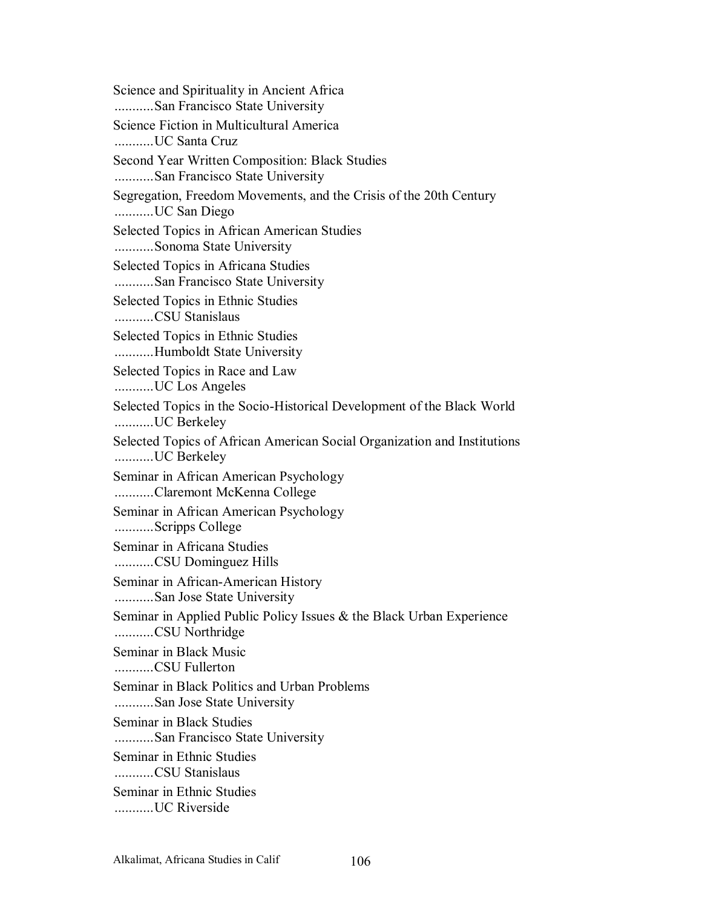Science and Spirituality in Ancient Africa
...........San Francisco State University

Science Fiction in Multicultural America
...........UC Santa Cruz

Second Year Written Composition: Black Studies
...........San Francisco State University

Segregation, Freedom Movements, and the Crisis of the 20th Century
...........UC San Diego

Selected Topics in African American Studies
...........Sonoma State University

Selected Topics in Africana Studies
...........San Francisco State University

Selected Topics in Ethnic Studies
...........CSU Stanislaus

Selected Topics in Ethnic Studies
...........Humboldt State University

Selected Topics in Race and Law
...........UC Los Angeles

Selected Topics in the Socio-Historical Development of the Black World
...........UC Berkeley

Selected Topics of African American Social Organization and Institutions
...........UC Berkeley

Seminar in African American Psychology
...........Claremont McKenna College

Seminar in African American Psychology
...........Scripps College

Seminar in Africana Studies
...........CSU Dominguez Hills

Seminar in African-American History
...........San Jose State University

Seminar in Applied Public Policy Issues & the Black Urban Experience
...........CSU Northridge

Seminar in Black Music
...........CSU Fullerton

Seminar in Black Politics and Urban Problems
...........San Jose State University

Seminar in Black Studies
...........San Francisco State University

Seminar in Ethnic Studies
...........CSU Stanislaus

Seminar in Ethnic Studies
...........UC Riverside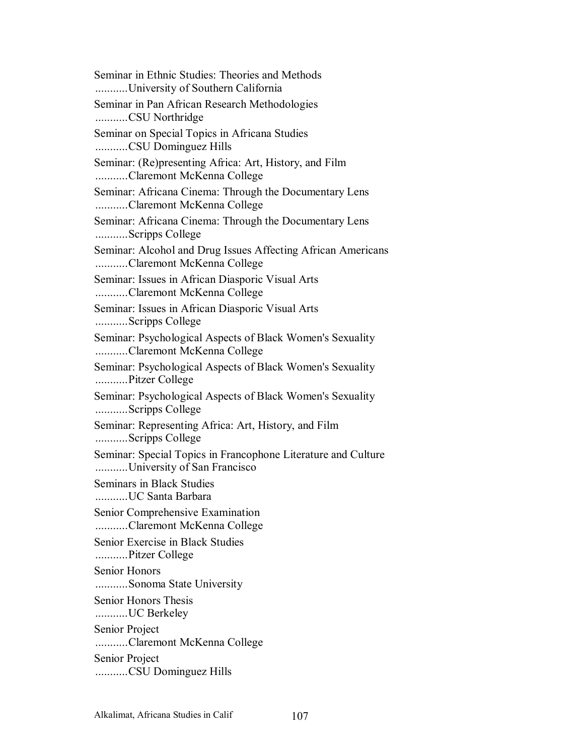Seminar in Ethnic Studies: Theories and Methods
...........University of Southern California

Seminar in Pan African Research Methodologies
...........CSU Northridge

Seminar on Special Topics in Africana Studies
...........CSU Dominguez Hills

Seminar: (Re)presenting Africa: Art, History, and Film
...........Claremont McKenna College

Seminar: Africana Cinema: Through the Documentary Lens
...........Claremont McKenna College

Seminar: Africana Cinema: Through the Documentary Lens
...........Scripps College

Seminar: Alcohol and Drug Issues Affecting African Americans
...........Claremont McKenna College

Seminar: Issues in African Diasporic Visual Arts
...........Claremont McKenna College

Seminar: Issues in African Diasporic Visual Arts
...........Scripps College

Seminar: Psychological Aspects of Black Women's Sexuality
...........Claremont McKenna College

Seminar: Psychological Aspects of Black Women's Sexuality
...........Pitzer College

Seminar: Psychological Aspects of Black Women's Sexuality
...........Scripps College

Seminar: Representing Africa: Art, History, and Film
...........Scripps College

Seminar: Special Topics in Francophone Literature and Culture
...........University of San Francisco

Seminars in Black Studies
...........UC Santa Barbara

Senior Comprehensive Examination
...........Claremont McKenna College

Senior Exercise in Black Studies
...........Pitzer College

Senior Honors
...........Sonoma State University

Senior Honors Thesis
...........UC Berkeley

Senior Project
...........Claremont McKenna College

Senior Project
...........CSU Dominguez Hills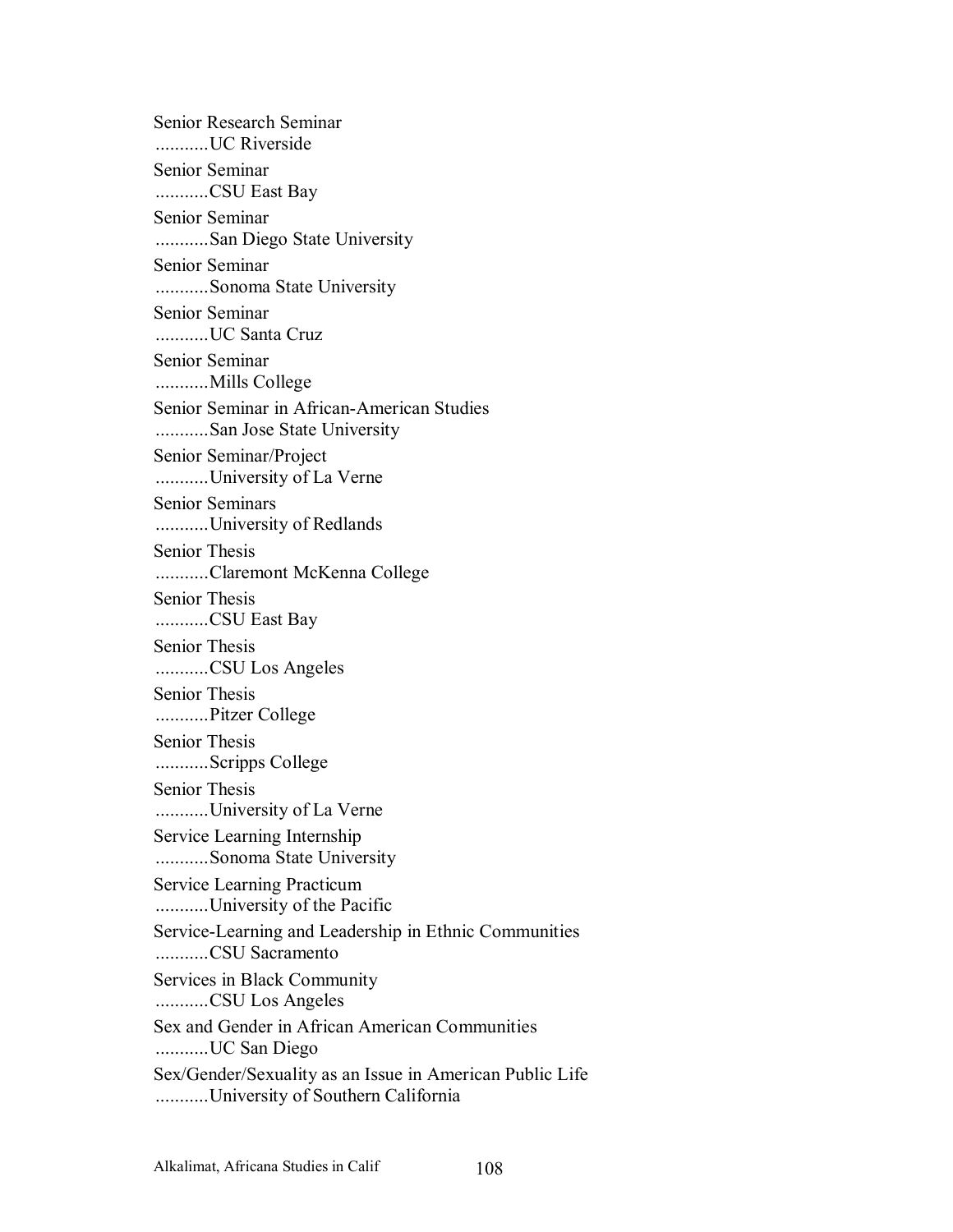Senior Research Seminar
...........UC Riverside

Senior Seminar
...........CSU East Bay

Senior Seminar
...........San Diego State University

Senior Seminar
...........Sonoma State University

Senior Seminar
...........UC Santa Cruz

Senior Seminar
...........Mills College

Senior Seminar in African-American Studies
...........San Jose State University

Senior Seminar/Project
...........University of La Verne

Senior Seminars
...........University of Redlands

Senior Thesis
...........Claremont McKenna College

Senior Thesis
...........CSU East Bay

Senior Thesis
...........CSU Los Angeles

Senior Thesis
...........Pitzer College

Senior Thesis
...........Scripps College

Senior Thesis
...........University of La Verne

Service Learning Internship
...........Sonoma State University

Service Learning Practicum
...........University of the Pacific

Service-Learning and Leadership in Ethnic Communities
...........CSU Sacramento

Services in Black Community
...........CSU Los Angeles

Sex and Gender in African American Communities
...........UC San Diego

Sex/Gender/Sexuality as an Issue in American Public Life
...........University of Southern California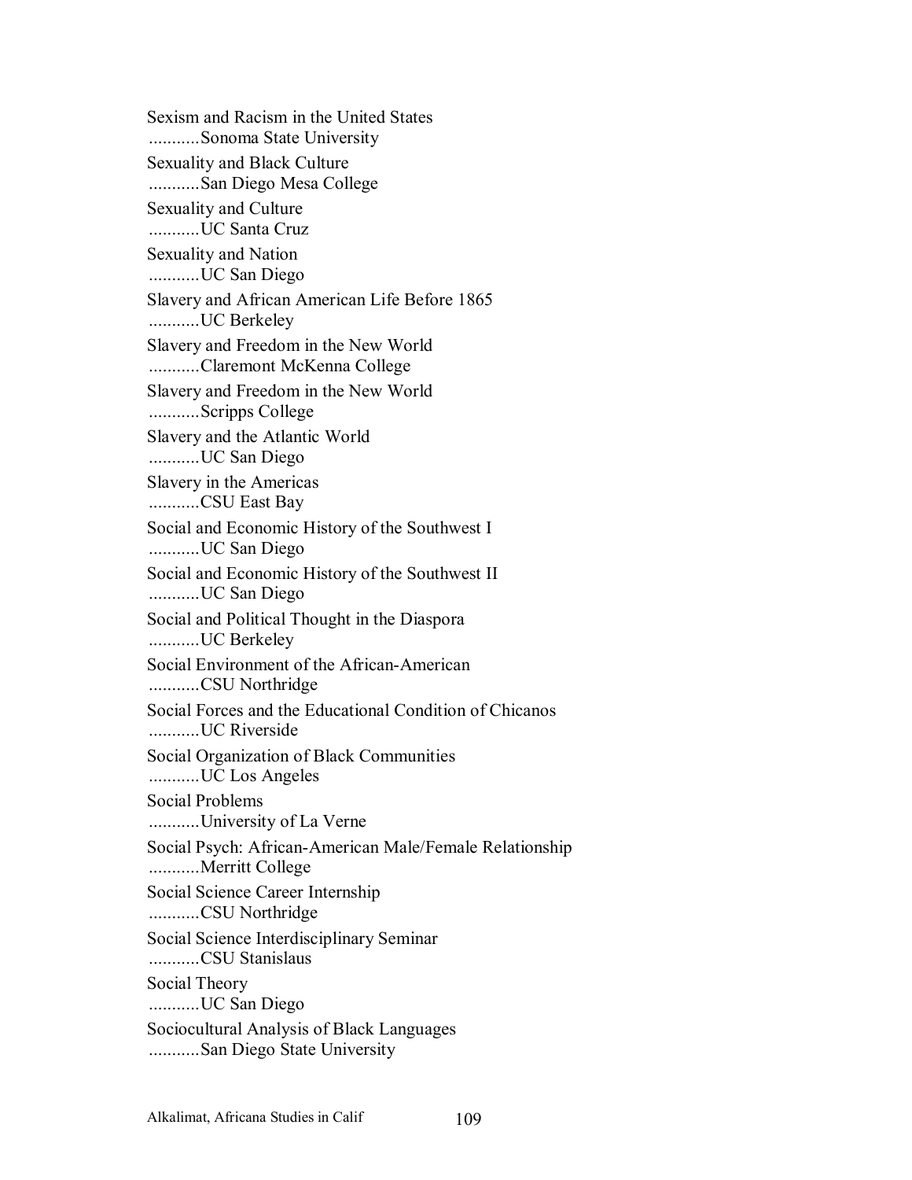Sexism and Racism in the United States
...........Sonoma State University

Sexuality and Black Culture
...........San Diego Mesa College

Sexuality and Culture
...........UC Santa Cruz

Sexuality and Nation
...........UC San Diego

Slavery and African American Life Before 1865
...........UC Berkeley

Slavery and Freedom in the New World
...........Claremont McKenna College

Slavery and Freedom in the New World
...........Scripps College

Slavery and the Atlantic World
...........UC San Diego

Slavery in the Americas
...........CSU East Bay

Social and Economic History of the Southwest I
...........UC San Diego

Social and Economic History of the Southwest II
...........UC San Diego

Social and Political Thought in the Diaspora
...........UC Berkeley

Social Environment of the African-American
...........CSU Northridge

Social Forces and the Educational Condition of Chicanos
...........UC Riverside

Social Organization of Black Communities
...........UC Los Angeles

Social Problems
...........University of La Verne

Social Psych: African-American Male/Female Relationship
...........Merritt College

Social Science Career Internship
...........CSU Northridge

Social Science Interdisciplinary Seminar
...........CSU Stanislaus

Social Theory
...........UC San Diego

Sociocultural Analysis of Black Languages
...........San Diego State University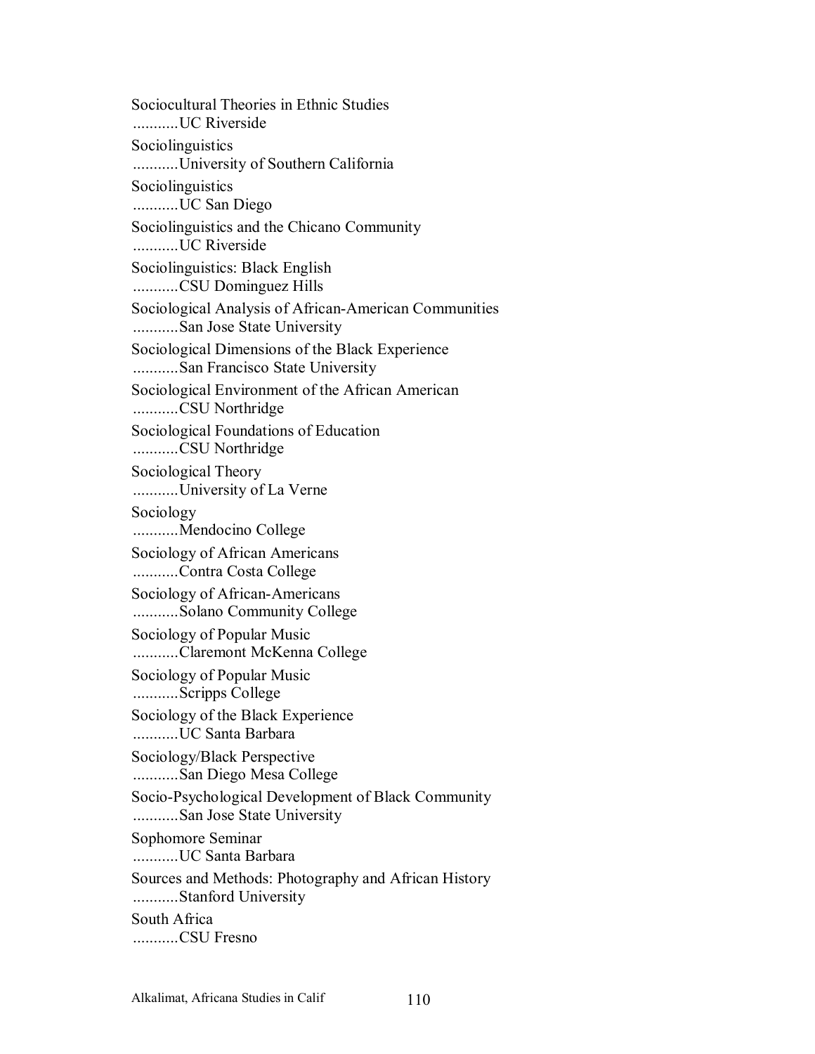Sociocultural Theories in Ethnic Studies
...........UC Riverside

Sociolinguistics
...........University of Southern California

Sociolinguistics
...........UC San Diego

Sociolinguistics and the Chicano Community
...........UC Riverside

Sociolinguistics: Black English
...........CSU Dominguez Hills

Sociological Analysis of African-American Communities
...........San Jose State University

Sociological Dimensions of the Black Experience
...........San Francisco State University

Sociological Environment of the African American
...........CSU Northridge

Sociological Foundations of Education
...........CSU Northridge

Sociological Theory
...........University of La Verne

Sociology
...........Mendocino College

Sociology of African Americans
...........Contra Costa College

Sociology of African-Americans
...........Solano Community College

Sociology of Popular Music
...........Claremont McKenna College

Sociology of Popular Music
...........Scripps College

Sociology of the Black Experience
...........UC Santa Barbara

Sociology/Black Perspective
...........San Diego Mesa College

Socio-Psychological Development of Black Community
...........San Jose State University

Sophomore Seminar
...........UC Santa Barbara

Sources and Methods: Photography and African History
...........Stanford University

South Africa
...........CSU Fresno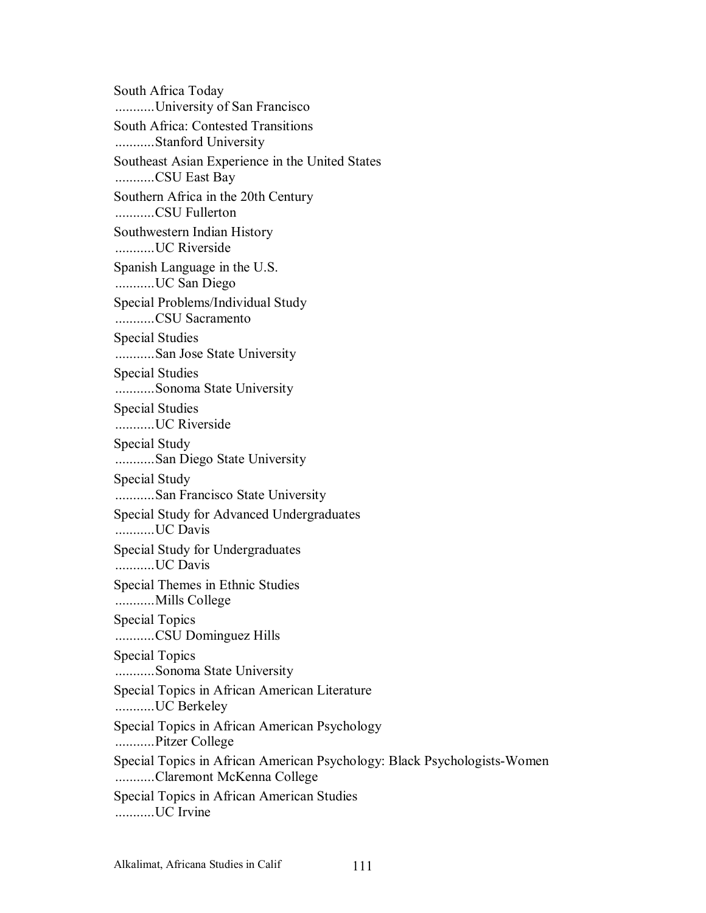South Africa Today
...........University of San Francisco

South Africa: Contested Transitions
...........Stanford University

Southeast Asian Experience in the United States
...........CSU East Bay

Southern Africa in the 20th Century
...........CSU Fullerton

Southwestern Indian History
...........UC Riverside

Spanish Language in the U.S.
...........UC San Diego

Special Problems/Individual Study
...........CSU Sacramento

Special Studies
...........San Jose State University

Special Studies
...........Sonoma State University

Special Studies
...........UC Riverside

Special Study
...........San Diego State University

Special Study
...........San Francisco State University

Special Study for Advanced Undergraduates
...........UC Davis

Special Study for Undergraduates
...........UC Davis

Special Themes in Ethnic Studies
...........Mills College

Special Topics
...........CSU Dominguez Hills

Special Topics
...........Sonoma State University

Special Topics in African American Literature
...........UC Berkeley

Special Topics in African American Psychology
...........Pitzer College

Special Topics in African American Psychology: Black Psychologists-Women
...........Claremont McKenna College

Special Topics in African American Studies
...........UC Irvine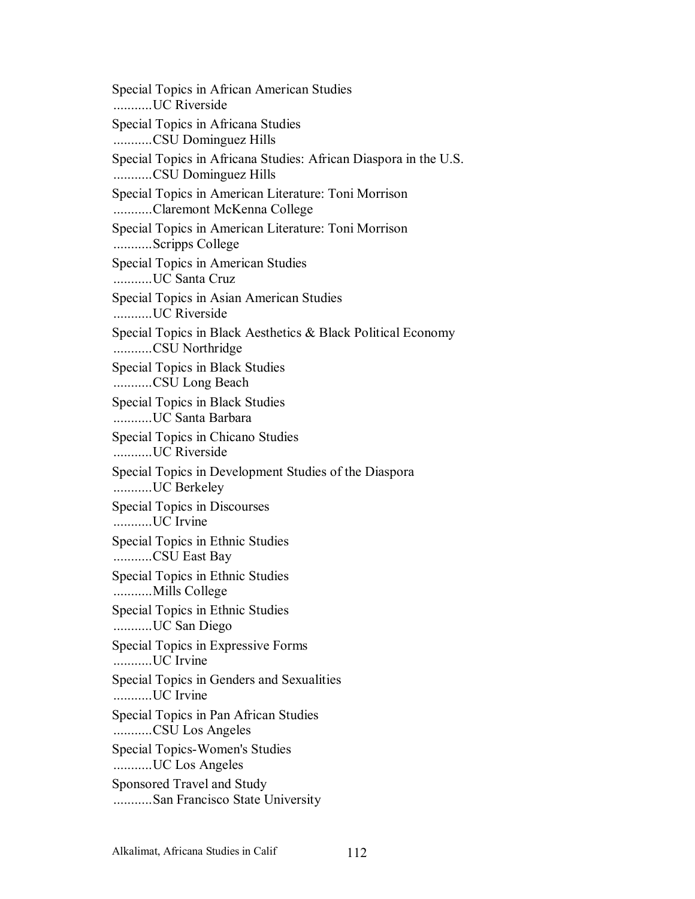Special Topics in African American Studies
...........UC Riverside

Special Topics in Africana Studies
...........CSU Dominguez Hills

Special Topics in Africana Studies: African Diaspora in the U.S.
...........CSU Dominguez Hills

Special Topics in American Literature: Toni Morrison
...........Claremont McKenna College

Special Topics in American Literature: Toni Morrison
...........Scripps College

Special Topics in American Studies
...........UC Santa Cruz

Special Topics in Asian American Studies
...........UC Riverside

Special Topics in Black Aesthetics & Black Political Economy
...........CSU Northridge

Special Topics in Black Studies
...........CSU Long Beach

Special Topics in Black Studies
...........UC Santa Barbara

Special Topics in Chicano Studies
...........UC Riverside

Special Topics in Development Studies of the Diaspora
...........UC Berkeley

Special Topics in Discourses
...........UC Irvine

Special Topics in Ethnic Studies
...........CSU East Bay

Special Topics in Ethnic Studies
...........Mills College

Special Topics in Ethnic Studies
...........UC San Diego

Special Topics in Expressive Forms
...........UC Irvine

Special Topics in Genders and Sexualities
...........UC Irvine

Special Topics in Pan African Studies
...........CSU Los Angeles

Special Topics-Women's Studies
...........UC Los Angeles

Sponsored Travel and Study
...........San Francisco State University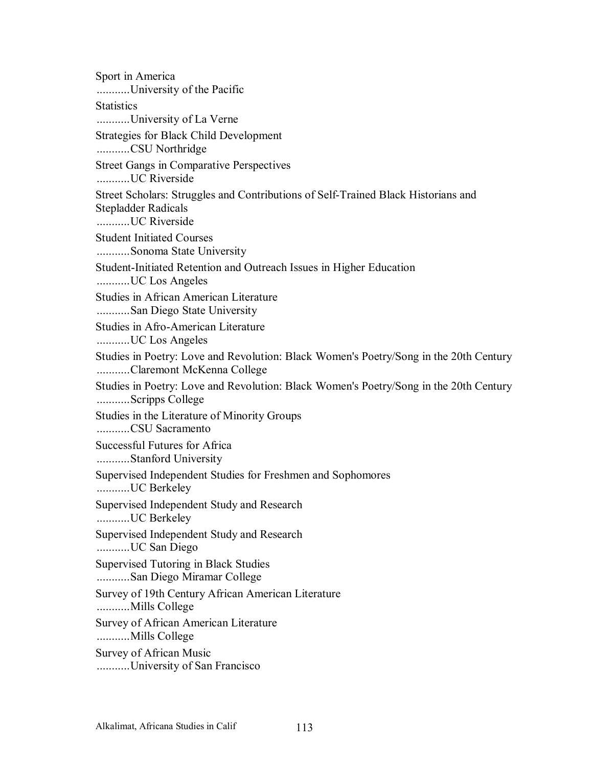Sport in America
...........University of the Pacific

Statistics
...........University of La Verne

Strategies for Black Child Development
...........CSU Northridge

Street Gangs in Comparative Perspectives
...........UC Riverside

Street Scholars: Struggles and Contributions of Self-Trained Black Historians and Stepladder Radicals
...........UC Riverside

Student Initiated Courses
...........Sonoma State University

Student-Initiated Retention and Outreach Issues in Higher Education
...........UC Los Angeles

Studies in African American Literature
...........San Diego State University

Studies in Afro-American Literature
...........UC Los Angeles

Studies in Poetry: Love and Revolution: Black Women's Poetry/Song in the 20th Century
...........Claremont McKenna College

Studies in Poetry: Love and Revolution: Black Women's Poetry/Song in the 20th Century
...........Scripps College

Studies in the Literature of Minority Groups
...........CSU Sacramento

Successful Futures for Africa
...........Stanford University

Supervised Independent Studies for Freshmen and Sophomores
...........UC Berkeley

Supervised Independent Study and Research
...........UC Berkeley

Supervised Independent Study and Research
...........UC San Diego

Supervised Tutoring in Black Studies
...........San Diego Miramar College

Survey of 19th Century African American Literature
...........Mills College

Survey of African American Literature
...........Mills College

Survey of African Music
...........University of San Francisco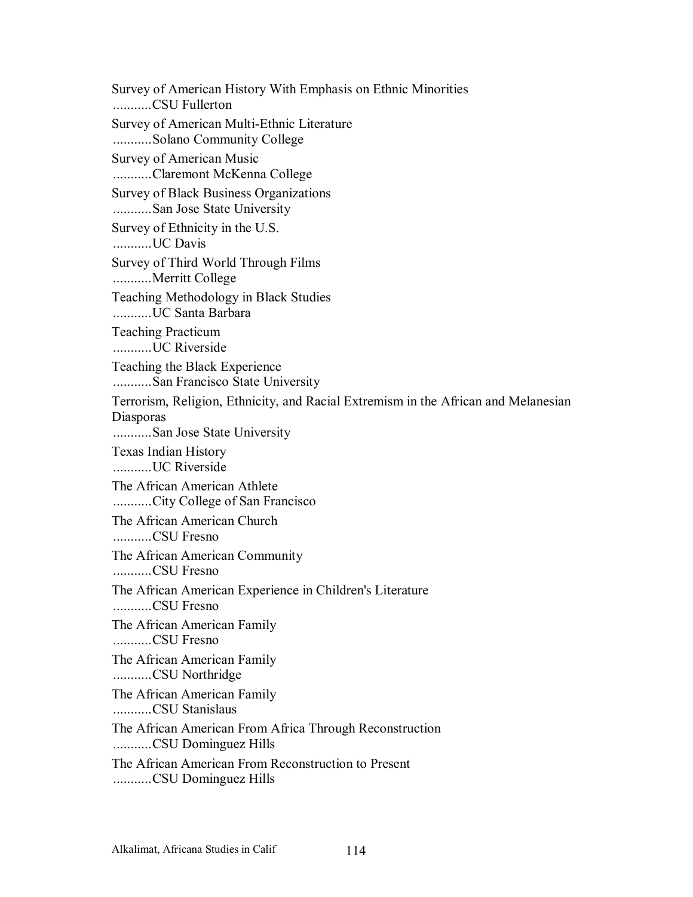Survey of American History With Emphasis on Ethnic Minorities
...........CSU Fullerton

Survey of American Multi-Ethnic Literature
...........Solano Community College

Survey of American Music
...........Claremont McKenna College

Survey of Black Business Organizations
...........San Jose State University

Survey of Ethnicity in the U.S.
...........UC Davis

Survey of Third World Through Films
...........Merritt College

Teaching Methodology in Black Studies
...........UC Santa Barbara

Teaching Practicum
...........UC Riverside

Teaching the Black Experience
...........San Francisco State University

Terrorism, Religion, Ethnicity, and Racial Extremism in the African and Melanesian Diasporas
...........San Jose State University

Texas Indian History
...........UC Riverside

The African American Athlete
...........City College of San Francisco

The African American Church
...........CSU Fresno

The African American Community
...........CSU Fresno

The African American Experience in Children's Literature
...........CSU Fresno

The African American Family
...........CSU Fresno

The African American Family
...........CSU Northridge

The African American Family
...........CSU Stanislaus

The African American From Africa Through Reconstruction
...........CSU Dominguez Hills

The African American From Reconstruction to Present
...........CSU Dominguez Hills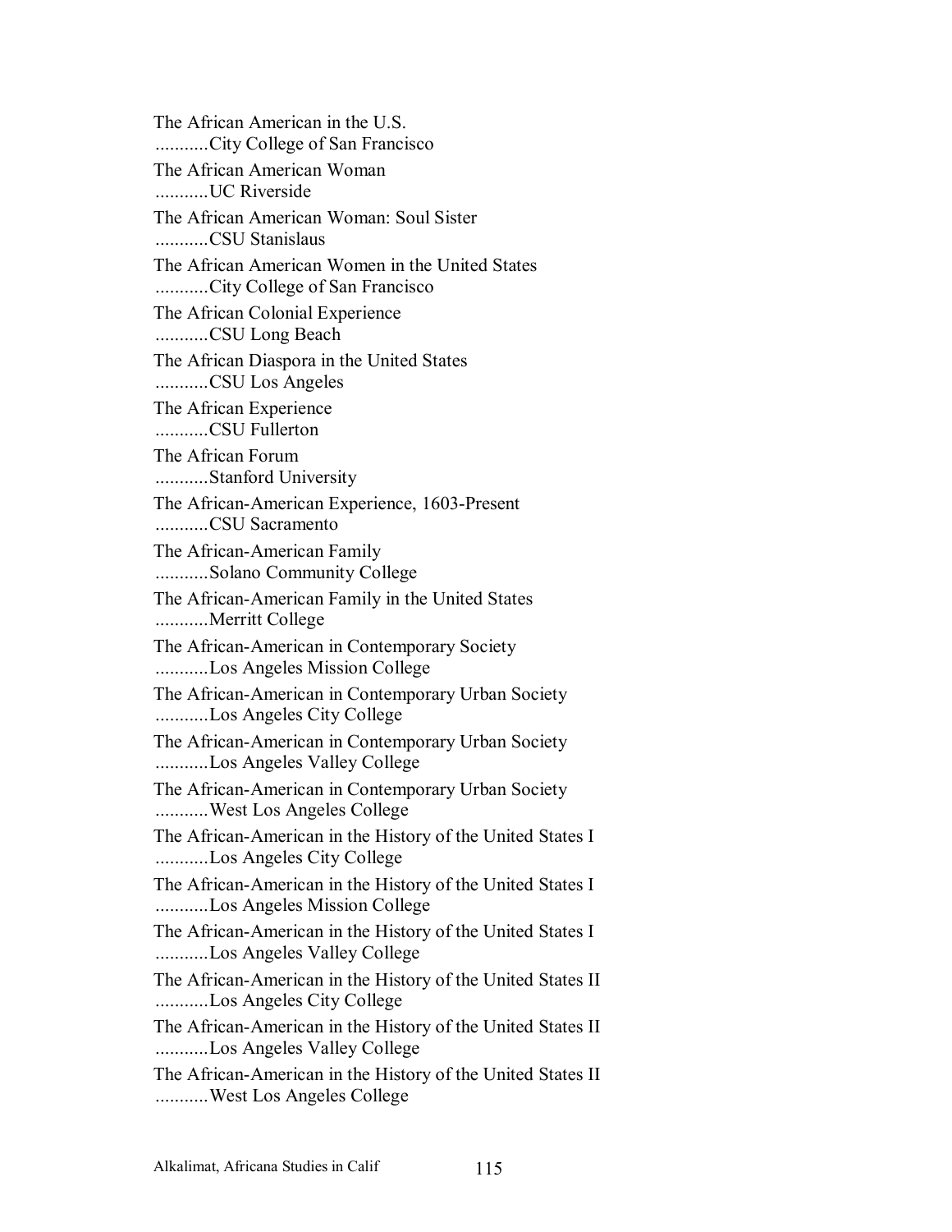The African American in the U.S.
...........City College of San Francisco

The African American Woman
...........UC Riverside

The African American Woman: Soul Sister
...........CSU Stanislaus

The African American Women in the United States
...........City College of San Francisco

The African Colonial Experience
...........CSU Long Beach

The African Diaspora in the United States
...........CSU Los Angeles

The African Experience
...........CSU Fullerton

The African Forum
...........Stanford University

The African-American Experience, 1603-Present
...........CSU Sacramento

The African-American Family
...........Solano Community College

The African-American Family in the United States
...........Merritt College

The African-American in Contemporary Society
...........Los Angeles Mission College

The African-American in Contemporary Urban Society
...........Los Angeles City College

The African-American in Contemporary Urban Society
...........Los Angeles Valley College

The African-American in Contemporary Urban Society
...........West Los Angeles College

The African-American in the History of the United States I
...........Los Angeles City College

The African-American in the History of the United States I
...........Los Angeles Mission College

The African-American in the History of the United States I
...........Los Angeles Valley College

The African-American in the History of the United States II
...........Los Angeles City College

The African-American in the History of the United States II
...........Los Angeles Valley College

The African-American in the History of the United States II
...........West Los Angeles College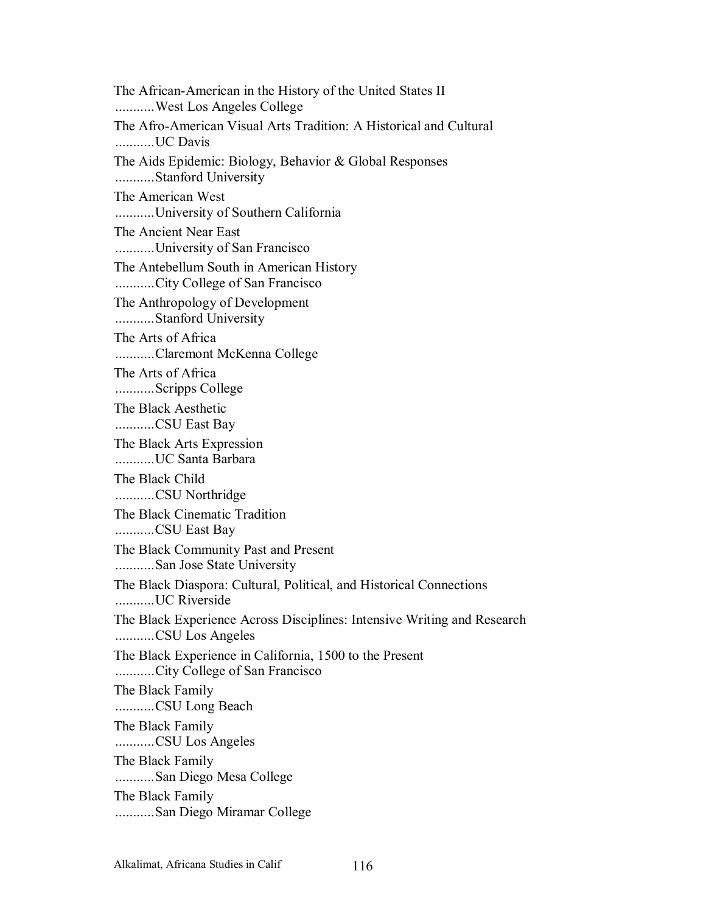The African-American in the History of the United States II
...........West Los Angeles College

The Afro-American Visual Arts Tradition: A Historical and Cultural
...........UC Davis

The Aids Epidemic: Biology, Behavior & Global Responses
...........Stanford University

The American West
...........University of Southern California

The Ancient Near East
...........University of San Francisco

The Antebellum South in American History
...........City College of San Francisco

The Anthropology of Development
...........Stanford University

The Arts of Africa
...........Claremont McKenna College

The Arts of Africa
...........Scripps College

The Black Aesthetic
...........CSU East Bay

The Black Arts Expression
...........UC Santa Barbara

The Black Child
...........CSU Northridge

The Black Cinematic Tradition
...........CSU East Bay

The Black Community Past and Present
...........San Jose State University

The Black Diaspora: Cultural, Political, and Historical Connections
...........UC Riverside

The Black Experience Across Disciplines: Intensive Writing and Research
...........CSU Los Angeles

The Black Experience in California, 1500 to the Present
...........City College of San Francisco

The Black Family
...........CSU Long Beach

The Black Family
...........CSU Los Angeles

The Black Family
...........San Diego Mesa College

The Black Family
...........San Diego Miramar College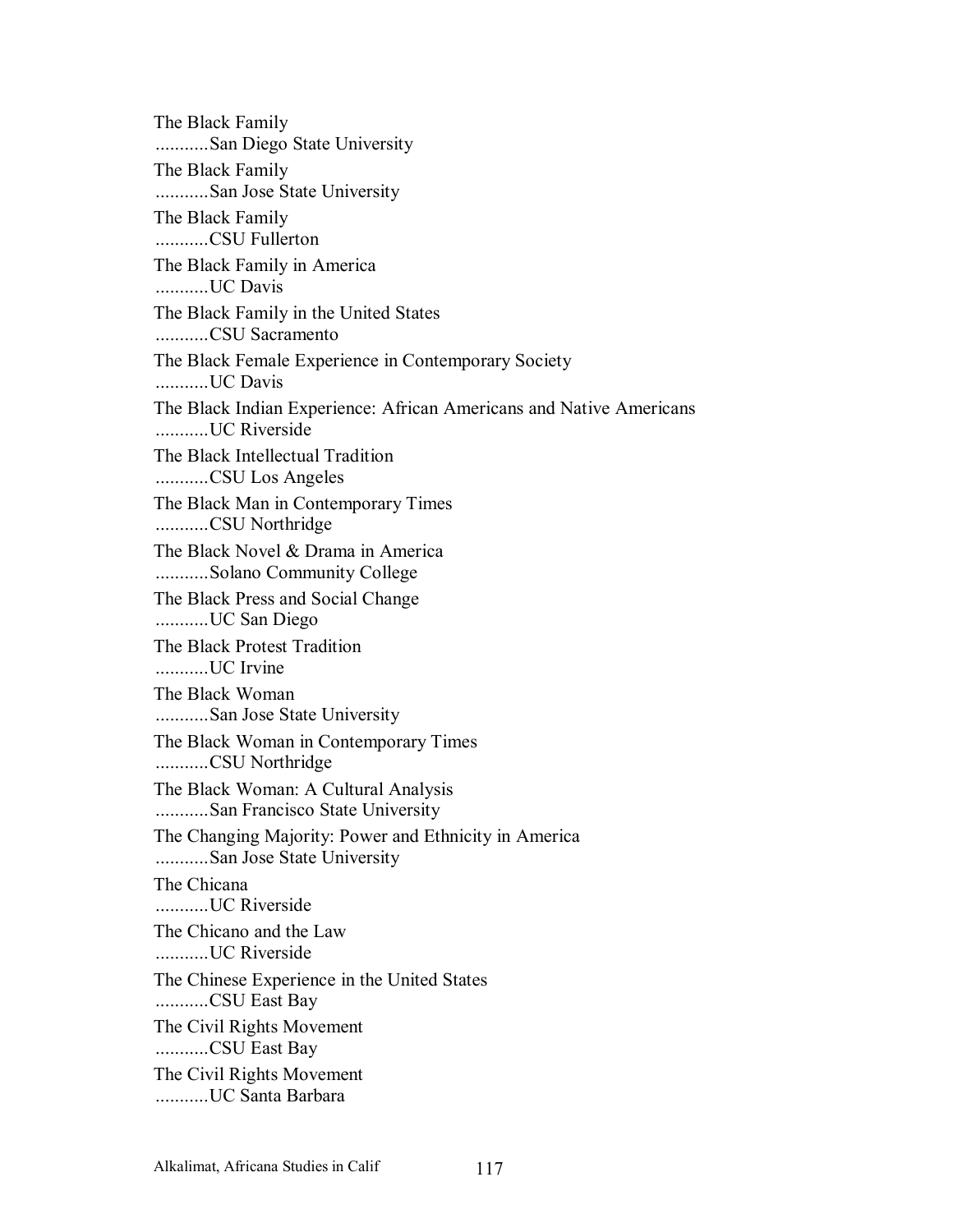The Black Family
...........San Diego State University

The Black Family
...........San Jose State University

The Black Family
...........CSU Fullerton

The Black Family in America
...........UC Davis

The Black Family in the United States
...........CSU Sacramento

The Black Female Experience in Contemporary Society
...........UC Davis

The Black Indian Experience: African Americans and Native Americans
...........UC Riverside

The Black Intellectual Tradition
...........CSU Los Angeles

The Black Man in Contemporary Times
...........CSU Northridge

The Black Novel & Drama in America
...........Solano Community College

The Black Press and Social Change
...........UC San Diego

The Black Protest Tradition
...........UC Irvine

The Black Woman
...........San Jose State University

The Black Woman in Contemporary Times
...........CSU Northridge

The Black Woman: A Cultural Analysis
...........San Francisco State University

The Changing Majority: Power and Ethnicity in America
...........San Jose State University

The Chicana
...........UC Riverside

The Chicano and the Law
...........UC Riverside

The Chinese Experience in the United States
...........CSU East Bay

The Civil Rights Movement
...........CSU East Bay

The Civil Rights Movement
...........UC Santa Barbara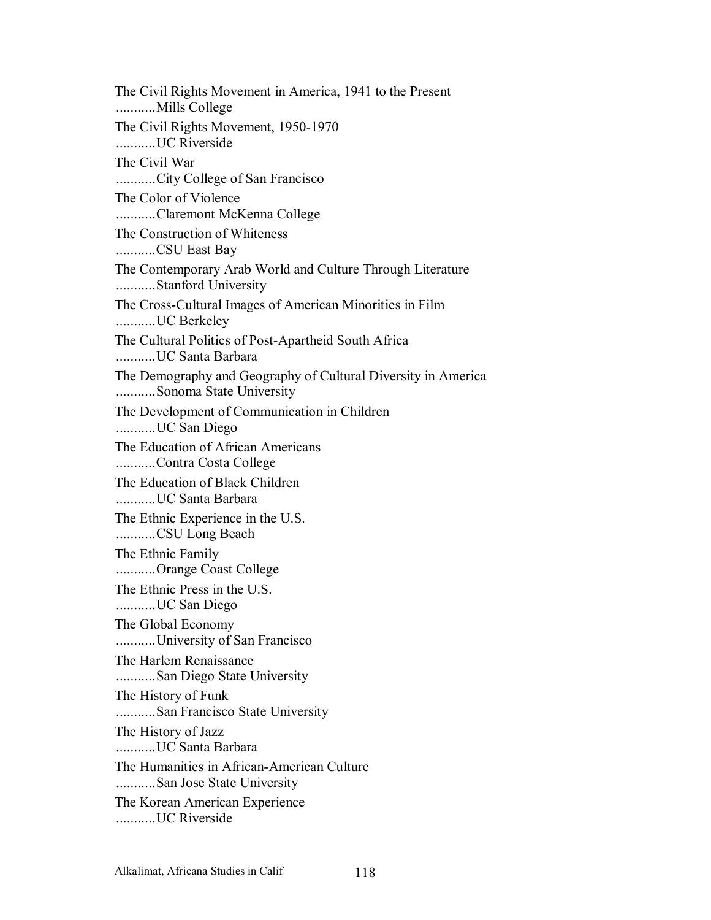The Civil Rights Movement in America, 1941 to the Present
...........Mills College

The Civil Rights Movement, 1950-1970
...........UC Riverside

The Civil War
...........City College of San Francisco

The Color of Violence
...........Claremont McKenna College

The Construction of Whiteness
...........CSU East Bay

The Contemporary Arab World and Culture Through Literature
...........Stanford University

The Cross-Cultural Images of American Minorities in Film
...........UC Berkeley

The Cultural Politics of Post-Apartheid South Africa
...........UC Santa Barbara

The Demography and Geography of Cultural Diversity in America
...........Sonoma State University

The Development of Communication in Children
...........UC San Diego

The Education of African Americans
...........Contra Costa College

The Education of Black Children
...........UC Santa Barbara

The Ethnic Experience in the U.S.
...........CSU Long Beach

The Ethnic Family
...........Orange Coast College

The Ethnic Press in the U.S.
...........UC San Diego

The Global Economy
...........University of San Francisco

The Harlem Renaissance
...........San Diego State University

The History of Funk
...........San Francisco State University

The History of Jazz
...........UC Santa Barbara

The Humanities in African-American Culture
...........San Jose State University

The Korean American Experience
...........UC Riverside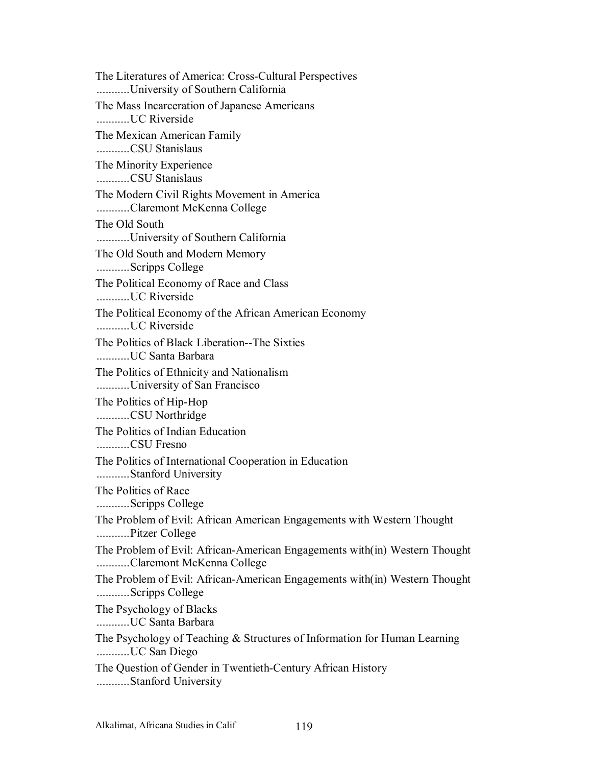The Literatures of America: Cross-Cultural Perspectives
...........University of Southern California

The Mass Incarceration of Japanese Americans
...........UC Riverside

The Mexican American Family
...........CSU Stanislaus

The Minority Experience
...........CSU Stanislaus

The Modern Civil Rights Movement in America
...........Claremont McKenna College

The Old South
...........University of Southern California

The Old South and Modern Memory
...........Scripps College

The Political Economy of Race and Class
...........UC Riverside

The Political Economy of the African American Economy
...........UC Riverside

The Politics of Black Liberation--The Sixties
...........UC Santa Barbara

The Politics of Ethnicity and Nationalism
...........University of San Francisco

The Politics of Hip-Hop
...........CSU Northridge

The Politics of Indian Education
...........CSU Fresno

The Politics of International Cooperation in Education
...........Stanford University

The Politics of Race
...........Scripps College

The Problem of Evil: African American Engagements with Western Thought
...........Pitzer College

The Problem of Evil: African-American Engagements with(in) Western Thought
...........Claremont McKenna College

The Problem of Evil: African-American Engagements with(in) Western Thought
...........Scripps College

The Psychology of Blacks
...........UC Santa Barbara

The Psychology of Teaching & Structures of Information for Human Learning
...........UC San Diego

The Question of Gender in Twentieth-Century African History
...........Stanford University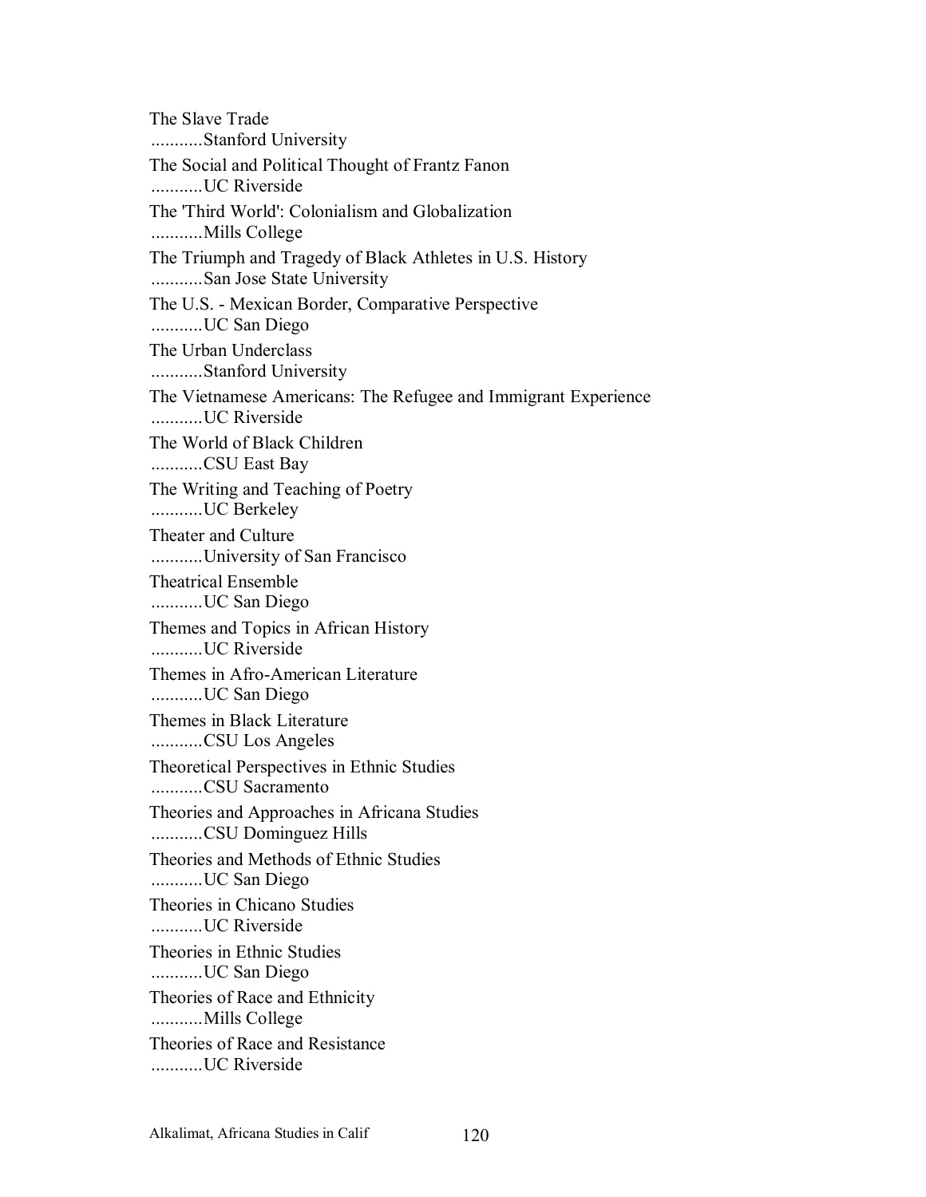The Slave Trade
...........Stanford University

The Social and Political Thought of Frantz Fanon
...........UC Riverside

The 'Third World': Colonialism and Globalization
...........Mills College

The Triumph and Tragedy of Black Athletes in U.S. History
...........San Jose State University

The U.S. - Mexican Border, Comparative Perspective
...........UC San Diego

The Urban Underclass
...........Stanford University

The Vietnamese Americans: The Refugee and Immigrant Experience
...........UC Riverside

The World of Black Children
...........CSU East Bay

The Writing and Teaching of Poetry
...........UC Berkeley

Theater and Culture
...........University of San Francisco

Theatrical Ensemble
...........UC San Diego

Themes and Topics in African History
...........UC Riverside

Themes in Afro-American Literature
...........UC San Diego

Themes in Black Literature
...........CSU Los Angeles

Theoretical Perspectives in Ethnic Studies
...........CSU Sacramento

Theories and Approaches in Africana Studies
...........CSU Dominguez Hills

Theories and Methods of Ethnic Studies
...........UC San Diego

Theories in Chicano Studies
...........UC Riverside

Theories in Ethnic Studies
...........UC San Diego

Theories of Race and Ethnicity
...........Mills College

Theories of Race and Resistance
...........UC Riverside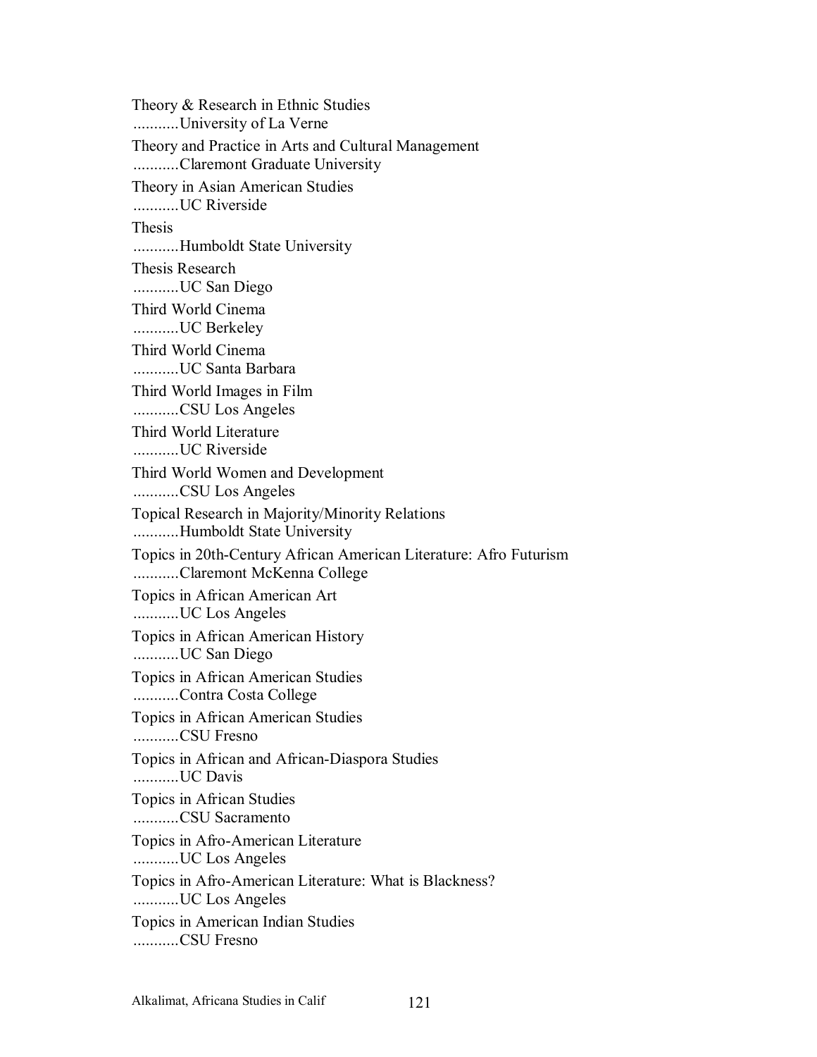Theory & Research in Ethnic Studies
...........University of La Verne

Theory and Practice in Arts and Cultural Management
...........Claremont Graduate University

Theory in Asian American Studies
...........UC Riverside

Thesis
...........Humboldt State University

Thesis Research
...........UC San Diego

Third World Cinema
...........UC Berkeley

Third World Cinema
...........UC Santa Barbara

Third World Images in Film
...........CSU Los Angeles

Third World Literature
...........UC Riverside

Third World Women and Development
...........CSU Los Angeles

Topical Research in Majority/Minority Relations
...........Humboldt State University

Topics in 20th-Century African American Literature: Afro Futurism
...........Claremont McKenna College

Topics in African American Art
...........UC Los Angeles

Topics in African American History
...........UC San Diego

Topics in African American Studies
...........Contra Costa College

Topics in African American Studies
...........CSU Fresno

Topics in African and African-Diaspora Studies
...........UC Davis

Topics in African Studies
...........CSU Sacramento

Topics in Afro-American Literature
...........UC Los Angeles

Topics in Afro-American Literature: What is Blackness?
...........UC Los Angeles

Topics in American Indian Studies
...........CSU Fresno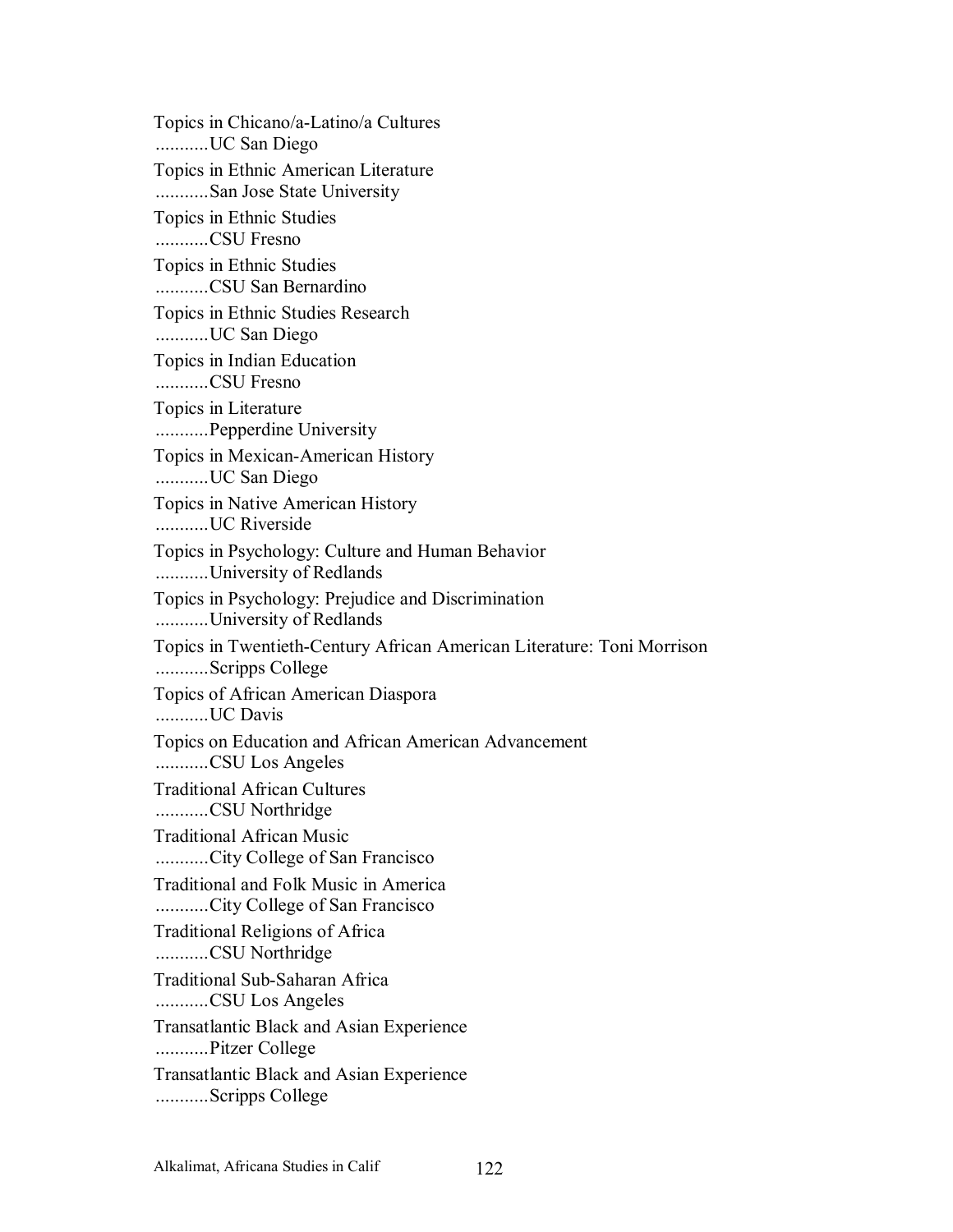Topics in Chicano/a-Latino/a Cultures
...........UC San Diego

Topics in Ethnic American Literature
...........San Jose State University

Topics in Ethnic Studies
...........CSU Fresno

Topics in Ethnic Studies
...........CSU San Bernardino

Topics in Ethnic Studies Research
...........UC San Diego

Topics in Indian Education
...........CSU Fresno

Topics in Literature
...........Pepperdine University

Topics in Mexican-American History
...........UC San Diego

Topics in Native American History
...........UC Riverside

Topics in Psychology: Culture and Human Behavior
...........University of Redlands

Topics in Psychology: Prejudice and Discrimination
...........University of Redlands

Topics in Twentieth-Century African American Literature: Toni Morrison
...........Scripps College

Topics of African American Diaspora
...........UC Davis

Topics on Education and African American Advancement
...........CSU Los Angeles

Traditional African Cultures
...........CSU Northridge

Traditional African Music
...........City College of San Francisco

Traditional and Folk Music in America
...........City College of San Francisco

Traditional Religions of Africa
...........CSU Northridge

Traditional Sub-Saharan Africa
...........CSU Los Angeles

Transatlantic Black and Asian Experience
...........Pitzer College

Transatlantic Black and Asian Experience
...........Scripps College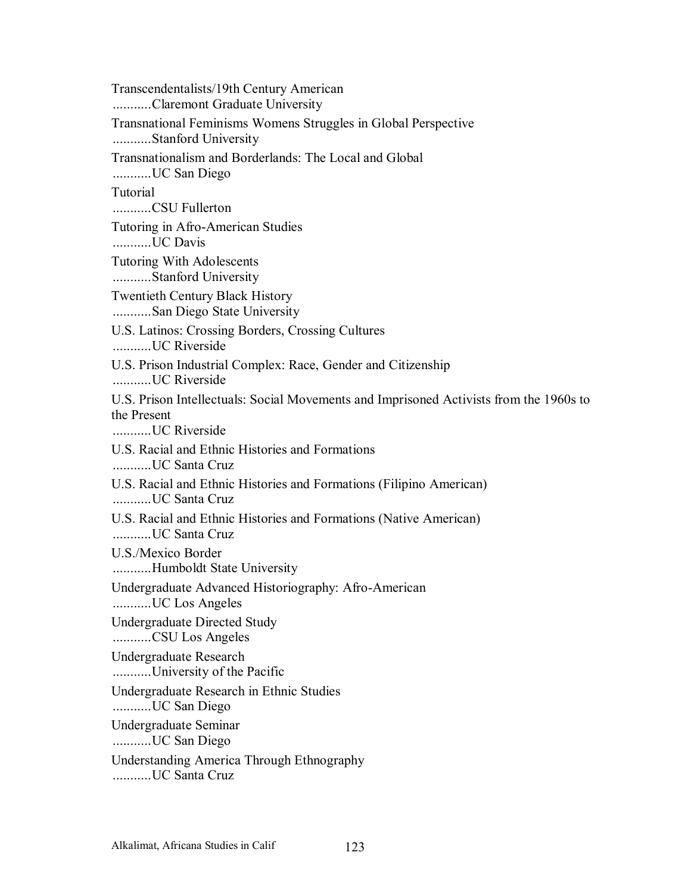Transcendentalists/19th Century American
...........Claremont Graduate University

Transnational Feminisms Womens Struggles in Global Perspective
...........Stanford University

Transnationalism and Borderlands: The Local and Global
...........UC San Diego

Tutorial
...........CSU Fullerton

Tutoring in Afro-American Studies
...........UC Davis

Tutoring With Adolescents
...........Stanford University

Twentieth Century Black History
...........San Diego State University

U.S. Latinos: Crossing Borders, Crossing Cultures
...........UC Riverside

U.S. Prison Industrial Complex: Race, Gender and Citizenship
...........UC Riverside

U.S. Prison Intellectuals: Social Movements and Imprisoned Activists from the 1960s to the Present
...........UC Riverside

U.S. Racial and Ethnic Histories and Formations
...........UC Santa Cruz

U.S. Racial and Ethnic Histories and Formations (Filipino American)
...........UC Santa Cruz

U.S. Racial and Ethnic Histories and Formations (Native American)
...........UC Santa Cruz

U.S./Mexico Border
...........Humboldt State University

Undergraduate Advanced Historiography: Afro-American
...........UC Los Angeles

Undergraduate Directed Study
...........CSU Los Angeles

Undergraduate Research
...........University of the Pacific

Undergraduate Research in Ethnic Studies
...........UC San Diego

Undergraduate Seminar
...........UC San Diego

Understanding America Through Ethnography
...........UC Santa Cruz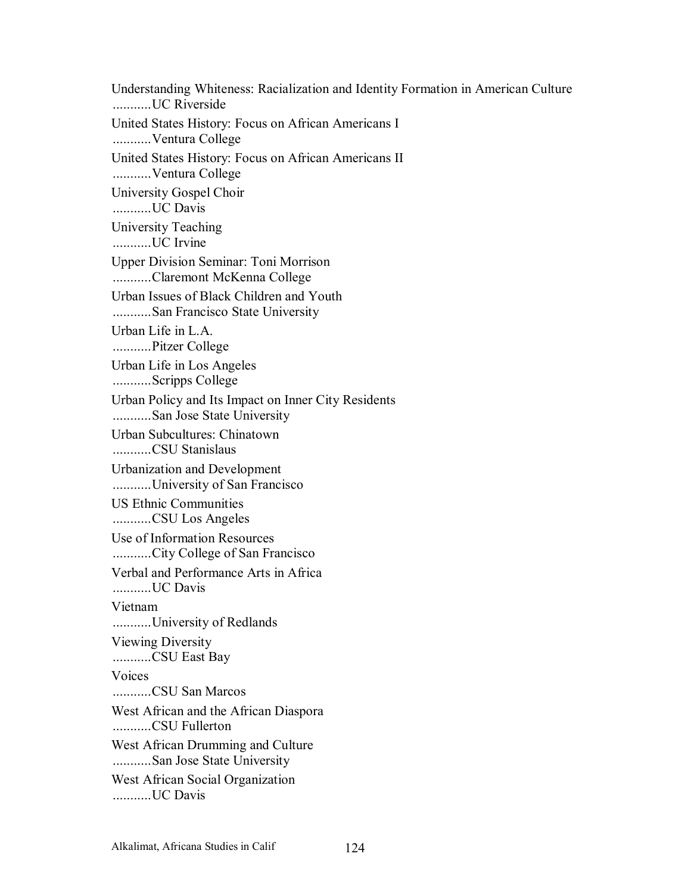Understanding Whiteness: Racialization and Identity Formation in American Culture
...........UC Riverside

United States History: Focus on African Americans I
...........Ventura College

United States History: Focus on African Americans II
...........Ventura College

University Gospel Choir
...........UC Davis

University Teaching
...........UC Irvine

Upper Division Seminar: Toni Morrison
...........Claremont McKenna College

Urban Issues of Black Children and Youth
...........San Francisco State University

Urban Life in L.A.
...........Pitzer College

Urban Life in Los Angeles
...........Scripps College

Urban Policy and Its Impact on Inner City Residents
...........San Jose State University

Urban Subcultures: Chinatown
...........CSU Stanislaus

Urbanization and Development
...........University of San Francisco

US Ethnic Communities
...........CSU Los Angeles

Use of Information Resources
...........City College of San Francisco

Verbal and Performance Arts in Africa
...........UC Davis

Vietnam
...........University of Redlands

Viewing Diversity
...........CSU East Bay

Voices
...........CSU San Marcos

West African and the African Diaspora
...........CSU Fullerton

West African Drumming and Culture
...........San Jose State University

West African Social Organization
...........UC Davis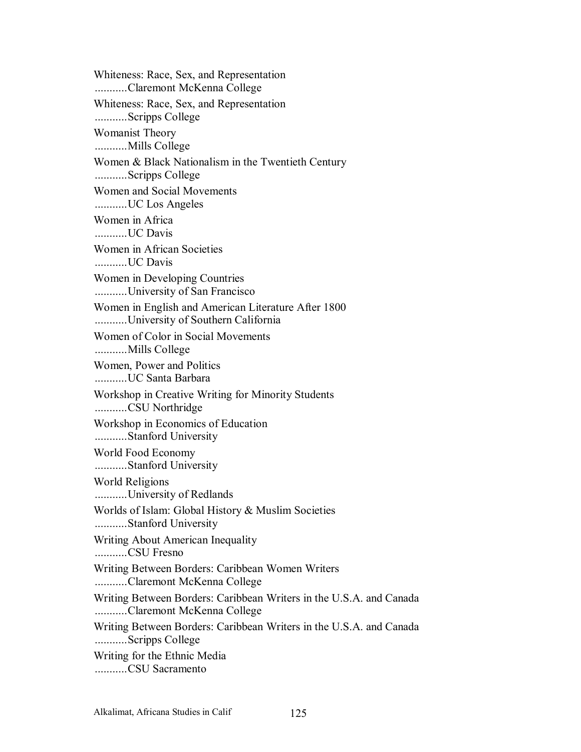Whiteness: Race, Sex, and Representation
...........Claremont McKenna College

Whiteness: Race, Sex, and Representation
...........Scripps College

Womanist Theory
...........Mills College

Women & Black Nationalism in the Twentieth Century
...........Scripps College

Women and Social Movements
...........UC Los Angeles

Women in Africa
...........UC Davis

Women in African Societies
...........UC Davis

Women in Developing Countries
...........University of San Francisco

Women in English and American Literature After 1800
...........University of Southern California

Women of Color in Social Movements
...........Mills College

Women, Power and Politics
...........UC Santa Barbara

Workshop in Creative Writing for Minority Students
...........CSU Northridge

Workshop in Economics of Education
...........Stanford University

World Food Economy
...........Stanford University

World Religions
...........University of Redlands

Worlds of Islam: Global History & Muslim Societies
...........Stanford University

Writing About American Inequality
...........CSU Fresno

Writing Between Borders: Caribbean Women Writers
...........Claremont McKenna College

Writing Between Borders: Caribbean Writers in the U.S.A. and Canada
...........Claremont McKenna College

Writing Between Borders: Caribbean Writers in the U.S.A. and Canada
...........Scripps College

Writing for the Ethnic Media
...........CSU Sacramento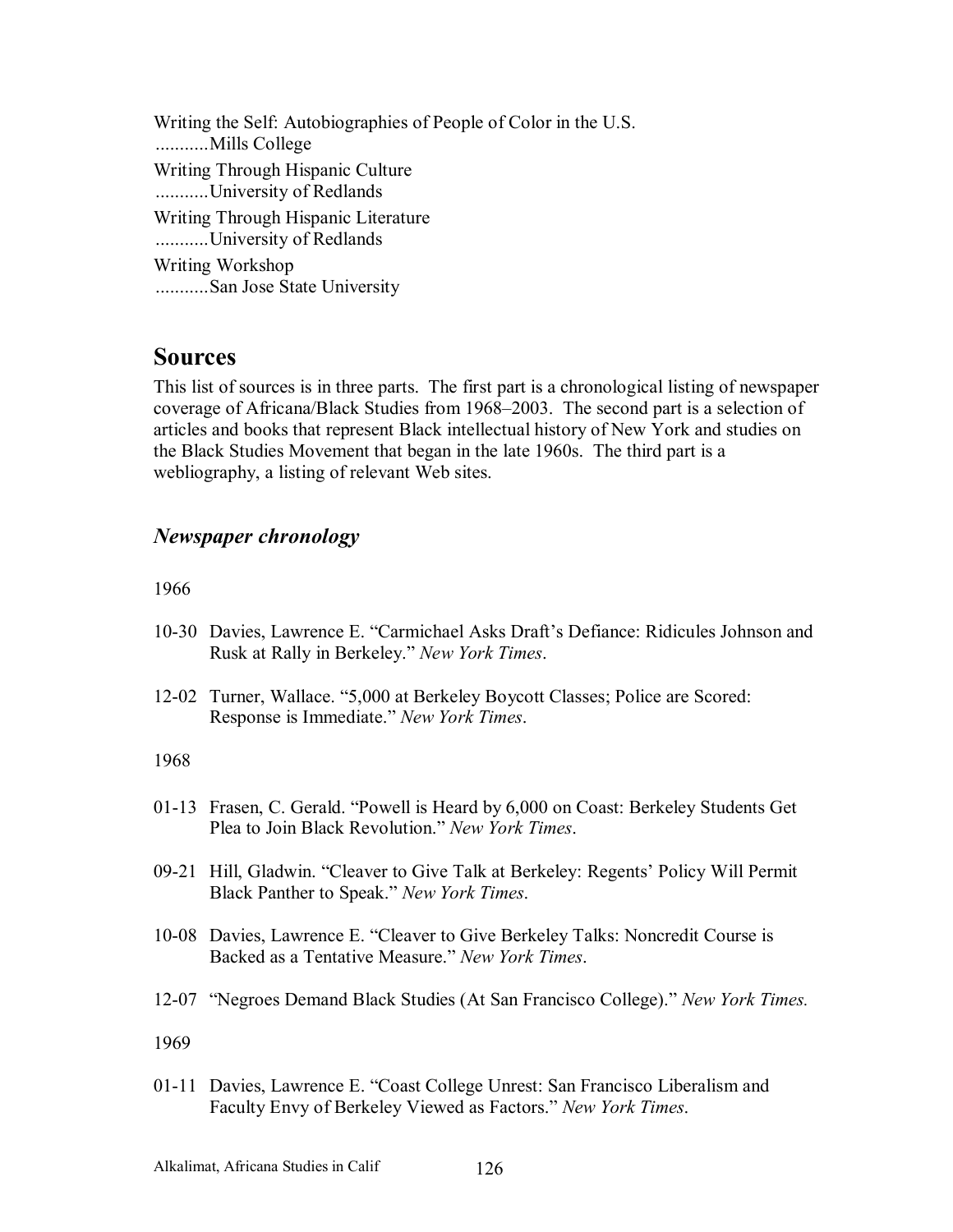Writing the Self: Autobiographies of People of Color in the U.S.
...........Mills College

Writing Through Hispanic Culture
...........University of Redlands

Writing Through Hispanic Literature
...........University of Redlands

Writing Workshop
...........San Jose State University

## Sources

This list of sources is in three parts. The first part is a chronological listing of newspaper coverage of Africana/Black Studies from 1968–2003. The second part is a selection of articles and books that represent Black intellectual history of New York and studies on the Black Studies Movement that began in the late 1960s. The third part is a webliography, a listing of relevant Web sites.

### *Newspaper chronology*

1966

10-30 Davies, Lawrence E. "Carmichael Asks Draft's Defiance: Ridicules Johnson and Rusk at Rally in Berkeley." *New York Times*.

12-02 Turner, Wallace. "5,000 at Berkeley Boycott Classes; Police are Scored: Response is Immediate." *New York Times*.

1968

01-13 Frasen, C. Gerald. "Powell is Heard by 6,000 on Coast: Berkeley Students Get Plea to Join Black Revolution." *New York Times*.

09-21 Hill, Gladwin. "Cleaver to Give Talk at Berkeley: Regents' Policy Will Permit Black Panther to Speak." *New York Times*.

10-08 Davies, Lawrence E. "Cleaver to Give Berkeley Talks: Noncredit Course is Backed as a Tentative Measure." *New York Times*.

12-07 "Negroes Demand Black Studies (At San Francisco College)." *New York Times.*

1969

01-11 Davies, Lawrence E. "Coast College Unrest: San Francisco Liberalism and Faculty Envy of Berkeley Viewed as Factors." *New York Times*.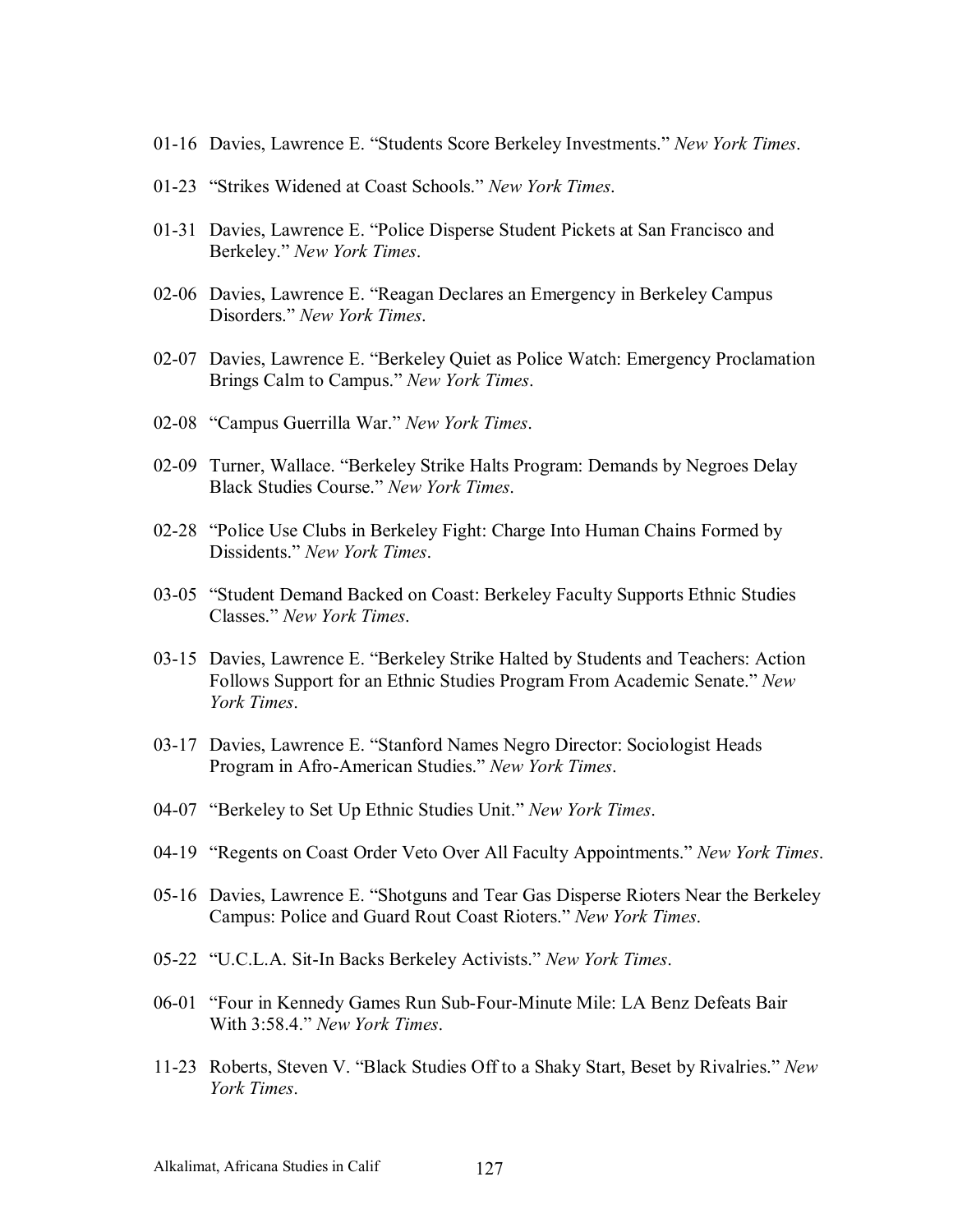01-16 Davies, Lawrence E. "Students Score Berkeley Investments." *New York Times*.

01-23 "Strikes Widened at Coast Schools." *New York Times*.

01-31 Davies, Lawrence E. "Police Disperse Student Pickets at San Francisco and Berkeley." *New York Times*.

02-06 Davies, Lawrence E. "Reagan Declares an Emergency in Berkeley Campus Disorders." *New York Times*.

02-07 Davies, Lawrence E. "Berkeley Quiet as Police Watch: Emergency Proclamation Brings Calm to Campus." *New York Times*.

02-08 "Campus Guerrilla War." *New York Times*.

02-09 Turner, Wallace. "Berkeley Strike Halts Program: Demands by Negroes Delay Black Studies Course." *New York Times*.

02-28 "Police Use Clubs in Berkeley Fight: Charge Into Human Chains Formed by Dissidents." *New York Times*.

03-05 "Student Demand Backed on Coast: Berkeley Faculty Supports Ethnic Studies Classes." *New York Times*.

03-15 Davies, Lawrence E. "Berkeley Strike Halted by Students and Teachers: Action Follows Support for an Ethnic Studies Program From Academic Senate." *New York Times*.

03-17 Davies, Lawrence E. "Stanford Names Negro Director: Sociologist Heads Program in Afro-American Studies." *New York Times*.

04-07 "Berkeley to Set Up Ethnic Studies Unit." *New York Times*.

04-19 "Regents on Coast Order Veto Over All Faculty Appointments." *New York Times*.

05-16 Davies, Lawrence E. "Shotguns and Tear Gas Disperse Rioters Near the Berkeley Campus: Police and Guard Rout Coast Rioters." *New York Times*.

05-22 "U.C.L.A. Sit-In Backs Berkeley Activists." *New York Times*.

06-01 "Four in Kennedy Games Run Sub-Four-Minute Mile: LA Benz Defeats Bair With 3:58.4." *New York Times*.

11-23 Roberts, Steven V. "Black Studies Off to a Shaky Start, Beset by Rivalries." *New York Times*.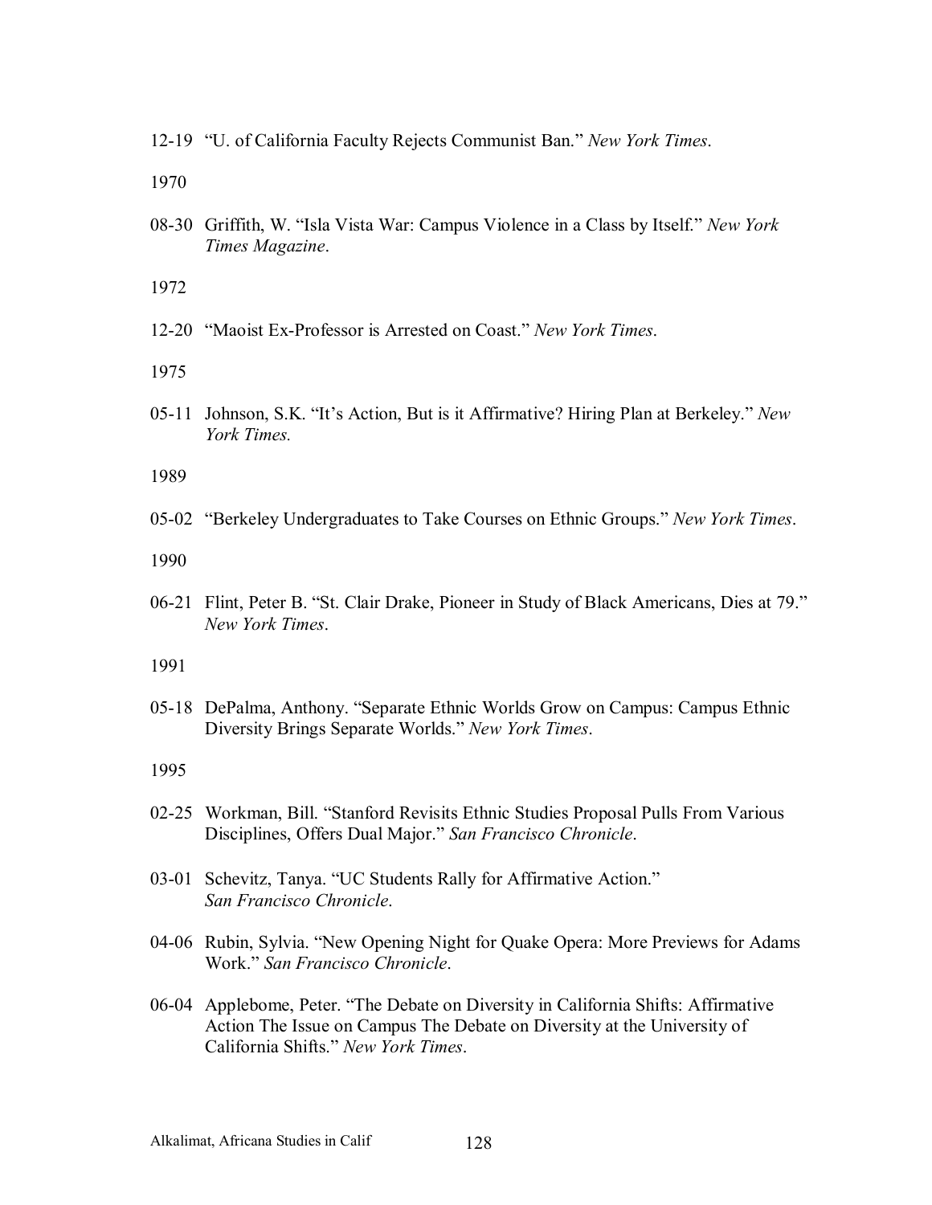12-19 "U. of California Faculty Rejects Communist Ban." *New York Times*.

1970

08-30 Griffith, W. "Isla Vista War: Campus Violence in a Class by Itself." *New York Times Magazine*.

1972

12-20 "Maoist Ex-Professor is Arrested on Coast." *New York Times*.

1975

05-11 Johnson, S.K. "It's Action, But is it Affirmative? Hiring Plan at Berkeley." *New York Times.*

1989

05-02 "Berkeley Undergraduates to Take Courses on Ethnic Groups." *New York Times*.

1990

06-21 Flint, Peter B. "St. Clair Drake, Pioneer in Study of Black Americans, Dies at 79." *New York Times*.

1991

05-18 DePalma, Anthony. "Separate Ethnic Worlds Grow on Campus: Campus Ethnic Diversity Brings Separate Worlds." *New York Times*.

1995

02-25 Workman, Bill. "Stanford Revisits Ethnic Studies Proposal Pulls From Various Disciplines, Offers Dual Major." *San Francisco Chronicle*.

03-01 Schevitz, Tanya. "UC Students Rally for Affirmative Action." *San Francisco Chronicle*.

04-06 Rubin, Sylvia. "New Opening Night for Quake Opera: More Previews for Adams Work." *San Francisco Chronicle*.

06-04 Applebome, Peter. "The Debate on Diversity in California Shifts: Affirmative Action The Issue on Campus The Debate on Diversity at the University of California Shifts." *New York Times*.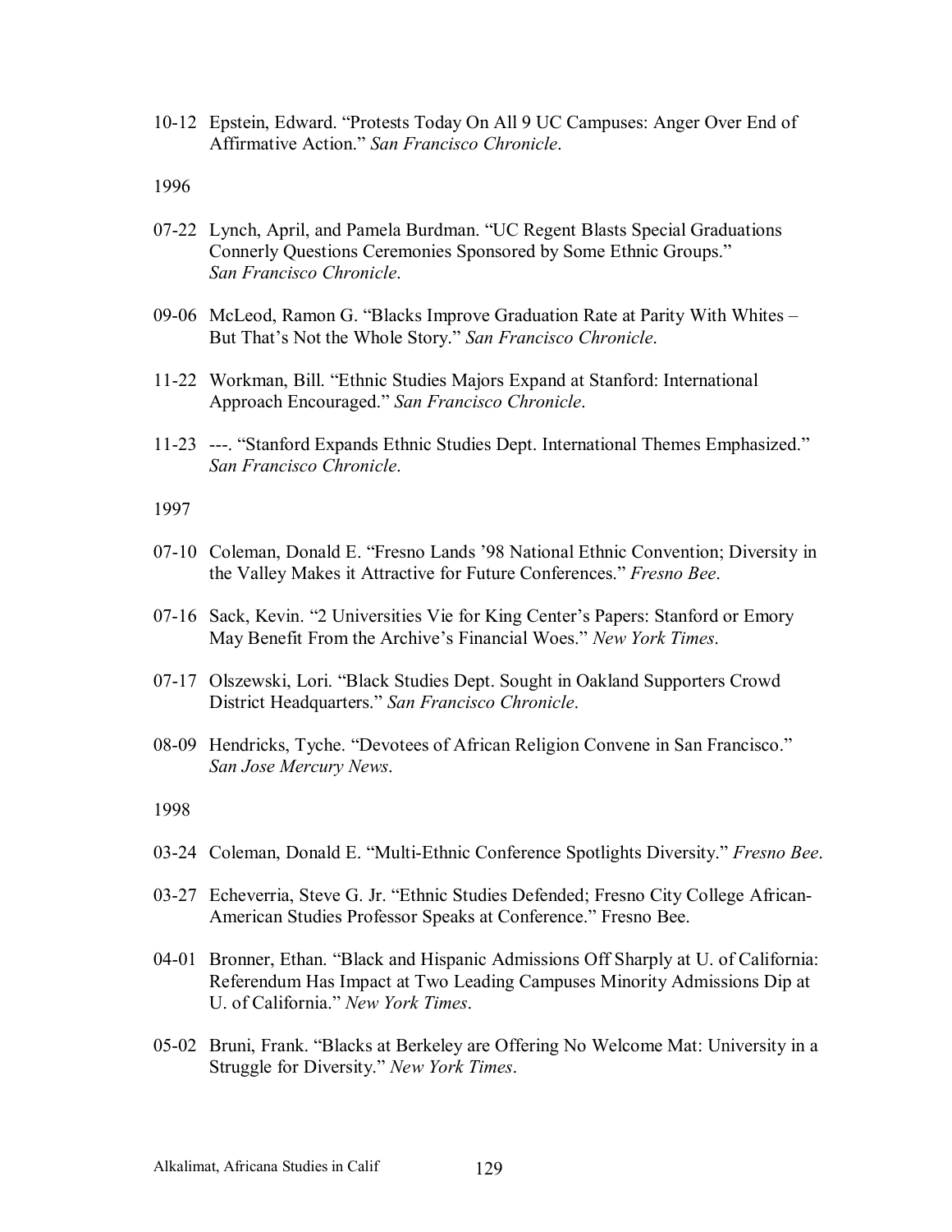10-12 Epstein, Edward. “Protests Today On All 9 UC Campuses: Anger Over End of Affirmative Action.” *San Francisco Chronicle*.

1996

07-22 Lynch, April, and Pamela Burdman. “UC Regent Blasts Special Graduations Connerly Questions Ceremonies Sponsored by Some Ethnic Groups.” *San Francisco Chronicle*.

09-06 McLeod, Ramon G. “Blacks Improve Graduation Rate at Parity With Whites – But That’s Not the Whole Story.” *San Francisco Chronicle*.

11-22 Workman, Bill. “Ethnic Studies Majors Expand at Stanford: International Approach Encouraged.” *San Francisco Chronicle*.

11-23 ---. “Stanford Expands Ethnic Studies Dept. International Themes Emphasized.” *San Francisco Chronicle*.

1997

07-10 Coleman, Donald E. “Fresno Lands ’98 National Ethnic Convention; Diversity in the Valley Makes it Attractive for Future Conferences.” *Fresno Bee*.

07-16 Sack, Kevin. “2 Universities Vie for King Center’s Papers: Stanford or Emory May Benefit From the Archive’s Financial Woes.” *New York Times*.

07-17 Olszewski, Lori. “Black Studies Dept. Sought in Oakland Supporters Crowd District Headquarters.” *San Francisco Chronicle*.

08-09 Hendricks, Tyche. “Devotees of African Religion Convene in San Francisco.” *San Jose Mercury News*.

1998

03-24 Coleman, Donald E. “Multi-Ethnic Conference Spotlights Diversity.” *Fresno Bee*.

03-27 Echeverria, Steve G. Jr. “Ethnic Studies Defended; Fresno City College African-American Studies Professor Speaks at Conference.” Fresno Bee.

04-01 Bronner, Ethan. “Black and Hispanic Admissions Off Sharply at U. of California: Referendum Has Impact at Two Leading Campuses Minority Admissions Dip at U. of California.” *New York Times*.

05-02 Bruni, Frank. “Blacks at Berkeley are Offering No Welcome Mat: University in a Struggle for Diversity.” *New York Times*.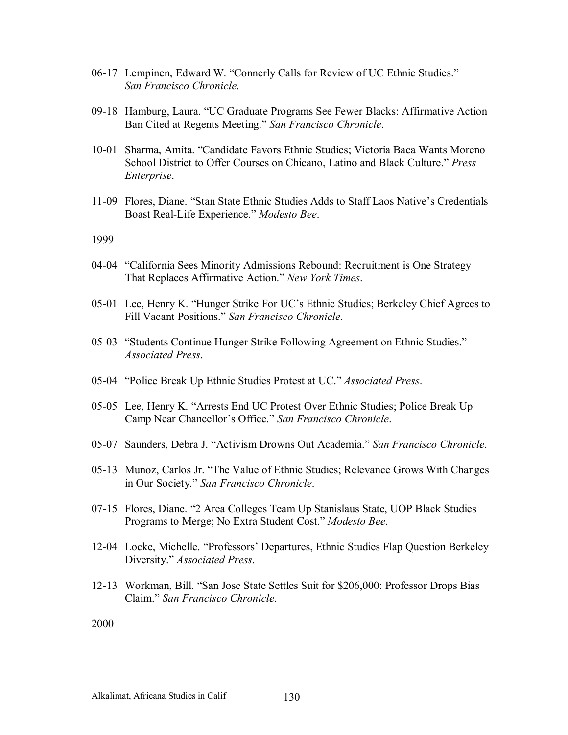06-17 Lempinen, Edward W. “Connerly Calls for Review of UC Ethnic Studies.” *San Francisco Chronicle*.

09-18 Hamburg, Laura. “UC Graduate Programs See Fewer Blacks: Affirmative Action Ban Cited at Regents Meeting.” *San Francisco Chronicle*.

10-01 Sharma, Amita. “Candidate Favors Ethnic Studies; Victoria Baca Wants Moreno School District to Offer Courses on Chicano, Latino and Black Culture.” *Press Enterprise*.

11-09 Flores, Diane. “Stan State Ethnic Studies Adds to Staff Laos Native’s Credentials Boast Real-Life Experience.” *Modesto Bee*.

1999

04-04 “California Sees Minority Admissions Rebound: Recruitment is One Strategy That Replaces Affirmative Action.” *New York Times*.

05-01 Lee, Henry K. “Hunger Strike For UC’s Ethnic Studies; Berkeley Chief Agrees to Fill Vacant Positions.” *San Francisco Chronicle*.

05-03 “Students Continue Hunger Strike Following Agreement on Ethnic Studies.” *Associated Press*.

05-04 “Police Break Up Ethnic Studies Protest at UC.” *Associated Press*.

05-05 Lee, Henry K. “Arrests End UC Protest Over Ethnic Studies; Police Break Up Camp Near Chancellor’s Office.” *San Francisco Chronicle*.

05-07 Saunders, Debra J. “Activism Drowns Out Academia.” *San Francisco Chronicle*.

05-13 Munoz, Carlos Jr. “The Value of Ethnic Studies; Relevance Grows With Changes in Our Society.” *San Francisco Chronicle*.

07-15 Flores, Diane. “2 Area Colleges Team Up Stanislaus State, UOP Black Studies Programs to Merge; No Extra Student Cost.” *Modesto Bee*.

12-04 Locke, Michelle. “Professors’ Departures, Ethnic Studies Flap Question Berkeley Diversity.” *Associated Press*.

12-13 Workman, Bill. “San Jose State Settles Suit for $206,000: Professor Drops Bias Claim.” *San Francisco Chronicle*.

2000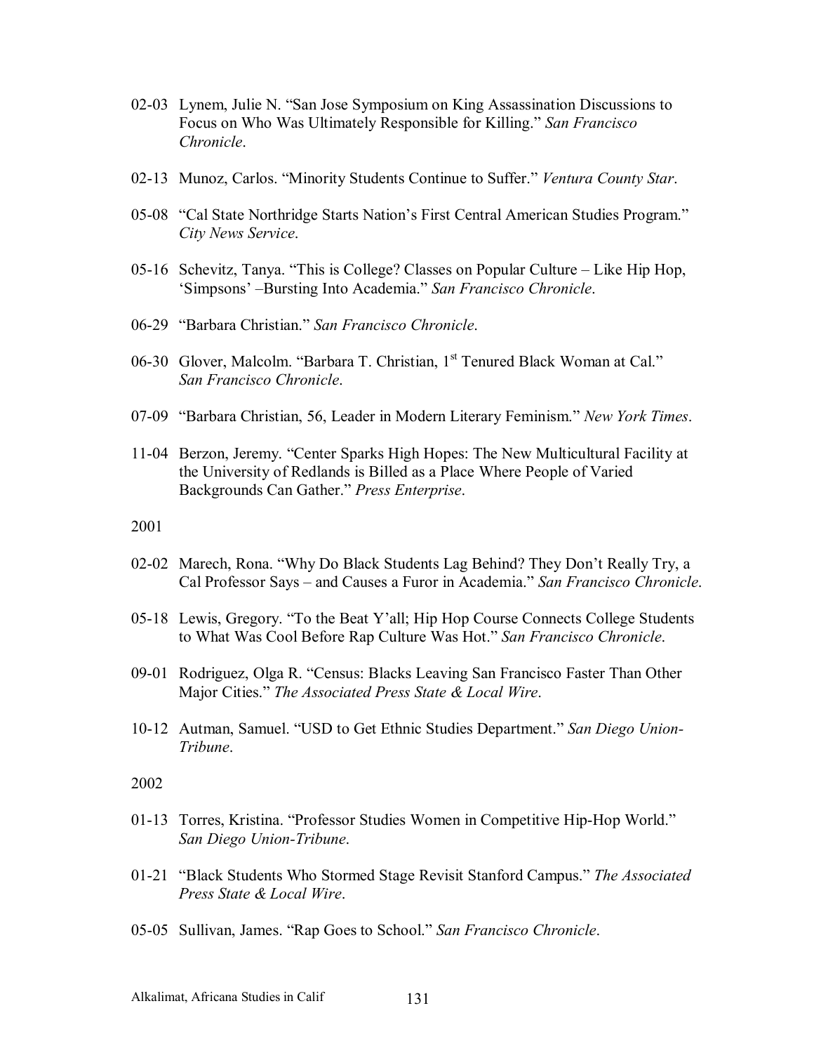02-03 Lynem, Julie N. "San Jose Symposium on King Assassination Discussions to Focus on Who Was Ultimately Responsible for Killing." *San Francisco Chronicle*.

02-13 Munoz, Carlos. "Minority Students Continue to Suffer." *Ventura County Star*.

05-08 "Cal State Northridge Starts Nation's First Central American Studies Program." *City News Service*.

05-16 Schevitz, Tanya. "This is College? Classes on Popular Culture – Like Hip Hop, 'Simpsons' –Bursting Into Academia." *San Francisco Chronicle*.

06-29 "Barbara Christian." *San Francisco Chronicle*.

06-30 Glover, Malcolm. "Barbara T. Christian, 1st Tenured Black Woman at Cal." *San Francisco Chronicle*.

07-09 "Barbara Christian, 56, Leader in Modern Literary Feminism." *New York Times*.

11-04 Berzon, Jeremy. "Center Sparks High Hopes: The New Multicultural Facility at the University of Redlands is Billed as a Place Where People of Varied Backgrounds Can Gather." *Press Enterprise*.

2001

02-02 Marech, Rona. "Why Do Black Students Lag Behind? They Don't Really Try, a Cal Professor Says – and Causes a Furor in Academia." *San Francisco Chronicle*.

05-18 Lewis, Gregory. "To the Beat Y'all; Hip Hop Course Connects College Students to What Was Cool Before Rap Culture Was Hot." *San Francisco Chronicle*.

09-01 Rodriguez, Olga R. "Census: Blacks Leaving San Francisco Faster Than Other Major Cities." *The Associated Press State & Local Wire*.

10-12 Autman, Samuel. "USD to Get Ethnic Studies Department." *San Diego Union-Tribune*.

2002

01-13 Torres, Kristina. "Professor Studies Women in Competitive Hip-Hop World." *San Diego Union-Tribune*.

01-21 "Black Students Who Stormed Stage Revisit Stanford Campus." *The Associated Press State & Local Wire*.

05-05 Sullivan, James. "Rap Goes to School." *San Francisco Chronicle*.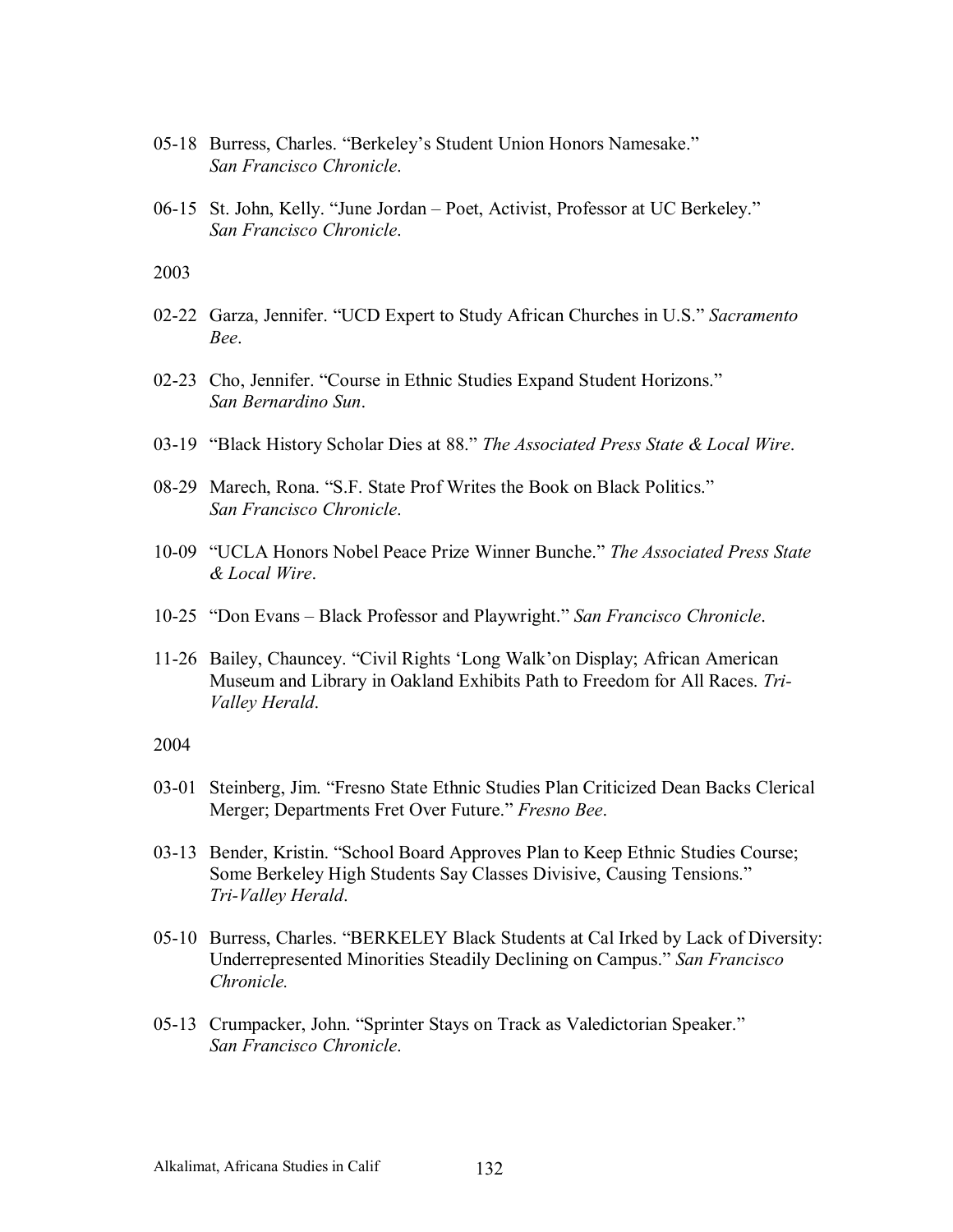05-18 Burress, Charles. “Berkeley’s Student Union Honors Namesake.” *San Francisco Chronicle*.

06-15 St. John, Kelly. “June Jordan – Poet, Activist, Professor at UC Berkeley.” *San Francisco Chronicle*.

2003

02-22 Garza, Jennifer. “UCD Expert to Study African Churches in U.S.” *Sacramento Bee*.

02-23 Cho, Jennifer. “Course in Ethnic Studies Expand Student Horizons.” *San Bernardino Sun*.

03-19 “Black History Scholar Dies at 88.” *The Associated Press State & Local Wire*.

08-29 Marech, Rona. “S.F. State Prof Writes the Book on Black Politics.” *San Francisco Chronicle*.

10-09 “UCLA Honors Nobel Peace Prize Winner Bunche.” *The Associated Press State & Local Wire*.

10-25 “Don Evans – Black Professor and Playwright.” *San Francisco Chronicle*.

11-26 Bailey, Chauncey. “Civil Rights ‘Long Walk’on Display; African American Museum and Library in Oakland Exhibits Path to Freedom for All Races. *Tri-Valley Herald*.

2004

03-01 Steinberg, Jim. “Fresno State Ethnic Studies Plan Criticized Dean Backs Clerical Merger; Departments Fret Over Future.” *Fresno Bee*.

03-13 Bender, Kristin. “School Board Approves Plan to Keep Ethnic Studies Course; Some Berkeley High Students Say Classes Divisive, Causing Tensions.” *Tri-Valley Herald*.

05-10 Burress, Charles. “BERKELEY Black Students at Cal Irked by Lack of Diversity: Underrepresented Minorities Steadily Declining on Campus.” *San Francisco Chronicle.*

05-13 Crumpacker, John. “Sprinter Stays on Track as Valedictorian Speaker.” *San Francisco Chronicle*.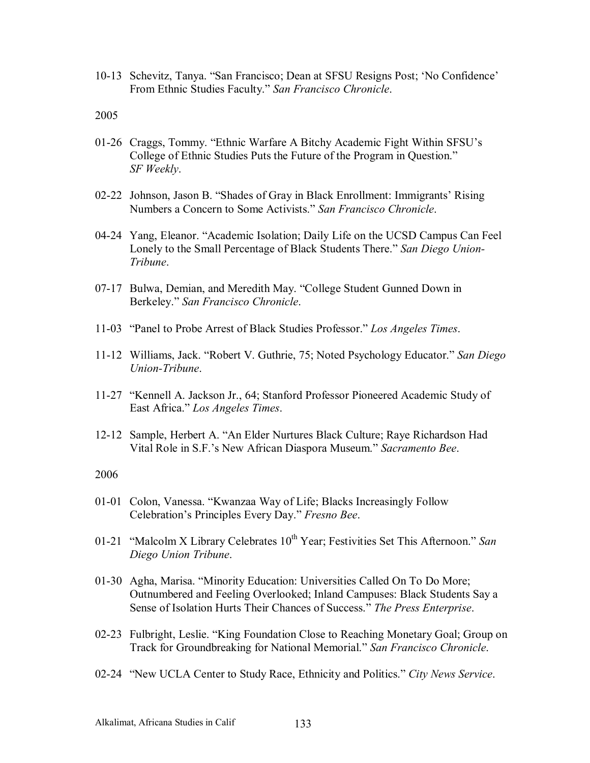10-13 Schevitz, Tanya. "San Francisco; Dean at SFSU Resigns Post; 'No Confidence' From Ethnic Studies Faculty." *San Francisco Chronicle*.

2005

01-26 Craggs, Tommy. "Ethnic Warfare A Bitchy Academic Fight Within SFSU's College of Ethnic Studies Puts the Future of the Program in Question." *SF Weekly*.

02-22 Johnson, Jason B. "Shades of Gray in Black Enrollment: Immigrants' Rising Numbers a Concern to Some Activists." *San Francisco Chronicle*.

04-24 Yang, Eleanor. "Academic Isolation; Daily Life on the UCSD Campus Can Feel Lonely to the Small Percentage of Black Students There." *San Diego Union-Tribune*.

07-17 Bulwa, Demian, and Meredith May. "College Student Gunned Down in Berkeley." *San Francisco Chronicle*.

11-03 "Panel to Probe Arrest of Black Studies Professor." *Los Angeles Times*.

11-12 Williams, Jack. "Robert V. Guthrie, 75; Noted Psychology Educator." *San Diego Union-Tribune*.

11-27 "Kennell A. Jackson Jr., 64; Stanford Professor Pioneered Academic Study of East Africa." *Los Angeles Times*.

12-12 Sample, Herbert A. "An Elder Nurtures Black Culture; Raye Richardson Had Vital Role in S.F.'s New African Diaspora Museum." *Sacramento Bee*.

2006

01-01 Colon, Vanessa. "Kwanzaa Way of Life; Blacks Increasingly Follow Celebration's Principles Every Day." *Fresno Bee*.

01-21 "Malcolm X Library Celebrates 10th Year; Festivities Set This Afternoon." *San Diego Union Tribune*.

01-30 Agha, Marisa. "Minority Education: Universities Called On To Do More; Outnumbered and Feeling Overlooked; Inland Campuses: Black Students Say a Sense of Isolation Hurts Their Chances of Success." *The Press Enterprise*.

02-23 Fulbright, Leslie. "King Foundation Close to Reaching Monetary Goal; Group on Track for Groundbreaking for National Memorial." *San Francisco Chronicle*.

02-24 "New UCLA Center to Study Race, Ethnicity and Politics." *City News Service*.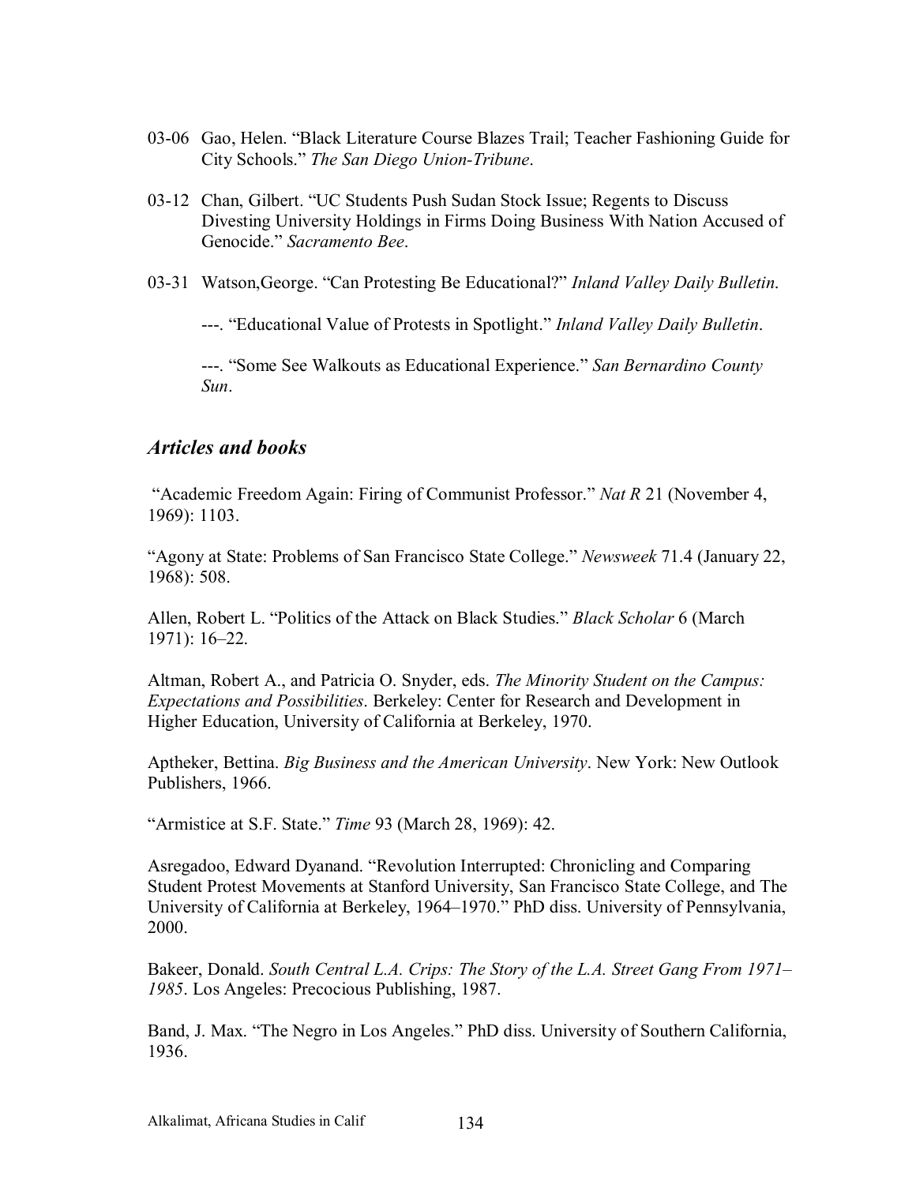03-06 Gao, Helen. “Black Literature Course Blazes Trail; Teacher Fashioning Guide for City Schools.” *The San Diego Union-Tribune*.

03-12 Chan, Gilbert. “UC Students Push Sudan Stock Issue; Regents to Discuss Divesting University Holdings in Firms Doing Business With Nation Accused of Genocide.” *Sacramento Bee*.

03-31 Watson,George. “Can Protesting Be Educational?” *Inland Valley Daily Bulletin*.

---. “Educational Value of Protests in Spotlight.” *Inland Valley Daily Bulletin*.

---. “Some See Walkouts as Educational Experience.” *San Bernardino County Sun*.

## *Articles and books*

“Academic Freedom Again: Firing of Communist Professor.” *Nat R* 21 (November 4, 1969): 1103.

“Agony at State: Problems of San Francisco State College.” *Newsweek* 71.4 (January 22, 1968): 508.

Allen, Robert L. “Politics of the Attack on Black Studies.” *Black Scholar* 6 (March 1971): 16–22.

Altman, Robert A., and Patricia O. Snyder, eds. *The Minority Student on the Campus: Expectations and Possibilities*. Berkeley: Center for Research and Development in Higher Education, University of California at Berkeley, 1970.

Aptheker, Bettina. *Big Business and the American University*. New York: New Outlook Publishers, 1966.

“Armistice at S.F. State.” *Time* 93 (March 28, 1969): 42.

Asregadoo, Edward Dyanand. “Revolution Interrupted: Chronicling and Comparing Student Protest Movements at Stanford University, San Francisco State College, and The University of California at Berkeley, 1964–1970.” PhD diss. University of Pennsylvania, 2000.

Bakeer, Donald. *South Central L.A. Crips: The Story of the L.A. Street Gang From 1971–1985*. Los Angeles: Precocious Publishing, 1987.

Band, J. Max. “The Negro in Los Angeles.” PhD diss. University of Southern California, 1936.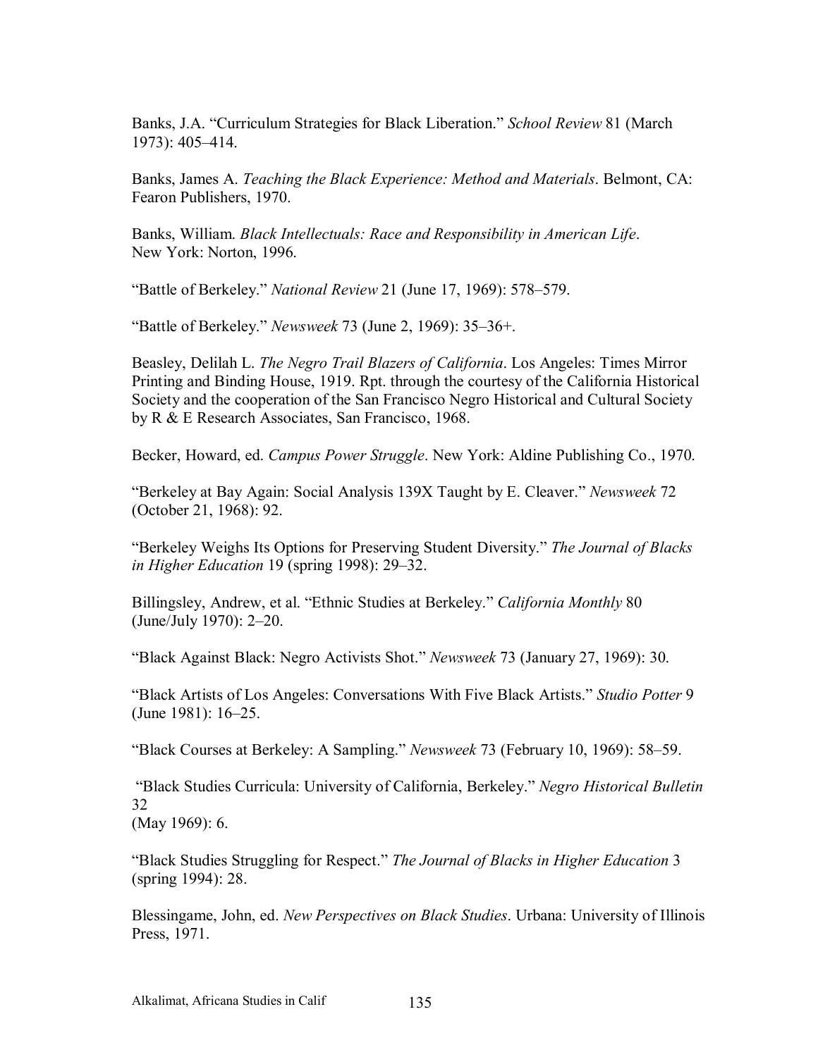Banks, J.A. "Curriculum Strategies for Black Liberation." *School Review* 81 (March 1973): 405–414.

Banks, James A. *Teaching the Black Experience: Method and Materials*. Belmont, CA: Fearon Publishers, 1970.

Banks, William. *Black Intellectuals: Race and Responsibility in American Life*. New York: Norton, 1996.

"Battle of Berkeley." *National Review* 21 (June 17, 1969): 578–579.

"Battle of Berkeley." *Newsweek* 73 (June 2, 1969): 35–36+.

Beasley, Delilah L. *The Negro Trail Blazers of California*. Los Angeles: Times Mirror Printing and Binding House, 1919. Rpt. through the courtesy of the California Historical Society and the cooperation of the San Francisco Negro Historical and Cultural Society by R & E Research Associates, San Francisco, 1968.

Becker, Howard, ed. *Campus Power Struggle*. New York: Aldine Publishing Co., 1970.

"Berkeley at Bay Again: Social Analysis 139X Taught by E. Cleaver." *Newsweek* 72 (October 21, 1968): 92.

"Berkeley Weighs Its Options for Preserving Student Diversity." *The Journal of Blacks in Higher Education* 19 (spring 1998): 29–32.

Billingsley, Andrew, et al. "Ethnic Studies at Berkeley." *California Monthly* 80 (June/July 1970): 2–20.

"Black Against Black: Negro Activists Shot." *Newsweek* 73 (January 27, 1969): 30.

"Black Artists of Los Angeles: Conversations With Five Black Artists." *Studio Potter* 9 (June 1981): 16–25.

"Black Courses at Berkeley: A Sampling." *Newsweek* 73 (February 10, 1969): 58–59.

"Black Studies Curricula: University of California, Berkeley." *Negro Historical Bulletin* 32 (May 1969): 6.

"Black Studies Struggling for Respect." *The Journal of Blacks in Higher Education* 3 (spring 1994): 28.

Blessingame, John, ed. *New Perspectives on Black Studies*. Urbana: University of Illinois Press, 1971.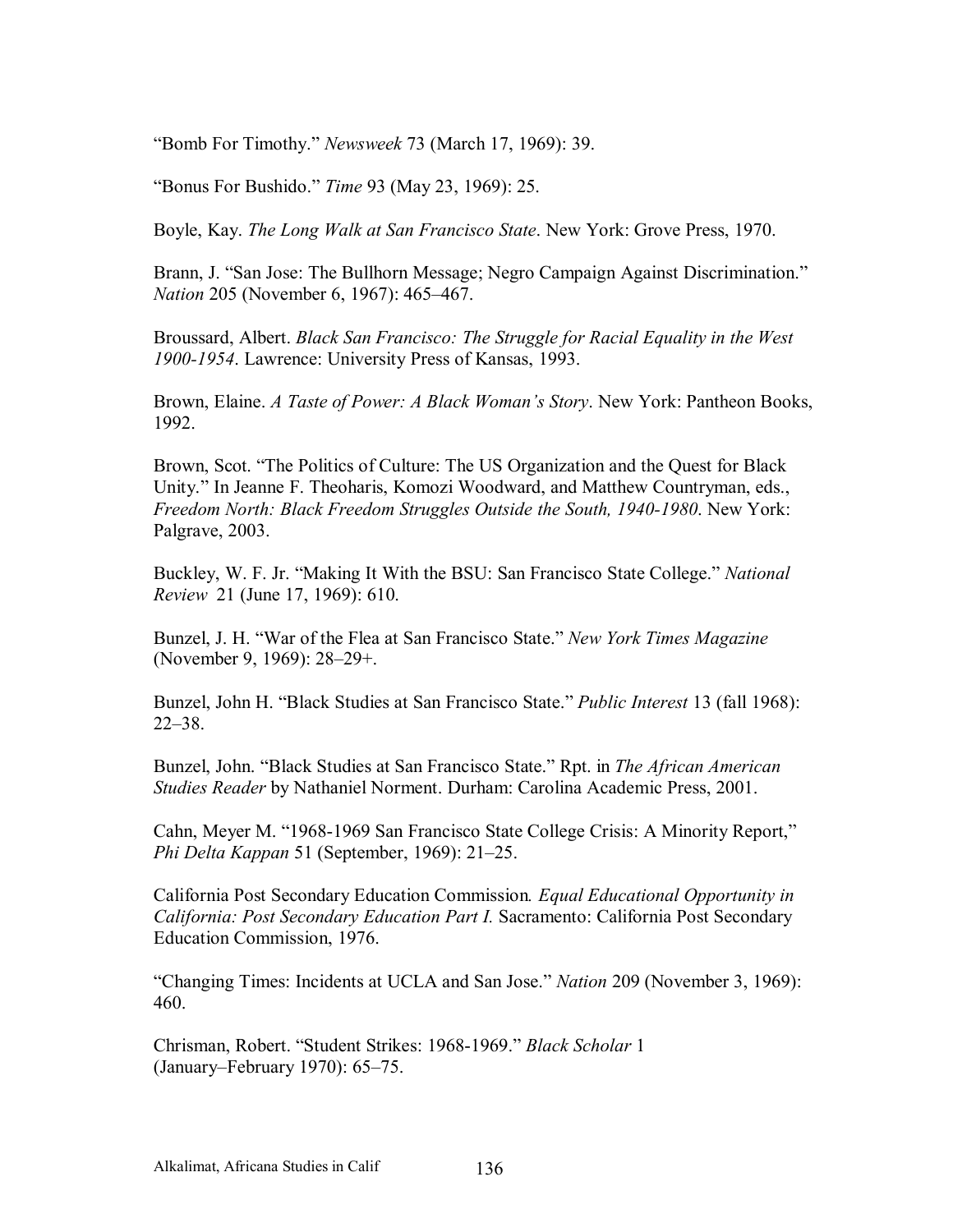"Bomb For Timothy." *Newsweek* 73 (March 17, 1969): 39.

"Bonus For Bushido." *Time* 93 (May 23, 1969): 25.

Boyle, Kay. *The Long Walk at San Francisco State*. New York: Grove Press, 1970.

Brann, J. "San Jose: The Bullhorn Message; Negro Campaign Against Discrimination." *Nation* 205 (November 6, 1967): 465–467.

Broussard, Albert. *Black San Francisco: The Struggle for Racial Equality in the West 1900-1954*. Lawrence: University Press of Kansas, 1993.

Brown, Elaine. *A Taste of Power: A Black Woman's Story*. New York: Pantheon Books, 1992.

Brown, Scot. "The Politics of Culture: The US Organization and the Quest for Black Unity." In Jeanne F. Theoharis, Komozi Woodward, and Matthew Countryman, eds., *Freedom North: Black Freedom Struggles Outside the South, 1940-1980*. New York: Palgrave, 2003.

Buckley, W. F. Jr. "Making It With the BSU: San Francisco State College." *National Review* 21 (June 17, 1969): 610.

Bunzel, J. H. "War of the Flea at San Francisco State." *New York Times Magazine* (November 9, 1969): 28–29+.

Bunzel, John H. "Black Studies at San Francisco State." *Public Interest* 13 (fall 1968): 22–38.

Bunzel, John. "Black Studies at San Francisco State." Rpt. in *The African American Studies Reader* by Nathaniel Norment. Durham: Carolina Academic Press, 2001.

Cahn, Meyer M. "1968-1969 San Francisco State College Crisis: A Minority Report," *Phi Delta Kappan* 51 (September, 1969): 21–25.

California Post Secondary Education Commission. *Equal Educational Opportunity in California: Post Secondary Education Part I.* Sacramento: California Post Secondary Education Commission, 1976.

"Changing Times: Incidents at UCLA and San Jose." *Nation* 209 (November 3, 1969): 460.

Chrisman, Robert. "Student Strikes: 1968-1969." *Black Scholar* 1 (January–February 1970): 65–75.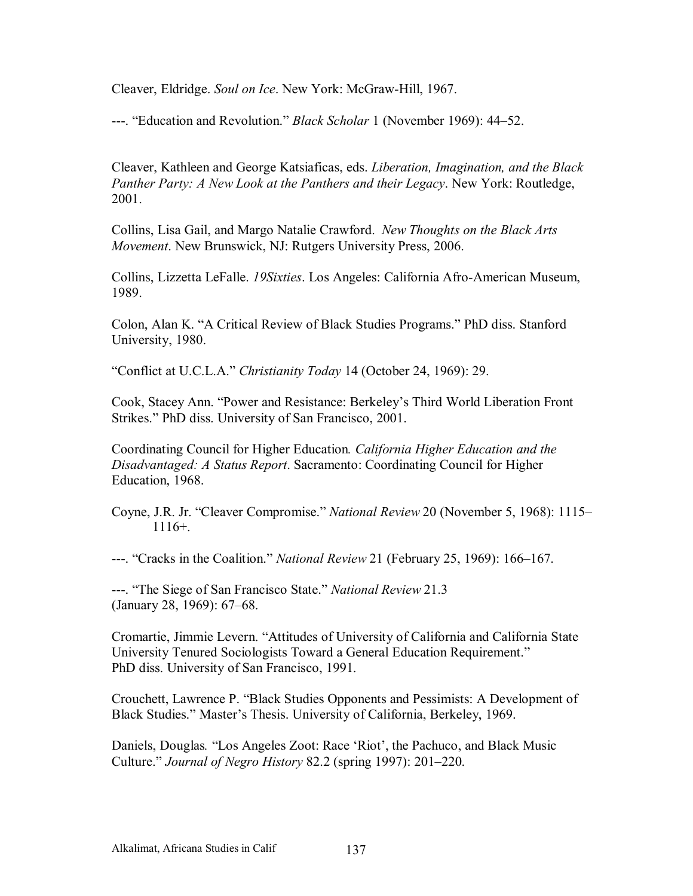Cleaver, Eldridge. *Soul on Ice*. New York: McGraw-Hill, 1967.

---. "Education and Revolution." *Black Scholar* 1 (November 1969): 44–52.

Cleaver, Kathleen and George Katsiaficas, eds. *Liberation, Imagination, and the Black Panther Party: A New Look at the Panthers and their Legacy*. New York: Routledge, 2001.

Collins, Lisa Gail, and Margo Natalie Crawford. *New Thoughts on the Black Arts Movement*. New Brunswick, NJ: Rutgers University Press, 2006.

Collins, Lizzetta LeFalle. *19Sixties*. Los Angeles: California Afro-American Museum, 1989.

Colon, Alan K. "A Critical Review of Black Studies Programs." PhD diss. Stanford University, 1980.

"Conflict at U.C.L.A." *Christianity Today* 14 (October 24, 1969): 29.

Cook, Stacey Ann. "Power and Resistance: Berkeley's Third World Liberation Front Strikes." PhD diss. University of San Francisco, 2001.

Coordinating Council for Higher Education. *California Higher Education and the Disadvantaged: A Status Report*. Sacramento: Coordinating Council for Higher Education, 1968.

Coyne, J.R. Jr. "Cleaver Compromise." *National Review* 20 (November 5, 1968): 1115–1116+.

---. "Cracks in the Coalition." *National Review* 21 (February 25, 1969): 166–167.

---. "The Siege of San Francisco State." *National Review* 21.3 (January 28, 1969): 67–68.

Cromartie, Jimmie Levern. "Attitudes of University of California and California State University Tenured Sociologists Toward a General Education Requirement." PhD diss. University of San Francisco, 1991.

Crouchett, Lawrence P. "Black Studies Opponents and Pessimists: A Development of Black Studies." Master's Thesis. University of California, Berkeley, 1969.

Daniels, Douglas. "Los Angeles Zoot: Race 'Riot', the Pachuco, and Black Music Culture." *Journal of Negro History* 82.2 (spring 1997): 201–220.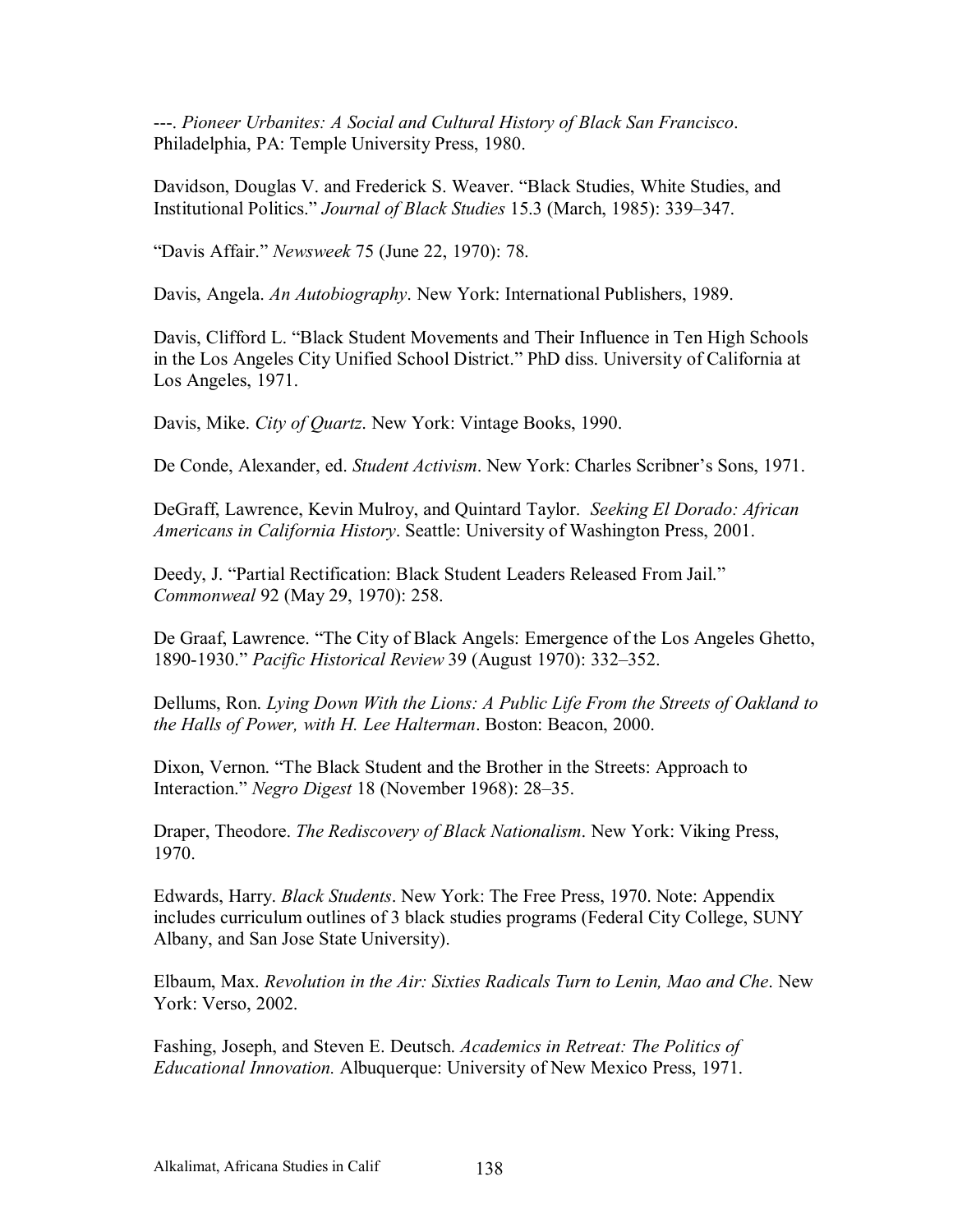---. *Pioneer Urbanites: A Social and Cultural History of Black San Francisco*. Philadelphia, PA: Temple University Press, 1980.

Davidson, Douglas V. and Frederick S. Weaver. "Black Studies, White Studies, and Institutional Politics." *Journal of Black Studies* 15.3 (March, 1985): 339–347.

"Davis Affair." *Newsweek* 75 (June 22, 1970): 78.

Davis, Angela. *An Autobiography*. New York: International Publishers, 1989.

Davis, Clifford L. "Black Student Movements and Their Influence in Ten High Schools in the Los Angeles City Unified School District." PhD diss. University of California at Los Angeles, 1971.

Davis, Mike. *City of Quartz*. New York: Vintage Books, 1990.

De Conde, Alexander, ed. *Student Activism*. New York: Charles Scribner's Sons, 1971.

DeGraff, Lawrence, Kevin Mulroy, and Quintard Taylor. *Seeking El Dorado: African Americans in California History*. Seattle: University of Washington Press, 2001.

Deedy, J. "Partial Rectification: Black Student Leaders Released From Jail." *Commonweal* 92 (May 29, 1970): 258.

De Graaf, Lawrence. "The City of Black Angels: Emergence of the Los Angeles Ghetto, 1890-1930." *Pacific Historical Review* 39 (August 1970): 332–352.

Dellums, Ron. *Lying Down With the Lions: A Public Life From the Streets of Oakland to the Halls of Power, with H. Lee Halterman*. Boston: Beacon, 2000.

Dixon, Vernon. "The Black Student and the Brother in the Streets: Approach to Interaction." *Negro Digest* 18 (November 1968): 28–35.

Draper, Theodore. *The Rediscovery of Black Nationalism*. New York: Viking Press, 1970.

Edwards, Harry. *Black Students*. New York: The Free Press, 1970. Note: Appendix includes curriculum outlines of 3 black studies programs (Federal City College, SUNY Albany, and San Jose State University).

Elbaum, Max. *Revolution in the Air: Sixties Radicals Turn to Lenin, Mao and Che*. New York: Verso, 2002.

Fashing, Joseph, and Steven E. Deutsch. *Academics in Retreat: The Politics of Educational Innovation.* Albuquerque: University of New Mexico Press, 1971.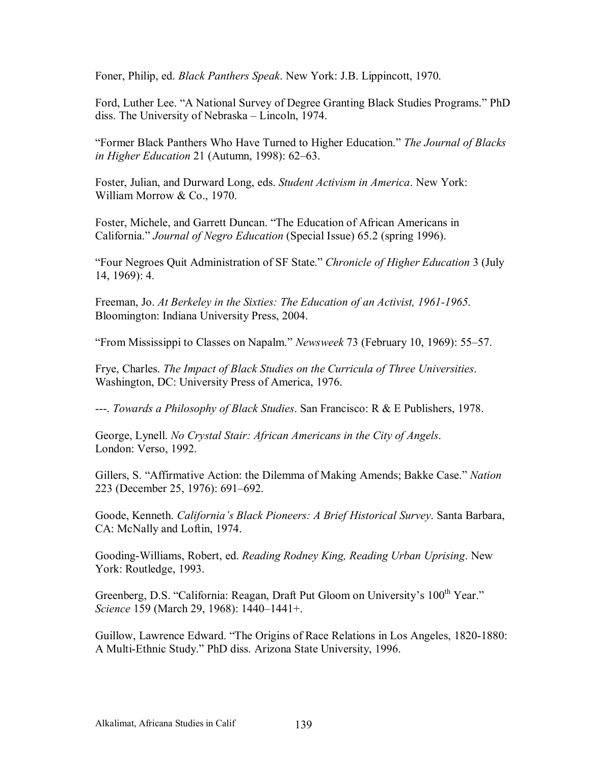Foner, Philip, ed. *Black Panthers Speak*. New York: J.B. Lippincott, 1970.

Ford, Luther Lee. “A National Survey of Degree Granting Black Studies Programs.” PhD diss. The University of Nebraska – Lincoln, 1974.

“Former Black Panthers Who Have Turned to Higher Education.” *The Journal of Blacks in Higher Education* 21 (Autumn, 1998): 62–63.

Foster, Julian, and Durward Long, eds. *Student Activism in America*. New York: William Morrow & Co., 1970.

Foster, Michele, and Garrett Duncan. “The Education of African Americans in California.” *Journal of Negro Education* (Special Issue) 65.2 (spring 1996).

“Four Negroes Quit Administration of SF State.” *Chronicle of Higher Education* 3 (July 14, 1969): 4.

Freeman, Jo. *At Berkeley in the Sixties: The Education of an Activist, 1961-1965*. Bloomington: Indiana University Press, 2004.

“From Mississippi to Classes on Napalm.” *Newsweek* 73 (February 10, 1969): 55–57.

Frye, Charles. *The Impact of Black Studies on the Curricula of Three Universities*. Washington, DC: University Press of America, 1976.

---. *Towards a Philosophy of Black Studies*. San Francisco: R & E Publishers, 1978.

George, Lynell. *No Crystal Stair: African Americans in the City of Angels*. London: Verso, 1992.

Gillers, S. “Affirmative Action: the Dilemma of Making Amends; Bakke Case.” *Nation* 223 (December 25, 1976): 691–692.

Goode, Kenneth. *California’s Black Pioneers: A Brief Historical Survey*. Santa Barbara, CA: McNally and Loftin, 1974.

Gooding-Williams, Robert, ed. *Reading Rodney King, Reading Urban Uprising*. New York: Routledge, 1993.

Greenberg, D.S. “California: Reagan, Draft Put Gloom on University’s 100th Year.” *Science* 159 (March 29, 1968): 1440–1441+.

Guillow, Lawrence Edward. “The Origins of Race Relations in Los Angeles, 1820-1880: A Multi-Ethnic Study.” PhD diss. Arizona State University, 1996.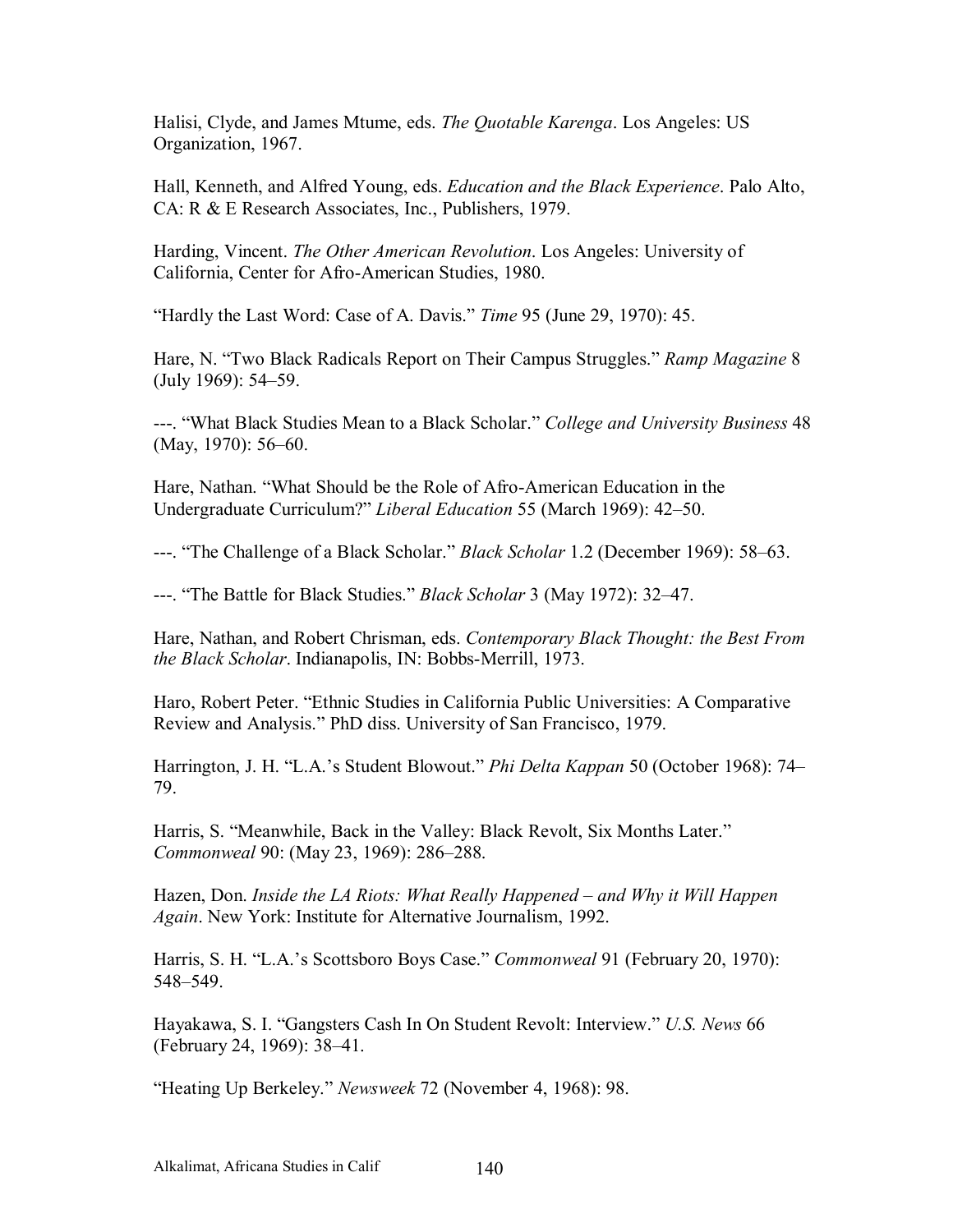Halisi, Clyde, and James Mtume, eds. *The Quotable Karenga*. Los Angeles: US Organization, 1967.

Hall, Kenneth, and Alfred Young, eds. *Education and the Black Experience*. Palo Alto, CA: R & E Research Associates, Inc., Publishers, 1979.

Harding, Vincent. *The Other American Revolution*. Los Angeles: University of California, Center for Afro-American Studies, 1980.

"Hardly the Last Word: Case of A. Davis." *Time* 95 (June 29, 1970): 45.

Hare, N. "Two Black Radicals Report on Their Campus Struggles." *Ramp Magazine* 8 (July 1969): 54–59.

---. "What Black Studies Mean to a Black Scholar." *College and University Business* 48 (May, 1970): 56–60.

Hare, Nathan. "What Should be the Role of Afro-American Education in the Undergraduate Curriculum?" *Liberal Education* 55 (March 1969): 42–50.

---. "The Challenge of a Black Scholar." *Black Scholar* 1.2 (December 1969): 58–63.

---. "The Battle for Black Studies." *Black Scholar* 3 (May 1972): 32–47.

Hare, Nathan, and Robert Chrisman, eds. *Contemporary Black Thought: the Best From the Black Scholar*. Indianapolis, IN: Bobbs-Merrill, 1973.

Haro, Robert Peter. "Ethnic Studies in California Public Universities: A Comparative Review and Analysis." PhD diss. University of San Francisco, 1979.

Harrington, J. H. "L.A.'s Student Blowout." *Phi Delta Kappan* 50 (October 1968): 74–79.

Harris, S. "Meanwhile, Back in the Valley: Black Revolt, Six Months Later." *Commonweal* 90: (May 23, 1969): 286–288.

Hazen, Don. *Inside the LA Riots: What Really Happened – and Why it Will Happen Again*. New York: Institute for Alternative Journalism, 1992.

Harris, S. H. "L.A.'s Scottsboro Boys Case." *Commonweal* 91 (February 20, 1970): 548–549.

Hayakawa, S. I. "Gangsters Cash In On Student Revolt: Interview." *U.S. News* 66 (February 24, 1969): 38–41.

"Heating Up Berkeley." *Newsweek* 72 (November 4, 1968): 98.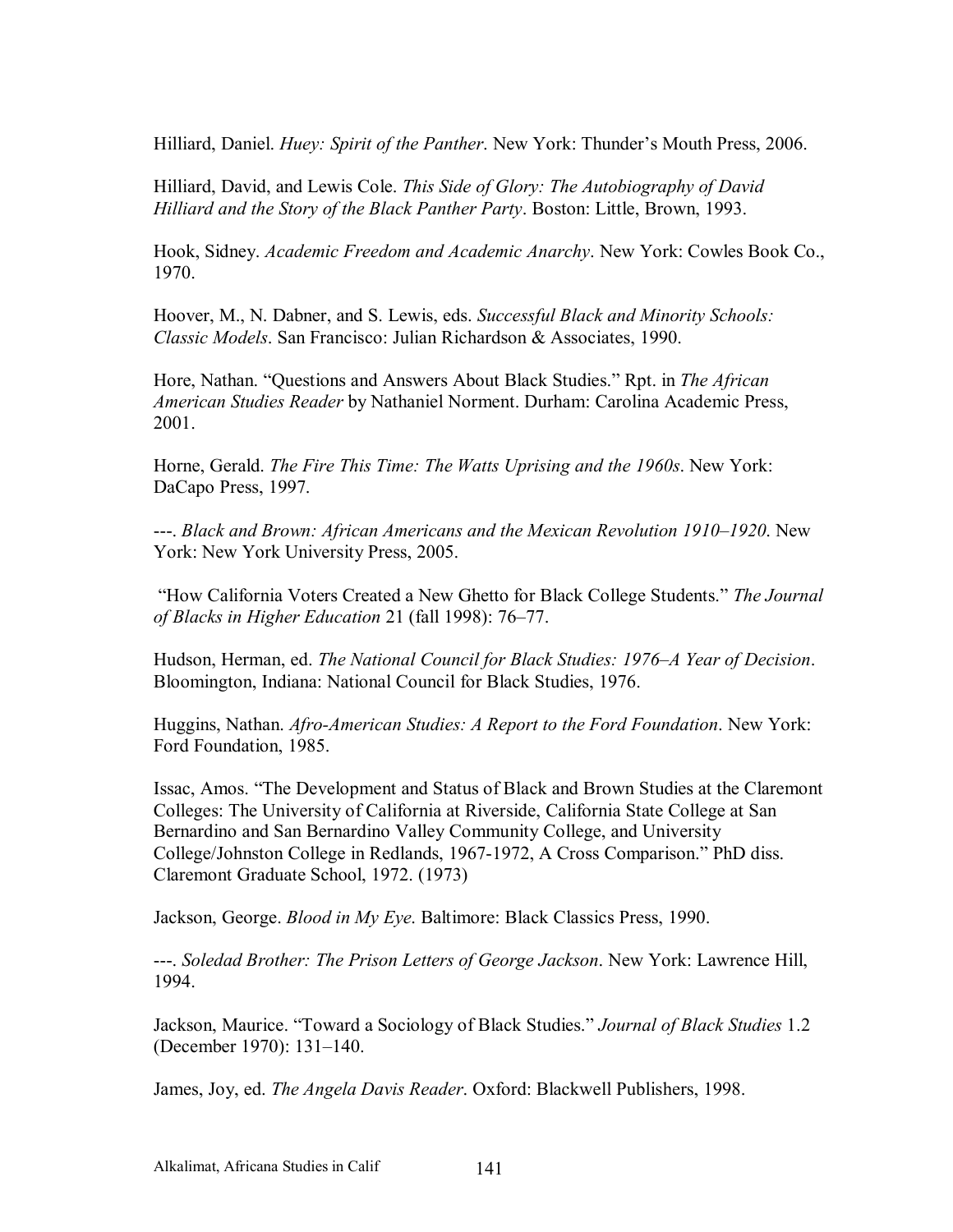Hilliard, Daniel. *Huey: Spirit of the Panther*. New York: Thunder's Mouth Press, 2006.

Hilliard, David, and Lewis Cole. *This Side of Glory: The Autobiography of David Hilliard and the Story of the Black Panther Party*. Boston: Little, Brown, 1993.

Hook, Sidney. *Academic Freedom and Academic Anarchy*. New York: Cowles Book Co., 1970.

Hoover, M., N. Dabner, and S. Lewis, eds. *Successful Black and Minority Schools: Classic Models*. San Francisco: Julian Richardson & Associates, 1990.

Hore, Nathan. "Questions and Answers About Black Studies." Rpt. in *The African American Studies Reader* by Nathaniel Norment. Durham: Carolina Academic Press, 2001.

Horne, Gerald. *The Fire This Time: The Watts Uprising and the 1960s*. New York: DaCapo Press, 1997.

---. *Black and Brown: African Americans and the Mexican Revolution 1910–1920*. New York: New York University Press, 2005.

"How California Voters Created a New Ghetto for Black College Students." *The Journal of Blacks in Higher Education* 21 (fall 1998): 76–77.

Hudson, Herman, ed. *The National Council for Black Studies: 1976–A Year of Decision*. Bloomington, Indiana: National Council for Black Studies, 1976.

Huggins, Nathan. *Afro-American Studies: A Report to the Ford Foundation*. New York: Ford Foundation, 1985.

Issac, Amos. "The Development and Status of Black and Brown Studies at the Claremont Colleges: The University of California at Riverside, California State College at San Bernardino and San Bernardino Valley Community College, and University College/Johnston College in Redlands, 1967-1972, A Cross Comparison." PhD diss. Claremont Graduate School, 1972. (1973)

Jackson, George. *Blood in My Eye*. Baltimore: Black Classics Press, 1990.

---. *Soledad Brother: The Prison Letters of George Jackson*. New York: Lawrence Hill, 1994.

Jackson, Maurice. "Toward a Sociology of Black Studies." *Journal of Black Studies* 1.2 (December 1970): 131–140.

James, Joy, ed. *The Angela Davis Reader*. Oxford: Blackwell Publishers, 1998.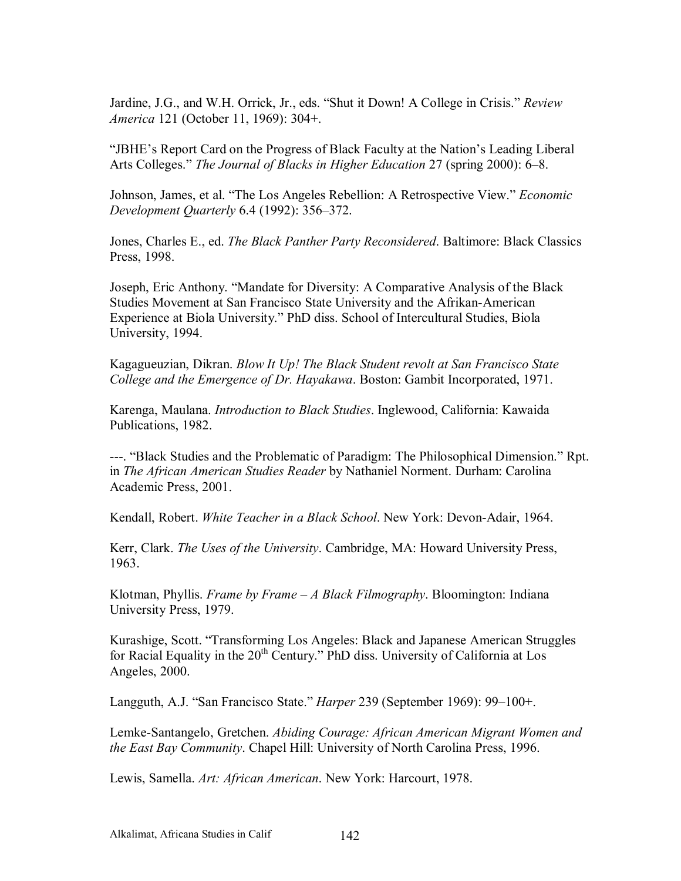Jardine, J.G., and W.H. Orrick, Jr., eds. “Shut it Down! A College in Crisis.” *Review America* 121 (October 11, 1969): 304+.

“JBHE’s Report Card on the Progress of Black Faculty at the Nation’s Leading Liberal Arts Colleges.” *The Journal of Blacks in Higher Education* 27 (spring 2000): 6–8.

Johnson, James, et al. “The Los Angeles Rebellion: A Retrospective View.” *Economic Development Quarterly* 6.4 (1992): 356–372.

Jones, Charles E., ed. *The Black Panther Party Reconsidered*. Baltimore: Black Classics Press, 1998.

Joseph, Eric Anthony. “Mandate for Diversity: A Comparative Analysis of the Black Studies Movement at San Francisco State University and the Afrikan-American Experience at Biola University.” PhD diss. School of Intercultural Studies, Biola University, 1994.

Kagagueuzian, Dikran. *Blow It Up! The Black Student revolt at San Francisco State College and the Emergence of Dr. Hayakawa*. Boston: Gambit Incorporated, 1971.

Karenga, Maulana. *Introduction to Black Studies*. Inglewood, California: Kawaida Publications, 1982.

---. “Black Studies and the Problematic of Paradigm: The Philosophical Dimension.” Rpt. in *The African American Studies Reader* by Nathaniel Norment. Durham: Carolina Academic Press, 2001.

Kendall, Robert. *White Teacher in a Black School*. New York: Devon-Adair, 1964.

Kerr, Clark. *The Uses of the University*. Cambridge, MA: Howard University Press, 1963.

Klotman, Phyllis. *Frame by Frame – A Black Filmography*. Bloomington: Indiana University Press, 1979.

Kurashige, Scott. “Transforming Los Angeles: Black and Japanese American Struggles for Racial Equality in the 20th Century.” PhD diss. University of California at Los Angeles, 2000.

Langguth, A.J. “San Francisco State.” *Harper* 239 (September 1969): 99–100+.

Lemke-Santangelo, Gretchen. *Abiding Courage: African American Migrant Women and the East Bay Community*. Chapel Hill: University of North Carolina Press, 1996.

Lewis, Samella. *Art: African American*. New York: Harcourt, 1978.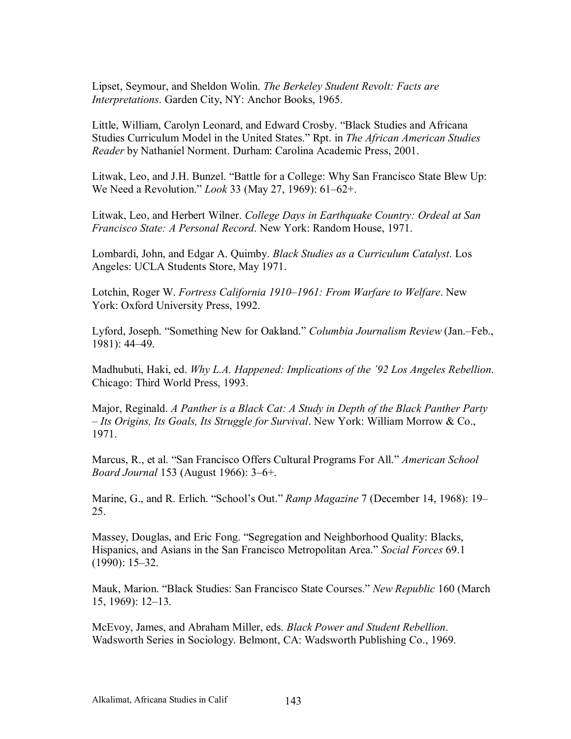Lipset, Seymour, and Sheldon Wolin. *The Berkeley Student Revolt: Facts are Interpretations*. Garden City, NY: Anchor Books, 1965.

Little, William, Carolyn Leonard, and Edward Crosby. "Black Studies and Africana Studies Curriculum Model in the United States." Rpt. in *The African American Studies Reader* by Nathaniel Norment. Durham: Carolina Academic Press, 2001.

Litwak, Leo, and J.H. Bunzel. "Battle for a College: Why San Francisco State Blew Up: We Need a Revolution." *Look* 33 (May 27, 1969): 61–62+.

Litwak, Leo, and Herbert Wilner. *College Days in Earthquake Country: Ordeal at San Francisco State: A Personal Record*. New York: Random House, 1971.

Lombardi, John, and Edgar A. Quimby. *Black Studies as a Curriculum Catalyst*. Los Angeles: UCLA Students Store, May 1971.

Lotchin, Roger W. *Fortress California 1910–1961: From Warfare to Welfare*. New York: Oxford University Press, 1992.

Lyford, Joseph. "Something New for Oakland." *Columbia Journalism Review* (Jan.–Feb., 1981): 44–49.

Madhubuti, Haki, ed. *Why L.A. Happened: Implications of the '92 Los Angeles Rebellion*. Chicago: Third World Press, 1993.

Major, Reginald. *A Panther is a Black Cat: A Study in Depth of the Black Panther Party – Its Origins, Its Goals, Its Struggle for Survival*. New York: William Morrow & Co., 1971.

Marcus, R., et al. "San Francisco Offers Cultural Programs For All." *American School Board Journal* 153 (August 1966): 3–6+.

Marine, G., and R. Erlich. "School's Out." *Ramp Magazine* 7 (December 14, 1968): 19–25.

Massey, Douglas, and Eric Fong. "Segregation and Neighborhood Quality: Blacks, Hispanics, and Asians in the San Francisco Metropolitan Area." *Social Forces* 69.1 (1990): 15–32.

Mauk, Marion. "Black Studies: San Francisco State Courses." *New Republic* 160 (March 15, 1969): 12–13.

McEvoy, James, and Abraham Miller, eds. *Black Power and Student Rebellion*. Wadsworth Series in Sociology. Belmont, CA: Wadsworth Publishing Co., 1969.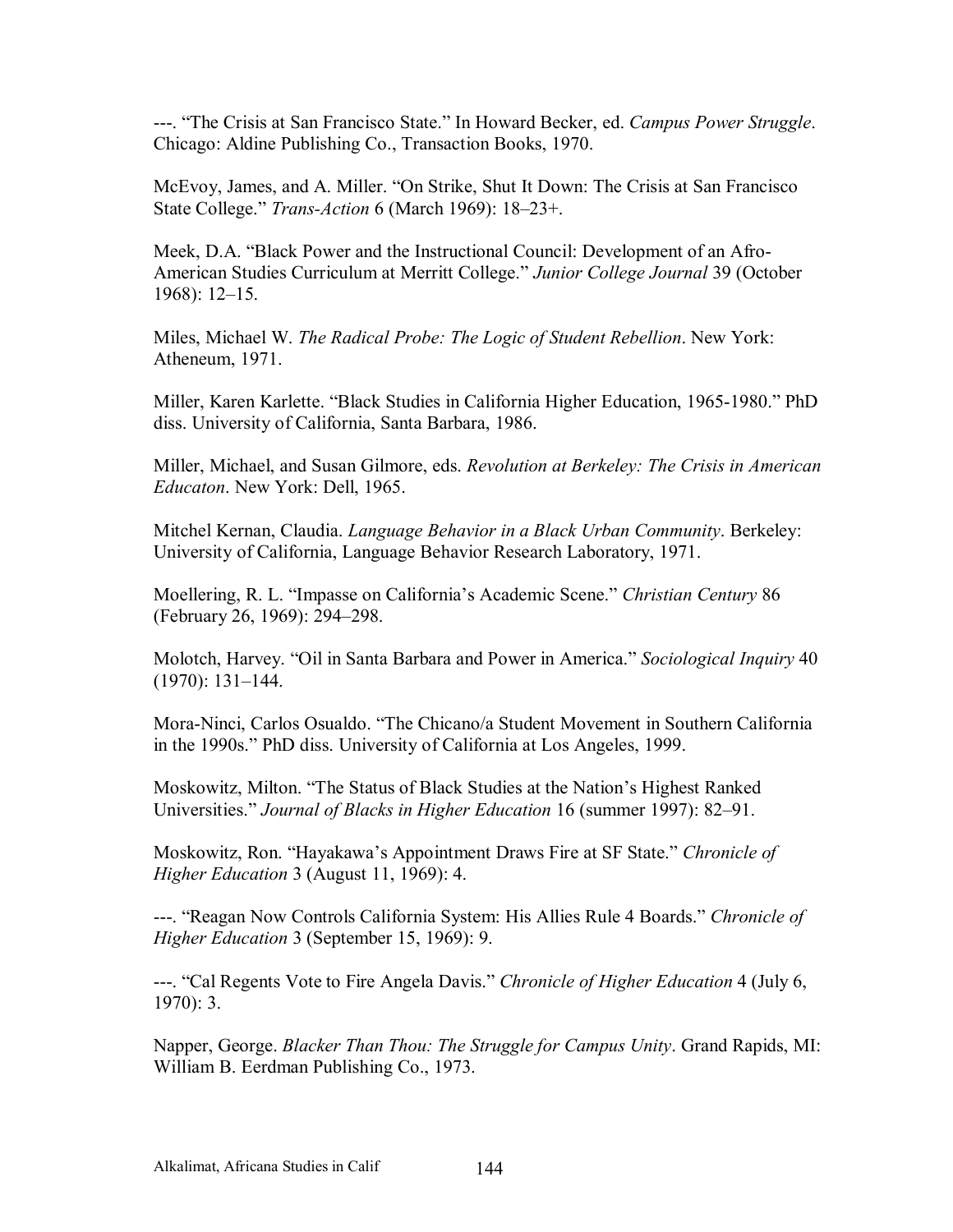---. “The Crisis at San Francisco State.” In Howard Becker, ed. *Campus Power Struggle*. Chicago: Aldine Publishing Co., Transaction Books, 1970.

McEvoy, James, and A. Miller. “On Strike, Shut It Down: The Crisis at San Francisco State College.” *Trans-Action* 6 (March 1969): 18–23+.

Meek, D.A. “Black Power and the Instructional Council: Development of an Afro-American Studies Curriculum at Merritt College.” *Junior College Journal* 39 (October 1968): 12–15.

Miles, Michael W. *The Radical Probe: The Logic of Student Rebellion*. New York: Atheneum, 1971.

Miller, Karen Karlette. “Black Studies in California Higher Education, 1965-1980.” PhD diss. University of California, Santa Barbara, 1986.

Miller, Michael, and Susan Gilmore, eds. *Revolution at Berkeley: The Crisis in American Educaton*. New York: Dell, 1965.

Mitchel Kernan, Claudia. *Language Behavior in a Black Urban Community*. Berkeley: University of California, Language Behavior Research Laboratory, 1971.

Moellering, R. L. “Impasse on California’s Academic Scene.” *Christian Century* 86 (February 26, 1969): 294–298.

Molotch, Harvey. “Oil in Santa Barbara and Power in America.” *Sociological Inquiry* 40 (1970): 131–144.

Mora-Ninci, Carlos Osualdo. “The Chicano/a Student Movement in Southern California in the 1990s.” PhD diss. University of California at Los Angeles, 1999.

Moskowitz, Milton. “The Status of Black Studies at the Nation’s Highest Ranked Universities.” *Journal of Blacks in Higher Education* 16 (summer 1997): 82–91.

Moskowitz, Ron. “Hayakawa’s Appointment Draws Fire at SF State.” *Chronicle of Higher Education* 3 (August 11, 1969): 4.

---. “Reagan Now Controls California System: His Allies Rule 4 Boards.” *Chronicle of Higher Education* 3 (September 15, 1969): 9.

---. “Cal Regents Vote to Fire Angela Davis.” *Chronicle of Higher Education* 4 (July 6, 1970): 3.

Napper, George. *Blacker Than Thou: The Struggle for Campus Unity*. Grand Rapids, MI: William B. Eerdman Publishing Co., 1973.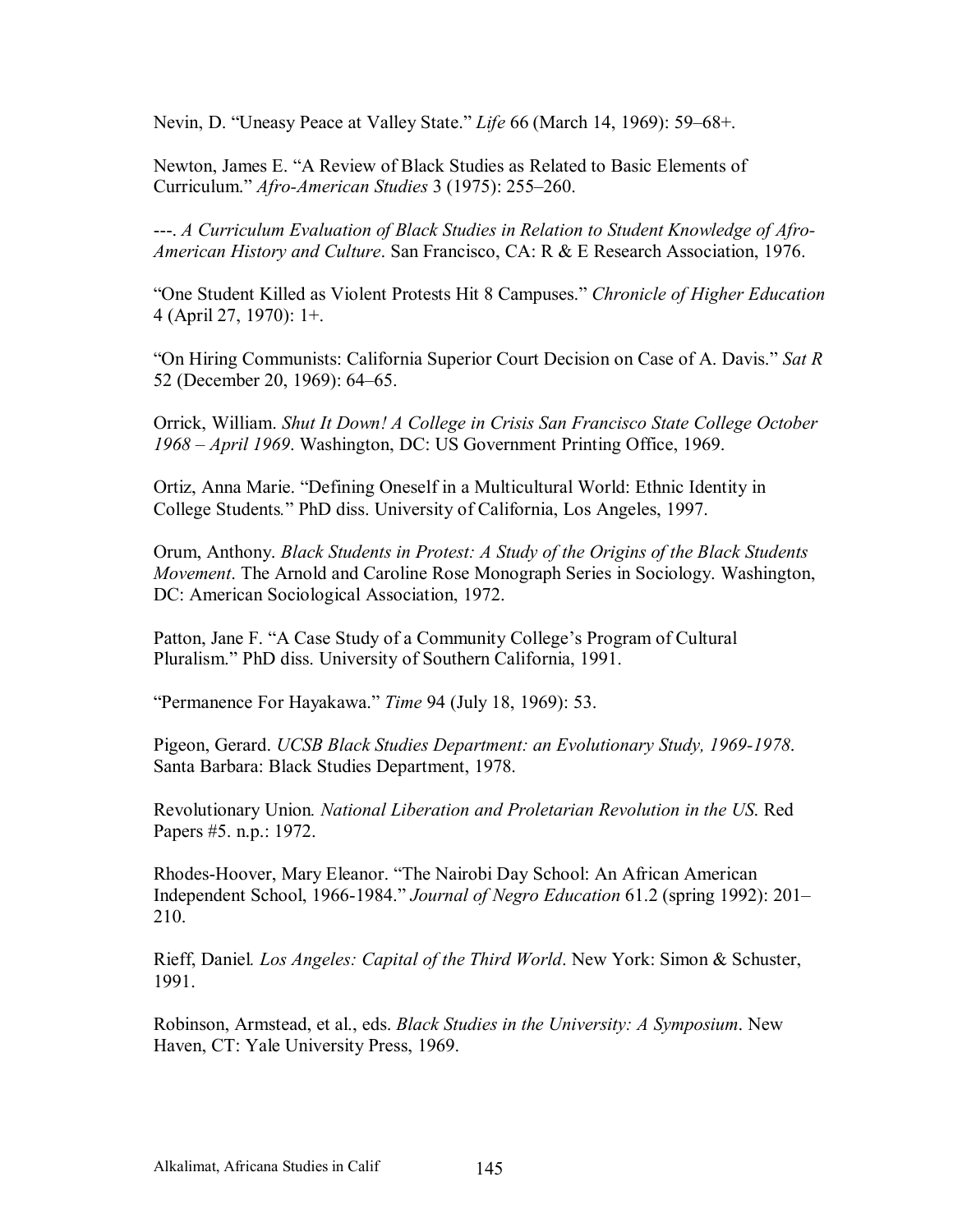Nevin, D. “Uneasy Peace at Valley State.” *Life* 66 (March 14, 1969): 59–68+.

Newton, James E. “A Review of Black Studies as Related to Basic Elements of Curriculum.” *Afro-American Studies* 3 (1975): 255–260.

---. *A Curriculum Evaluation of Black Studies in Relation to Student Knowledge of Afro-American History and Culture*. San Francisco, CA: R & E Research Association, 1976.

“One Student Killed as Violent Protests Hit 8 Campuses.” *Chronicle of Higher Education* 4 (April 27, 1970): 1+.

“On Hiring Communists: California Superior Court Decision on Case of A. Davis.” *Sat R* 52 (December 20, 1969): 64–65.

Orrick, William. *Shut It Down! A College in Crisis San Francisco State College October 1968 – April 1969*. Washington, DC: US Government Printing Office, 1969.

Ortiz, Anna Marie. “Defining Oneself in a Multicultural World: Ethnic Identity in College Students.” PhD diss. University of California, Los Angeles, 1997.

Orum, Anthony. *Black Students in Protest: A Study of the Origins of the Black Students Movement*. The Arnold and Caroline Rose Monograph Series in Sociology. Washington, DC: American Sociological Association, 1972.

Patton, Jane F. “A Case Study of a Community College’s Program of Cultural Pluralism.” PhD diss. University of Southern California, 1991.

“Permanence For Hayakawa.” *Time* 94 (July 18, 1969): 53.

Pigeon, Gerard. *UCSB Black Studies Department: an Evolutionary Study, 1969-1978*. Santa Barbara: Black Studies Department, 1978.

Revolutionary Union. *National Liberation and Proletarian Revolution in the US*. Red Papers #5. n.p.: 1972.

Rhodes-Hoover, Mary Eleanor. “The Nairobi Day School: An African American Independent School, 1966-1984.” *Journal of Negro Education* 61.2 (spring 1992): 201–210.

Rieff, Daniel. *Los Angeles: Capital of the Third World*. New York: Simon & Schuster, 1991.

Robinson, Armstead, et al., eds. *Black Studies in the University: A Symposium*. New Haven, CT: Yale University Press, 1969.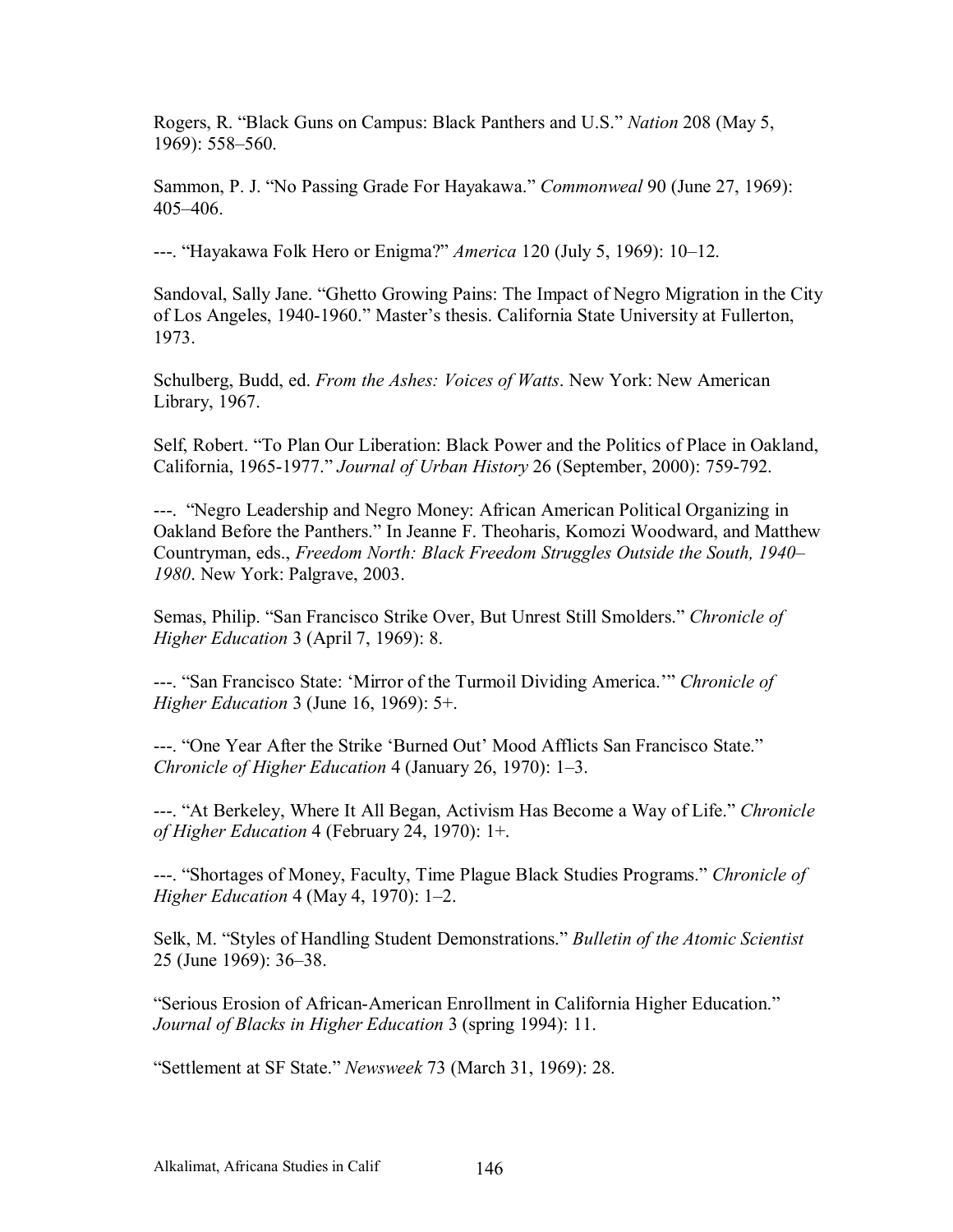Rogers, R. “Black Guns on Campus: Black Panthers and U.S.” *Nation* 208 (May 5, 1969): 558–560.

Sammon, P. J. “No Passing Grade For Hayakawa.” *Commonweal* 90 (June 27, 1969): 405–406.

---. “Hayakawa Folk Hero or Enigma?” *America* 120 (July 5, 1969): 10–12.

Sandoval, Sally Jane. “Ghetto Growing Pains: The Impact of Negro Migration in the City of Los Angeles, 1940-1960.” Master’s thesis. California State University at Fullerton, 1973.

Schulberg, Budd, ed. *From the Ashes: Voices of Watts*. New York: New American Library, 1967.

Self, Robert. “To Plan Our Liberation: Black Power and the Politics of Place in Oakland, California, 1965-1977.” *Journal of Urban History* 26 (September, 2000): 759-792.

---. “Negro Leadership and Negro Money: African American Political Organizing in Oakland Before the Panthers.” In Jeanne F. Theoharis, Komozi Woodward, and Matthew Countryman, eds., *Freedom North: Black Freedom Struggles Outside the South, 1940–1980*. New York: Palgrave, 2003.

Semas, Philip. “San Francisco Strike Over, But Unrest Still Smolders.” *Chronicle of Higher Education* 3 (April 7, 1969): 8.

---. “San Francisco State: ‘Mirror of the Turmoil Dividing America.’” *Chronicle of Higher Education* 3 (June 16, 1969): 5+.

---. “One Year After the Strike ‘Burned Out’ Mood Afflicts San Francisco State.” *Chronicle of Higher Education* 4 (January 26, 1970): 1–3.

---. “At Berkeley, Where It All Began, Activism Has Become a Way of Life.” *Chronicle of Higher Education* 4 (February 24, 1970): 1+.

---. “Shortages of Money, Faculty, Time Plague Black Studies Programs.” *Chronicle of Higher Education* 4 (May 4, 1970): 1–2.

Selk, M. “Styles of Handling Student Demonstrations.” *Bulletin of the Atomic Scientist* 25 (June 1969): 36–38.

“Serious Erosion of African-American Enrollment in California Higher Education.” *Journal of Blacks in Higher Education* 3 (spring 1994): 11.

“Settlement at SF State.” *Newsweek* 73 (March 31, 1969): 28.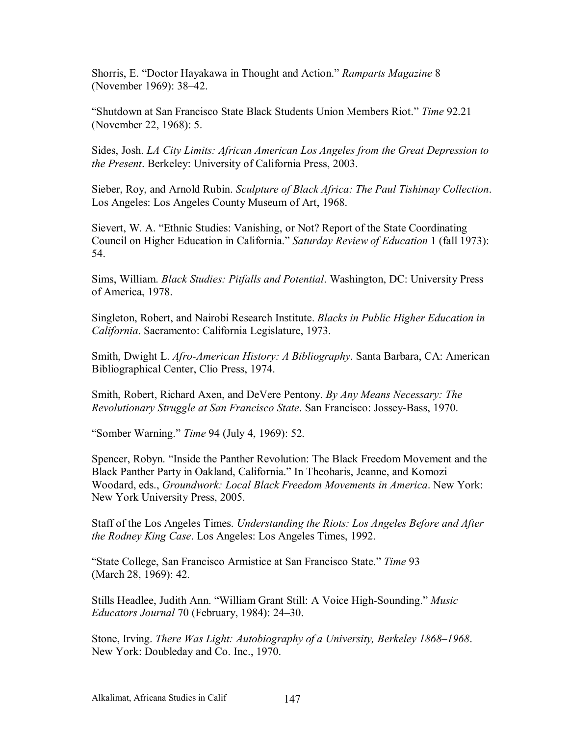Shorris, E. "Doctor Hayakawa in Thought and Action." *Ramparts Magazine* 8 (November 1969): 38–42.

"Shutdown at San Francisco State Black Students Union Members Riot." *Time* 92.21 (November 22, 1968): 5.

Sides, Josh. *LA City Limits: African American Los Angeles from the Great Depression to the Present*. Berkeley: University of California Press, 2003.

Sieber, Roy, and Arnold Rubin. *Sculpture of Black Africa: The Paul Tishimay Collection*. Los Angeles: Los Angeles County Museum of Art, 1968.

Sievert, W. A. "Ethnic Studies: Vanishing, or Not? Report of the State Coordinating Council on Higher Education in California." *Saturday Review of Education* 1 (fall 1973): 54.

Sims, William. *Black Studies: Pitfalls and Potential*. Washington, DC: University Press of America, 1978.

Singleton, Robert, and Nairobi Research Institute. *Blacks in Public Higher Education in California*. Sacramento: California Legislature, 1973.

Smith, Dwight L. *Afro-American History: A Bibliography*. Santa Barbara, CA: American Bibliographical Center, Clio Press, 1974.

Smith, Robert, Richard Axen, and DeVere Pentony. *By Any Means Necessary: The Revolutionary Struggle at San Francisco State*. San Francisco: Jossey-Bass, 1970.

"Somber Warning." *Time* 94 (July 4, 1969): 52.

Spencer, Robyn. "Inside the Panther Revolution: The Black Freedom Movement and the Black Panther Party in Oakland, California." In Theoharis, Jeanne, and Komozi Woodard, eds., *Groundwork: Local Black Freedom Movements in America*. New York: New York University Press, 2005.

Staff of the Los Angeles Times. *Understanding the Riots: Los Angeles Before and After the Rodney King Case*. Los Angeles: Los Angeles Times, 1992.

"State College, San Francisco Armistice at San Francisco State." *Time* 93 (March 28, 1969): 42.

Stills Headlee, Judith Ann. "William Grant Still: A Voice High-Sounding." *Music Educators Journal* 70 (February, 1984): 24–30.

Stone, Irving. *There Was Light: Autobiography of a University, Berkeley 1868–1968*. New York: Doubleday and Co. Inc., 1970.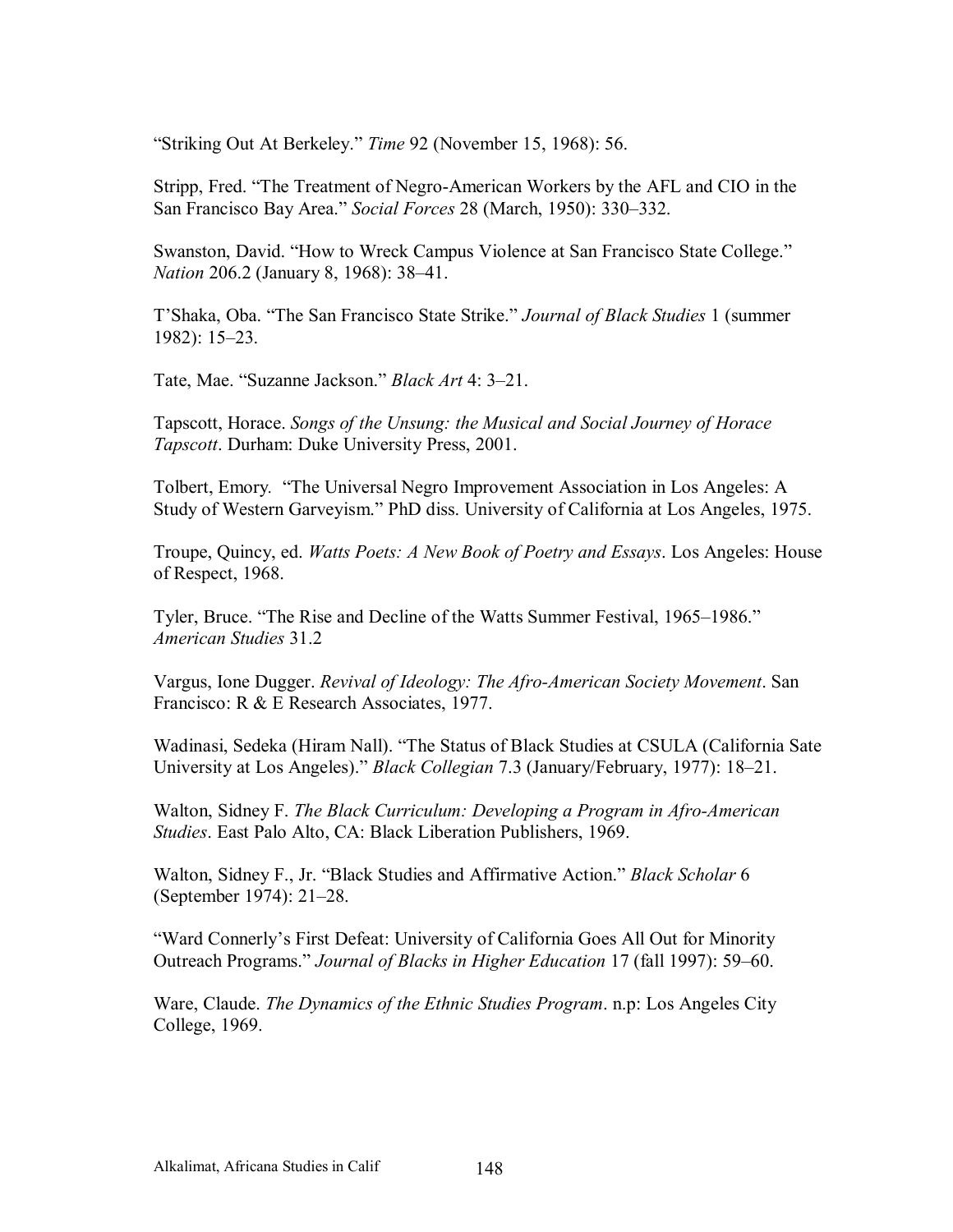"Striking Out At Berkeley." *Time* 92 (November 15, 1968): 56.

Stripp, Fred. "The Treatment of Negro-American Workers by the AFL and CIO in the San Francisco Bay Area." *Social Forces* 28 (March, 1950): 330–332.

Swanston, David. "How to Wreck Campus Violence at San Francisco State College." *Nation* 206.2 (January 8, 1968): 38–41.

T'Shaka, Oba. "The San Francisco State Strike." *Journal of Black Studies* 1 (summer 1982): 15–23.

Tate, Mae. "Suzanne Jackson." *Black Art* 4: 3–21.

Tapscott, Horace. *Songs of the Unsung: the Musical and Social Journey of Horace Tapscott*. Durham: Duke University Press, 2001.

Tolbert, Emory. "The Universal Negro Improvement Association in Los Angeles: A Study of Western Garveyism." PhD diss. University of California at Los Angeles, 1975.

Troupe, Quincy, ed. *Watts Poets: A New Book of Poetry and Essays*. Los Angeles: House of Respect, 1968.

Tyler, Bruce. "The Rise and Decline of the Watts Summer Festival, 1965–1986." *American Studies* 31.2

Vargus, Ione Dugger. *Revival of Ideology: The Afro-American Society Movement*. San Francisco: R & E Research Associates, 1977.

Wadinasi, Sedeka (Hiram Nall). "The Status of Black Studies at CSULA (California Sate University at Los Angeles)." *Black Collegian* 7.3 (January/February, 1977): 18–21.

Walton, Sidney F. *The Black Curriculum: Developing a Program in Afro-American Studies*. East Palo Alto, CA: Black Liberation Publishers, 1969.

Walton, Sidney F., Jr. "Black Studies and Affirmative Action." *Black Scholar* 6 (September 1974): 21–28.

"Ward Connerly's First Defeat: University of California Goes All Out for Minority Outreach Programs." *Journal of Blacks in Higher Education* 17 (fall 1997): 59–60.

Ware, Claude. *The Dynamics of the Ethnic Studies Program*. n.p: Los Angeles City College, 1969.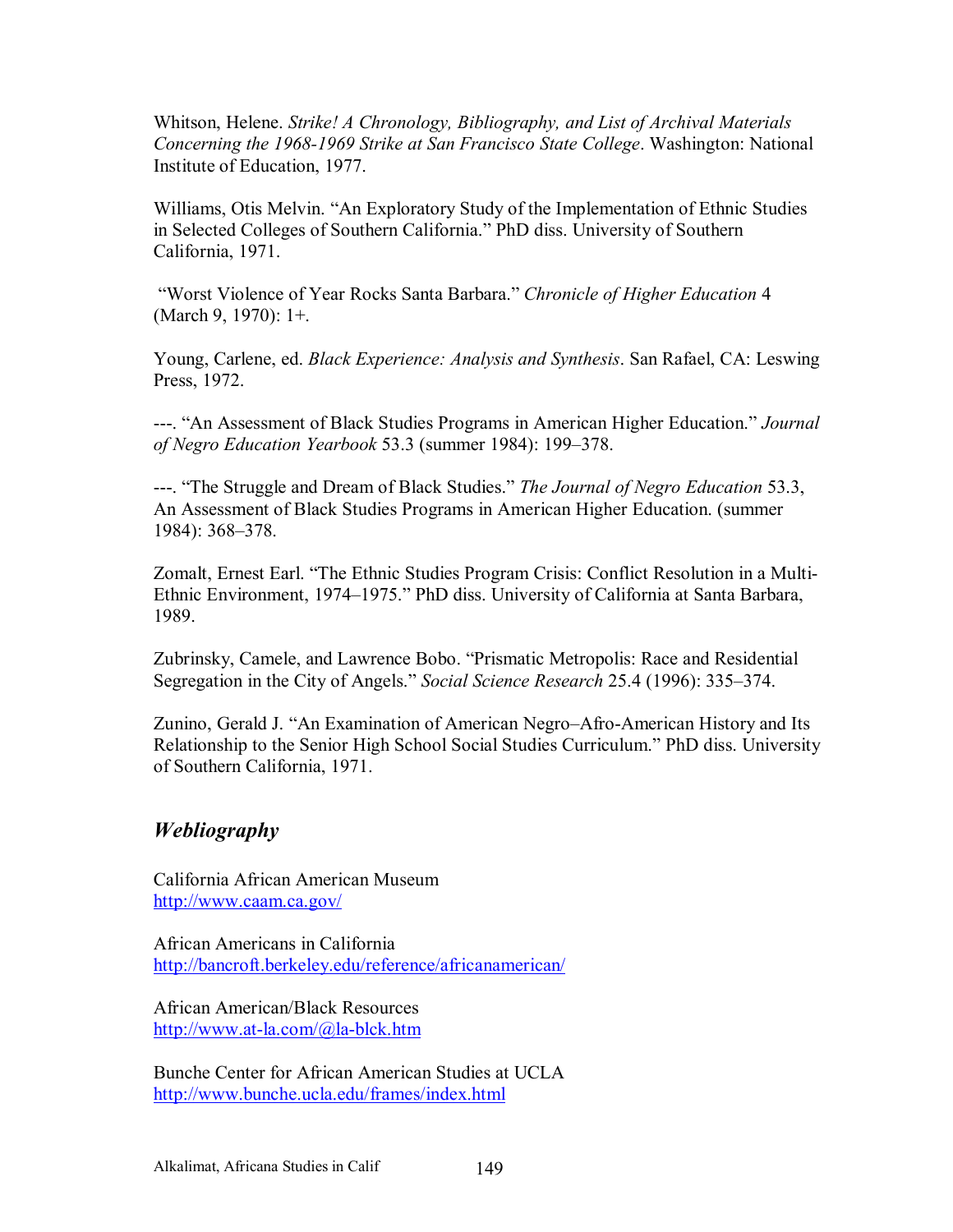Whitson, Helene. *Strike! A Chronology, Bibliography, and List of Archival Materials Concerning the 1968-1969 Strike at San Francisco State College*. Washington: National Institute of Education, 1977.

Williams, Otis Melvin. "An Exploratory Study of the Implementation of Ethnic Studies in Selected Colleges of Southern California." PhD diss. University of Southern California, 1971.

"Worst Violence of Year Rocks Santa Barbara." *Chronicle of Higher Education* 4 (March 9, 1970): 1+.

Young, Carlene, ed. *Black Experience: Analysis and Synthesis*. San Rafael, CA: Leswing Press, 1972.

---. "An Assessment of Black Studies Programs in American Higher Education." *Journal of Negro Education Yearbook* 53.3 (summer 1984): 199–378.

---. "The Struggle and Dream of Black Studies." *The Journal of Negro Education* 53.3, An Assessment of Black Studies Programs in American Higher Education. (summer 1984): 368–378.

Zomalt, Ernest Earl. "The Ethnic Studies Program Crisis: Conflict Resolution in a Multi-Ethnic Environment, 1974–1975." PhD diss. University of California at Santa Barbara, 1989.

Zubrinsky, Camele, and Lawrence Bobo. "Prismatic Metropolis: Race and Residential Segregation in the City of Angels." *Social Science Research* 25.4 (1996): 335–374.

Zunino, Gerald J. "An Examination of American Negro–Afro-American History and Its Relationship to the Senior High School Social Studies Curriculum." PhD diss. University of Southern California, 1971.

## *Webliography*

California African American Museum
http://www.caam.ca.gov/

African Americans in California
http://bancroft.berkeley.edu/reference/africanamerican/

African American/Black Resources
http://www.at-la.com/@la-blck.htm

Bunche Center for African American Studies at UCLA
http://www.bunche.ucla.edu/frames/index.html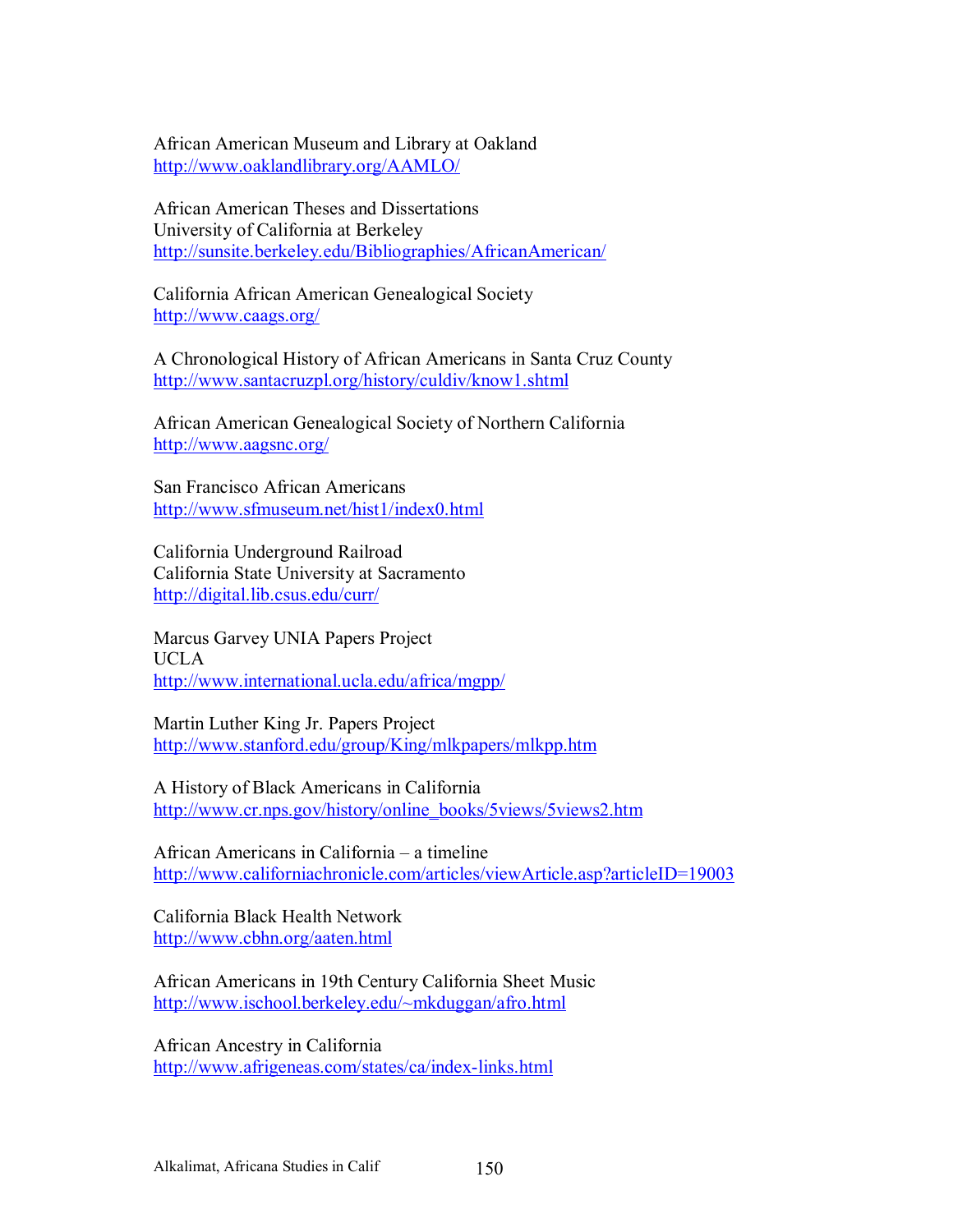African American Museum and Library at Oakland
http://www.oaklandlibrary.org/AAMLO/

African American Theses and Dissertations
University of California at Berkeley
http://sunsite.berkeley.edu/Bibliographies/AfricanAmerican/

California African American Genealogical Society
http://www.caags.org/

A Chronological History of African Americans in Santa Cruz County
http://www.santacruzpl.org/history/culdiv/know1.shtml

African American Genealogical Society of Northern California
http://www.aagsnc.org/

San Francisco African Americans
http://www.sfmuseum.net/hist1/index0.html

California Underground Railroad
California State University at Sacramento
http://digital.lib.csus.edu/curr/

Marcus Garvey UNIA Papers Project
UCLA
http://www.international.ucla.edu/africa/mgpp/

Martin Luther King Jr. Papers Project
http://www.stanford.edu/group/King/mlkpapers/mlkpp.htm

A History of Black Americans in California
http://www.cr.nps.gov/history/online_books/5views/5views2.htm

African Americans in California – a timeline
http://www.californiachronicle.com/articles/viewArticle.asp?articleID=19003

California Black Health Network
http://www.cbhn.org/aaten.html

African Americans in 19th Century California Sheet Music
http://www.ischool.berkeley.edu/~mkduggan/afro.html

African Ancestry in California
http://www.afrigeneas.com/states/ca/index-links.html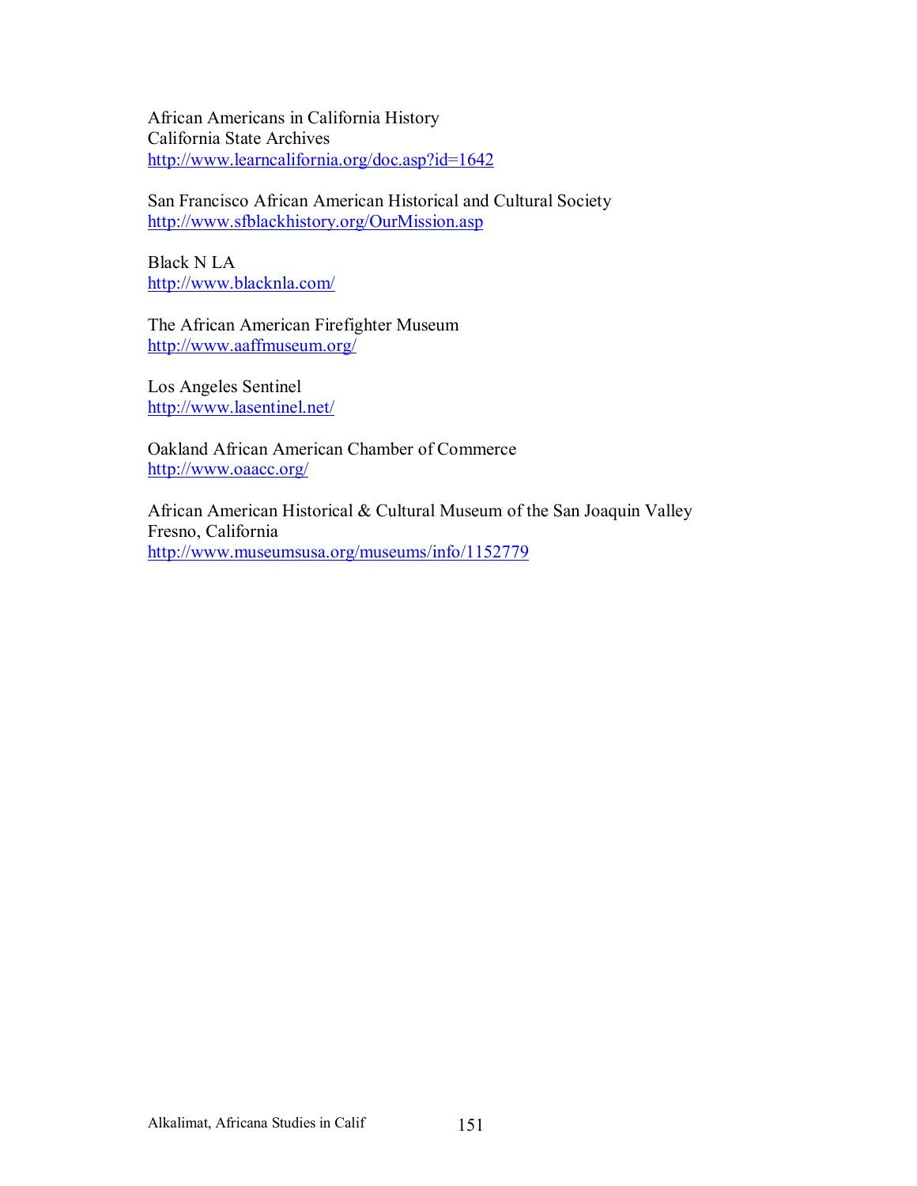African Americans in California History  
California State Archives  
http://www.learncalifornia.org/doc.asp?id=1642

San Francisco African American Historical and Cultural Society  
http://www.sfblackhistory.org/OurMission.asp

Black N LA  
http://www.blacknla.com/

The African American Firefighter Museum  
http://www.aaffmuseum.org/

Los Angeles Sentinel  
http://www.lasentinel.net/

Oakland African American Chamber of Commerce  
http://www.oaacc.org/

African American Historical & Cultural Museum of the San Joaquin Valley  
Fresno, California  
http://www.museumsusa.org/museums/info/1152779